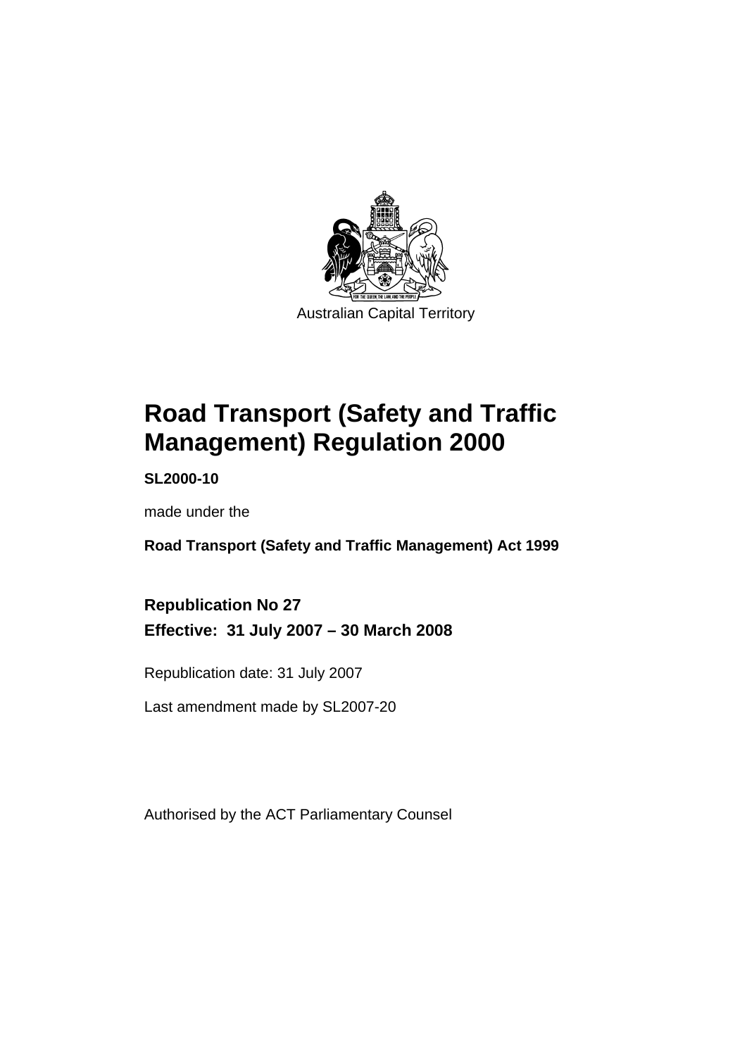Australian Capital Territory

# Road Transport (Safety and Traffic Management) Regulation 2000

**SL2000-10**

made under the

**Road Transport (Safety and Traffic Management) Act 1999**

## Republication No 27

## Effective: 31 July 2007 – 30 March 2008

Republication date: 31 July 2007

Last amendment made by SL2007-20

Authorised by the ACT Parliamentary Counsel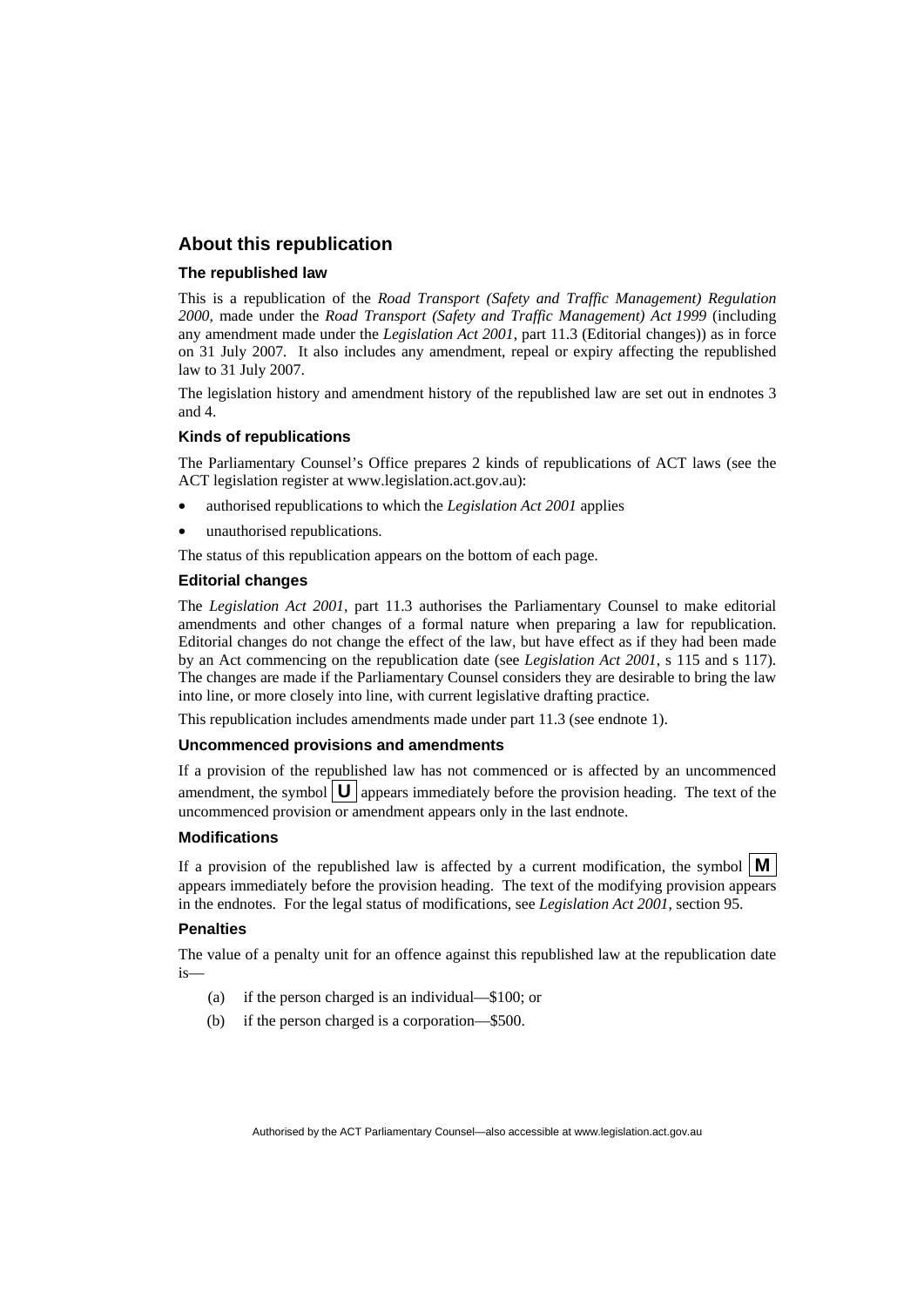## About this republication

### The republished law

This is a republication of the *Road Transport (Safety and Traffic Management) Regulation 2000*, made under the *Road Transport (Safety and Traffic Management) Act 1999* (including any amendment made under the *Legislation Act 2001*, part 11.3 (Editorial changes)) as in force on 31 July 2007. It also includes any amendment, repeal or expiry affecting the republished law to 31 July 2007.

The legislation history and amendment history of the republished law are set out in endnotes 3 and 4.

### Kinds of republications

The Parliamentary Counsel's Office prepares 2 kinds of republications of ACT laws (see the ACT legislation register at www.legislation.act.gov.au):

- authorised republications to which the *Legislation Act 2001* applies
- unauthorised republications.

The status of this republication appears on the bottom of each page.

### Editorial changes

The *Legislation Act 2001*, part 11.3 authorises the Parliamentary Counsel to make editorial amendments and other changes of a formal nature when preparing a law for republication. Editorial changes do not change the effect of the law, but have effect as if they had been made by an Act commencing on the republication date (see *Legislation Act 2001*, s 115 and s 117). The changes are made if the Parliamentary Counsel considers they are desirable to bring the law into line, or more closely into line, with current legislative drafting practice.

This republication includes amendments made under part 11.3 (see endnote 1).

### Uncommenced provisions and amendments

If a provision of the republished law has not commenced or is affected by an uncommenced amendment, the symbol **U** appears immediately before the provision heading. The text of the uncommenced provision or amendment appears only in the last endnote.

### Modifications

If a provision of the republished law is affected by a current modification, the symbol **M** appears immediately before the provision heading. The text of the modifying provision appears in the endnotes. For the legal status of modifications, see *Legislation Act 2001*, section 95.

### Penalties

The value of a penalty unit for an offence against this republished law at the republication date is—

(a) if the person charged is an individual—$100; or

(b) if the person charged is a corporation—$500.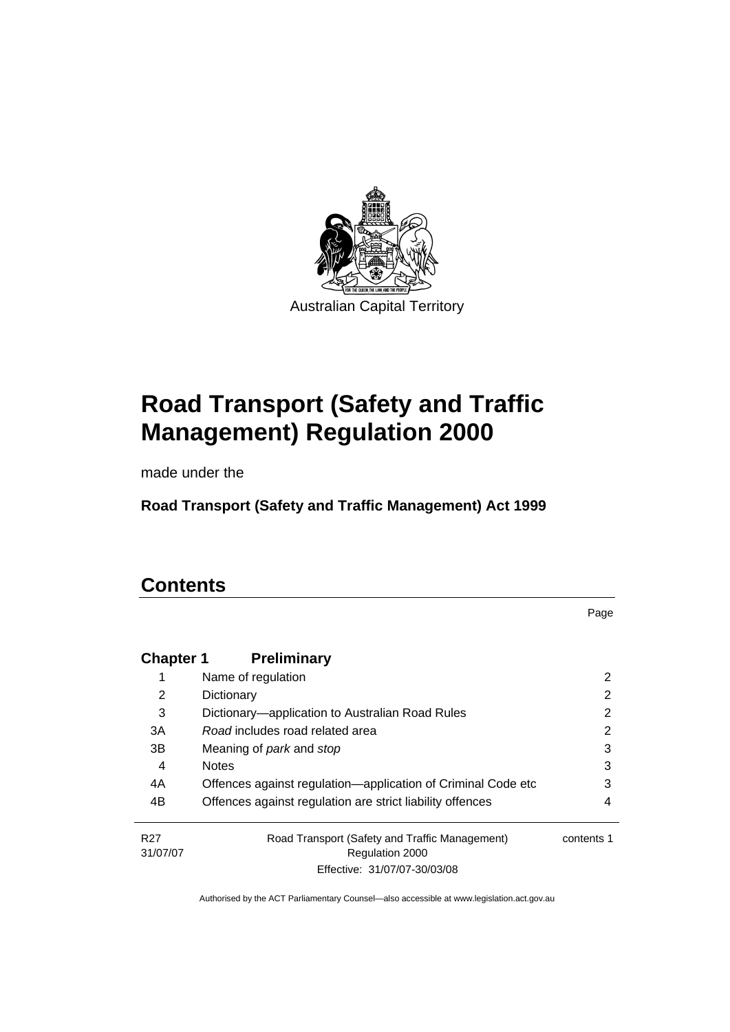Australian Capital Territory

# Road Transport (Safety and Traffic Management) Regulation 2000

made under the

**Road Transport (Safety and Traffic Management) Act 1999**

## Contents

| | | Page |
|---|---|---|
| **Chapter 1** | **Preliminary** | |
| 1 | Name of regulation | 2 |
| 2 | Dictionary | 2 |
| 3 | Dictionary—application to Australian Road Rules | 2 |
| 3A | *Road* includes road related area | 2 |
| 3B | Meaning of *park* and *stop* | 3 |
| 4 | Notes | 3 |
| 4A | Offences against regulation—application of Criminal Code etc | 3 |
| 4B | Offences against regulation are strict liability offences | 4 |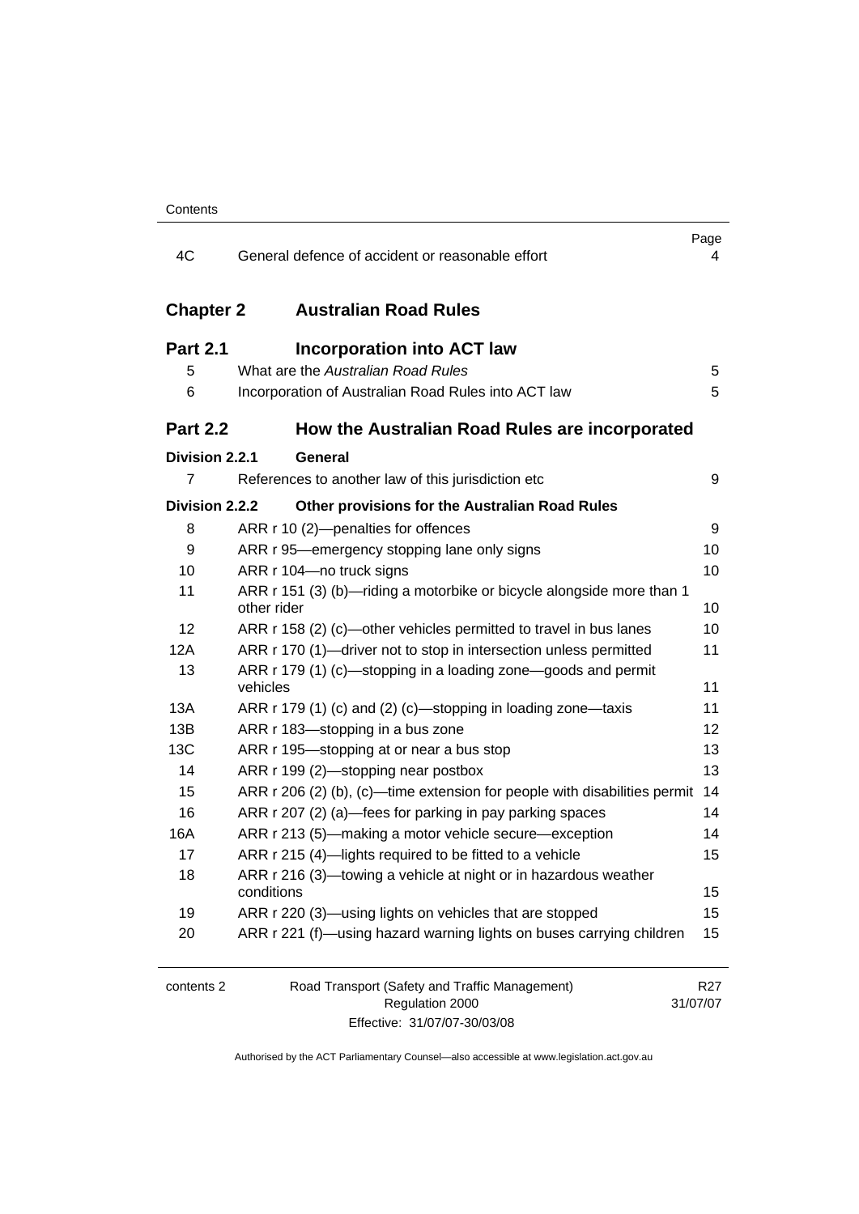| | | Page |
|---|---|---|
| 4C | General defence of accident or reasonable effort | 4 |

## Chapter 2 Australian Road Rules

### Part 2.1 Incorporation into ACT law

| | | |
|---|---|---|
| 5 | What are the *Australian Road Rules* | 5 |
| 6 | Incorporation of Australian Road Rules into ACT law | 5 |

### Part 2.2 How the Australian Road Rules are incorporated

**Division 2.2.1 General**

| | | |
|---|---|---|
| 7 | References to another law of this jurisdiction etc | 9 |

**Division 2.2.2 Other provisions for the Australian Road Rules**

| | | |
|---|---|---|
| 8 | ARR r 10 (2)—penalties for offences | 9 |
| 9 | ARR r 95—emergency stopping lane only signs | 10 |
| 10 | ARR r 104—no truck signs | 10 |
| 11 | ARR r 151 (3) (b)—riding a motorbike or bicycle alongside more than 1 other rider | 10 |
| 12 | ARR r 158 (2) (c)—other vehicles permitted to travel in bus lanes | 10 |
| 12A | ARR r 170 (1)—driver not to stop in intersection unless permitted | 11 |
| 13 | ARR r 179 (1) (c)—stopping in a loading zone—goods and permit vehicles | 11 |
| 13A | ARR r 179 (1) (c) and (2) (c)—stopping in loading zone—taxis | 11 |
| 13B | ARR r 183—stopping in a bus zone | 12 |
| 13C | ARR r 195—stopping at or near a bus stop | 13 |
| 14 | ARR r 199 (2)—stopping near postbox | 13 |
| 15 | ARR r 206 (2) (b), (c)—time extension for people with disabilities permit | 14 |
| 16 | ARR r 207 (2) (a)—fees for parking in pay parking spaces | 14 |
| 16A | ARR r 213 (5)—making a motor vehicle secure—exception | 14 |
| 17 | ARR r 215 (4)—lights required to be fitted to a vehicle | 15 |
| 18 | ARR r 216 (3)—towing a vehicle at night or in hazardous weather conditions | 15 |
| 19 | ARR r 220 (3)—using lights on vehicles that are stopped | 15 |
| 20 | ARR r 221 (f)—using hazard warning lights on buses carrying children | 15 |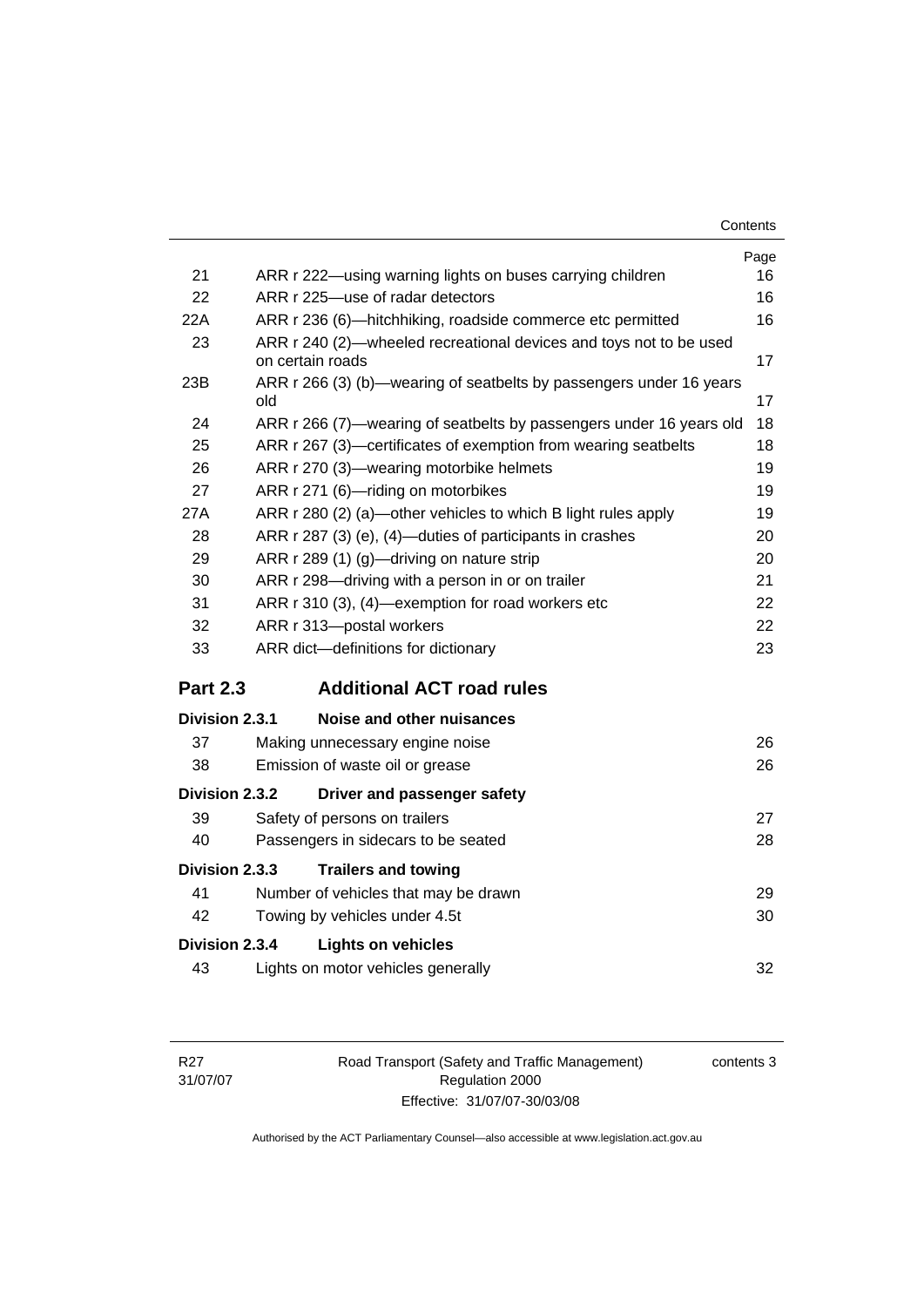| | | Page |
|---|---|---|
| 21 | ARR r 222—using warning lights on buses carrying children | 16 |
| 22 | ARR r 225—use of radar detectors | 16 |
| 22A | ARR r 236 (6)—hitchhiking, roadside commerce etc permitted | 16 |
| 23 | ARR r 240 (2)—wheeled recreational devices and toys not to be used on certain roads | 17 |
| 23B | ARR r 266 (3) (b)—wearing of seatbelts by passengers under 16 years old | 17 |
| 24 | ARR r 266 (7)—wearing of seatbelts by passengers under 16 years old | 18 |
| 25 | ARR r 267 (3)—certificates of exemption from wearing seatbelts | 18 |
| 26 | ARR r 270 (3)—wearing motorbike helmets | 19 |
| 27 | ARR r 271 (6)—riding on motorbikes | 19 |
| 27A | ARR r 280 (2) (a)—other vehicles to which B light rules apply | 19 |
| 28 | ARR r 287 (3) (e), (4)—duties of participants in crashes | 20 |
| 29 | ARR r 289 (1) (g)—driving on nature strip | 20 |
| 30 | ARR r 298—driving with a person in or on trailer | 21 |
| 31 | ARR r 310 (3), (4)—exemption for road workers etc | 22 |
| 32 | ARR r 313—postal workers | 22 |
| 33 | ARR dict—definitions for dictionary | 23 |

## Part 2.3 Additional ACT road rules

**Division 2.3.1 Noise and other nuisances**

| | | |
|---|---|---|
| 37 | Making unnecessary engine noise | 26 |
| 38 | Emission of waste oil or grease | 26 |

**Division 2.3.2 Driver and passenger safety**

| | | |
|---|---|---|
| 39 | Safety of persons on trailers | 27 |
| 40 | Passengers in sidecars to be seated | 28 |

**Division 2.3.3 Trailers and towing**

| | | |
|---|---|---|
| 41 | Number of vehicles that may be drawn | 29 |
| 42 | Towing by vehicles under 4.5t | 30 |

**Division 2.3.4 Lights on vehicles**

| | | |
|---|---|---|
| 43 | Lights on motor vehicles generally | 32 |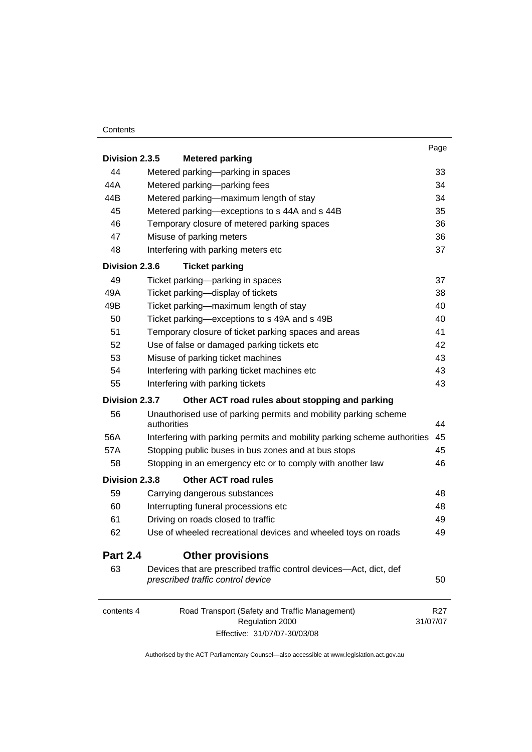| | | Page |
|---|---|---|
| **Division 2.3.5** | **Metered parking** | |
| 44 | Metered parking—parking in spaces | 33 |
| 44A | Metered parking—parking fees | 34 |
| 44B | Metered parking—maximum length of stay | 34 |
| 45 | Metered parking—exceptions to s 44A and s 44B | 35 |
| 46 | Temporary closure of metered parking spaces | 36 |
| 47 | Misuse of parking meters | 36 |
| 48 | Interfering with parking meters etc | 37 |
| **Division 2.3.6** | **Ticket parking** | |
| 49 | Ticket parking—parking in spaces | 37 |
| 49A | Ticket parking—display of tickets | 38 |
| 49B | Ticket parking—maximum length of stay | 40 |
| 50 | Ticket parking—exceptions to s 49A and s 49B | 40 |
| 51 | Temporary closure of ticket parking spaces and areas | 41 |
| 52 | Use of false or damaged parking tickets etc | 42 |
| 53 | Misuse of parking ticket machines | 43 |
| 54 | Interfering with parking ticket machines etc | 43 |
| 55 | Interfering with parking tickets | 43 |
| **Division 2.3.7** | **Other ACT road rules about stopping and parking** | |
| 56 | Unauthorised use of parking permits and mobility parking scheme authorities | 44 |
| 56A | Interfering with parking permits and mobility parking scheme authorities | 45 |
| 57A | Stopping public buses in bus zones and at bus stops | 45 |
| 58 | Stopping in an emergency etc or to comply with another law | 46 |
| **Division 2.3.8** | **Other ACT road rules** | |
| 59 | Carrying dangerous substances | 48 |
| 60 | Interrupting funeral processions etc | 48 |
| 61 | Driving on roads closed to traffic | 49 |
| 62 | Use of wheeled recreational devices and wheeled toys on roads | 49 |
| **Part 2.4** | **Other provisions** | |
| 63 | Devices that are prescribed traffic control devices—Act, dict, def *prescribed traffic control device* | 50 |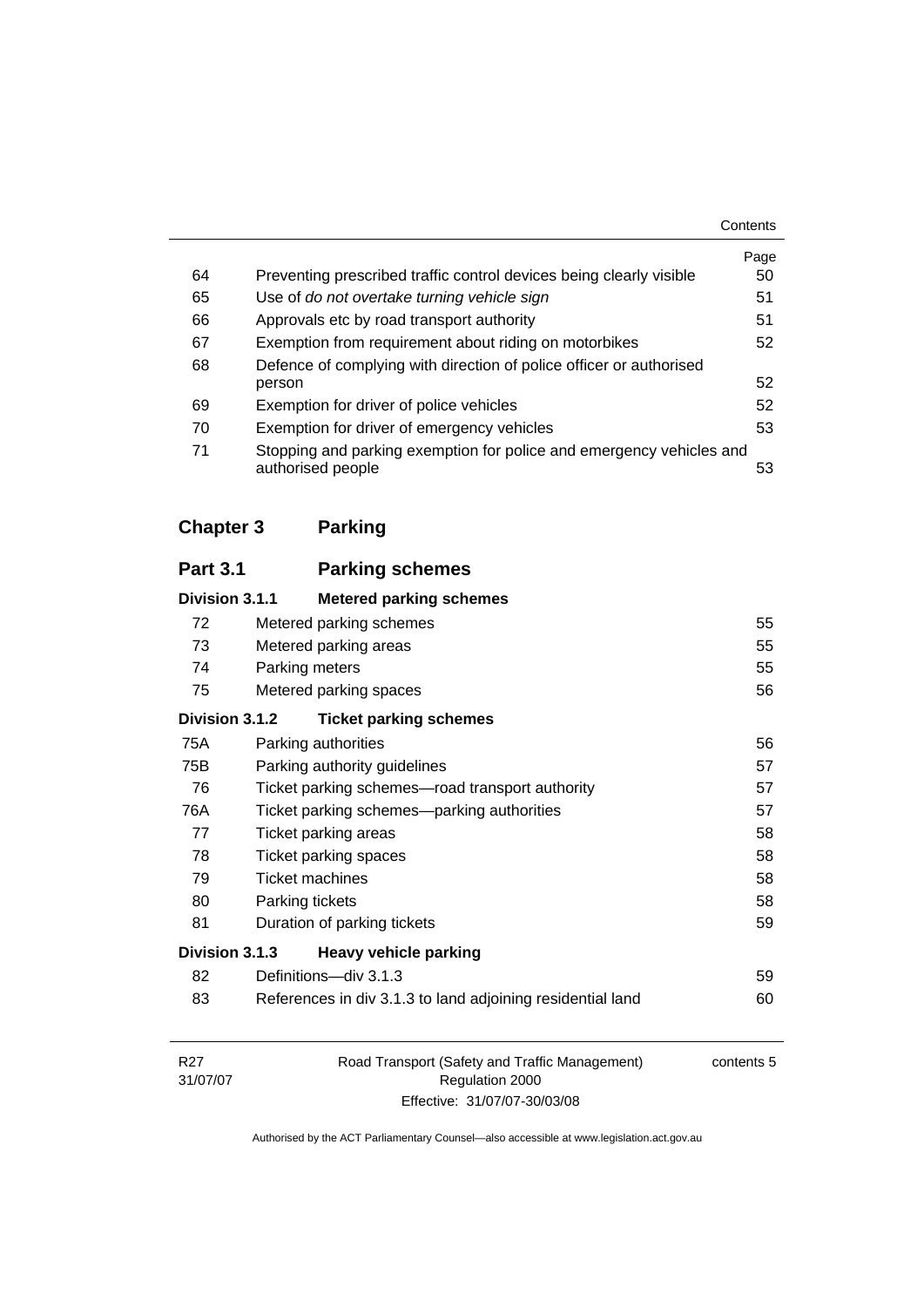| | | Page |
|---|---|---|
| 64 | Preventing prescribed traffic control devices being clearly visible | 50 |
| 65 | Use of *do not overtake turning vehicle sign* | 51 |
| 66 | Approvals etc by road transport authority | 51 |
| 67 | Exemption from requirement about riding on motorbikes | 52 |
| 68 | Defence of complying with direction of police officer or authorised person | 52 |
| 69 | Exemption for driver of police vehicles | 52 |
| 70 | Exemption for driver of emergency vehicles | 53 |
| 71 | Stopping and parking exemption for police and emergency vehicles and authorised people | 53 |

## Chapter 3 Parking

### Part 3.1 Parking schemes

#### Division 3.1.1 Metered parking schemes

| | | |
|---|---|---|
| 72 | Metered parking schemes | 55 |
| 73 | Metered parking areas | 55 |
| 74 | Parking meters | 55 |
| 75 | Metered parking spaces | 56 |

#### Division 3.1.2 Ticket parking schemes

| | | |
|---|---|---|
| 75A | Parking authorities | 56 |
| 75B | Parking authority guidelines | 57 |
| 76 | Ticket parking schemes—road transport authority | 57 |
| 76A | Ticket parking schemes—parking authorities | 57 |
| 77 | Ticket parking areas | 58 |
| 78 | Ticket parking spaces | 58 |
| 79 | Ticket machines | 58 |
| 80 | Parking tickets | 58 |
| 81 | Duration of parking tickets | 59 |

#### Division 3.1.3 Heavy vehicle parking

| | | |
|---|---|---|
| 82 | Definitions—div 3.1.3 | 59 |
| 83 | References in div 3.1.3 to land adjoining residential land | 60 |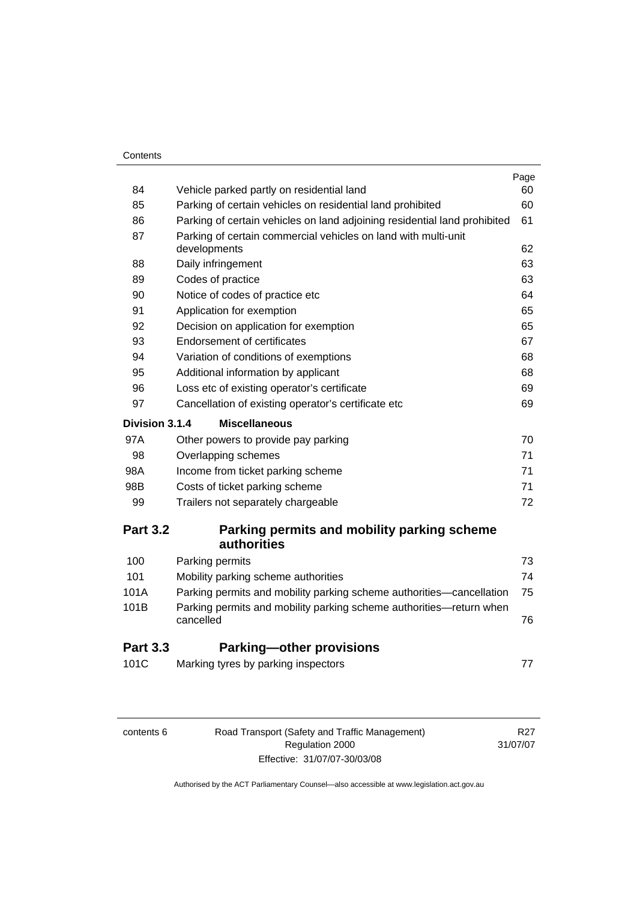| | | Page |
|---|---|---|
| 84 | Vehicle parked partly on residential land | 60 |
| 85 | Parking of certain vehicles on residential land prohibited | 60 |
| 86 | Parking of certain vehicles on land adjoining residential land prohibited | 61 |
| 87 | Parking of certain commercial vehicles on land with multi-unit developments | 62 |
| 88 | Daily infringement | 63 |
| 89 | Codes of practice | 63 |
| 90 | Notice of codes of practice etc | 64 |
| 91 | Application for exemption | 65 |
| 92 | Decision on application for exemption | 65 |
| 93 | Endorsement of certificates | 67 |
| 94 | Variation of conditions of exemptions | 68 |
| 95 | Additional information by applicant | 68 |
| 96 | Loss etc of existing operator's certificate | 69 |
| 97 | Cancellation of existing operator's certificate etc | 69 |

**Division 3.1.4 Miscellaneous**

| | | |
|---|---|---|
| 97A | Other powers to provide pay parking | 70 |
| 98 | Overlapping schemes | 71 |
| 98A | Income from ticket parking scheme | 71 |
| 98B | Costs of ticket parking scheme | 71 |
| 99 | Trailers not separately chargeable | 72 |

## Part 3.2 Parking permits and mobility parking scheme authorities

| | | |
|---|---|---|
| 100 | Parking permits | 73 |
| 101 | Mobility parking scheme authorities | 74 |
| 101A | Parking permits and mobility parking scheme authorities—cancellation | 75 |
| 101B | Parking permits and mobility parking scheme authorities—return when cancelled | 76 |

## Part 3.3 Parking—other provisions

| | | |
|---|---|---|
| 101C | Marking tyres by parking inspectors | 77 |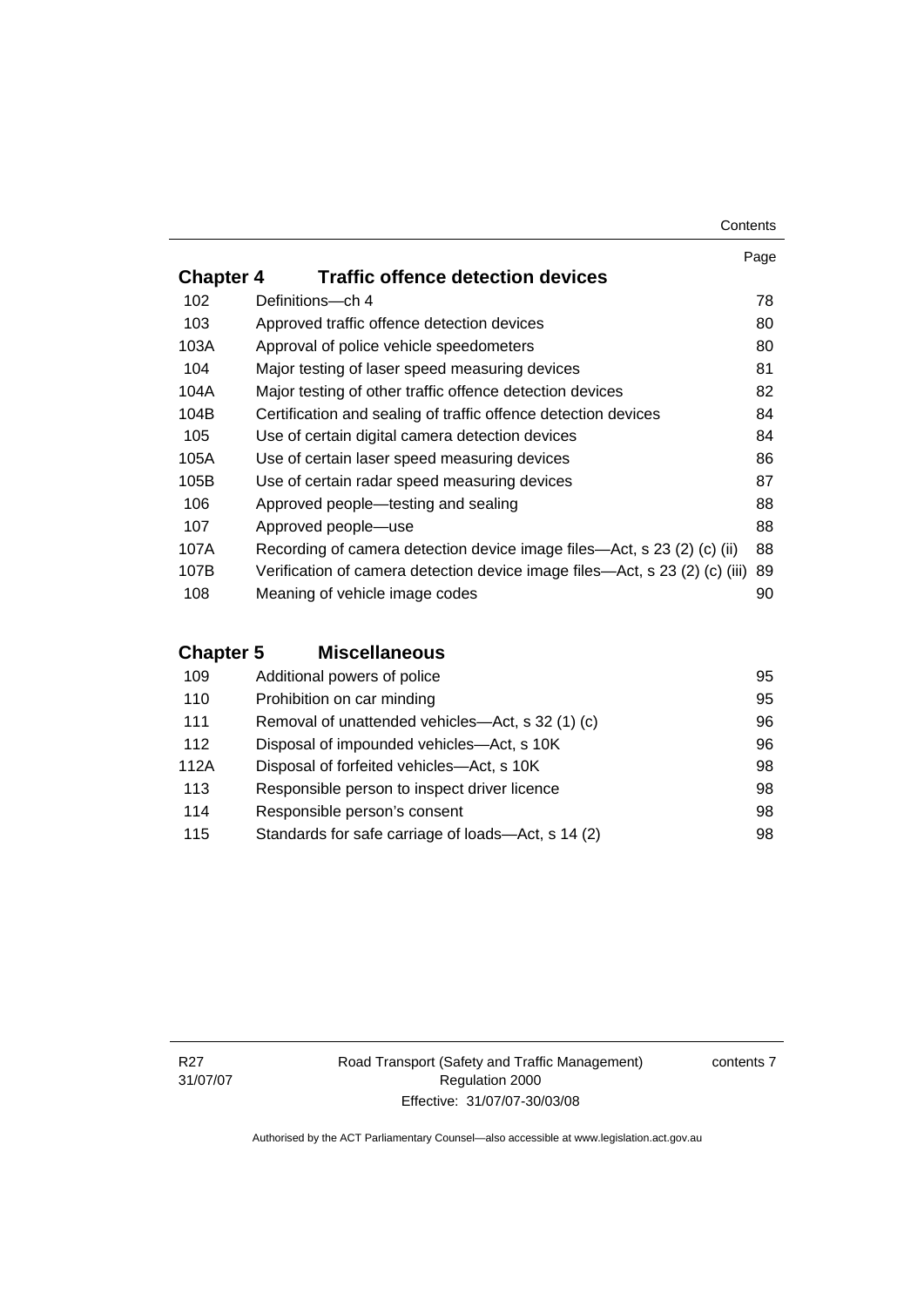| | | Page |
|---|---|---|
| **Chapter 4** | **Traffic offence detection devices** | |
| 102 | Definitions—ch 4 | 78 |
| 103 | Approved traffic offence detection devices | 80 |
| 103A | Approval of police vehicle speedometers | 80 |
| 104 | Major testing of laser speed measuring devices | 81 |
| 104A | Major testing of other traffic offence detection devices | 82 |
| 104B | Certification and sealing of traffic offence detection devices | 84 |
| 105 | Use of certain digital camera detection devices | 84 |
| 105A | Use of certain laser speed measuring devices | 86 |
| 105B | Use of certain radar speed measuring devices | 87 |
| 106 | Approved people—testing and sealing | 88 |
| 107 | Approved people—use | 88 |
| 107A | Recording of camera detection device image files—Act, s 23 (2) (c) (ii) | 88 |
| 107B | Verification of camera detection device image files—Act, s 23 (2) (c) (iii) | 89 |
| 108 | Meaning of vehicle image codes | 90 |
| **Chapter 5** | **Miscellaneous** | |
| 109 | Additional powers of police | 95 |
| 110 | Prohibition on car minding | 95 |
| 111 | Removal of unattended vehicles—Act, s 32 (1) (c) | 96 |
| 112 | Disposal of impounded vehicles—Act, s 10K | 96 |
| 112A | Disposal of forfeited vehicles—Act, s 10K | 98 |
| 113 | Responsible person to inspect driver licence | 98 |
| 114 | Responsible person's consent | 98 |
| 115 | Standards for safe carriage of loads—Act, s 14 (2) | 98 |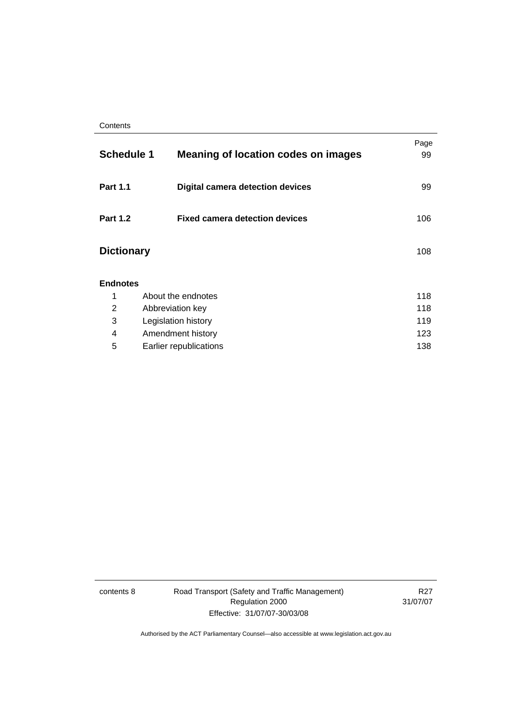| | | Page |
|---|---|---|
| **Schedule 1** | **Meaning of location codes on images** | 99 |
| **Part 1.1** | **Digital camera detection devices** | 99 |
| **Part 1.2** | **Fixed camera detection devices** | 106 |
| **Dictionary** | | 108 |

**Endnotes**

| | | |
|---|---|---|
| 1 | About the endnotes | 118 |
| 2 | Abbreviation key | 118 |
| 3 | Legislation history | 119 |
| 4 | Amendment history | 123 |
| 5 | Earlier republications | 138 |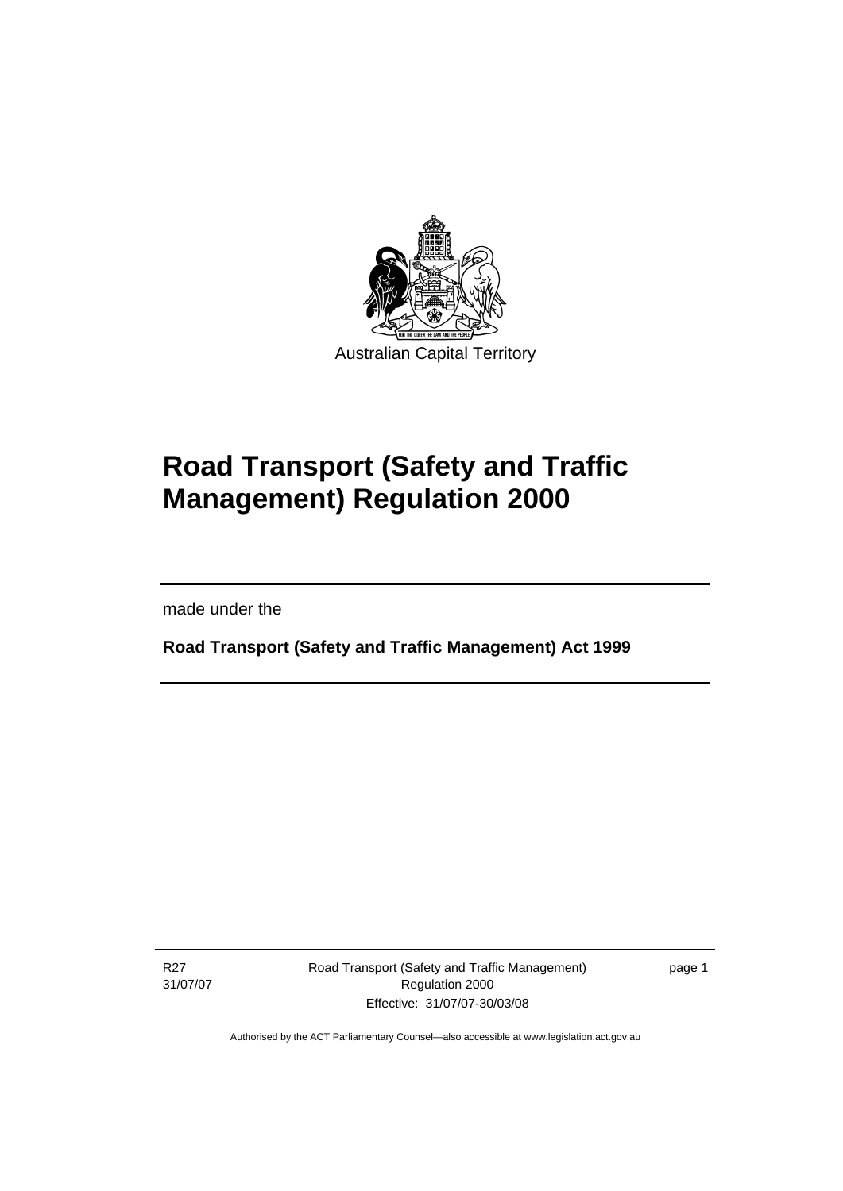Australian Capital Territory

# Road Transport (Safety and Traffic Management) Regulation 2000

made under the

**Road Transport (Safety and Traffic Management) Act 1999**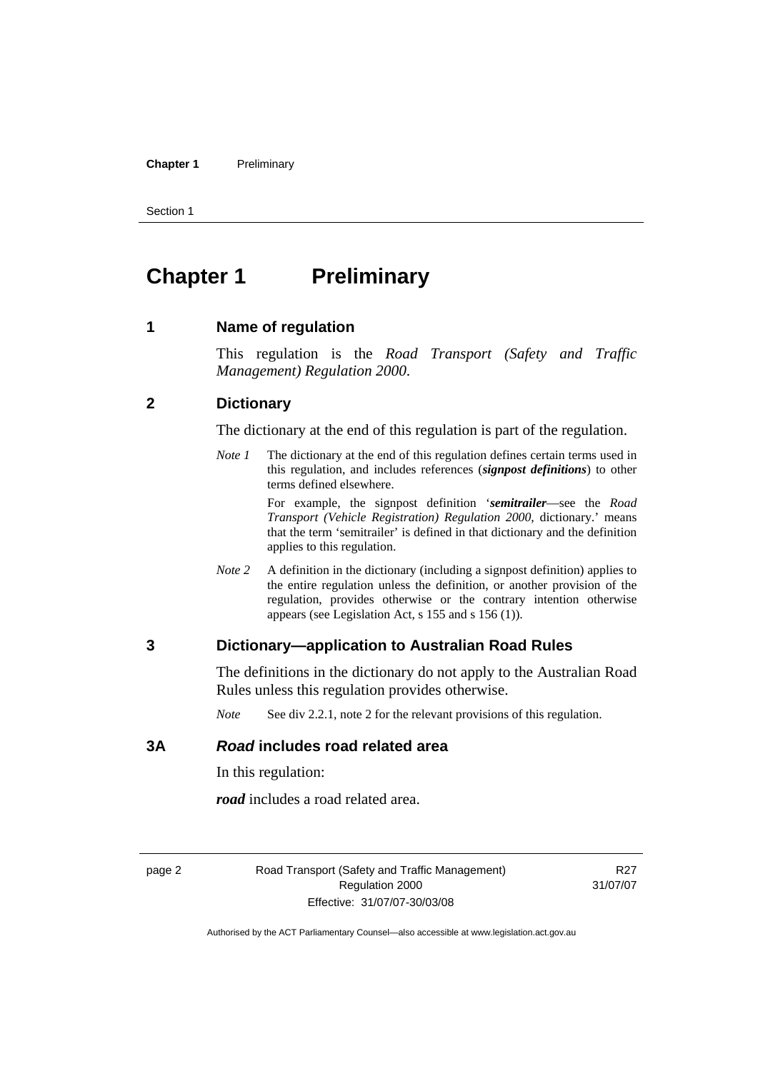# Chapter 1 Preliminary

## 1 Name of regulation

This regulation is the *Road Transport (Safety and Traffic Management) Regulation 2000*.

## 2 Dictionary

The dictionary at the end of this regulation is part of the regulation.

*Note 1* The dictionary at the end of this regulation defines certain terms used in this regulation, and includes references (***signpost definitions***) to other terms defined elsewhere.

For example, the signpost definition '***semitrailer***—see the *Road Transport (Vehicle Registration) Regulation 2000*, dictionary.' means that the term 'semitrailer' is defined in that dictionary and the definition applies to this regulation.

*Note 2* A definition in the dictionary (including a signpost definition) applies to the entire regulation unless the definition, or another provision of the regulation, provides otherwise or the contrary intention otherwise appears (see Legislation Act, s 155 and s 156 (1)).

## 3 Dictionary—application to Australian Road Rules

The definitions in the dictionary do not apply to the Australian Road Rules unless this regulation provides otherwise.

*Note* See div 2.2.1, note 2 for the relevant provisions of this regulation.

## 3A *Road* includes road related area

In this regulation:

***road*** includes a road related area.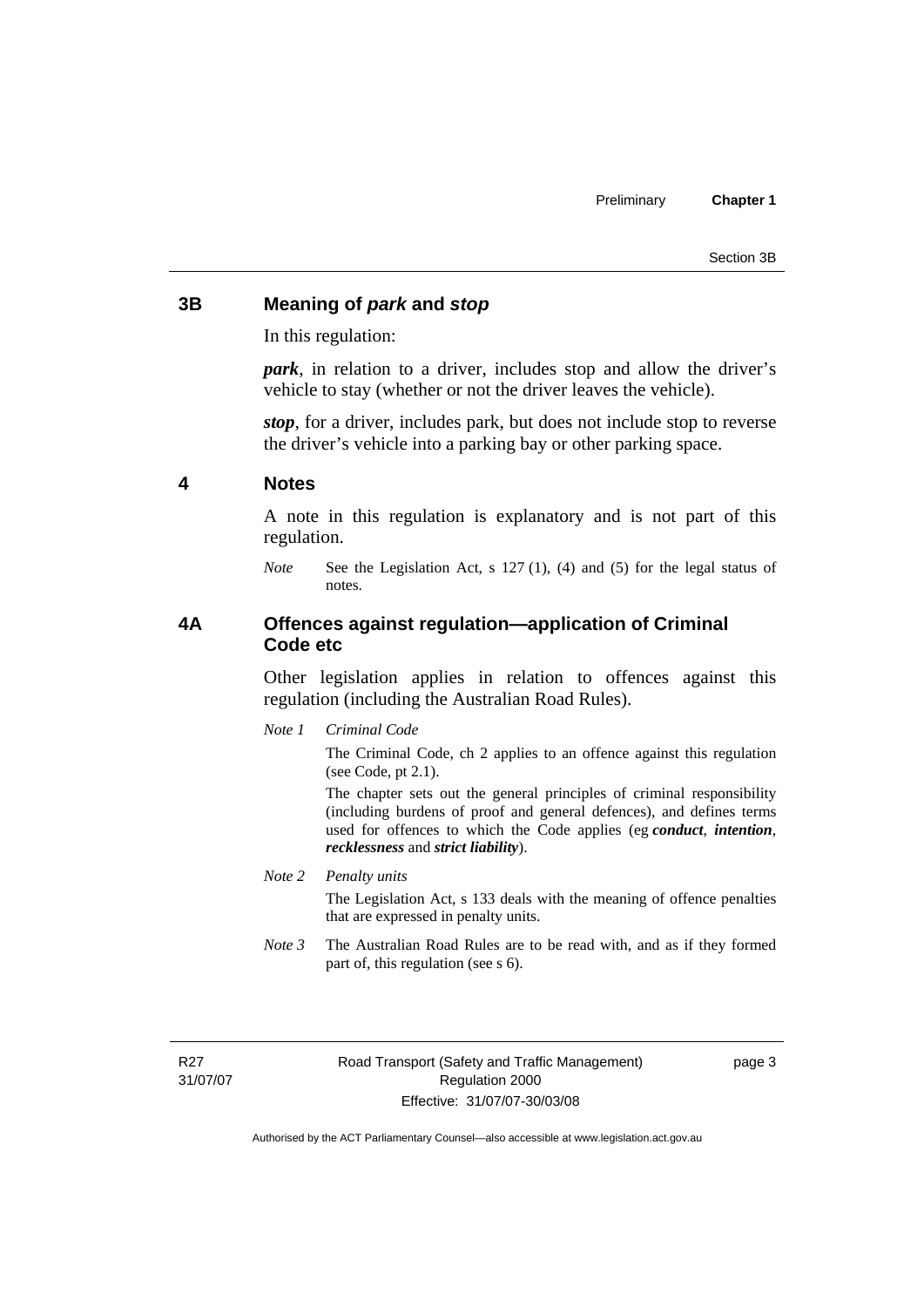## 3B Meaning of *park* and *stop*

In this regulation:

***park***, in relation to a driver, includes stop and allow the driver's vehicle to stay (whether or not the driver leaves the vehicle).

***stop***, for a driver, includes park, but does not include stop to reverse the driver's vehicle into a parking bay or other parking space.

## 4 Notes

A note in this regulation is explanatory and is not part of this regulation.

*Note* See the Legislation Act, s 127 (1), (4) and (5) for the legal status of notes.

## 4A Offences against regulation—application of Criminal Code etc

Other legislation applies in relation to offences against this regulation (including the Australian Road Rules).

*Note 1* *Criminal Code*

The Criminal Code, ch 2 applies to an offence against this regulation (see Code, pt 2.1).

The chapter sets out the general principles of criminal responsibility (including burdens of proof and general defences), and defines terms used for offences to which the Code applies (eg ***conduct***, ***intention***, ***recklessness*** and ***strict liability***).

*Note 2* *Penalty units*

The Legislation Act, s 133 deals with the meaning of offence penalties that are expressed in penalty units.

*Note 3* The Australian Road Rules are to be read with, and as if they formed part of, this regulation (see s 6).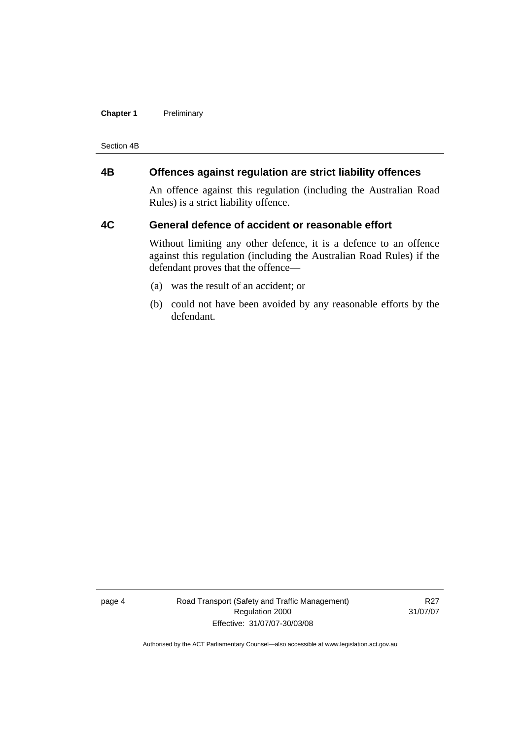## 4B Offences against regulation are strict liability offences

An offence against this regulation (including the Australian Road Rules) is a strict liability offence.

## 4C General defence of accident or reasonable effort

Without limiting any other defence, it is a defence to an offence against this regulation (including the Australian Road Rules) if the defendant proves that the offence—

(a) was the result of an accident; or

(b) could not have been avoided by any reasonable efforts by the defendant.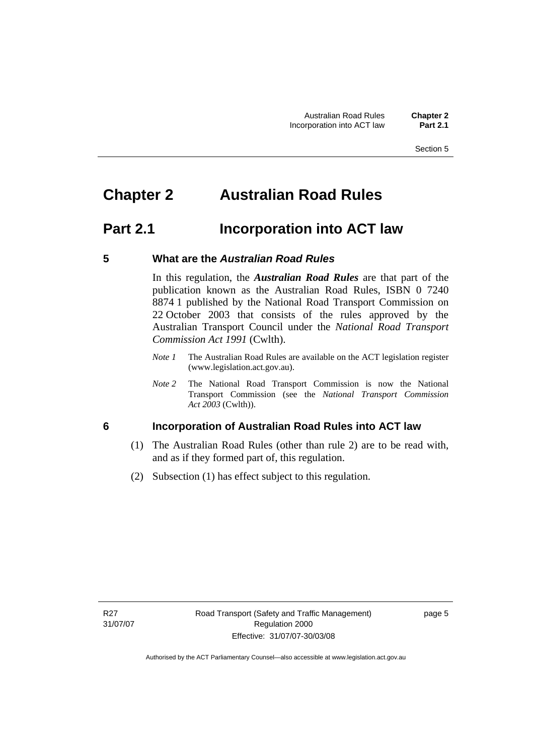# Chapter 2 Australian Road Rules

## Part 2.1 Incorporation into ACT law

### 5 What are the *Australian Road Rules*

In this regulation, the ***Australian Road Rules*** are that part of the publication known as the Australian Road Rules, ISBN 0 7240 8874 1 published by the National Road Transport Commission on 22 October 2003 that consists of the rules approved by the Australian Transport Council under the *National Road Transport Commission Act 1991* (Cwlth).

*Note 1* The Australian Road Rules are available on the ACT legislation register (www.legislation.act.gov.au).

*Note 2* The National Road Transport Commission is now the National Transport Commission (see the *National Transport Commission Act 2003* (Cwlth)).

### 6 Incorporation of Australian Road Rules into ACT law

(1) The Australian Road Rules (other than rule 2) are to be read with, and as if they formed part of, this regulation.

(2) Subsection (1) has effect subject to this regulation.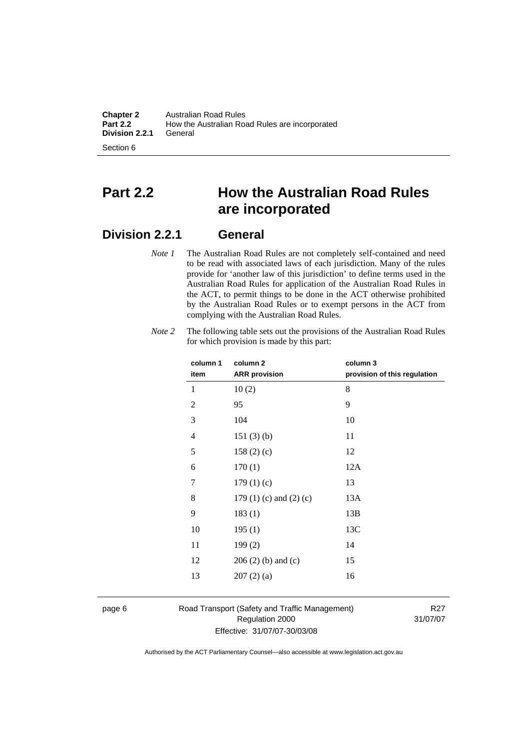# Part 2.2 How the Australian Road Rules are incorporated

## Division 2.2.1 General

*Note 1* The Australian Road Rules are not completely self-contained and need to be read with associated laws of each jurisdiction. Many of the rules provide for 'another law of this jurisdiction' to define terms used in the Australian Road Rules for application of the Australian Road Rules in the ACT, to permit things to be done in the ACT otherwise prohibited by the Australian Road Rules or to exempt persons in the ACT from complying with the Australian Road Rules.

*Note 2* The following table sets out the provisions of the Australian Road Rules for which provision is made by this part:

| column 1 item | column 2 ARR provision | column 3 provision of this regulation |
|---|---|---|
| 1 | 10 (2) | 8 |
| 2 | 95 | 9 |
| 3 | 104 | 10 |
| 4 | 151 (3) (b) | 11 |
| 5 | 158 (2) (c) | 12 |
| 6 | 170 (1) | 12A |
| 7 | 179 (1) (c) | 13 |
| 8 | 179 (1) (c) and (2) (c) | 13A |
| 9 | 183 (1) | 13B |
| 10 | 195 (1) | 13C |
| 11 | 199 (2) | 14 |
| 12 | 206 (2) (b) and (c) | 15 |
| 13 | 207 (2) (a) | 16 |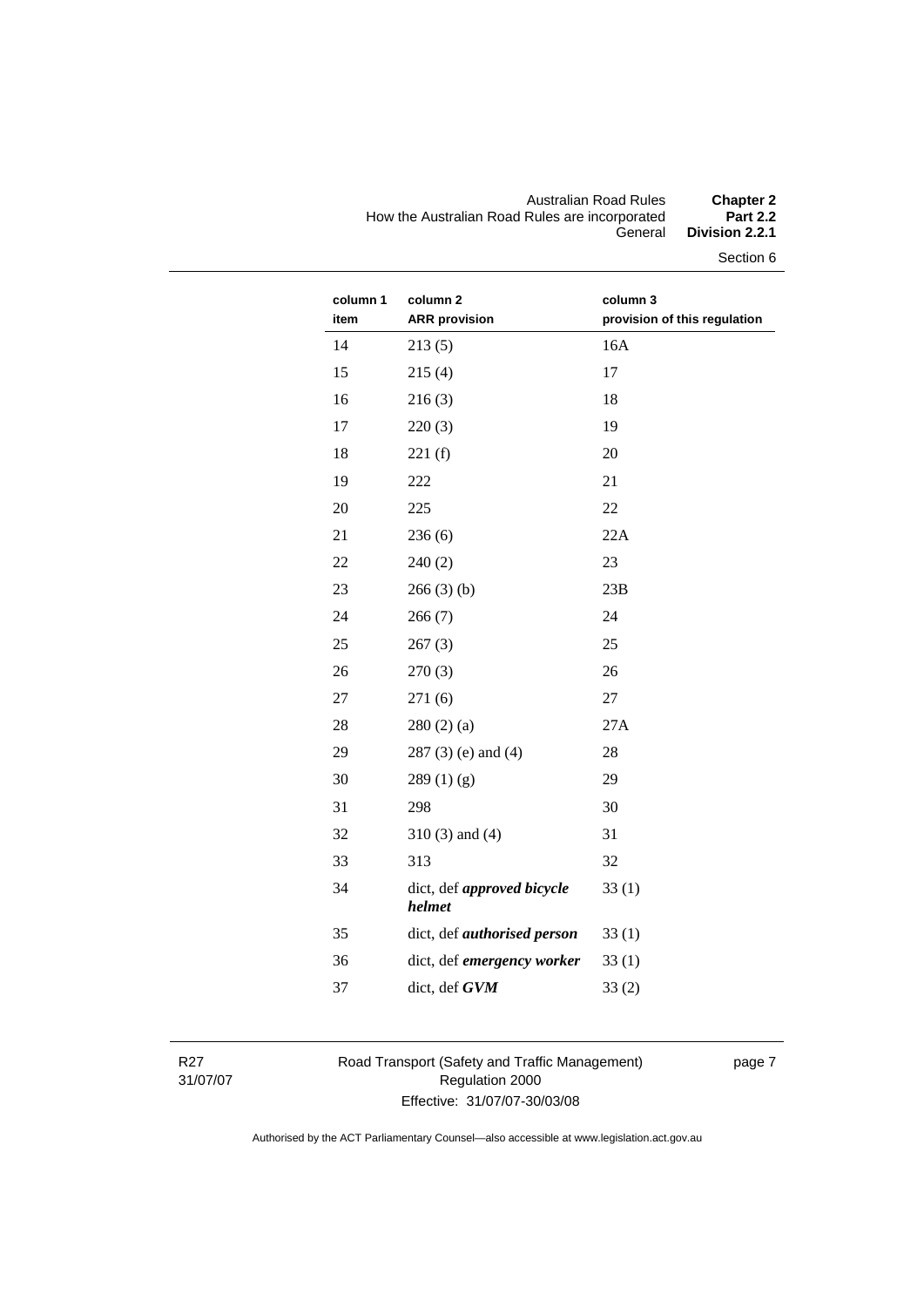| column 1 item | column 2 ARR provision | column 3 provision of this regulation |
|---|---|---|
| 14 | 213 (5) | 16A |
| 15 | 215 (4) | 17 |
| 16 | 216 (3) | 18 |
| 17 | 220 (3) | 19 |
| 18 | 221 (f) | 20 |
| 19 | 222 | 21 |
| 20 | 225 | 22 |
| 21 | 236 (6) | 22A |
| 22 | 240 (2) | 23 |
| 23 | 266 (3) (b) | 23B |
| 24 | 266 (7) | 24 |
| 25 | 267 (3) | 25 |
| 26 | 270 (3) | 26 |
| 27 | 271 (6) | 27 |
| 28 | 280 (2) (a) | 27A |
| 29 | 287 (3) (e) and (4) | 28 |
| 30 | 289 (1) (g) | 29 |
| 31 | 298 | 30 |
| 32 | 310 (3) and (4) | 31 |
| 33 | 313 | 32 |
| 34 | dict, def ***approved bicycle helmet*** | 33 (1) |
| 35 | dict, def ***authorised person*** | 33 (1) |
| 36 | dict, def ***emergency worker*** | 33 (1) |
| 37 | dict, def ***GVM*** | 33 (2) |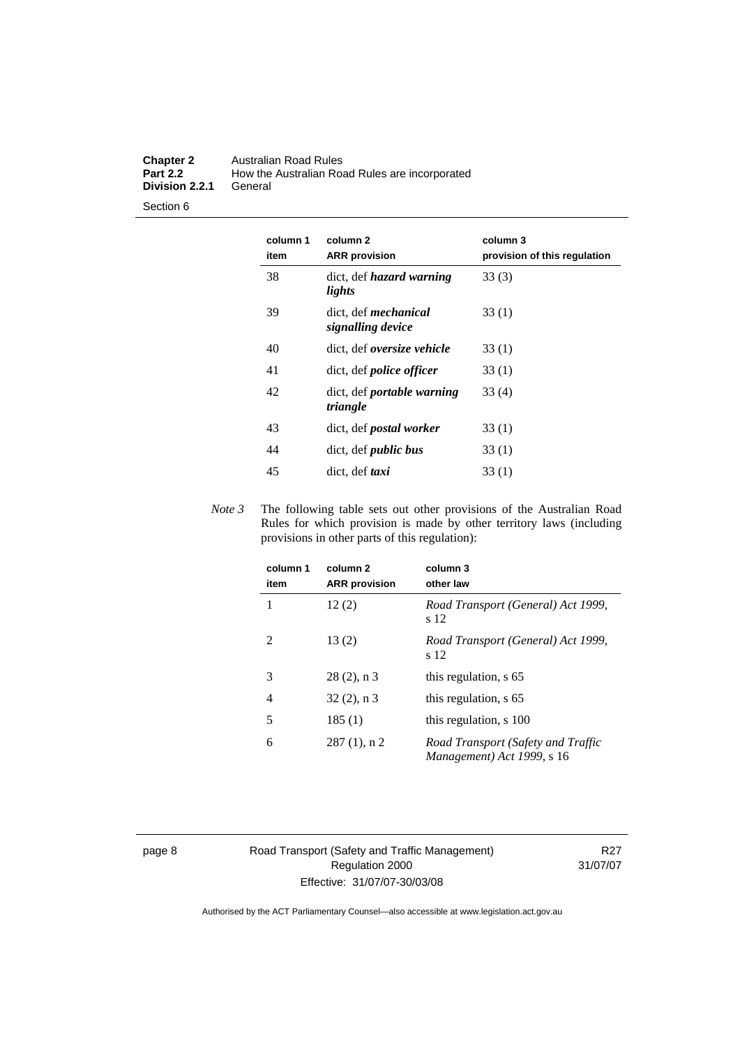| column 1<br>item | column 2<br>ARR provision | column 3<br>provision of this regulation |
|---|---|---|
| 38 | dict, def ***hazard warning lights*** | 33 (3) |
| 39 | dict, def ***mechanical signalling device*** | 33 (1) |
| 40 | dict, def ***oversize vehicle*** | 33 (1) |
| 41 | dict, def ***police officer*** | 33 (1) |
| 42 | dict, def ***portable warning triangle*** | 33 (4) |
| 43 | dict, def ***postal worker*** | 33 (1) |
| 44 | dict, def ***public bus*** | 33 (1) |
| 45 | dict, def ***taxi*** | 33 (1) |

*Note 3* The following table sets out other provisions of the Australian Road Rules for which provision is made by other territory laws (including provisions in other parts of this regulation):

| column 1<br>item | column 2<br>ARR provision | column 3<br>other law |
|---|---|---|
| 1 | 12 (2) | *Road Transport (General) Act 1999*, s 12 |
| 2 | 13 (2) | *Road Transport (General) Act 1999*, s 12 |
| 3 | 28 (2), n 3 | this regulation, s 65 |
| 4 | 32 (2), n 3 | this regulation, s 65 |
| 5 | 185 (1) | this regulation, s 100 |
| 6 | 287 (1), n 2 | *Road Transport (Safety and Traffic Management) Act 1999*, s 16 |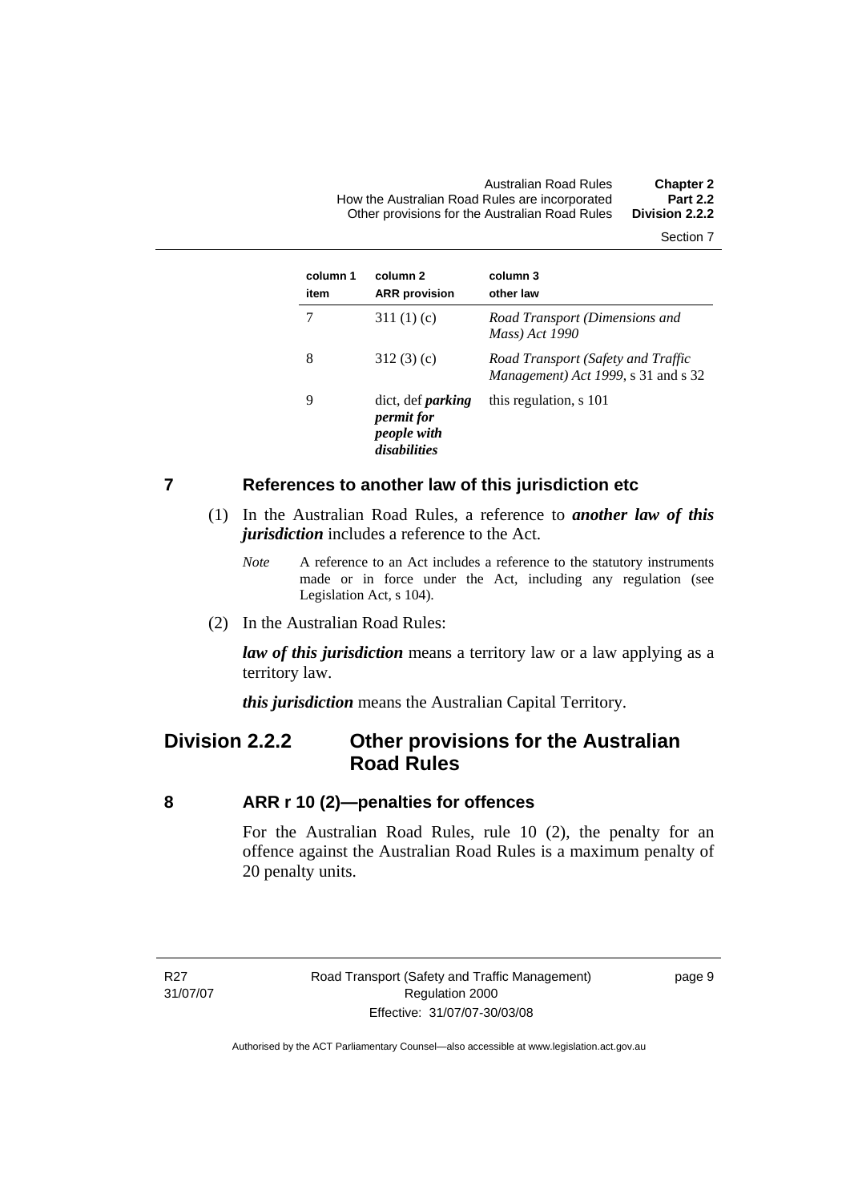| column 1 item | column 2 ARR provision | column 3 other law |
| --- | --- | --- |
| 7 | 311 (1) (c) | *Road Transport (Dimensions and Mass) Act 1990* |
| 8 | 312 (3) (c) | *Road Transport (Safety and Traffic Management) Act 1999*, s 31 and s 32 |
| 9 | dict, def ***parking permit for people with disabilities*** | this regulation, s 101 |

## 7 References to another law of this jurisdiction etc

(1) In the Australian Road Rules, a reference to ***another law of this jurisdiction*** includes a reference to the Act.

*Note* A reference to an Act includes a reference to the statutory instruments made or in force under the Act, including any regulation (see Legislation Act, s 104).

(2) In the Australian Road Rules:

***law of this jurisdiction*** means a territory law or a law applying as a territory law.

***this jurisdiction*** means the Australian Capital Territory.

# Division 2.2.2 Other provisions for the Australian Road Rules

## 8 ARR r 10 (2)—penalties for offences

For the Australian Road Rules, rule 10 (2), the penalty for an offence against the Australian Road Rules is a maximum penalty of 20 penalty units.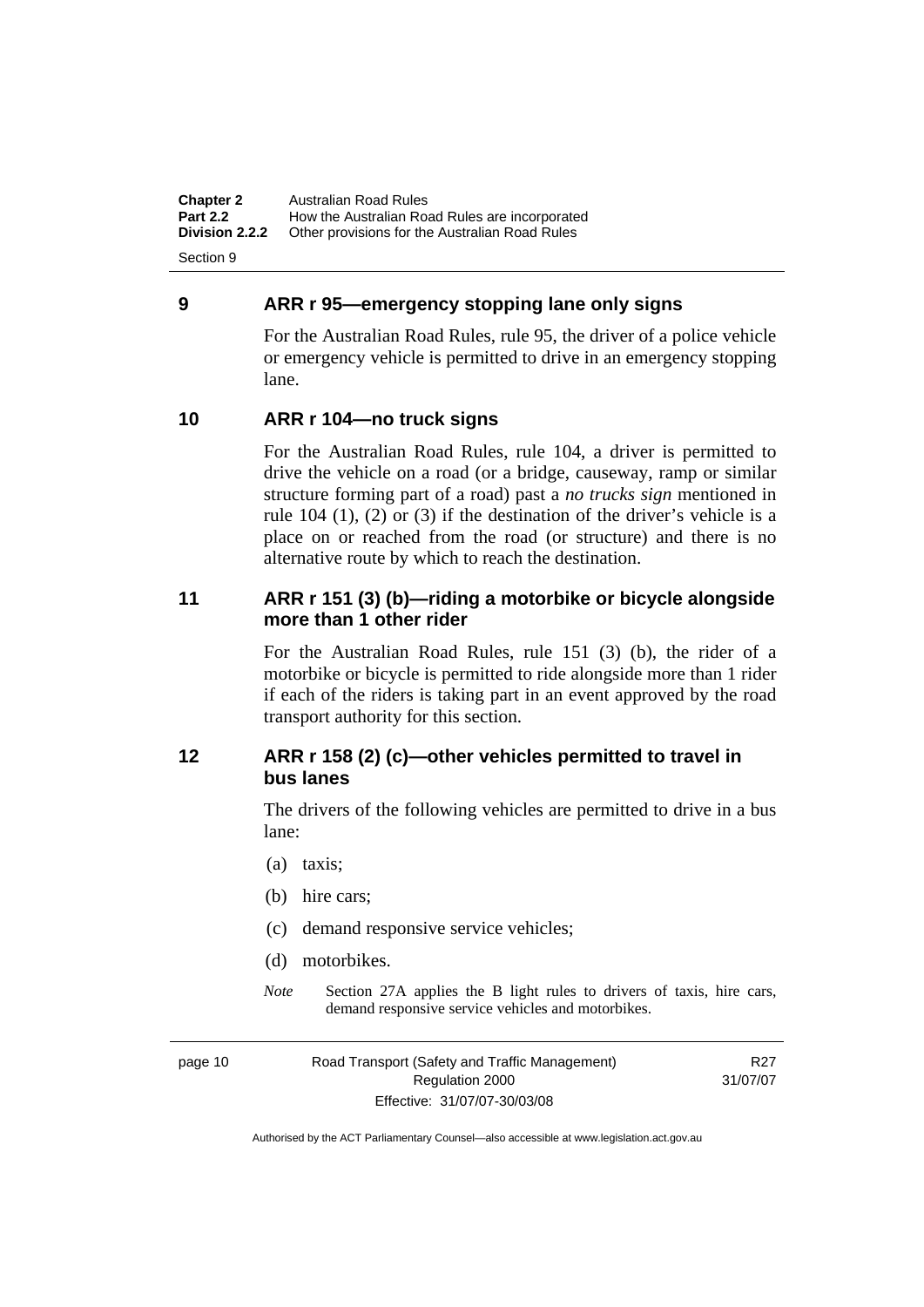## 9 ARR r 95—emergency stopping lane only signs

For the Australian Road Rules, rule 95, the driver of a police vehicle or emergency vehicle is permitted to drive in an emergency stopping lane.

## 10 ARR r 104—no truck signs

For the Australian Road Rules, rule 104, a driver is permitted to drive the vehicle on a road (or a bridge, causeway, ramp or similar structure forming part of a road) past a *no trucks sign* mentioned in rule 104 (1), (2) or (3) if the destination of the driver's vehicle is a place on or reached from the road (or structure) and there is no alternative route by which to reach the destination.

## 11 ARR r 151 (3) (b)—riding a motorbike or bicycle alongside more than 1 other rider

For the Australian Road Rules, rule 151 (3) (b), the rider of a motorbike or bicycle is permitted to ride alongside more than 1 rider if each of the riders is taking part in an event approved by the road transport authority for this section.

## 12 ARR r 158 (2) (c)—other vehicles permitted to travel in bus lanes

The drivers of the following vehicles are permitted to drive in a bus lane:

(a) taxis;

(b) hire cars;

(c) demand responsive service vehicles;

(d) motorbikes.

*Note* Section 27A applies the B light rules to drivers of taxis, hire cars, demand responsive service vehicles and motorbikes.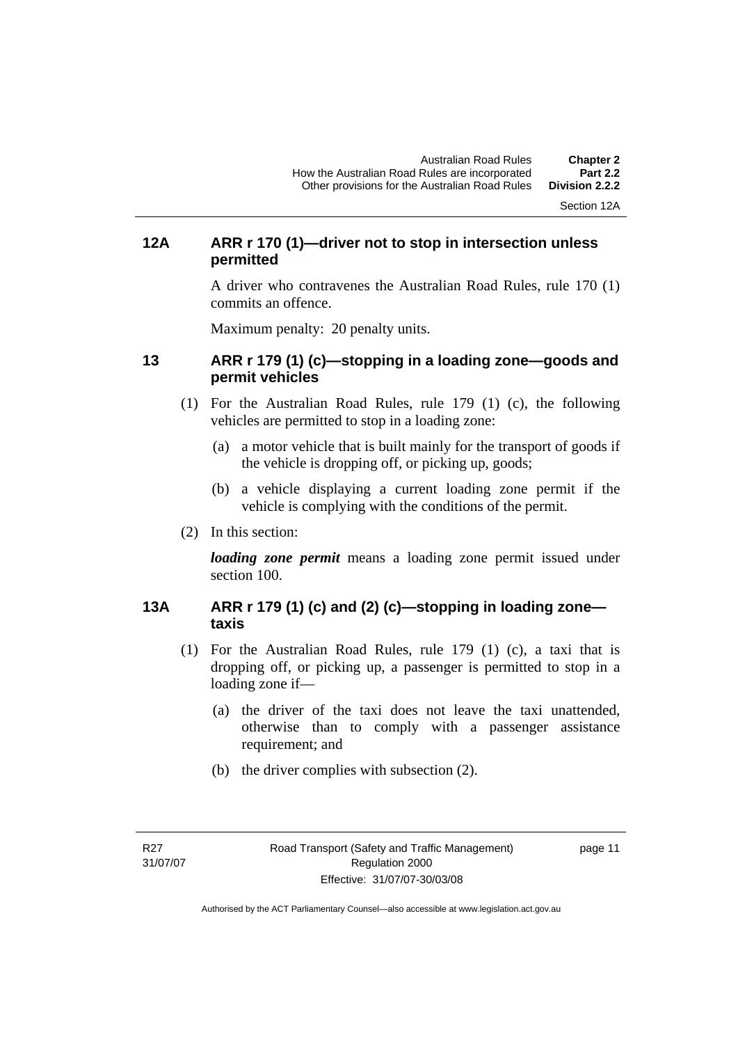### 12A ARR r 170 (1)—driver not to stop in intersection unless permitted

A driver who contravenes the Australian Road Rules, rule 170 (1) commits an offence.

Maximum penalty: 20 penalty units.

### 13 ARR r 179 (1) (c)—stopping in a loading zone—goods and permit vehicles

(1) For the Australian Road Rules, rule 179 (1) (c), the following vehicles are permitted to stop in a loading zone:

(a) a motor vehicle that is built mainly for the transport of goods if the vehicle is dropping off, or picking up, goods;

(b) a vehicle displaying a current loading zone permit if the vehicle is complying with the conditions of the permit.

(2) In this section:

***loading zone permit*** means a loading zone permit issued under section 100.

### 13A ARR r 179 (1) (c) and (2) (c)—stopping in loading zone—taxis

(1) For the Australian Road Rules, rule 179 (1) (c), a taxi that is dropping off, or picking up, a passenger is permitted to stop in a loading zone if—

(a) the driver of the taxi does not leave the taxi unattended, otherwise than to comply with a passenger assistance requirement; and

(b) the driver complies with subsection (2).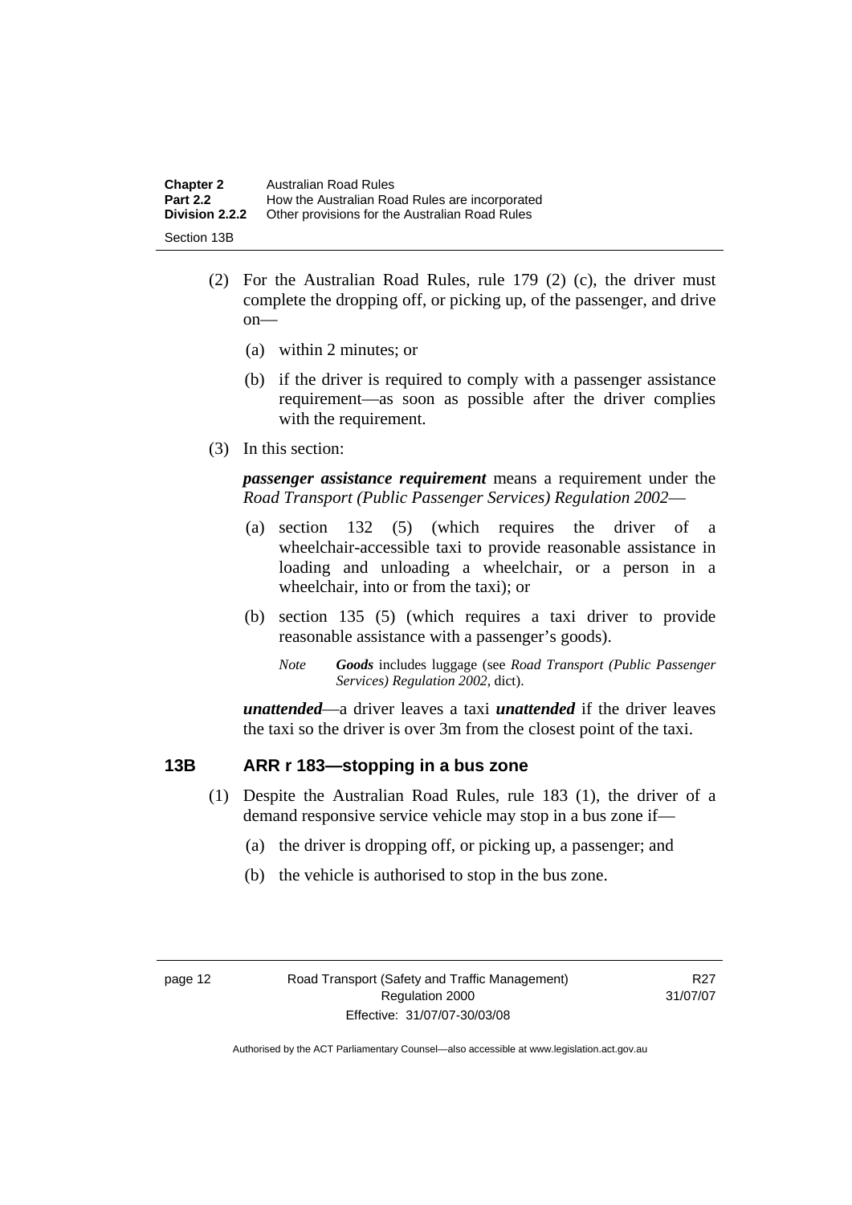(2) For the Australian Road Rules, rule 179 (2) (c), the driver must complete the dropping off, or picking up, of the passenger, and drive on—

(a) within 2 minutes; or

(b) if the driver is required to comply with a passenger assistance requirement—as soon as possible after the driver complies with the requirement.

(3) In this section:

***passenger assistance requirement*** means a requirement under the *Road Transport (Public Passenger Services) Regulation 2002*—

(a) section 132 (5) (which requires the driver of a wheelchair-accessible taxi to provide reasonable assistance in loading and unloading a wheelchair, or a person in a wheelchair, into or from the taxi); or

(b) section 135 (5) (which requires a taxi driver to provide reasonable assistance with a passenger's goods).

*Note* ***Goods*** includes luggage (see *Road Transport (Public Passenger Services) Regulation 2002*, dict).

***unattended***—a driver leaves a taxi ***unattended*** if the driver leaves the taxi so the driver is over 3m from the closest point of the taxi.

### 13B ARR r 183—stopping in a bus zone

(1) Despite the Australian Road Rules, rule 183 (1), the driver of a demand responsive service vehicle may stop in a bus zone if—

(a) the driver is dropping off, or picking up, a passenger; and

(b) the vehicle is authorised to stop in the bus zone.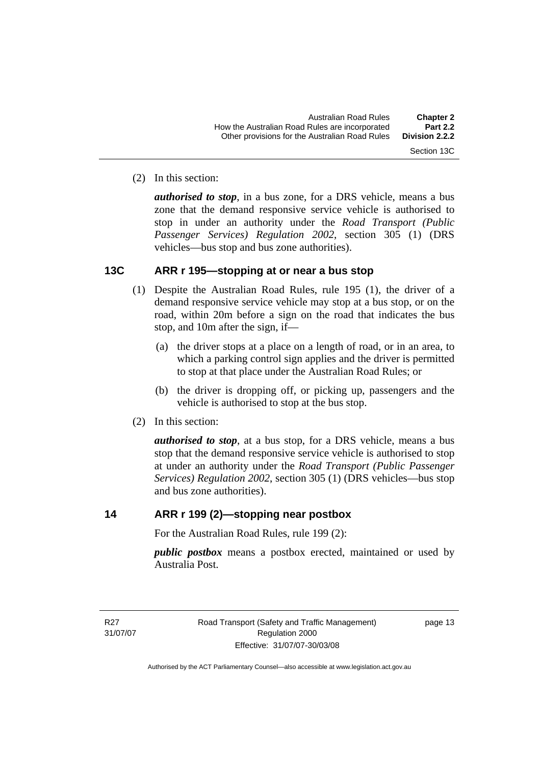(2) In this section:

***authorised to stop***, in a bus zone, for a DRS vehicle, means a bus zone that the demand responsive service vehicle is authorised to stop in under an authority under the *Road Transport (Public Passenger Services) Regulation 2002*, section 305 (1) (DRS vehicles—bus stop and bus zone authorities).

### 13C ARR r 195—stopping at or near a bus stop

(1) Despite the Australian Road Rules, rule 195 (1), the driver of a demand responsive service vehicle may stop at a bus stop, or on the road, within 20m before a sign on the road that indicates the bus stop, and 10m after the sign, if—

(a) the driver stops at a place on a length of road, or in an area, to which a parking control sign applies and the driver is permitted to stop at that place under the Australian Road Rules; or

(b) the driver is dropping off, or picking up, passengers and the vehicle is authorised to stop at the bus stop.

(2) In this section:

***authorised to stop***, at a bus stop, for a DRS vehicle, means a bus stop that the demand responsive service vehicle is authorised to stop at under an authority under the *Road Transport (Public Passenger Services) Regulation 2002*, section 305 (1) (DRS vehicles—bus stop and bus zone authorities).

### 14 ARR r 199 (2)—stopping near postbox

For the Australian Road Rules, rule 199 (2):

***public postbox*** means a postbox erected, maintained or used by Australia Post.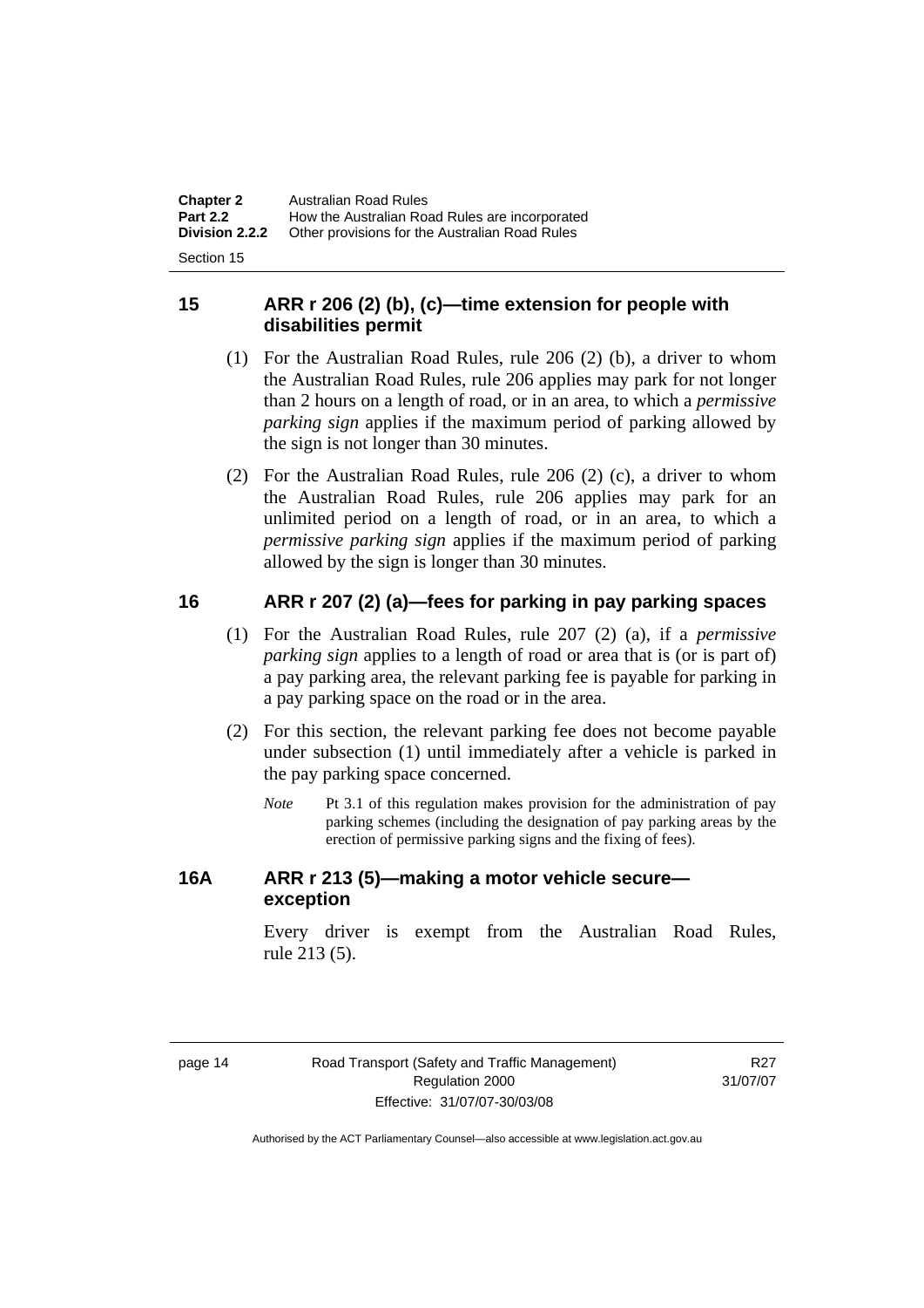## 15 ARR r 206 (2) (b), (c)—time extension for people with disabilities permit

(1) For the Australian Road Rules, rule 206 (2) (b), a driver to whom the Australian Road Rules, rule 206 applies may park for not longer than 2 hours on a length of road, or in an area, to which a *permissive parking sign* applies if the maximum period of parking allowed by the sign is not longer than 30 minutes.

(2) For the Australian Road Rules, rule 206 (2) (c), a driver to whom the Australian Road Rules, rule 206 applies may park for an unlimited period on a length of road, or in an area, to which a *permissive parking sign* applies if the maximum period of parking allowed by the sign is longer than 30 minutes.

## 16 ARR r 207 (2) (a)—fees for parking in pay parking spaces

(1) For the Australian Road Rules, rule 207 (2) (a), if a *permissive parking sign* applies to a length of road or area that is (or is part of) a pay parking area, the relevant parking fee is payable for parking in a pay parking space on the road or in the area.

(2) For this section, the relevant parking fee does not become payable under subsection (1) until immediately after a vehicle is parked in the pay parking space concerned.

*Note* Pt 3.1 of this regulation makes provision for the administration of pay parking schemes (including the designation of pay parking areas by the erection of permissive parking signs and the fixing of fees).

## 16A ARR r 213 (5)—making a motor vehicle secure—exception

Every driver is exempt from the Australian Road Rules, rule 213 (5).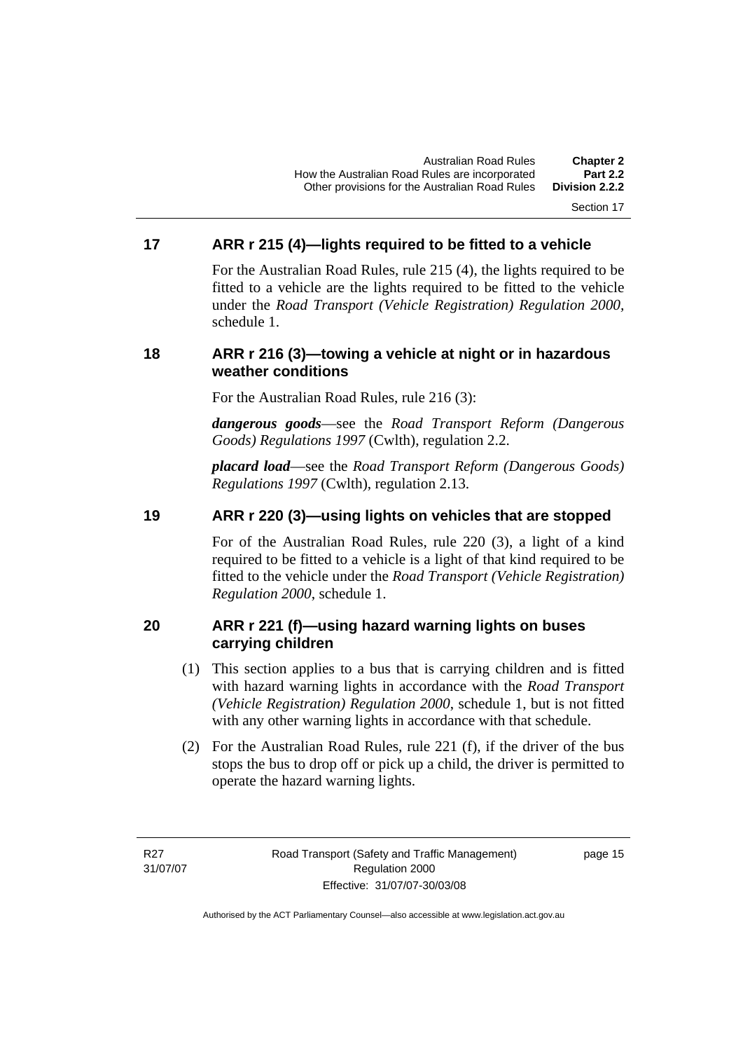## 17 ARR r 215 (4)—lights required to be fitted to a vehicle

For the Australian Road Rules, rule 215 (4), the lights required to be fitted to a vehicle are the lights required to be fitted to the vehicle under the *Road Transport (Vehicle Registration) Regulation 2000,* schedule 1.

## 18 ARR r 216 (3)—towing a vehicle at night or in hazardous weather conditions

For the Australian Road Rules, rule 216 (3):

***dangerous goods***—see the *Road Transport Reform (Dangerous Goods) Regulations 1997* (Cwlth), regulation 2.2.

***placard load***—see the *Road Transport Reform (Dangerous Goods) Regulations 1997* (Cwlth), regulation 2.13.

## 19 ARR r 220 (3)—using lights on vehicles that are stopped

For of the Australian Road Rules, rule 220 (3), a light of a kind required to be fitted to a vehicle is a light of that kind required to be fitted to the vehicle under the *Road Transport (Vehicle Registration) Regulation 2000*, schedule 1.

## 20 ARR r 221 (f)—using hazard warning lights on buses carrying children

(1) This section applies to a bus that is carrying children and is fitted with hazard warning lights in accordance with the *Road Transport (Vehicle Registration) Regulation 2000*, schedule 1, but is not fitted with any other warning lights in accordance with that schedule.

(2) For the Australian Road Rules, rule 221 (f), if the driver of the bus stops the bus to drop off or pick up a child, the driver is permitted to operate the hazard warning lights.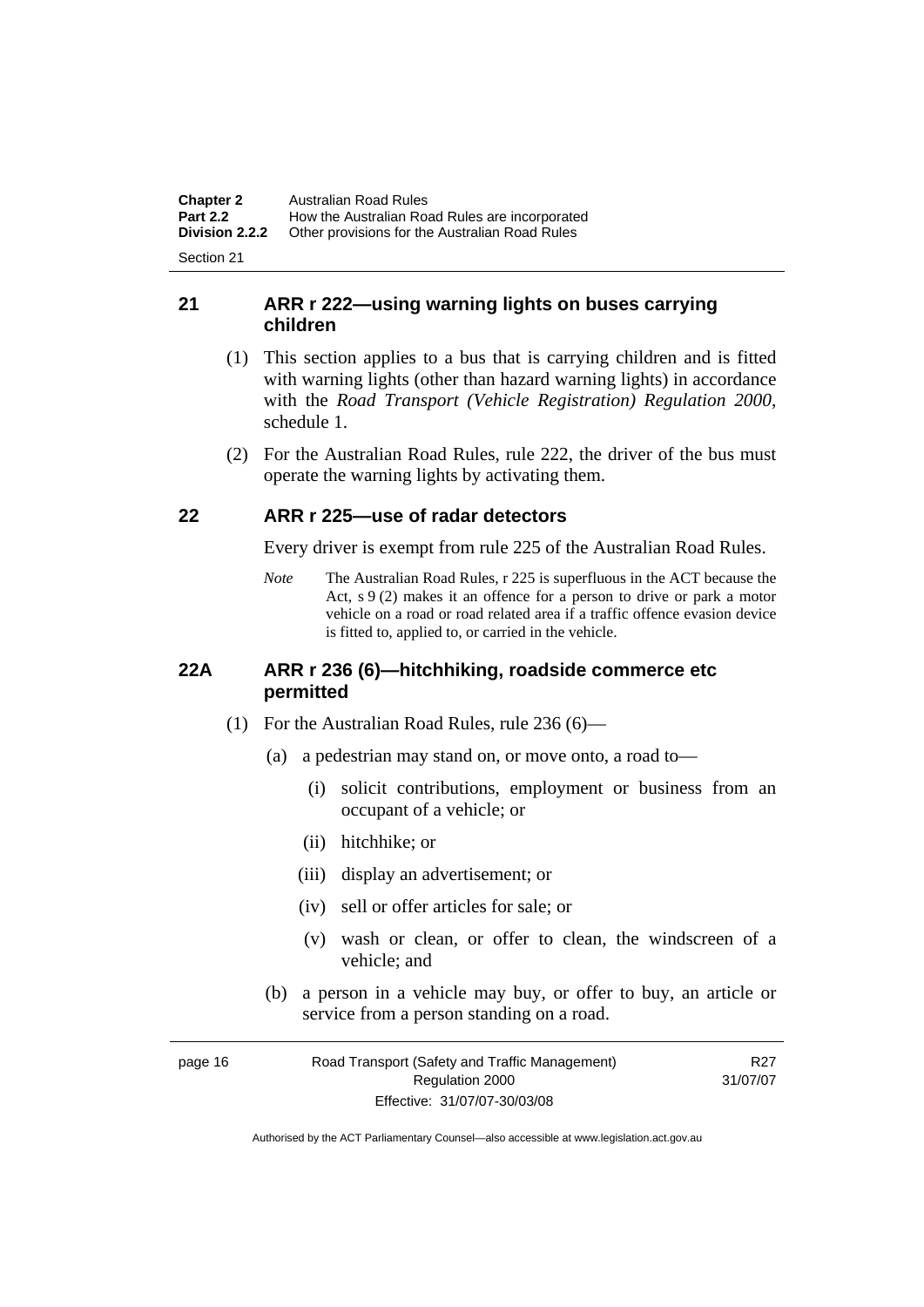## 21 ARR r 222—using warning lights on buses carrying children

(1) This section applies to a bus that is carrying children and is fitted with warning lights (other than hazard warning lights) in accordance with the *Road Transport (Vehicle Registration) Regulation 2000*, schedule 1.

(2) For the Australian Road Rules, rule 222, the driver of the bus must operate the warning lights by activating them.

## 22 ARR r 225—use of radar detectors

Every driver is exempt from rule 225 of the Australian Road Rules.

*Note* The Australian Road Rules, r 225 is superfluous in the ACT because the Act, s 9 (2) makes it an offence for a person to drive or park a motor vehicle on a road or road related area if a traffic offence evasion device is fitted to, applied to, or carried in the vehicle.

## 22A ARR r 236 (6)—hitchhiking, roadside commerce etc permitted

(1) For the Australian Road Rules, rule 236 (6)—

(a) a pedestrian may stand on, or move onto, a road to—

(i) solicit contributions, employment or business from an occupant of a vehicle; or

(ii) hitchhike; or

(iii) display an advertisement; or

(iv) sell or offer articles for sale; or

(v) wash or clean, or offer to clean, the windscreen of a vehicle; and

(b) a person in a vehicle may buy, or offer to buy, an article or service from a person standing on a road.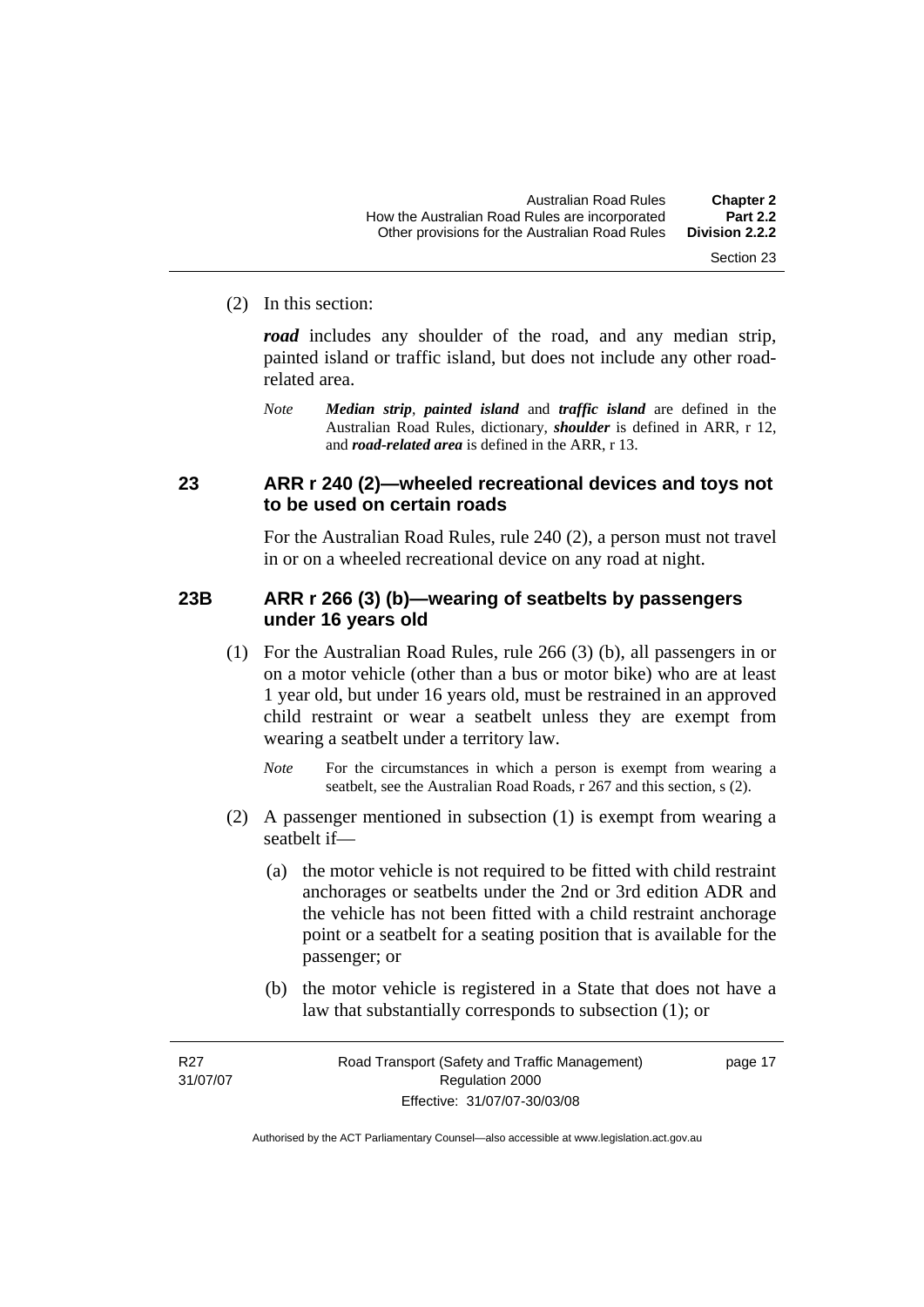(2) In this section:

***road*** includes any shoulder of the road, and any median strip, painted island or traffic island, but does not include any other road-related area.

*Note* ***Median strip***, ***painted island*** and ***traffic island*** are defined in the Australian Road Rules, dictionary, ***shoulder*** is defined in ARR, r 12, and ***road-related area*** is defined in the ARR, r 13.

## 23 ARR r 240 (2)—wheeled recreational devices and toys not to be used on certain roads

For the Australian Road Rules, rule 240 (2), a person must not travel in or on a wheeled recreational device on any road at night.

## 23B ARR r 266 (3) (b)—wearing of seatbelts by passengers under 16 years old

(1) For the Australian Road Rules, rule 266 (3) (b), all passengers in or on a motor vehicle (other than a bus or motor bike) who are at least 1 year old, but under 16 years old, must be restrained in an approved child restraint or wear a seatbelt unless they are exempt from wearing a seatbelt under a territory law.

*Note* For the circumstances in which a person is exempt from wearing a seatbelt, see the Australian Road Roads, r 267 and this section, s (2).

(2) A passenger mentioned in subsection (1) is exempt from wearing a seatbelt if—

(a) the motor vehicle is not required to be fitted with child restraint anchorages or seatbelts under the 2nd or 3rd edition ADR and the vehicle has not been fitted with a child restraint anchorage point or a seatbelt for a seating position that is available for the passenger; or

(b) the motor vehicle is registered in a State that does not have a law that substantially corresponds to subsection (1); or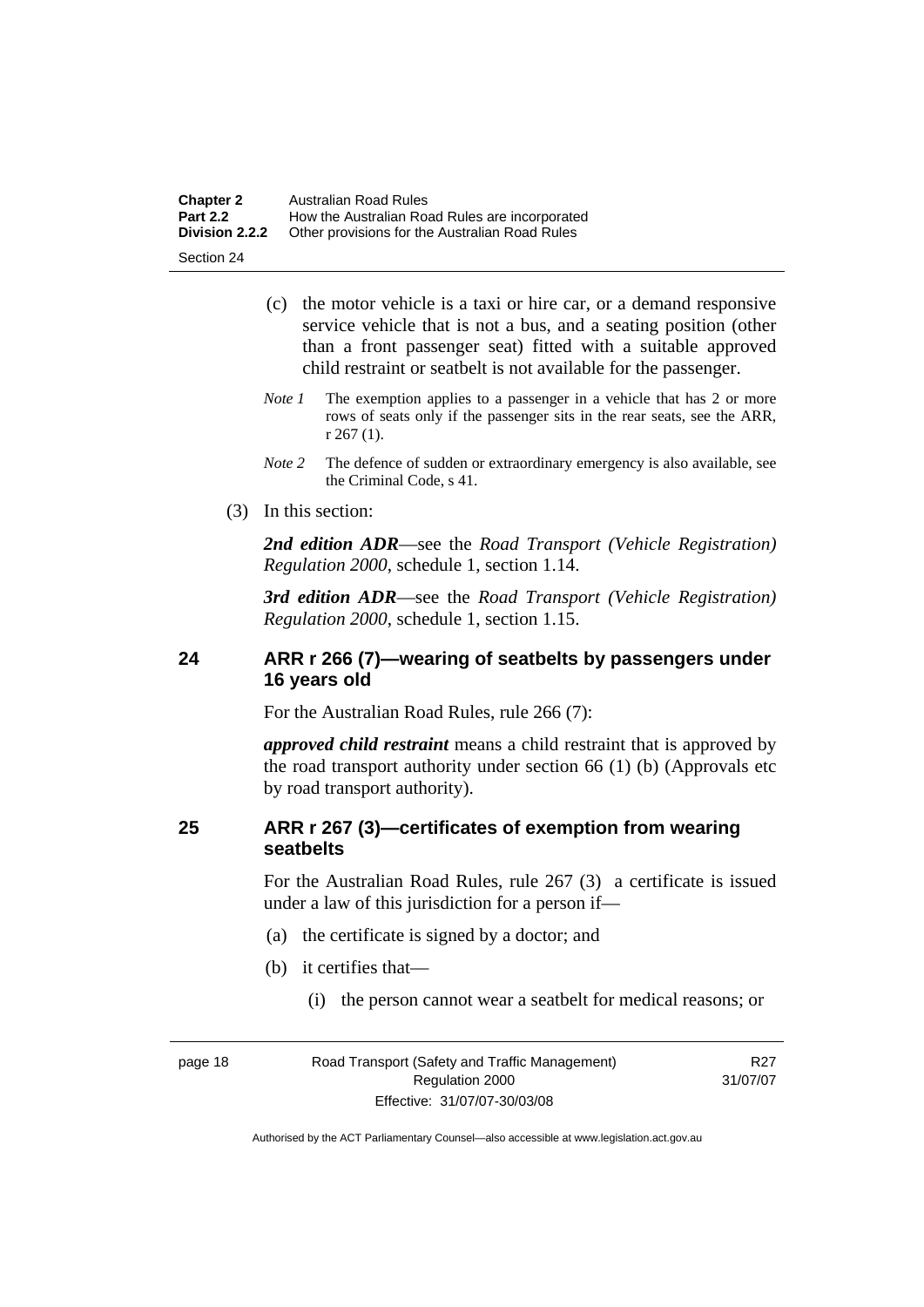(c) the motor vehicle is a taxi or hire car, or a demand responsive service vehicle that is not a bus, and a seating position (other than a front passenger seat) fitted with a suitable approved child restraint or seatbelt is not available for the passenger.

*Note 1* The exemption applies to a passenger in a vehicle that has 2 or more rows of seats only if the passenger sits in the rear seats, see the ARR, r 267 (1).

*Note 2* The defence of sudden or extraordinary emergency is also available, see the Criminal Code, s 41.

(3) In this section:

***2nd edition ADR***—see the *Road Transport (Vehicle Registration) Regulation 2000*, schedule 1, section 1.14.

***3rd edition ADR***—see the *Road Transport (Vehicle Registration) Regulation 2000*, schedule 1, section 1.15.

## 24 ARR r 266 (7)—wearing of seatbelts by passengers under 16 years old

For the Australian Road Rules, rule 266 (7):

***approved child restraint*** means a child restraint that is approved by the road transport authority under section 66 (1) (b) (Approvals etc by road transport authority).

## 25 ARR r 267 (3)—certificates of exemption from wearing seatbelts

For the Australian Road Rules, rule 267 (3) a certificate is issued under a law of this jurisdiction for a person if—

(a) the certificate is signed by a doctor; and

(b) it certifies that—

(i) the person cannot wear a seatbelt for medical reasons; or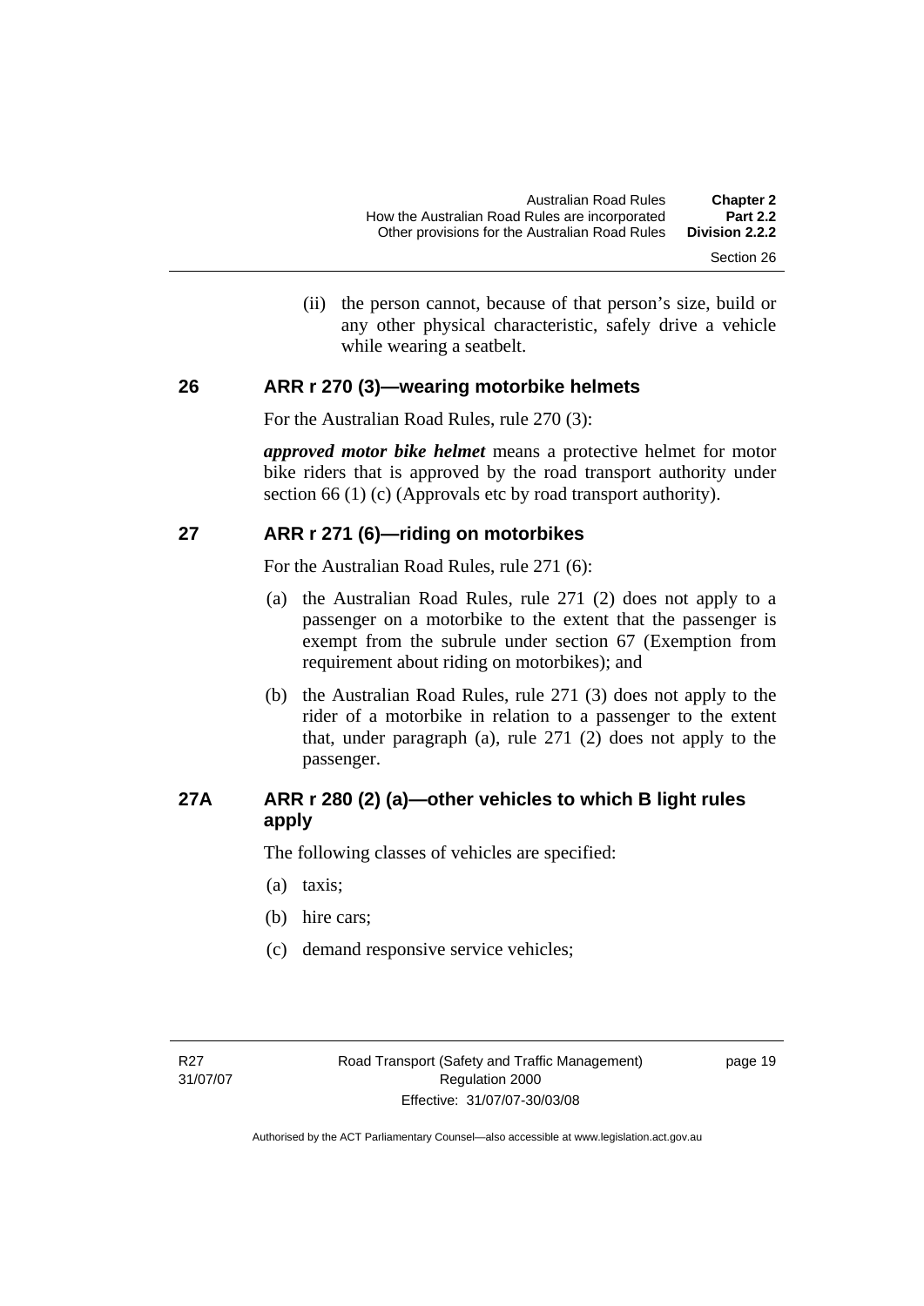(ii) the person cannot, because of that person's size, build or any other physical characteristic, safely drive a vehicle while wearing a seatbelt.

## 26 ARR r 270 (3)—wearing motorbike helmets

For the Australian Road Rules, rule 270 (3):

***approved motor bike helmet*** means a protective helmet for motor bike riders that is approved by the road transport authority under section 66 (1) (c) (Approvals etc by road transport authority).

## 27 ARR r 271 (6)—riding on motorbikes

For the Australian Road Rules, rule 271 (6):

(a) the Australian Road Rules, rule 271 (2) does not apply to a passenger on a motorbike to the extent that the passenger is exempt from the subrule under section 67 (Exemption from requirement about riding on motorbikes); and

(b) the Australian Road Rules, rule 271 (3) does not apply to the rider of a motorbike in relation to a passenger to the extent that, under paragraph (a), rule 271 (2) does not apply to the passenger.

## 27A ARR r 280 (2) (a)—other vehicles to which B light rules apply

The following classes of vehicles are specified:

(a) taxis;

(b) hire cars;

(c) demand responsive service vehicles;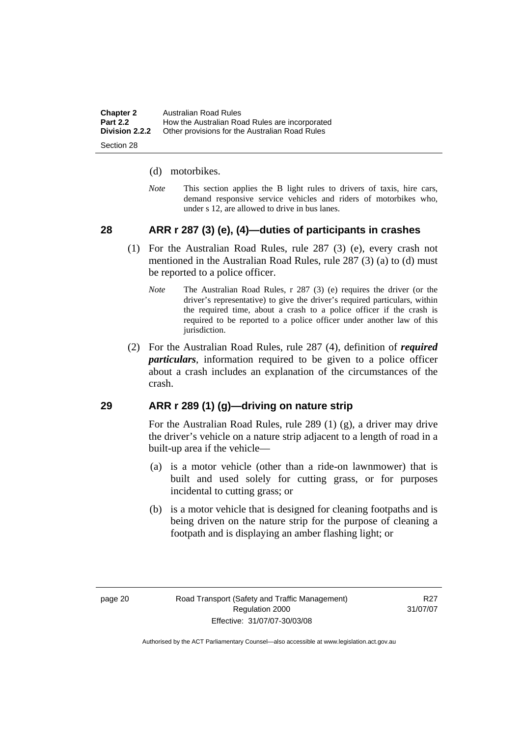(d) motorbikes.

*Note* This section applies the B light rules to drivers of taxis, hire cars, demand responsive service vehicles and riders of motorbikes who, under s 12, are allowed to drive in bus lanes.

## 28 ARR r 287 (3) (e), (4)—duties of participants in crashes

(1) For the Australian Road Rules, rule 287 (3) (e), every crash not mentioned in the Australian Road Rules, rule 287 (3) (a) to (d) must be reported to a police officer.

*Note* The Australian Road Rules, r 287 (3) (e) requires the driver (or the driver's representative) to give the driver's required particulars, within the required time, about a crash to a police officer if the crash is required to be reported to a police officer under another law of this jurisdiction.

(2) For the Australian Road Rules, rule 287 (4), definition of ***required particulars***, information required to be given to a police officer about a crash includes an explanation of the circumstances of the crash.

## 29 ARR r 289 (1) (g)—driving on nature strip

For the Australian Road Rules, rule 289 (1) (g), a driver may drive the driver's vehicle on a nature strip adjacent to a length of road in a built-up area if the vehicle—

(a) is a motor vehicle (other than a ride-on lawnmower) that is built and used solely for cutting grass, or for purposes incidental to cutting grass; or

(b) is a motor vehicle that is designed for cleaning footpaths and is being driven on the nature strip for the purpose of cleaning a footpath and is displaying an amber flashing light; or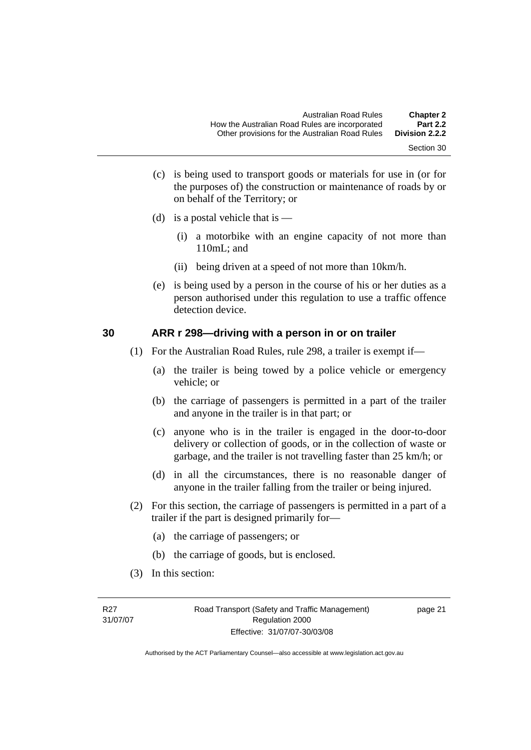(c) is being used to transport goods or materials for use in (or for the purposes of) the construction or maintenance of roads by or on behalf of the Territory; or

(d) is a postal vehicle that is —

(i) a motorbike with an engine capacity of not more than 110mL; and

(ii) being driven at a speed of not more than 10km/h.

(e) is being used by a person in the course of his or her duties as a person authorised under this regulation to use a traffic offence detection device.

## 30 ARR r 298—driving with a person in or on trailer

(1) For the Australian Road Rules, rule 298, a trailer is exempt if—

(a) the trailer is being towed by a police vehicle or emergency vehicle; or

(b) the carriage of passengers is permitted in a part of the trailer and anyone in the trailer is in that part; or

(c) anyone who is in the trailer is engaged in the door-to-door delivery or collection of goods, or in the collection of waste or garbage, and the trailer is not travelling faster than 25 km/h; or

(d) in all the circumstances, there is no reasonable danger of anyone in the trailer falling from the trailer or being injured.

(2) For this section, the carriage of passengers is permitted in a part of a trailer if the part is designed primarily for—

(a) the carriage of passengers; or

(b) the carriage of goods, but is enclosed.

(3) In this section: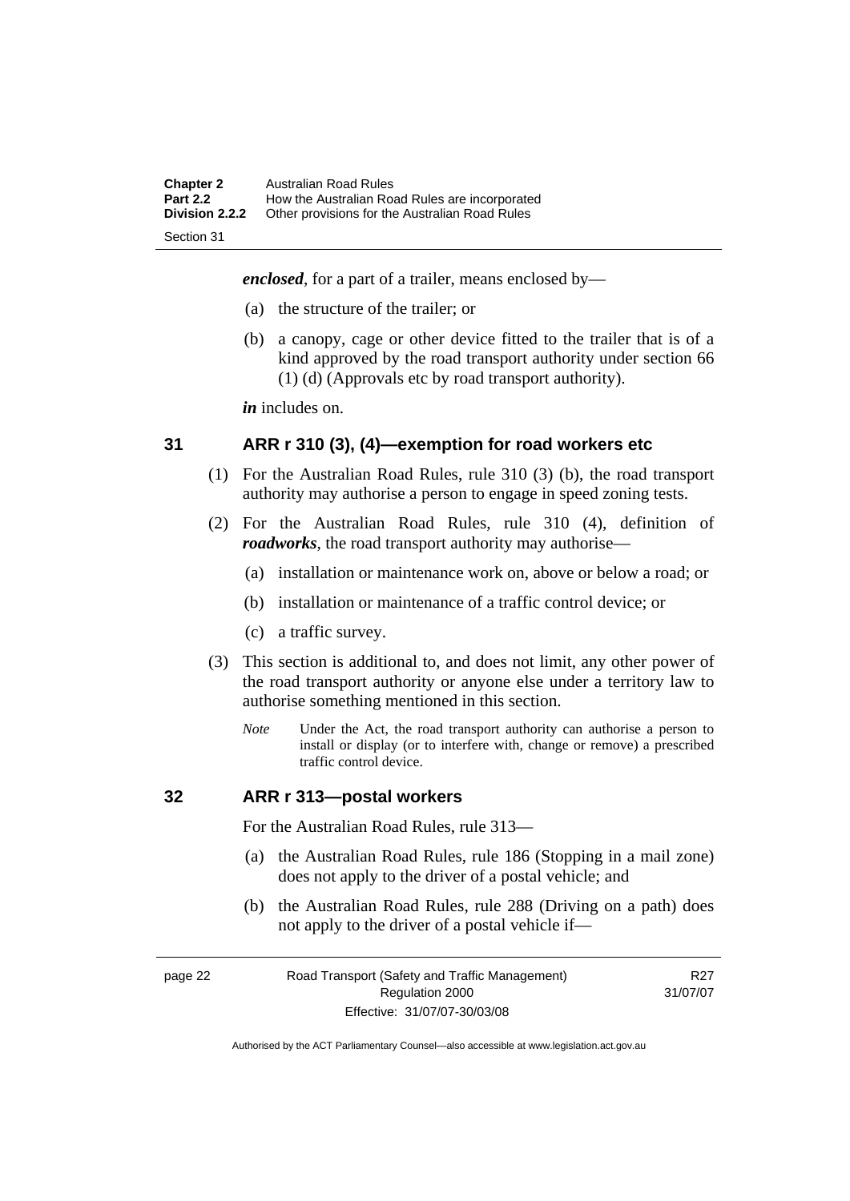***enclosed***, for a part of a trailer, means enclosed by—

(a) the structure of the trailer; or

(b) a canopy, cage or other device fitted to the trailer that is of a kind approved by the road transport authority under section 66 (1) (d) (Approvals etc by road transport authority).

***in*** includes on.

## 31 ARR r 310 (3), (4)—exemption for road workers etc

(1) For the Australian Road Rules, rule 310 (3) (b), the road transport authority may authorise a person to engage in speed zoning tests.

(2) For the Australian Road Rules, rule 310 (4), definition of ***roadworks***, the road transport authority may authorise—

(a) installation or maintenance work on, above or below a road; or

(b) installation or maintenance of a traffic control device; or

(c) a traffic survey.

(3) This section is additional to, and does not limit, any other power of the road transport authority or anyone else under a territory law to authorise something mentioned in this section.

*Note* Under the Act, the road transport authority can authorise a person to install or display (or to interfere with, change or remove) a prescribed traffic control device.

## 32 ARR r 313—postal workers

For the Australian Road Rules, rule 313—

(a) the Australian Road Rules, rule 186 (Stopping in a mail zone) does not apply to the driver of a postal vehicle; and

(b) the Australian Road Rules, rule 288 (Driving on a path) does not apply to the driver of a postal vehicle if—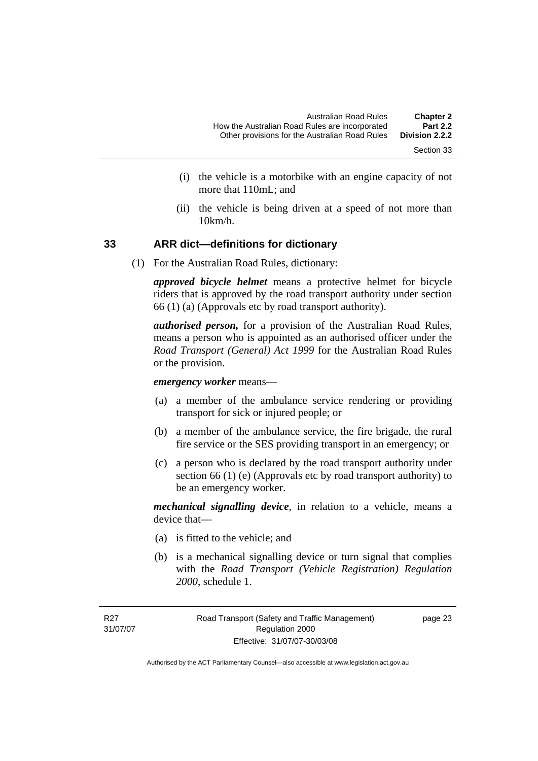(i) the vehicle is a motorbike with an engine capacity of not more that 110mL; and

(ii) the vehicle is being driven at a speed of not more than 10km/h.

## 33 ARR dict—definitions for dictionary

(1) For the Australian Road Rules, dictionary:

***approved bicycle helmet*** means a protective helmet for bicycle riders that is approved by the road transport authority under section 66 (1) (a) (Approvals etc by road transport authority).

***authorised person,*** for a provision of the Australian Road Rules, means a person who is appointed as an authorised officer under the *Road Transport (General) Act 1999* for the Australian Road Rules or the provision.

***emergency worker*** means—

(a) a member of the ambulance service rendering or providing transport for sick or injured people; or

(b) a member of the ambulance service, the fire brigade, the rural fire service or the SES providing transport in an emergency; or

(c) a person who is declared by the road transport authority under section 66 (1) (e) (Approvals etc by road transport authority) to be an emergency worker.

***mechanical signalling device***, in relation to a vehicle, means a device that—

(a) is fitted to the vehicle; and

(b) is a mechanical signalling device or turn signal that complies with the *Road Transport (Vehicle Registration) Regulation 2000*, schedule 1.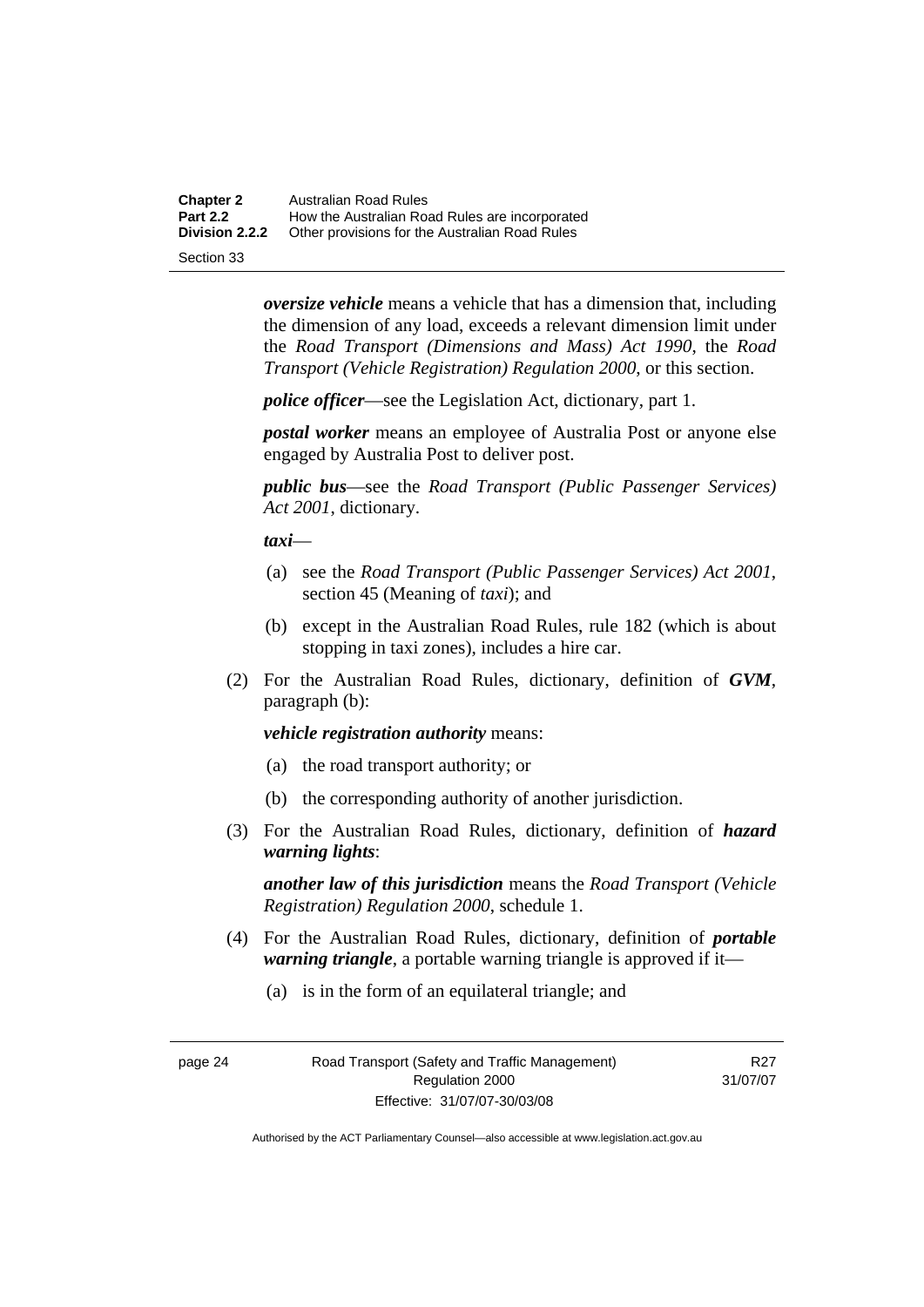***oversize vehicle*** means a vehicle that has a dimension that, including the dimension of any load, exceeds a relevant dimension limit under the *Road Transport (Dimensions and Mass) Act 1990*, the *Road Transport (Vehicle Registration) Regulation 2000*, or this section.

***police officer***—see the Legislation Act, dictionary, part 1.

***postal worker*** means an employee of Australia Post or anyone else engaged by Australia Post to deliver post.

***public bus***—see the *Road Transport (Public Passenger Services) Act 2001*, dictionary.

***taxi***—

(a) see the *Road Transport (Public Passenger Services) Act 2001*, section 45 (Meaning of *taxi*); and

(b) except in the Australian Road Rules, rule 182 (which is about stopping in taxi zones), includes a hire car.

(2) For the Australian Road Rules, dictionary, definition of ***GVM***, paragraph (b):

***vehicle registration authority*** means:

(a) the road transport authority; or

(b) the corresponding authority of another jurisdiction.

(3) For the Australian Road Rules, dictionary, definition of ***hazard warning lights***:

***another law of this jurisdiction*** means the *Road Transport (Vehicle Registration) Regulation 2000*, schedule 1.

(4) For the Australian Road Rules, dictionary, definition of ***portable warning triangle***, a portable warning triangle is approved if it—

(a) is in the form of an equilateral triangle; and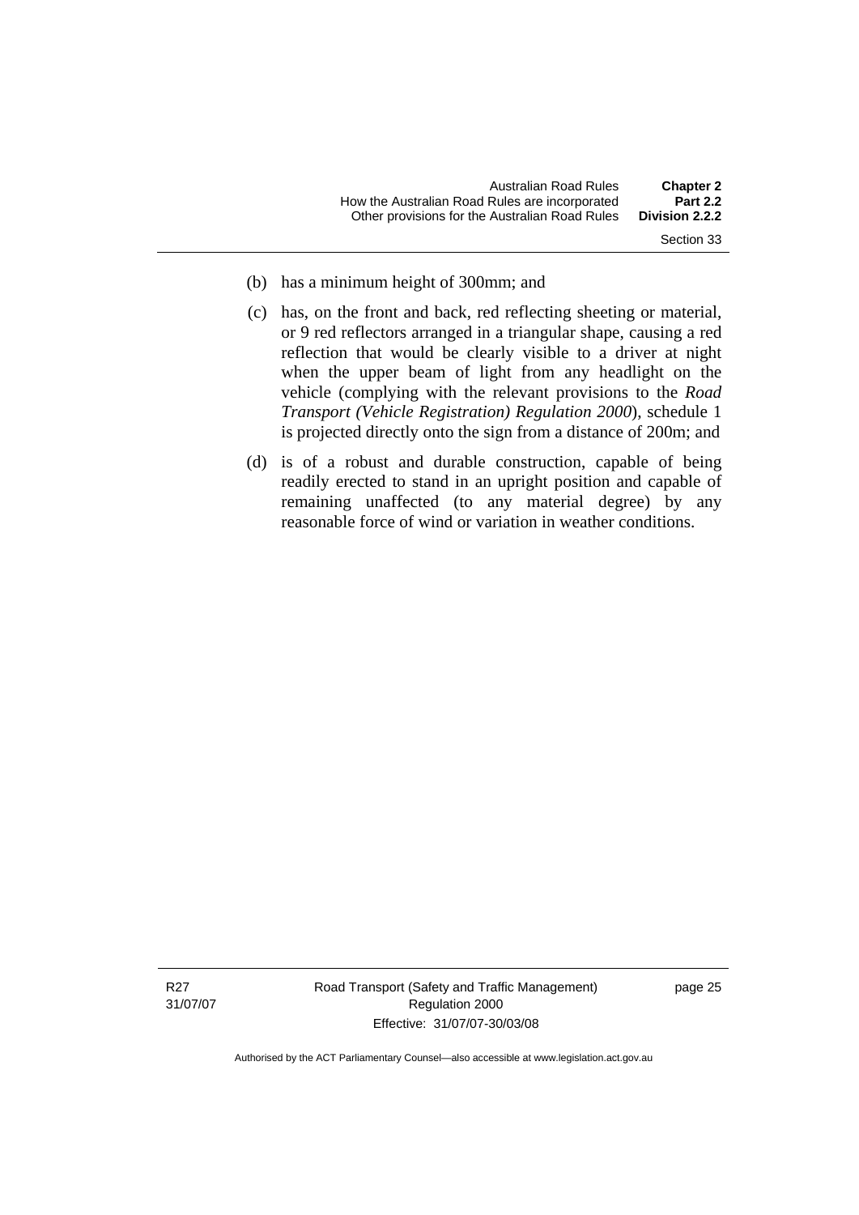(b) has a minimum height of 300mm; and

(c) has, on the front and back, red reflecting sheeting or material, or 9 red reflectors arranged in a triangular shape, causing a red reflection that would be clearly visible to a driver at night when the upper beam of light from any headlight on the vehicle (complying with the relevant provisions to the *Road Transport (Vehicle Registration) Regulation 2000*), schedule 1 is projected directly onto the sign from a distance of 200m; and

(d) is of a robust and durable construction, capable of being readily erected to stand in an upright position and capable of remaining unaffected (to any material degree) by any reasonable force of wind or variation in weather conditions.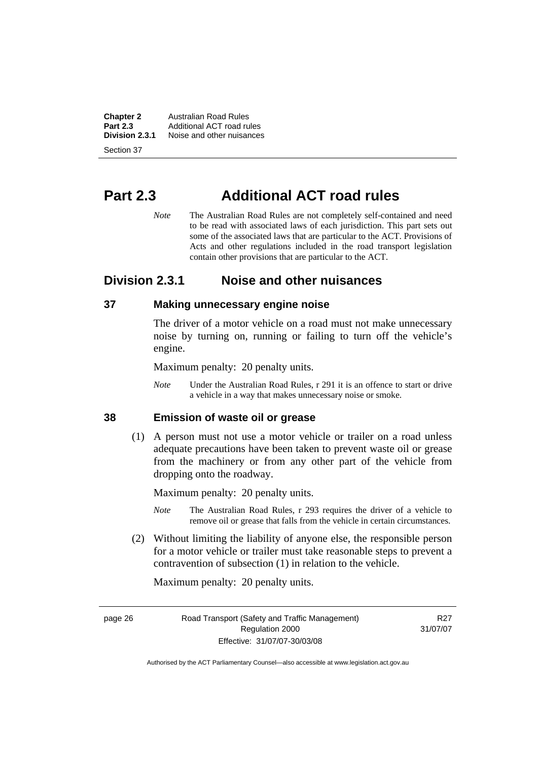# Part 2.3 Additional ACT road rules

*Note* The Australian Road Rules are not completely self-contained and need to be read with associated laws of each jurisdiction. This part sets out some of the associated laws that are particular to the ACT. Provisions of Acts and other regulations included in the road transport legislation contain other provisions that are particular to the ACT.

## Division 2.3.1 Noise and other nuisances

### 37 Making unnecessary engine noise

The driver of a motor vehicle on a road must not make unnecessary noise by turning on, running or failing to turn off the vehicle's engine.

Maximum penalty: 20 penalty units.

*Note* Under the Australian Road Rules, r 291 it is an offence to start or drive a vehicle in a way that makes unnecessary noise or smoke.

### 38 Emission of waste oil or grease

(1) A person must not use a motor vehicle or trailer on a road unless adequate precautions have been taken to prevent waste oil or grease from the machinery or from any other part of the vehicle from dropping onto the roadway.

Maximum penalty: 20 penalty units.

*Note* The Australian Road Rules, r 293 requires the driver of a vehicle to remove oil or grease that falls from the vehicle in certain circumstances.

(2) Without limiting the liability of anyone else, the responsible person for a motor vehicle or trailer must take reasonable steps to prevent a contravention of subsection (1) in relation to the vehicle.

Maximum penalty: 20 penalty units.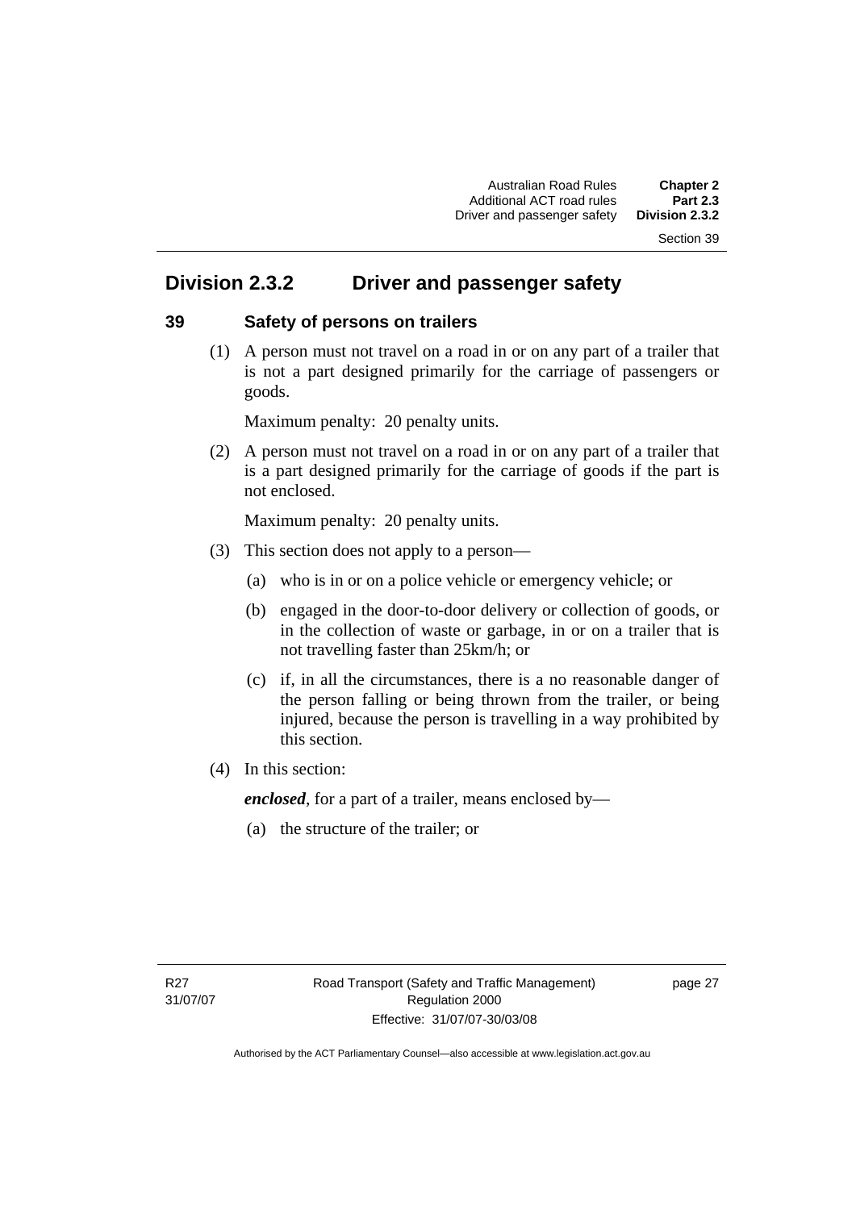## Division 2.3.2 Driver and passenger safety

### 39 Safety of persons on trailers

(1) A person must not travel on a road in or on any part of a trailer that is not a part designed primarily for the carriage of passengers or goods.

Maximum penalty: 20 penalty units.

(2) A person must not travel on a road in or on any part of a trailer that is a part designed primarily for the carriage of goods if the part is not enclosed.

Maximum penalty: 20 penalty units.

(3) This section does not apply to a person—

(a) who is in or on a police vehicle or emergency vehicle; or

(b) engaged in the door-to-door delivery or collection of goods, or in the collection of waste or garbage, in or on a trailer that is not travelling faster than 25km/h; or

(c) if, in all the circumstances, there is a no reasonable danger of the person falling or being thrown from the trailer, or being injured, because the person is travelling in a way prohibited by this section.

(4) In this section:

***enclosed***, for a part of a trailer, means enclosed by—

(a) the structure of the trailer; or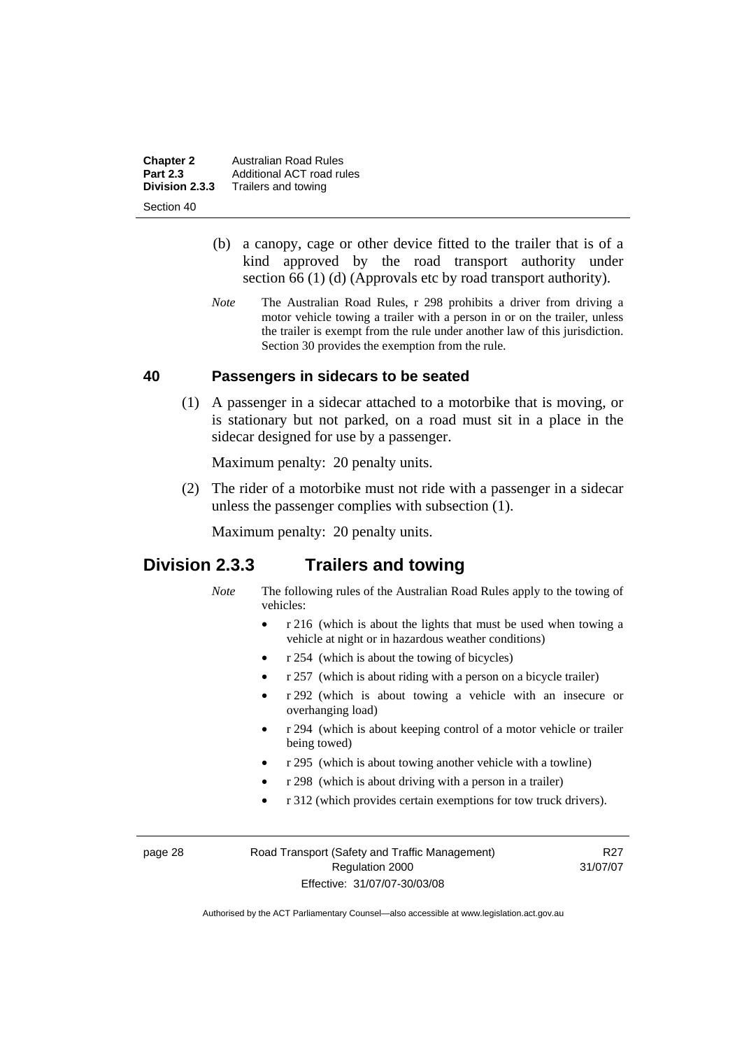(b) a canopy, cage or other device fitted to the trailer that is of a kind approved by the road transport authority under section 66 (1) (d) (Approvals etc by road transport authority).

*Note* The Australian Road Rules, r 298 prohibits a driver from driving a motor vehicle towing a trailer with a person in or on the trailer, unless the trailer is exempt from the rule under another law of this jurisdiction. Section 30 provides the exemption from the rule.

### 40 Passengers in sidecars to be seated

(1) A passenger in a sidecar attached to a motorbike that is moving, or is stationary but not parked, on a road must sit in a place in the sidecar designed for use by a passenger.

Maximum penalty: 20 penalty units.

(2) The rider of a motorbike must not ride with a passenger in a sidecar unless the passenger complies with subsection (1).

Maximum penalty: 20 penalty units.

## Division 2.3.3 Trailers and towing

*Note* The following rules of the Australian Road Rules apply to the towing of vehicles:

- r 216 (which is about the lights that must be used when towing a vehicle at night or in hazardous weather conditions)
- r 254 (which is about the towing of bicycles)
- r 257 (which is about riding with a person on a bicycle trailer)
- r 292 (which is about towing a vehicle with an insecure or overhanging load)
- r 294 (which is about keeping control of a motor vehicle or trailer being towed)
- r 295 (which is about towing another vehicle with a towline)
- r 298 (which is about driving with a person in a trailer)
- r 312 (which provides certain exemptions for tow truck drivers).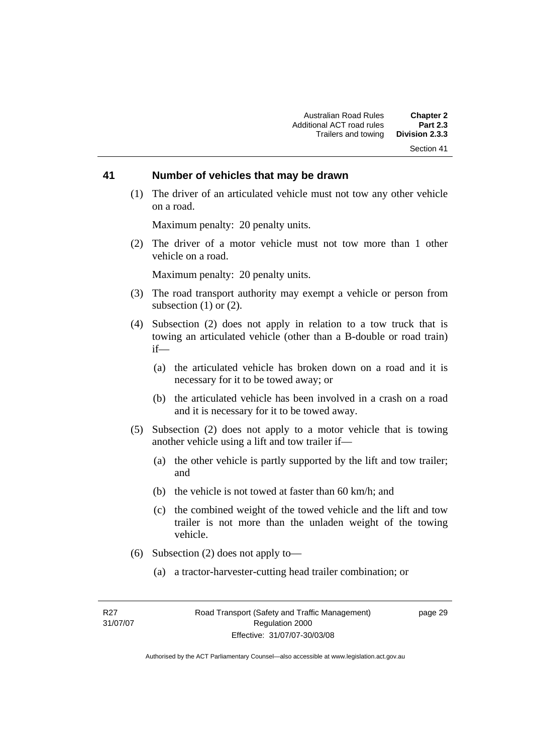## 41 Number of vehicles that may be drawn

(1) The driver of an articulated vehicle must not tow any other vehicle on a road.

Maximum penalty: 20 penalty units.

(2) The driver of a motor vehicle must not tow more than 1 other vehicle on a road.

Maximum penalty: 20 penalty units.

(3) The road transport authority may exempt a vehicle or person from subsection (1) or (2).

(4) Subsection (2) does not apply in relation to a tow truck that is towing an articulated vehicle (other than a B-double or road train) if—

(a) the articulated vehicle has broken down on a road and it is necessary for it to be towed away; or

(b) the articulated vehicle has been involved in a crash on a road and it is necessary for it to be towed away.

(5) Subsection (2) does not apply to a motor vehicle that is towing another vehicle using a lift and tow trailer if—

(a) the other vehicle is partly supported by the lift and tow trailer; and

(b) the vehicle is not towed at faster than 60 km/h; and

(c) the combined weight of the towed vehicle and the lift and tow trailer is not more than the unladen weight of the towing vehicle.

(6) Subsection (2) does not apply to—

(a) a tractor-harvester-cutting head trailer combination; or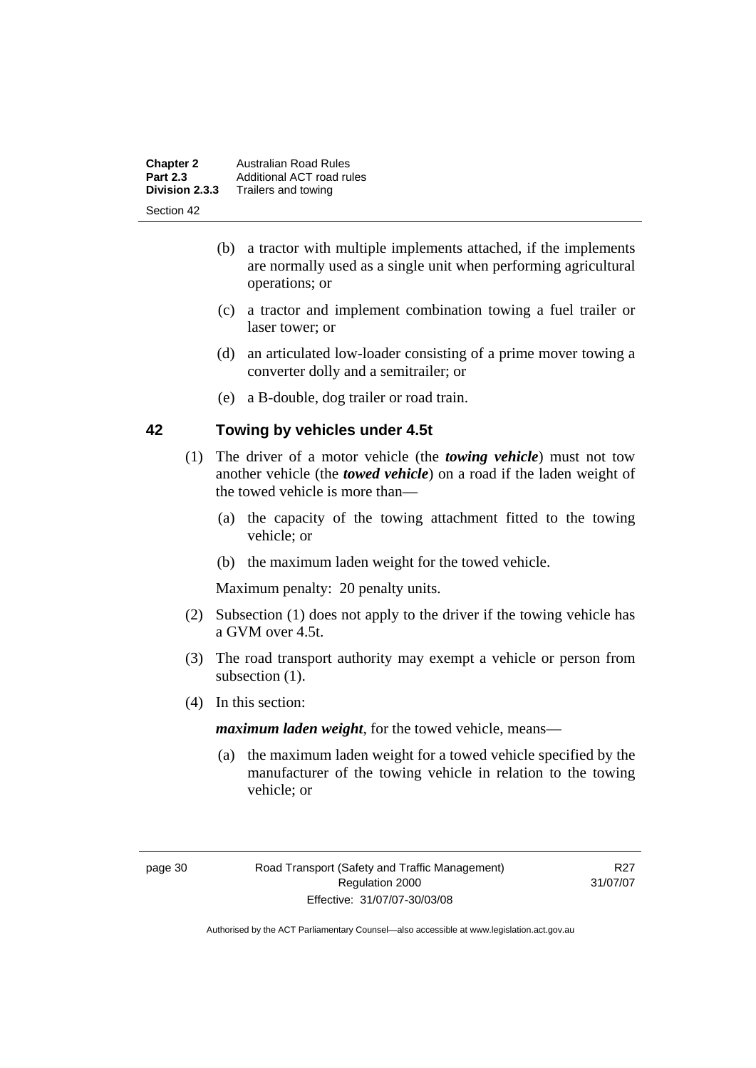(b) a tractor with multiple implements attached, if the implements are normally used as a single unit when performing agricultural operations; or

(c) a tractor and implement combination towing a fuel trailer or laser tower; or

(d) an articulated low-loader consisting of a prime mover towing a converter dolly and a semitrailer; or

(e) a B-double, dog trailer or road train.

## 42 Towing by vehicles under 4.5t

(1) The driver of a motor vehicle (the ***towing vehicle***) must not tow another vehicle (the ***towed vehicle***) on a road if the laden weight of the towed vehicle is more than—

(a) the capacity of the towing attachment fitted to the towing vehicle; or

(b) the maximum laden weight for the towed vehicle.

Maximum penalty: 20 penalty units.

(2) Subsection (1) does not apply to the driver if the towing vehicle has a GVM over 4.5t.

(3) The road transport authority may exempt a vehicle or person from subsection (1).

(4) In this section:

***maximum laden weight***, for the towed vehicle, means—

(a) the maximum laden weight for a towed vehicle specified by the manufacturer of the towing vehicle in relation to the towing vehicle; or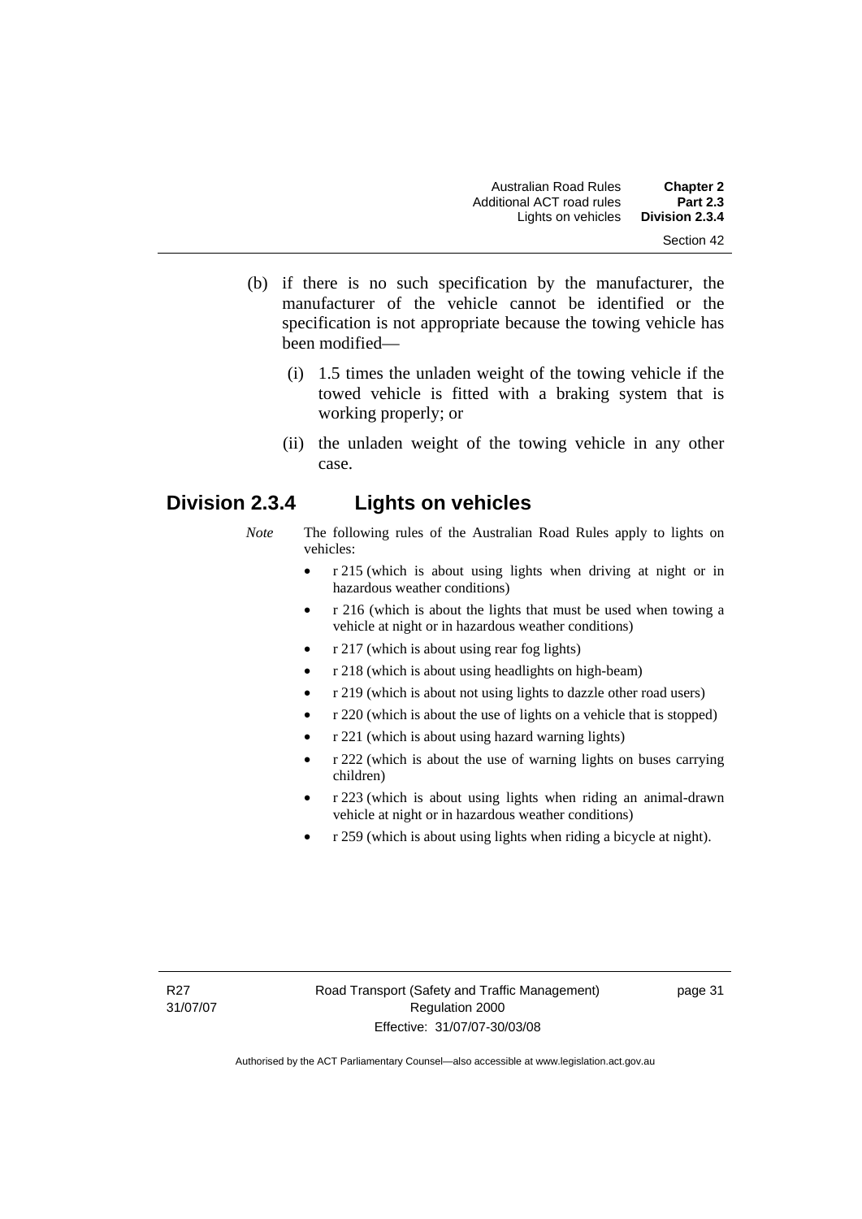(b) if there is no such specification by the manufacturer, the manufacturer of the vehicle cannot be identified or the specification is not appropriate because the towing vehicle has been modified—

  (i) 1.5 times the unladen weight of the towing vehicle if the towed vehicle is fitted with a braking system that is working properly; or

  (ii) the unladen weight of the towing vehicle in any other case.

## Division 2.3.4 Lights on vehicles

*Note* The following rules of the Australian Road Rules apply to lights on vehicles:

- r 215 (which is about using lights when driving at night or in hazardous weather conditions)
- r 216 (which is about the lights that must be used when towing a vehicle at night or in hazardous weather conditions)
- r 217 (which is about using rear fog lights)
- r 218 (which is about using headlights on high-beam)
- r 219 (which is about not using lights to dazzle other road users)
- r 220 (which is about the use of lights on a vehicle that is stopped)
- r 221 (which is about using hazard warning lights)
- r 222 (which is about the use of warning lights on buses carrying children)
- r 223 (which is about using lights when riding an animal-drawn vehicle at night or in hazardous weather conditions)
- r 259 (which is about using lights when riding a bicycle at night).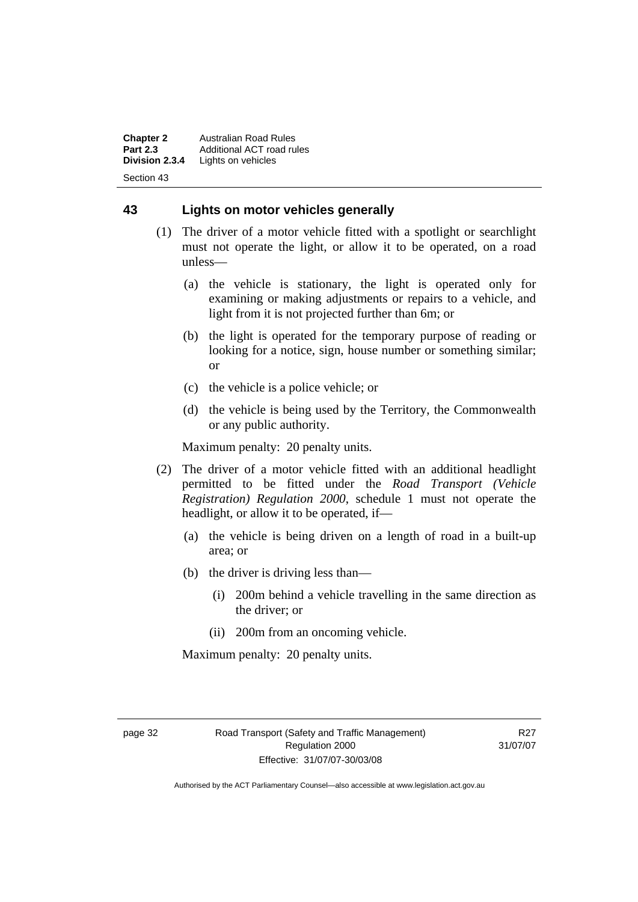## 43 Lights on motor vehicles generally

(1) The driver of a motor vehicle fitted with a spotlight or searchlight must not operate the light, or allow it to be operated, on a road unless—

(a) the vehicle is stationary, the light is operated only for examining or making adjustments or repairs to a vehicle, and light from it is not projected further than 6m; or

(b) the light is operated for the temporary purpose of reading or looking for a notice, sign, house number or something similar; or

(c) the vehicle is a police vehicle; or

(d) the vehicle is being used by the Territory, the Commonwealth or any public authority.

Maximum penalty: 20 penalty units.

(2) The driver of a motor vehicle fitted with an additional headlight permitted to be fitted under the *Road Transport (Vehicle Registration) Regulation 2000*, schedule 1 must not operate the headlight, or allow it to be operated, if—

(a) the vehicle is being driven on a length of road in a built-up area; or

(b) the driver is driving less than—

(i) 200m behind a vehicle travelling in the same direction as the driver; or

(ii) 200m from an oncoming vehicle.

Maximum penalty: 20 penalty units.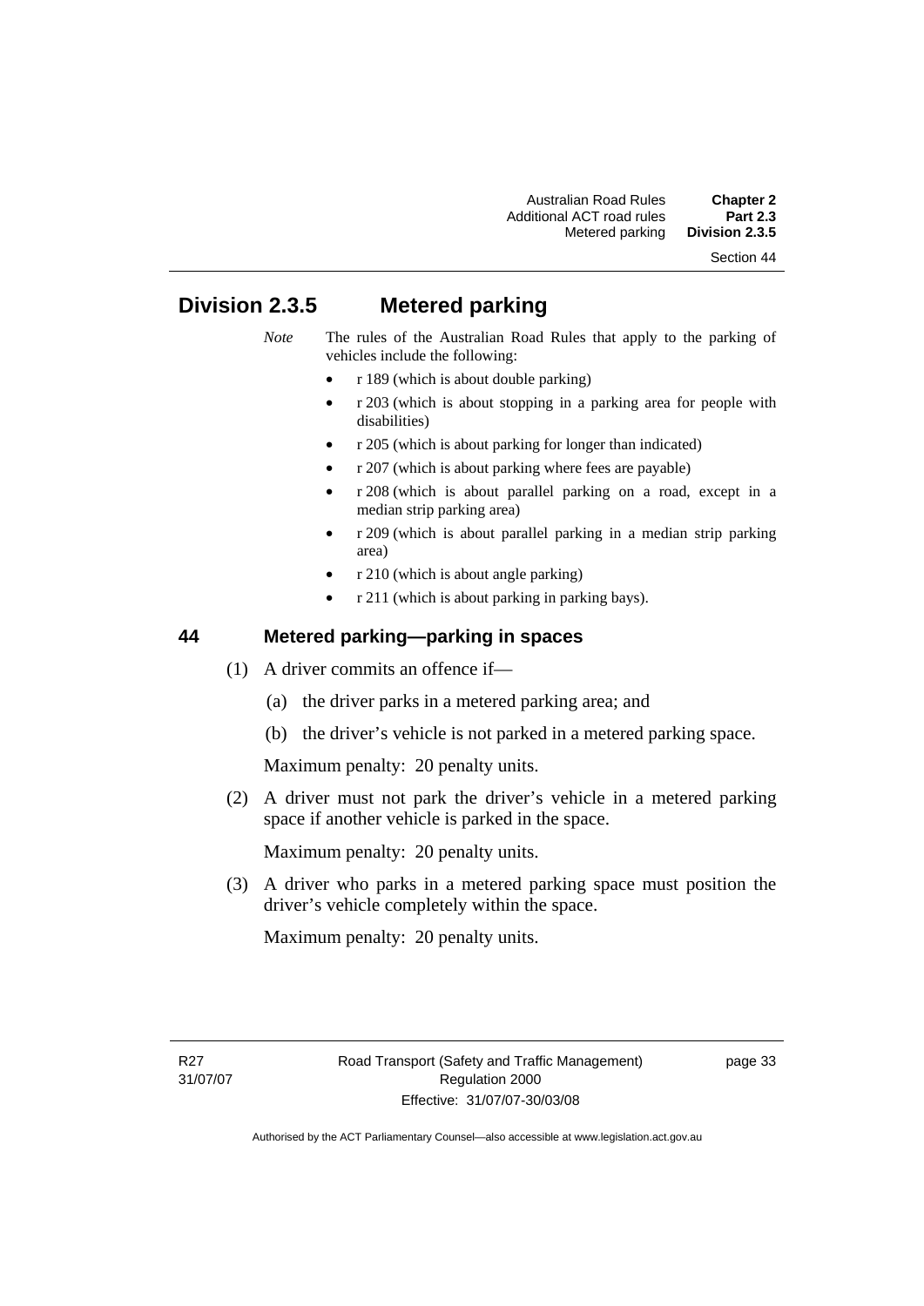# Division 2.3.5 Metered parking

*Note* The rules of the Australian Road Rules that apply to the parking of vehicles include the following:

- r 189 (which is about double parking)
- r 203 (which is about stopping in a parking area for people with disabilities)
- r 205 (which is about parking for longer than indicated)
- r 207 (which is about parking where fees are payable)
- r 208 (which is about parallel parking on a road, except in a median strip parking area)
- r 209 (which is about parallel parking in a median strip parking area)
- r 210 (which is about angle parking)
- r 211 (which is about parking in parking bays).

## 44 Metered parking—parking in spaces

(1) A driver commits an offence if—

(a) the driver parks in a metered parking area; and

(b) the driver's vehicle is not parked in a metered parking space.

Maximum penalty: 20 penalty units.

(2) A driver must not park the driver's vehicle in a metered parking space if another vehicle is parked in the space.

Maximum penalty: 20 penalty units.

(3) A driver who parks in a metered parking space must position the driver's vehicle completely within the space.

Maximum penalty: 20 penalty units.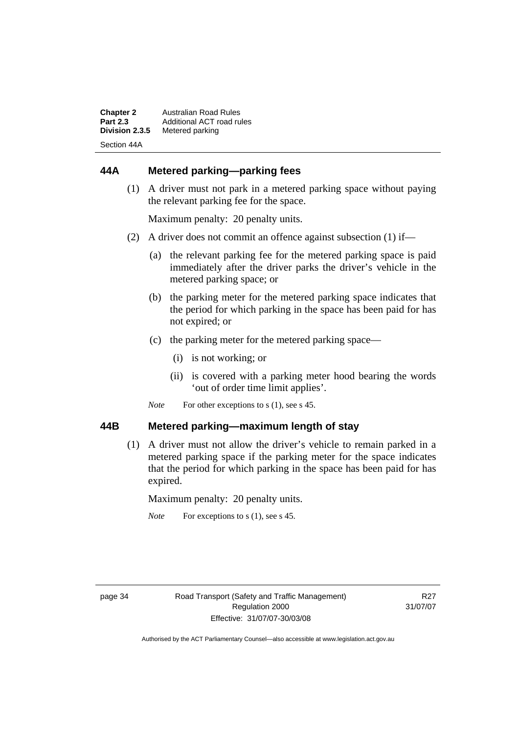## 44A Metered parking—parking fees

(1) A driver must not park in a metered parking space without paying the relevant parking fee for the space.

Maximum penalty: 20 penalty units.

(2) A driver does not commit an offence against subsection (1) if—

(a) the relevant parking fee for the metered parking space is paid immediately after the driver parks the driver's vehicle in the metered parking space; or

(b) the parking meter for the metered parking space indicates that the period for which parking in the space has been paid for has not expired; or

(c) the parking meter for the metered parking space—

(i) is not working; or

(ii) is covered with a parking meter hood bearing the words 'out of order time limit applies'.

*Note* For other exceptions to s (1), see s 45.

## 44B Metered parking—maximum length of stay

(1) A driver must not allow the driver's vehicle to remain parked in a metered parking space if the parking meter for the space indicates that the period for which parking in the space has been paid for has expired.

Maximum penalty: 20 penalty units.

*Note* For exceptions to s (1), see s 45.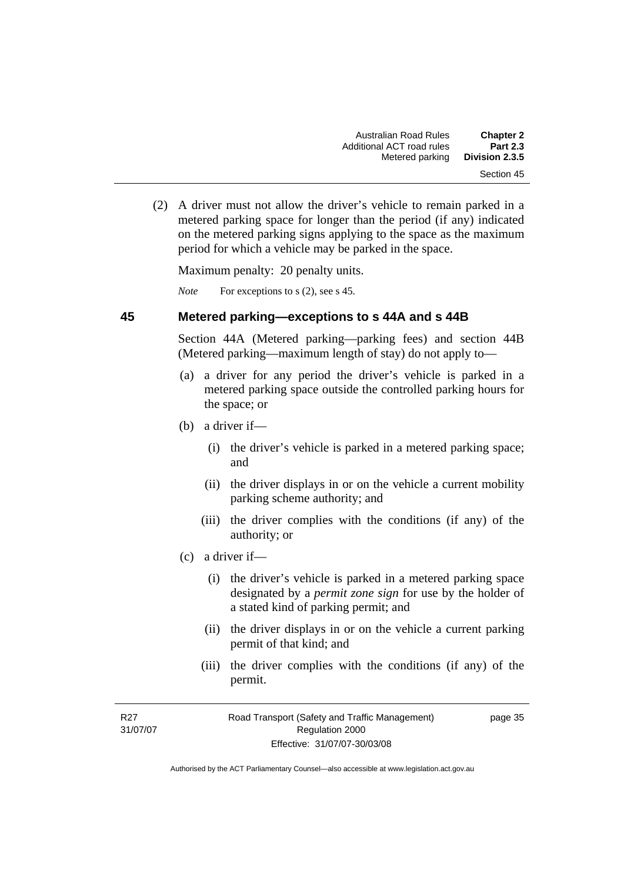(2) A driver must not allow the driver's vehicle to remain parked in a metered parking space for longer than the period (if any) indicated on the metered parking signs applying to the space as the maximum period for which a vehicle may be parked in the space.

Maximum penalty: 20 penalty units.

*Note* For exceptions to s (2), see s 45.

## 45 Metered parking—exceptions to s 44A and s 44B

Section 44A (Metered parking—parking fees) and section 44B (Metered parking—maximum length of stay) do not apply to—

(a) a driver for any period the driver's vehicle is parked in a metered parking space outside the controlled parking hours for the space; or

(b) a driver if—

(i) the driver's vehicle is parked in a metered parking space; and

(ii) the driver displays in or on the vehicle a current mobility parking scheme authority; and

(iii) the driver complies with the conditions (if any) of the authority; or

(c) a driver if—

(i) the driver's vehicle is parked in a metered parking space designated by a *permit zone sign* for use by the holder of a stated kind of parking permit; and

(ii) the driver displays in or on the vehicle a current parking permit of that kind; and

(iii) the driver complies with the conditions (if any) of the permit.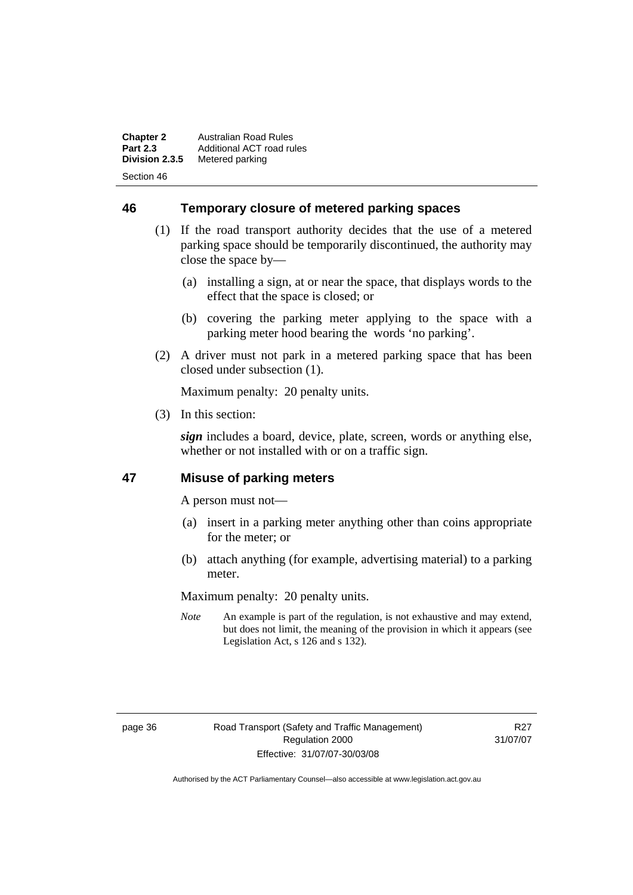## 46 Temporary closure of metered parking spaces

(1) If the road transport authority decides that the use of a metered parking space should be temporarily discontinued, the authority may close the space by—

(a) installing a sign, at or near the space, that displays words to the effect that the space is closed; or

(b) covering the parking meter applying to the space with a parking meter hood bearing the words 'no parking'.

(2) A driver must not park in a metered parking space that has been closed under subsection (1).

Maximum penalty: 20 penalty units.

(3) In this section:

***sign*** includes a board, device, plate, screen, words or anything else, whether or not installed with or on a traffic sign.

## 47 Misuse of parking meters

A person must not—

(a) insert in a parking meter anything other than coins appropriate for the meter; or

(b) attach anything (for example, advertising material) to a parking meter.

Maximum penalty: 20 penalty units.

*Note* An example is part of the regulation, is not exhaustive and may extend, but does not limit, the meaning of the provision in which it appears (see Legislation Act, s 126 and s 132).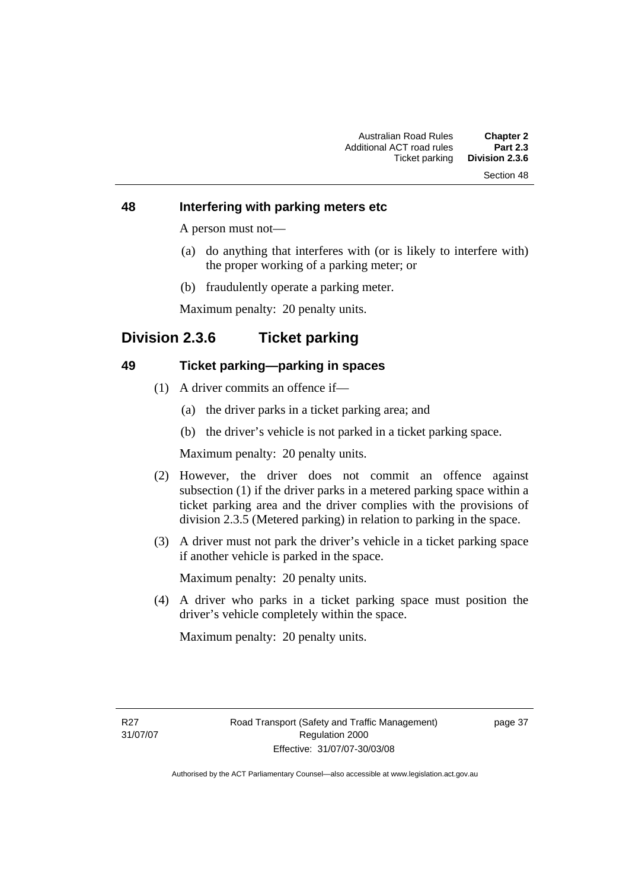### 48 Interfering with parking meters etc

A person must not—

(a) do anything that interferes with (or is likely to interfere with) the proper working of a parking meter; or

(b) fraudulently operate a parking meter.

Maximum penalty: 20 penalty units.

## Division 2.3.6 Ticket parking

### 49 Ticket parking—parking in spaces

(1) A driver commits an offence if—

(a) the driver parks in a ticket parking area; and

(b) the driver's vehicle is not parked in a ticket parking space.

Maximum penalty: 20 penalty units.

(2) However, the driver does not commit an offence against subsection (1) if the driver parks in a metered parking space within a ticket parking area and the driver complies with the provisions of division 2.3.5 (Metered parking) in relation to parking in the space.

(3) A driver must not park the driver's vehicle in a ticket parking space if another vehicle is parked in the space.

Maximum penalty: 20 penalty units.

(4) A driver who parks in a ticket parking space must position the driver's vehicle completely within the space.

Maximum penalty: 20 penalty units.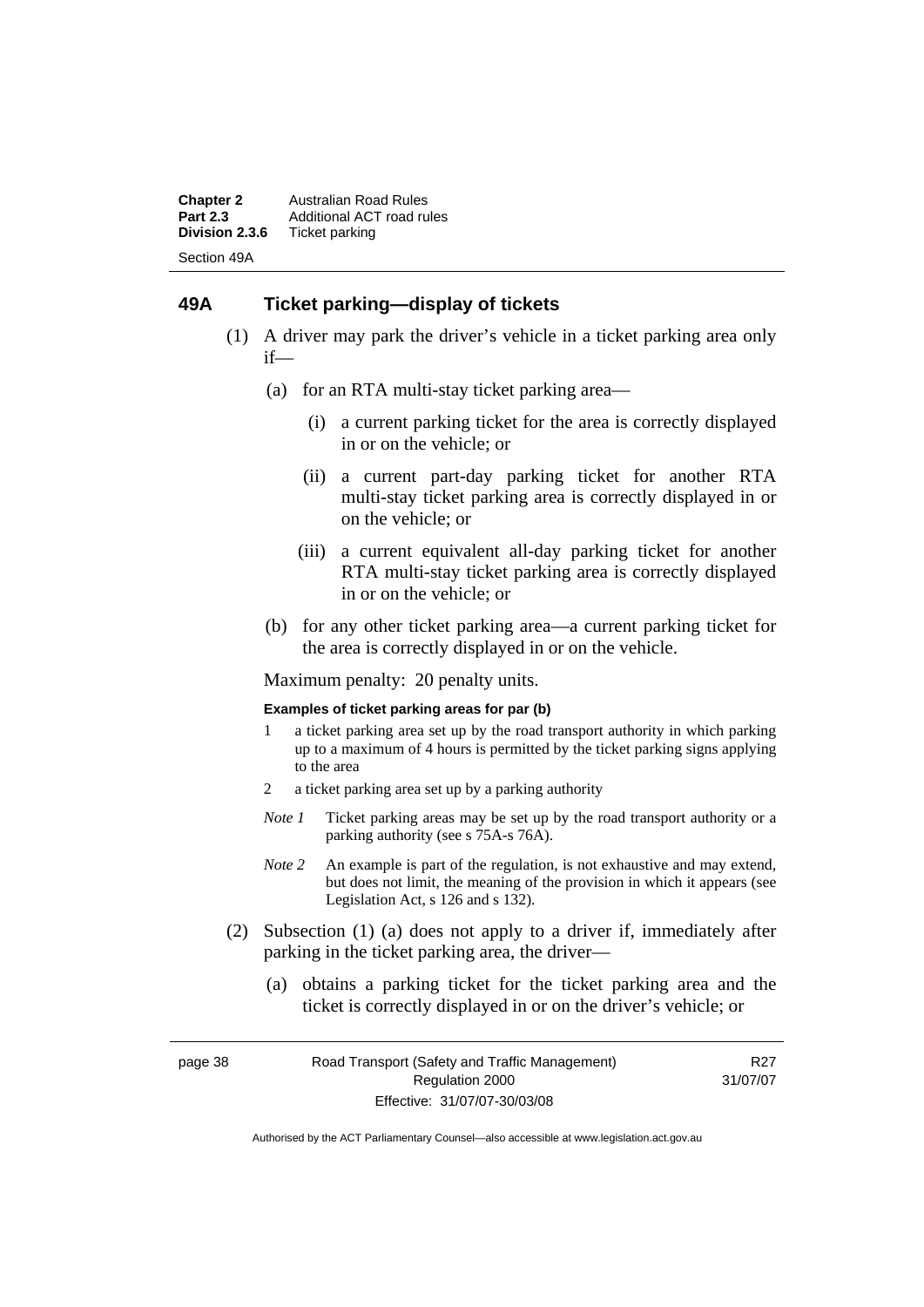## 49A Ticket parking—display of tickets

(1) A driver may park the driver's vehicle in a ticket parking area only if—

(a) for an RTA multi-stay ticket parking area—

(i) a current parking ticket for the area is correctly displayed in or on the vehicle; or

(ii) a current part-day parking ticket for another RTA multi-stay ticket parking area is correctly displayed in or on the vehicle; or

(iii) a current equivalent all-day parking ticket for another RTA multi-stay ticket parking area is correctly displayed in or on the vehicle; or

(b) for any other ticket parking area—a current parking ticket for the area is correctly displayed in or on the vehicle.

Maximum penalty: 20 penalty units.

**Examples of ticket parking areas for par (b)**

1 a ticket parking area set up by the road transport authority in which parking up to a maximum of 4 hours is permitted by the ticket parking signs applying to the area

2 a ticket parking area set up by a parking authority

*Note 1* Ticket parking areas may be set up by the road transport authority or a parking authority (see s 75A-s 76A).

*Note 2* An example is part of the regulation, is not exhaustive and may extend, but does not limit, the meaning of the provision in which it appears (see Legislation Act, s 126 and s 132).

(2) Subsection (1) (a) does not apply to a driver if, immediately after parking in the ticket parking area, the driver—

(a) obtains a parking ticket for the ticket parking area and the ticket is correctly displayed in or on the driver's vehicle; or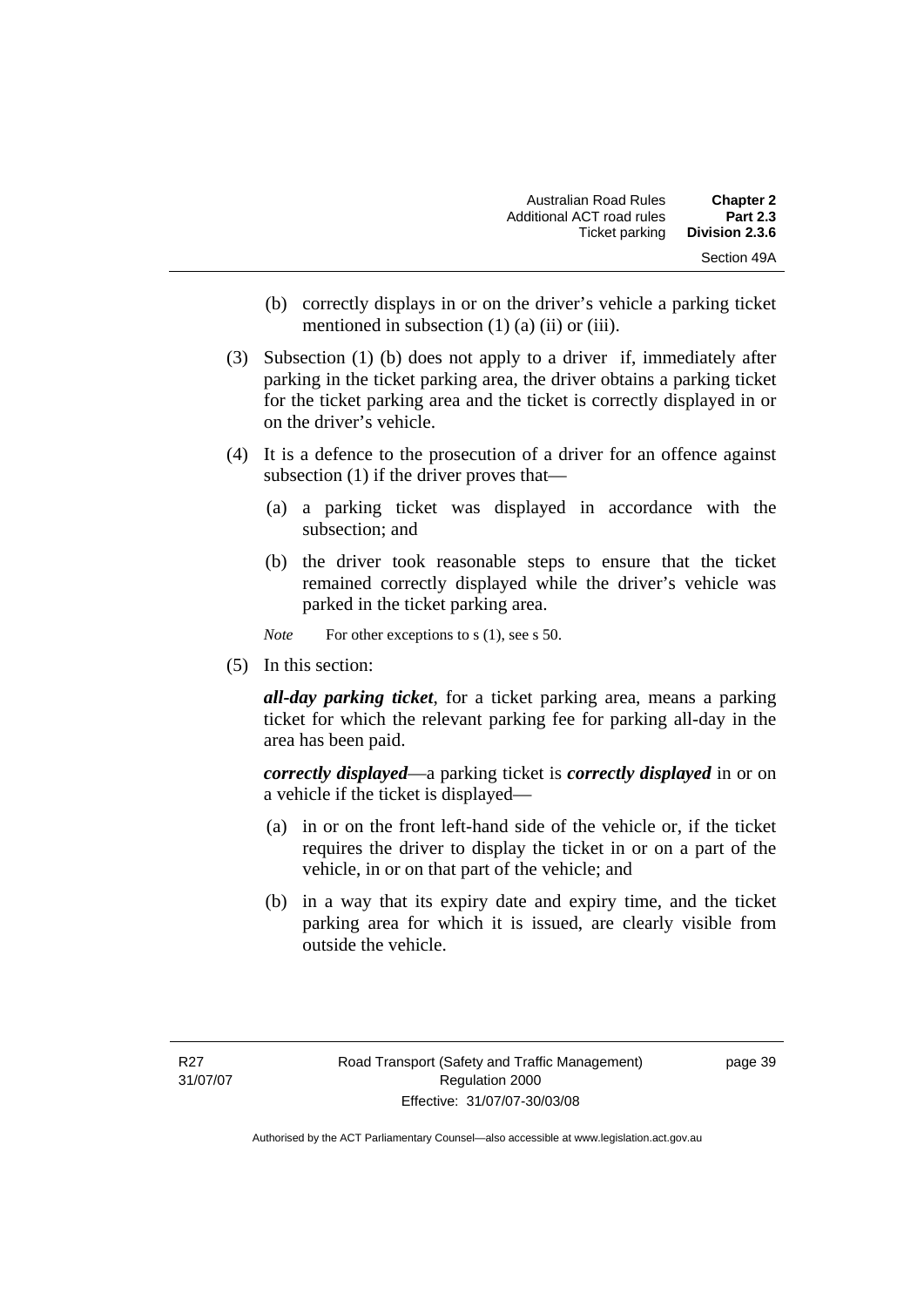(b) correctly displays in or on the driver's vehicle a parking ticket mentioned in subsection (1) (a) (ii) or (iii).

(3) Subsection (1) (b) does not apply to a driver if, immediately after parking in the ticket parking area, the driver obtains a parking ticket for the ticket parking area and the ticket is correctly displayed in or on the driver's vehicle.

(4) It is a defence to the prosecution of a driver for an offence against subsection (1) if the driver proves that—

(a) a parking ticket was displayed in accordance with the subsection; and

(b) the driver took reasonable steps to ensure that the ticket remained correctly displayed while the driver's vehicle was parked in the ticket parking area.

*Note* For other exceptions to s (1), see s 50.

(5) In this section:

***all-day parking ticket***, for a ticket parking area, means a parking ticket for which the relevant parking fee for parking all-day in the area has been paid.

***correctly displayed***—a parking ticket is ***correctly displayed*** in or on a vehicle if the ticket is displayed—

(a) in or on the front left-hand side of the vehicle or, if the ticket requires the driver to display the ticket in or on a part of the vehicle, in or on that part of the vehicle; and

(b) in a way that its expiry date and expiry time, and the ticket parking area for which it is issued, are clearly visible from outside the vehicle.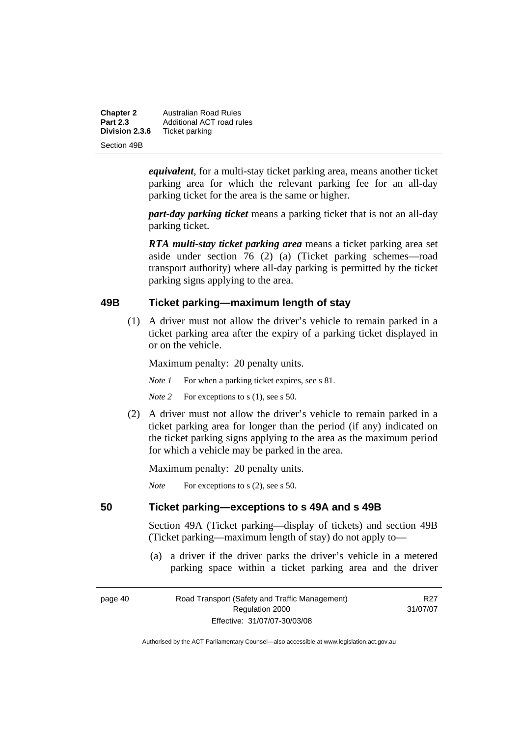***equivalent***, for a multi-stay ticket parking area, means another ticket parking area for which the relevant parking fee for an all-day parking ticket for the area is the same or higher.

***part-day parking ticket*** means a parking ticket that is not an all-day parking ticket.

***RTA multi-stay ticket parking area*** means a ticket parking area set aside under section 76 (2) (a) (Ticket parking schemes—road transport authority) where all-day parking is permitted by the ticket parking signs applying to the area.

## 49B Ticket parking—maximum length of stay

(1) A driver must not allow the driver's vehicle to remain parked in a ticket parking area after the expiry of a parking ticket displayed in or on the vehicle.

Maximum penalty: 20 penalty units.

*Note 1* For when a parking ticket expires, see s 81.

*Note 2* For exceptions to s (1), see s 50.

(2) A driver must not allow the driver's vehicle to remain parked in a ticket parking area for longer than the period (if any) indicated on the ticket parking signs applying to the area as the maximum period for which a vehicle may be parked in the area.

Maximum penalty: 20 penalty units.

*Note* For exceptions to s (2), see s 50.

## 50 Ticket parking—exceptions to s 49A and s 49B

Section 49A (Ticket parking—display of tickets) and section 49B (Ticket parking—maximum length of stay) do not apply to—

(a) a driver if the driver parks the driver's vehicle in a metered parking space within a ticket parking area and the driver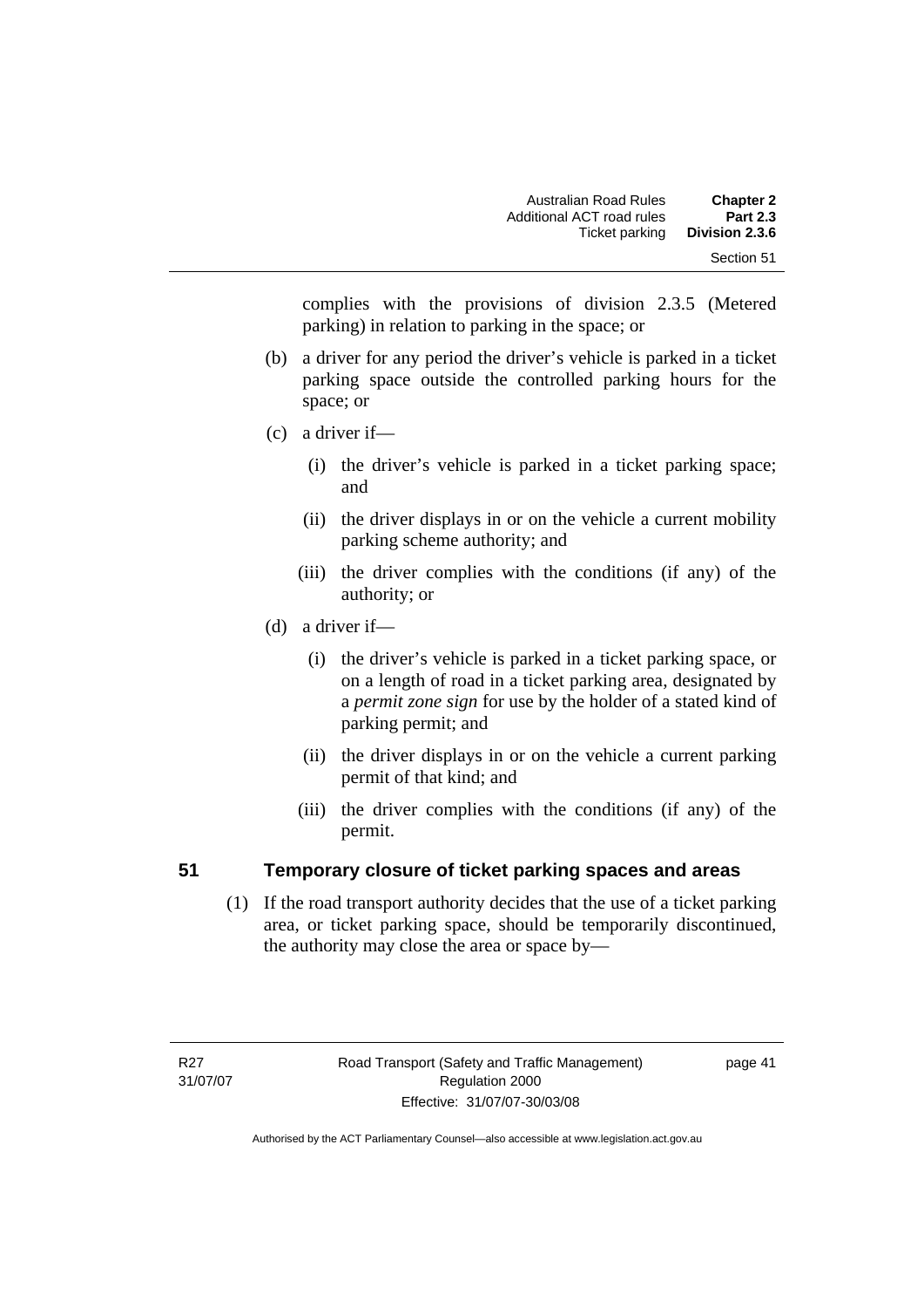complies with the provisions of division 2.3.5 (Metered parking) in relation to parking in the space; or

(b) a driver for any period the driver's vehicle is parked in a ticket parking space outside the controlled parking hours for the space; or

(c) a driver if—

(i) the driver's vehicle is parked in a ticket parking space; and

(ii) the driver displays in or on the vehicle a current mobility parking scheme authority; and

(iii) the driver complies with the conditions (if any) of the authority; or

(d) a driver if—

(i) the driver's vehicle is parked in a ticket parking space, or on a length of road in a ticket parking area, designated by a *permit zone sign* for use by the holder of a stated kind of parking permit; and

(ii) the driver displays in or on the vehicle a current parking permit of that kind; and

(iii) the driver complies with the conditions (if any) of the permit.

## 51 Temporary closure of ticket parking spaces and areas

(1) If the road transport authority decides that the use of a ticket parking area, or ticket parking space, should be temporarily discontinued, the authority may close the area or space by—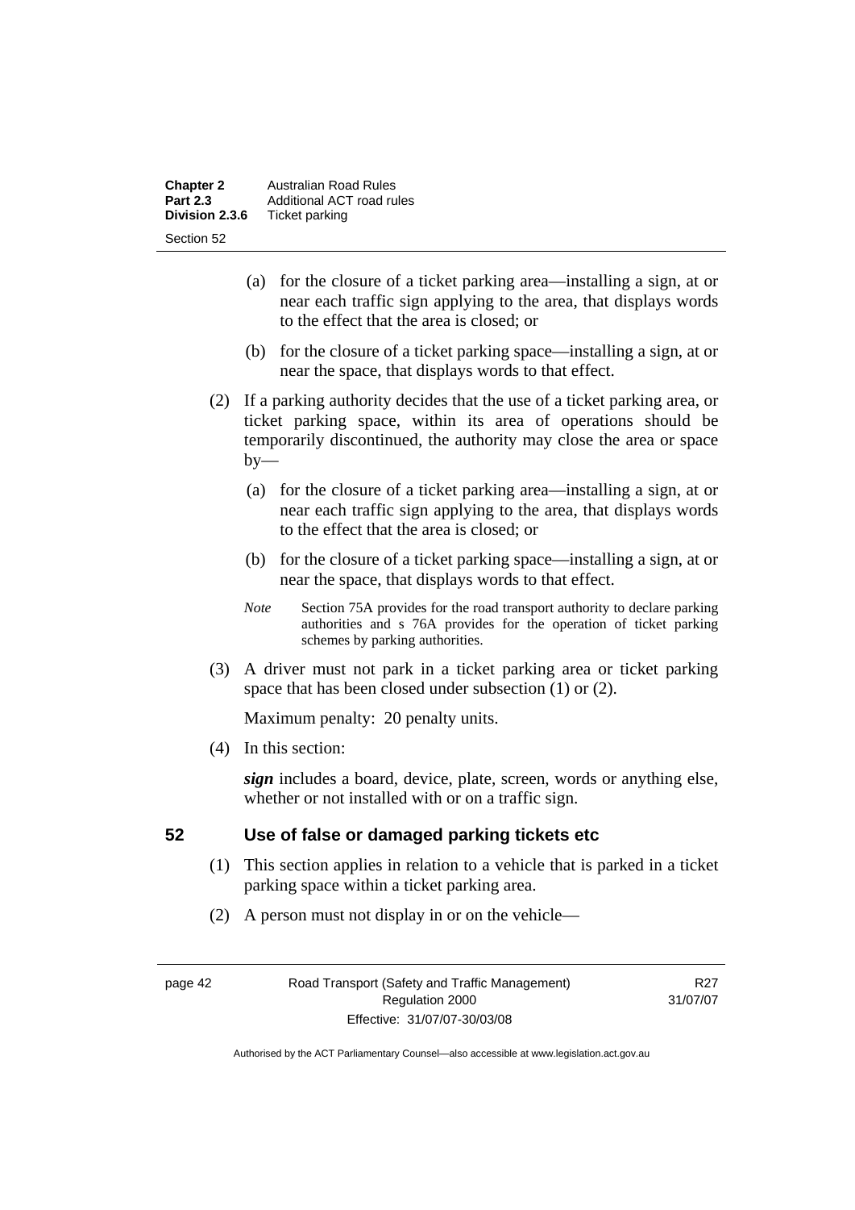(a) for the closure of a ticket parking area—installing a sign, at or near each traffic sign applying to the area, that displays words to the effect that the area is closed; or

(b) for the closure of a ticket parking space—installing a sign, at or near the space, that displays words to that effect.

(2) If a parking authority decides that the use of a ticket parking area, or ticket parking space, within its area of operations should be temporarily discontinued, the authority may close the area or space by—

(a) for the closure of a ticket parking area—installing a sign, at or near each traffic sign applying to the area, that displays words to the effect that the area is closed; or

(b) for the closure of a ticket parking space—installing a sign, at or near the space, that displays words to that effect.

*Note* Section 75A provides for the road transport authority to declare parking authorities and s 76A provides for the operation of ticket parking schemes by parking authorities.

(3) A driver must not park in a ticket parking area or ticket parking space that has been closed under subsection (1) or (2).

Maximum penalty: 20 penalty units.

(4) In this section:

***sign*** includes a board, device, plate, screen, words or anything else, whether or not installed with or on a traffic sign.

## 52 Use of false or damaged parking tickets etc

(1) This section applies in relation to a vehicle that is parked in a ticket parking space within a ticket parking area.

(2) A person must not display in or on the vehicle—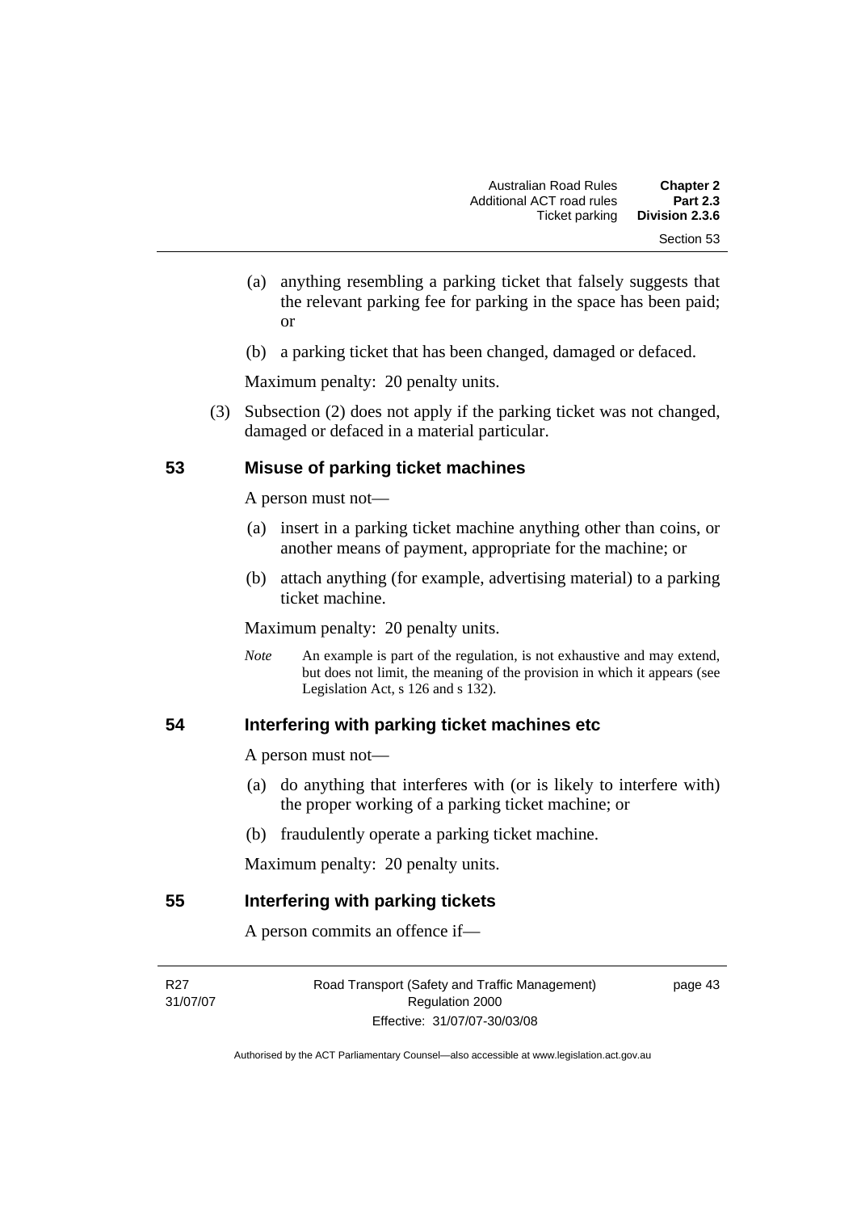(a) anything resembling a parking ticket that falsely suggests that the relevant parking fee for parking in the space has been paid; or

(b) a parking ticket that has been changed, damaged or defaced.

Maximum penalty: 20 penalty units.

(3) Subsection (2) does not apply if the parking ticket was not changed, damaged or defaced in a material particular.

### 53 Misuse of parking ticket machines

A person must not—

(a) insert in a parking ticket machine anything other than coins, or another means of payment, appropriate for the machine; or

(b) attach anything (for example, advertising material) to a parking ticket machine.

Maximum penalty: 20 penalty units.

*Note* An example is part of the regulation, is not exhaustive and may extend, but does not limit, the meaning of the provision in which it appears (see Legislation Act, s 126 and s 132).

### 54 Interfering with parking ticket machines etc

A person must not—

(a) do anything that interferes with (or is likely to interfere with) the proper working of a parking ticket machine; or

(b) fraudulently operate a parking ticket machine.

Maximum penalty: 20 penalty units.

### 55 Interfering with parking tickets

A person commits an offence if—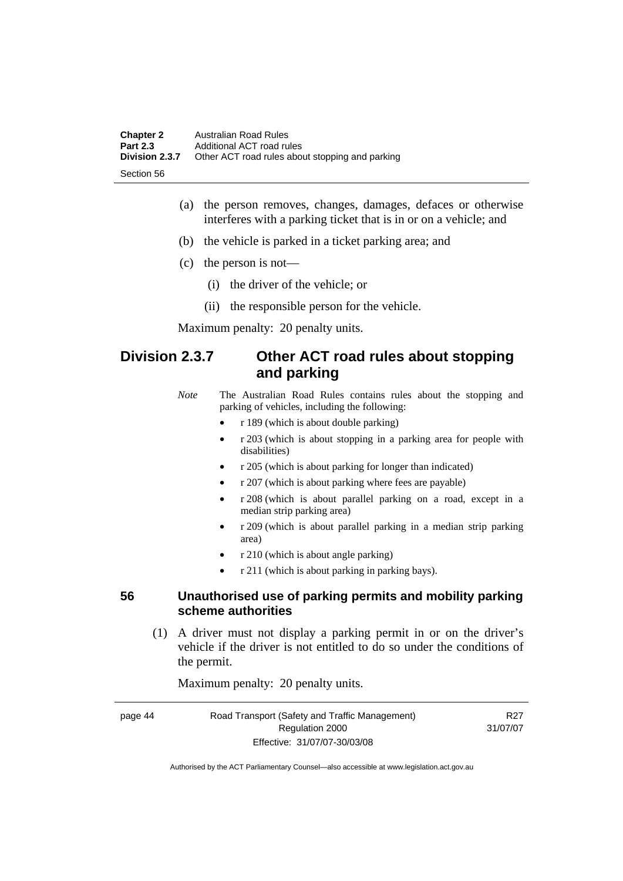(a) the person removes, changes, damages, defaces or otherwise interferes with a parking ticket that is in or on a vehicle; and

(b) the vehicle is parked in a ticket parking area; and

(c) the person is not—

(i) the driver of the vehicle; or

(ii) the responsible person for the vehicle.

Maximum penalty: 20 penalty units.

## Division 2.3.7 Other ACT road rules about stopping and parking

*Note* The Australian Road Rules contains rules about the stopping and parking of vehicles, including the following:

- r 189 (which is about double parking)
- r 203 (which is about stopping in a parking area for people with disabilities)
- r 205 (which is about parking for longer than indicated)
- r 207 (which is about parking where fees are payable)
- r 208 (which is about parallel parking on a road, except in a median strip parking area)
- r 209 (which is about parallel parking in a median strip parking area)
- r 210 (which is about angle parking)
- r 211 (which is about parking in parking bays).

### 56 Unauthorised use of parking permits and mobility parking scheme authorities

(1) A driver must not display a parking permit in or on the driver's vehicle if the driver is not entitled to do so under the conditions of the permit.

Maximum penalty: 20 penalty units.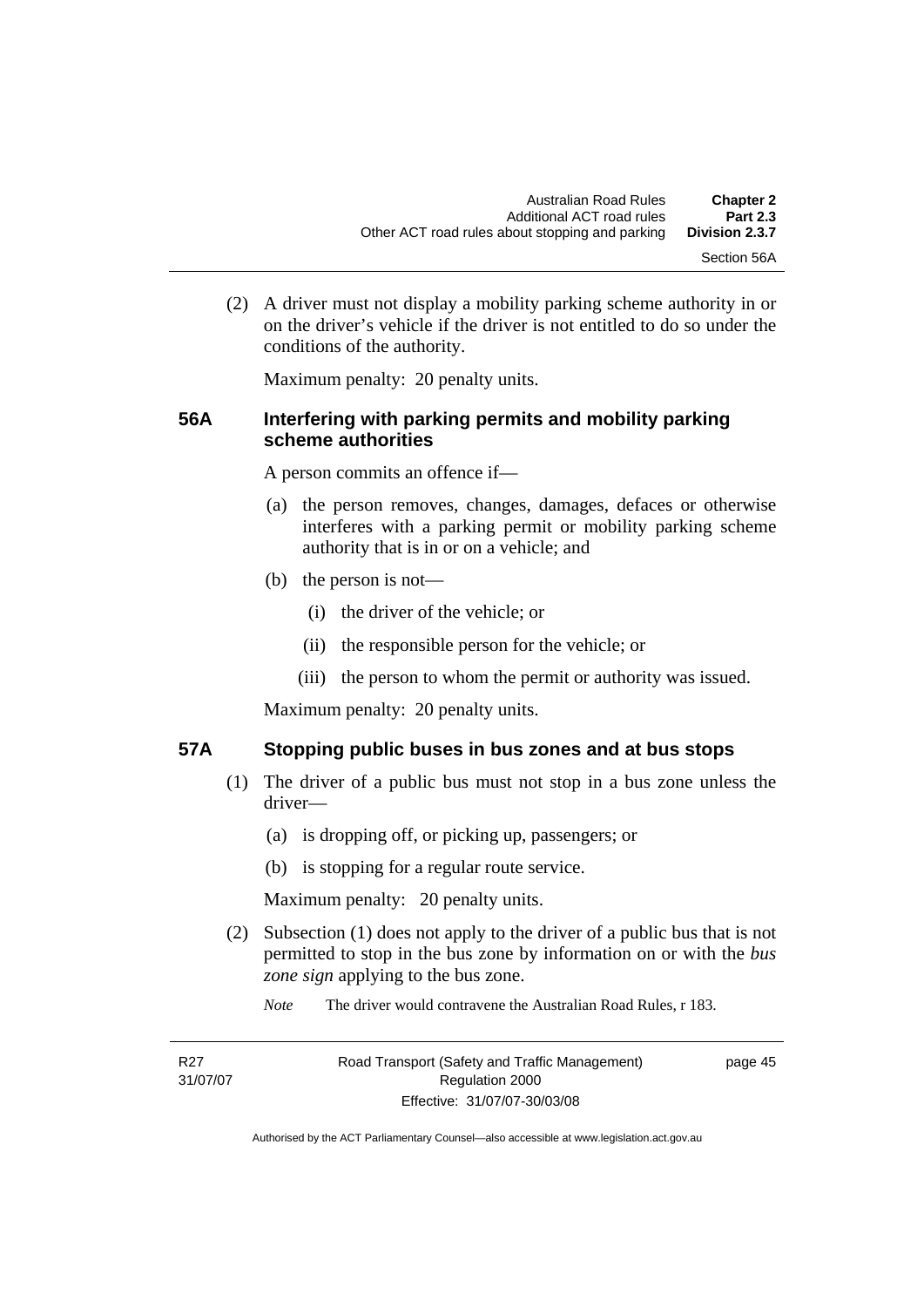(2) A driver must not display a mobility parking scheme authority in or on the driver's vehicle if the driver is not entitled to do so under the conditions of the authority.

Maximum penalty: 20 penalty units.

### 56A Interfering with parking permits and mobility parking scheme authorities

A person commits an offence if—

(a) the person removes, changes, damages, defaces or otherwise interferes with a parking permit or mobility parking scheme authority that is in or on a vehicle; and

(b) the person is not—

(i) the driver of the vehicle; or

(ii) the responsible person for the vehicle; or

(iii) the person to whom the permit or authority was issued.

Maximum penalty: 20 penalty units.

### 57A Stopping public buses in bus zones and at bus stops

(1) The driver of a public bus must not stop in a bus zone unless the driver—

(a) is dropping off, or picking up, passengers; or

(b) is stopping for a regular route service.

Maximum penalty: 20 penalty units.

(2) Subsection (1) does not apply to the driver of a public bus that is not permitted to stop in the bus zone by information on or with the *bus zone sign* applying to the bus zone.

*Note* The driver would contravene the Australian Road Rules, r 183.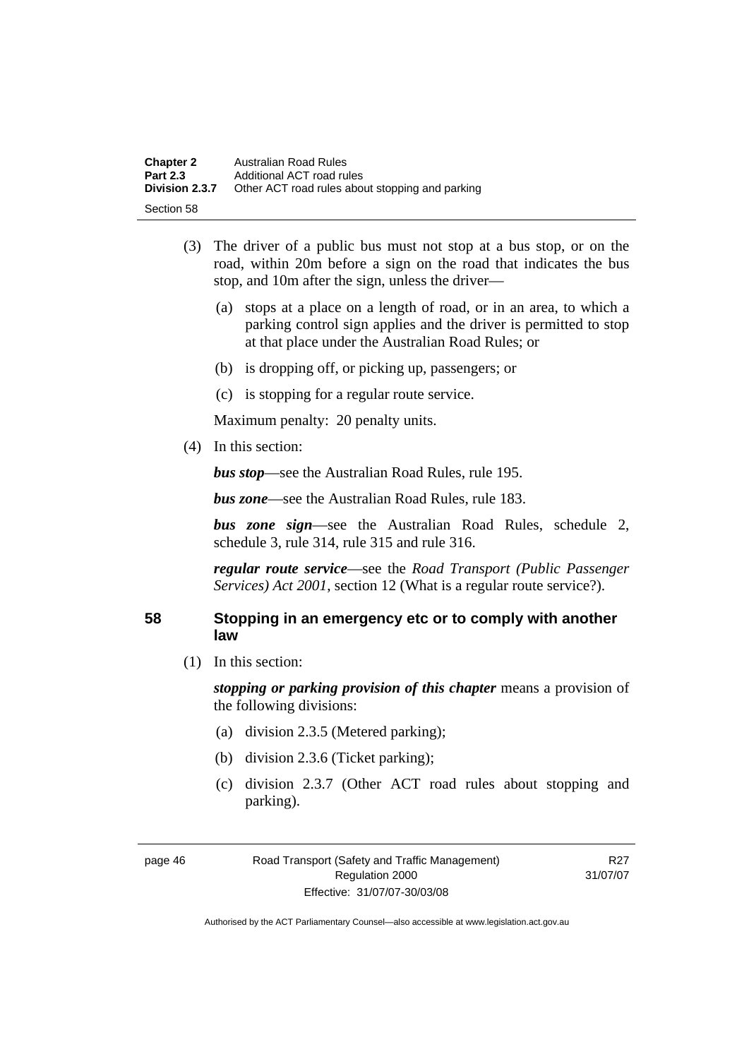(3) The driver of a public bus must not stop at a bus stop, or on the road, within 20m before a sign on the road that indicates the bus stop, and 10m after the sign, unless the driver—

(a) stops at a place on a length of road, or in an area, to which a parking control sign applies and the driver is permitted to stop at that place under the Australian Road Rules; or

(b) is dropping off, or picking up, passengers; or

(c) is stopping for a regular route service.

Maximum penalty: 20 penalty units.

(4) In this section:

***bus stop***—see the Australian Road Rules, rule 195.

***bus zone***—see the Australian Road Rules, rule 183.

***bus zone sign***—see the Australian Road Rules, schedule 2, schedule 3, rule 314, rule 315 and rule 316.

***regular route service***—see the *Road Transport (Public Passenger Services) Act 2001*, section 12 (What is a regular route service?).

## 58 Stopping in an emergency etc or to comply with another law

(1) In this section:

***stopping or parking provision of this chapter*** means a provision of the following divisions:

(a) division 2.3.5 (Metered parking);

(b) division 2.3.6 (Ticket parking);

(c) division 2.3.7 (Other ACT road rules about stopping and parking).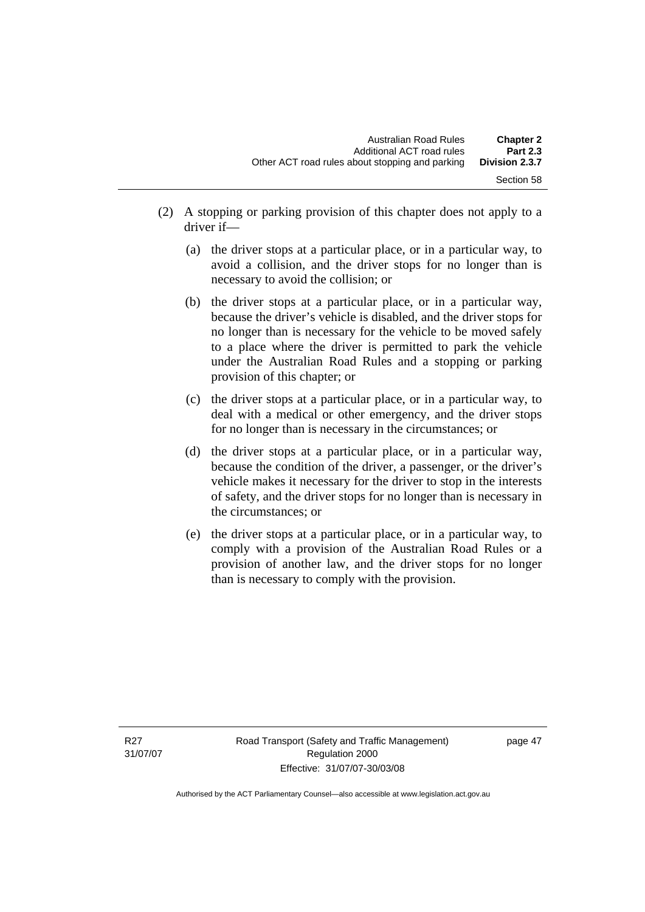(2) A stopping or parking provision of this chapter does not apply to a driver if—

(a) the driver stops at a particular place, or in a particular way, to avoid a collision, and the driver stops for no longer than is necessary to avoid the collision; or

(b) the driver stops at a particular place, or in a particular way, because the driver's vehicle is disabled, and the driver stops for no longer than is necessary for the vehicle to be moved safely to a place where the driver is permitted to park the vehicle under the Australian Road Rules and a stopping or parking provision of this chapter; or

(c) the driver stops at a particular place, or in a particular way, to deal with a medical or other emergency, and the driver stops for no longer than is necessary in the circumstances; or

(d) the driver stops at a particular place, or in a particular way, because the condition of the driver, a passenger, or the driver's vehicle makes it necessary for the driver to stop in the interests of safety, and the driver stops for no longer than is necessary in the circumstances; or

(e) the driver stops at a particular place, or in a particular way, to comply with a provision of the Australian Road Rules or a provision of another law, and the driver stops for no longer than is necessary to comply with the provision.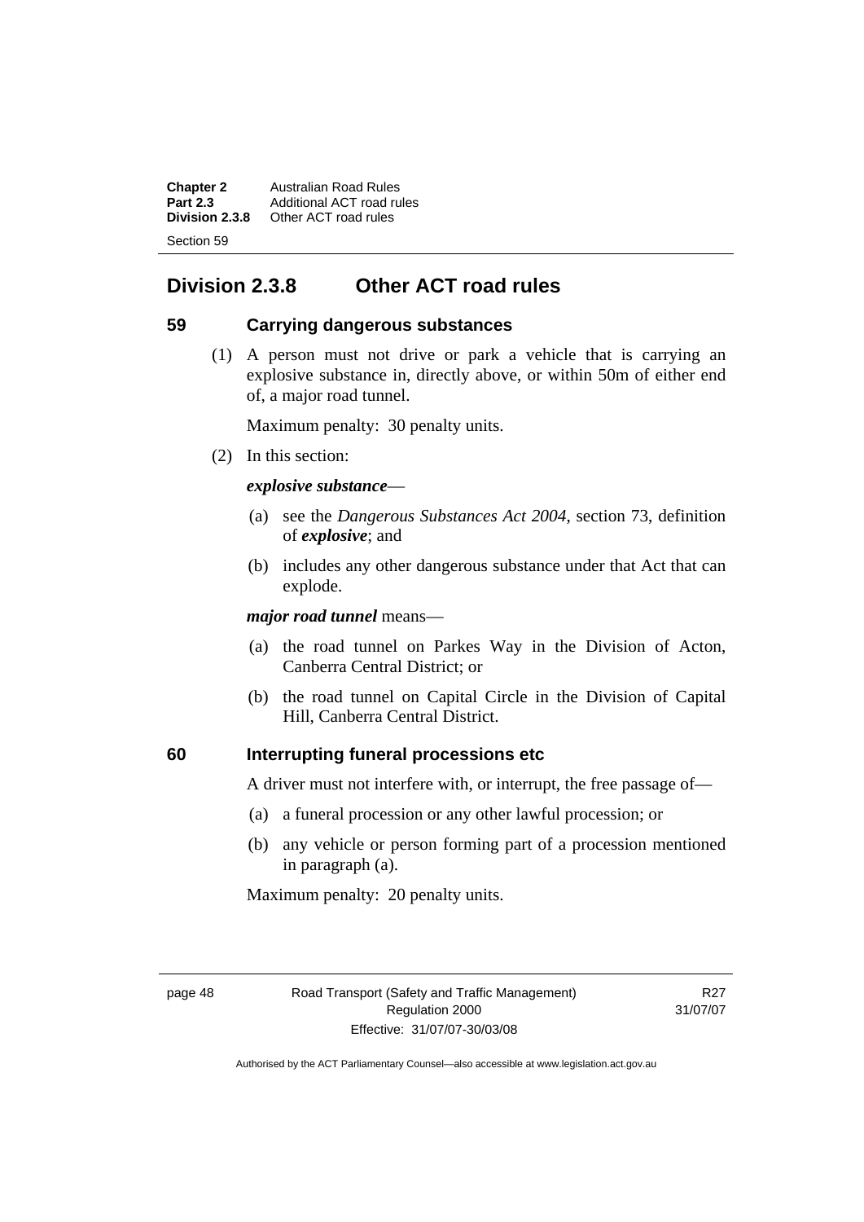## Division 2.3.8 Other ACT road rules

### 59 Carrying dangerous substances

(1) A person must not drive or park a vehicle that is carrying an explosive substance in, directly above, or within 50m of either end of, a major road tunnel.

Maximum penalty: 30 penalty units.

(2) In this section:

***explosive substance***—

(a) see the *Dangerous Substances Act 2004*, section 73, definition of ***explosive***; and

(b) includes any other dangerous substance under that Act that can explode.

***major road tunnel*** means—

(a) the road tunnel on Parkes Way in the Division of Acton, Canberra Central District; or

(b) the road tunnel on Capital Circle in the Division of Capital Hill, Canberra Central District.

### 60 Interrupting funeral processions etc

A driver must not interfere with, or interrupt, the free passage of—

(a) a funeral procession or any other lawful procession; or

(b) any vehicle or person forming part of a procession mentioned in paragraph (a).

Maximum penalty: 20 penalty units.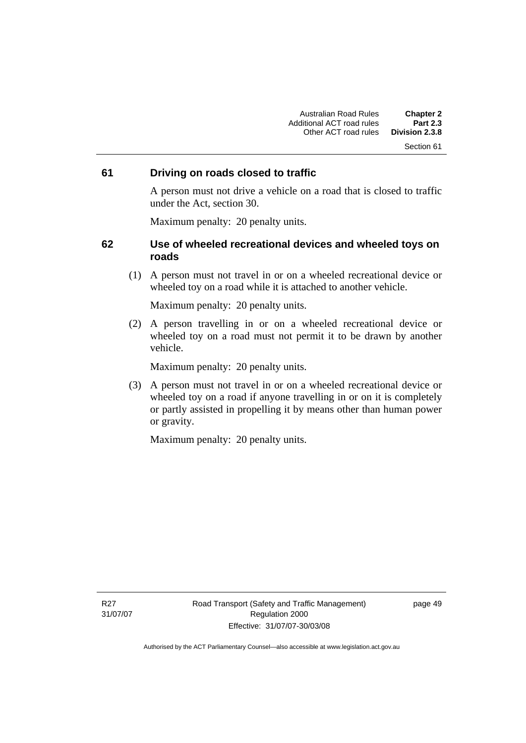## 61 Driving on roads closed to traffic

A person must not drive a vehicle on a road that is closed to traffic under the Act, section 30.

Maximum penalty: 20 penalty units.

## 62 Use of wheeled recreational devices and wheeled toys on roads

(1) A person must not travel in or on a wheeled recreational device or wheeled toy on a road while it is attached to another vehicle.

Maximum penalty: 20 penalty units.

(2) A person travelling in or on a wheeled recreational device or wheeled toy on a road must not permit it to be drawn by another vehicle.

Maximum penalty: 20 penalty units.

(3) A person must not travel in or on a wheeled recreational device or wheeled toy on a road if anyone travelling in or on it is completely or partly assisted in propelling it by means other than human power or gravity.

Maximum penalty: 20 penalty units.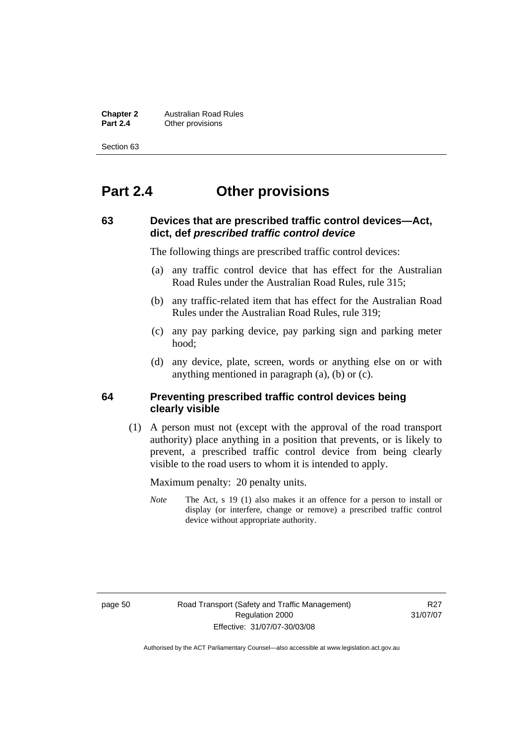# Part 2.4 Other provisions

## 63 Devices that are prescribed traffic control devices—Act, dict, def *prescribed traffic control device*

The following things are prescribed traffic control devices:

(a) any traffic control device that has effect for the Australian Road Rules under the Australian Road Rules, rule 315;

(b) any traffic-related item that has effect for the Australian Road Rules under the Australian Road Rules, rule 319;

(c) any pay parking device, pay parking sign and parking meter hood;

(d) any device, plate, screen, words or anything else on or with anything mentioned in paragraph (a), (b) or (c).

## 64 Preventing prescribed traffic control devices being clearly visible

(1) A person must not (except with the approval of the road transport authority) place anything in a position that prevents, or is likely to prevent, a prescribed traffic control device from being clearly visible to the road users to whom it is intended to apply.

Maximum penalty: 20 penalty units.

*Note* The Act, s 19 (1) also makes it an offence for a person to install or display (or interfere, change or remove) a prescribed traffic control device without appropriate authority.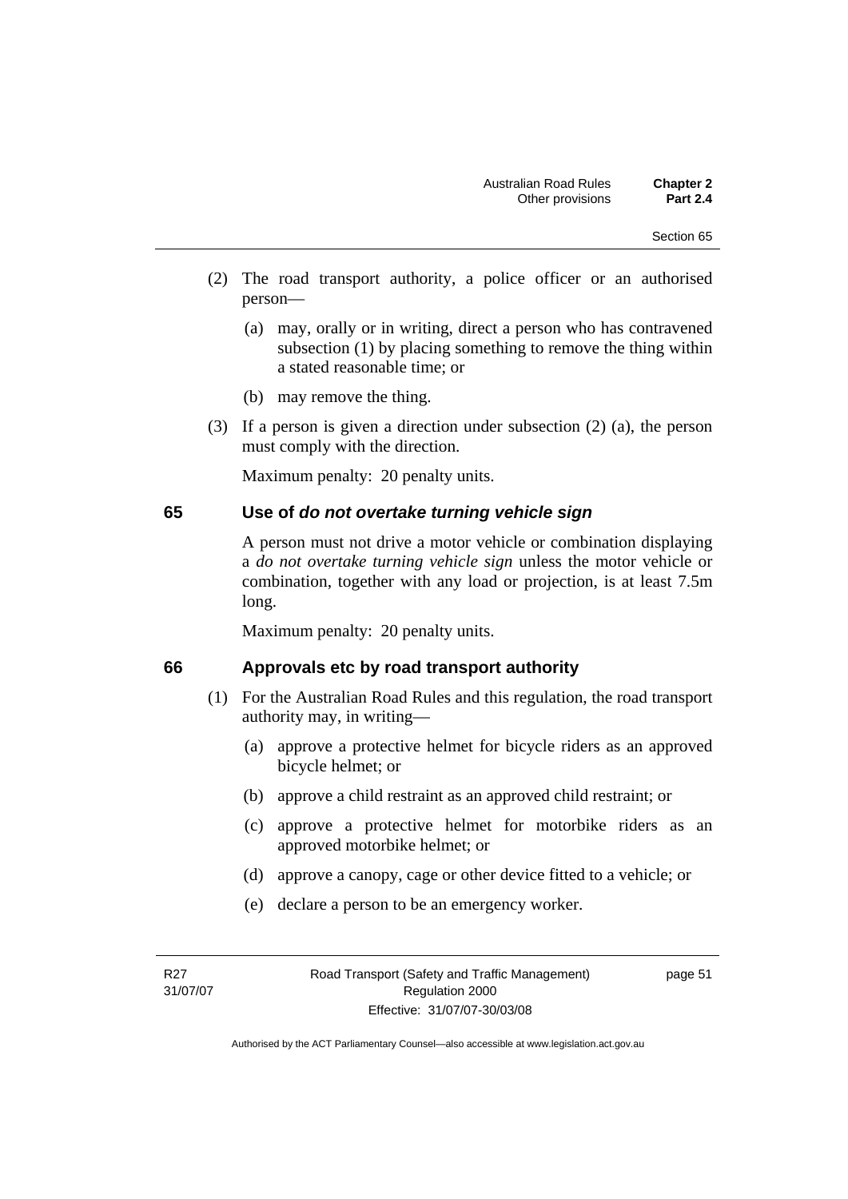(2) The road transport authority, a police officer or an authorised person—

(a) may, orally or in writing, direct a person who has contravened subsection (1) by placing something to remove the thing within a stated reasonable time; or

(b) may remove the thing.

(3) If a person is given a direction under subsection (2) (a), the person must comply with the direction.

Maximum penalty: 20 penalty units.

## 65 Use of *do not overtake turning vehicle sign*

A person must not drive a motor vehicle or combination displaying a *do not overtake turning vehicle sign* unless the motor vehicle or combination, together with any load or projection, is at least 7.5m long.

Maximum penalty: 20 penalty units.

## 66 Approvals etc by road transport authority

(1) For the Australian Road Rules and this regulation, the road transport authority may, in writing—

(a) approve a protective helmet for bicycle riders as an approved bicycle helmet; or

(b) approve a child restraint as an approved child restraint; or

(c) approve a protective helmet for motorbike riders as an approved motorbike helmet; or

(d) approve a canopy, cage or other device fitted to a vehicle; or

(e) declare a person to be an emergency worker.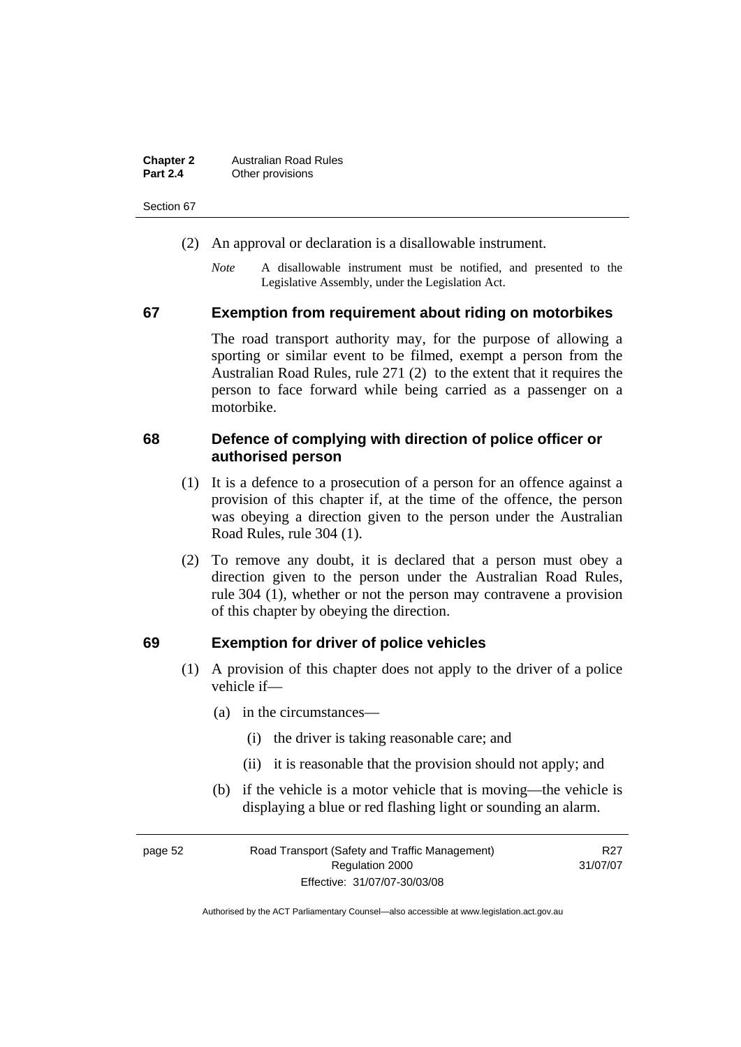(2) An approval or declaration is a disallowable instrument.

*Note* A disallowable instrument must be notified, and presented to the Legislative Assembly, under the Legislation Act.

## 67 Exemption from requirement about riding on motorbikes

The road transport authority may, for the purpose of allowing a sporting or similar event to be filmed, exempt a person from the Australian Road Rules, rule 271 (2) to the extent that it requires the person to face forward while being carried as a passenger on a motorbike.

## 68 Defence of complying with direction of police officer or authorised person

(1) It is a defence to a prosecution of a person for an offence against a provision of this chapter if, at the time of the offence, the person was obeying a direction given to the person under the Australian Road Rules, rule 304 (1).

(2) To remove any doubt, it is declared that a person must obey a direction given to the person under the Australian Road Rules, rule 304 (1), whether or not the person may contravene a provision of this chapter by obeying the direction.

## 69 Exemption for driver of police vehicles

(1) A provision of this chapter does not apply to the driver of a police vehicle if—

(a) in the circumstances—

(i) the driver is taking reasonable care; and

(ii) it is reasonable that the provision should not apply; and

(b) if the vehicle is a motor vehicle that is moving—the vehicle is displaying a blue or red flashing light or sounding an alarm.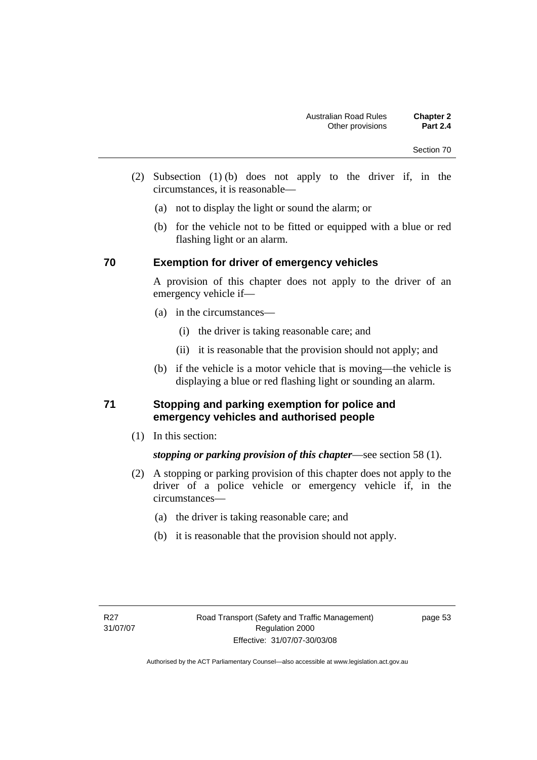(2) Subsection (1) (b) does not apply to the driver if, in the circumstances, it is reasonable—

(a) not to display the light or sound the alarm; or

(b) for the vehicle not to be fitted or equipped with a blue or red flashing light or an alarm.

## 70 Exemption for driver of emergency vehicles

A provision of this chapter does not apply to the driver of an emergency vehicle if—

(a) in the circumstances—

(i) the driver is taking reasonable care; and

(ii) it is reasonable that the provision should not apply; and

(b) if the vehicle is a motor vehicle that is moving—the vehicle is displaying a blue or red flashing light or sounding an alarm.

## 71 Stopping and parking exemption for police and emergency vehicles and authorised people

(1) In this section:

***stopping or parking provision of this chapter***—see section 58 (1).

(2) A stopping or parking provision of this chapter does not apply to the driver of a police vehicle or emergency vehicle if, in the circumstances—

(a) the driver is taking reasonable care; and

(b) it is reasonable that the provision should not apply.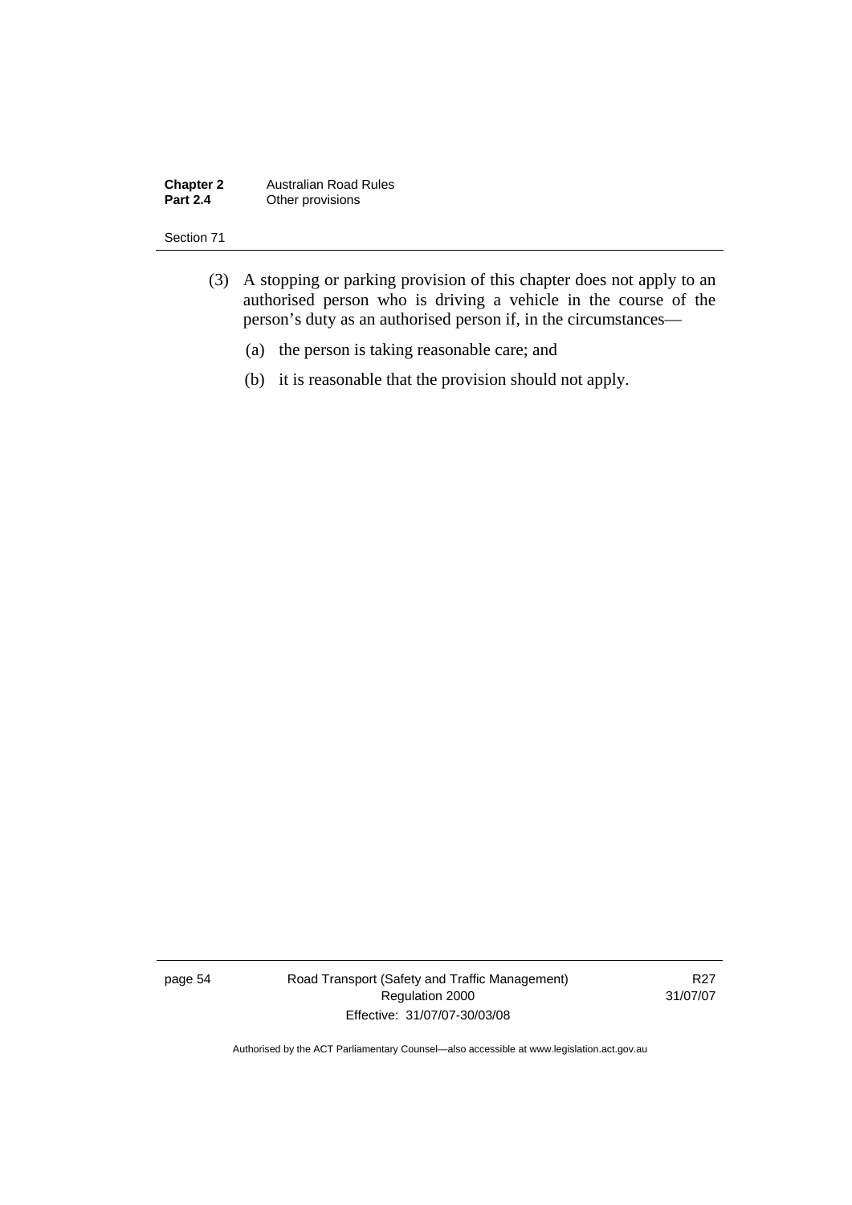(3) A stopping or parking provision of this chapter does not apply to an authorised person who is driving a vehicle in the course of the person's duty as an authorised person if, in the circumstances—

(a) the person is taking reasonable care; and

(b) it is reasonable that the provision should not apply.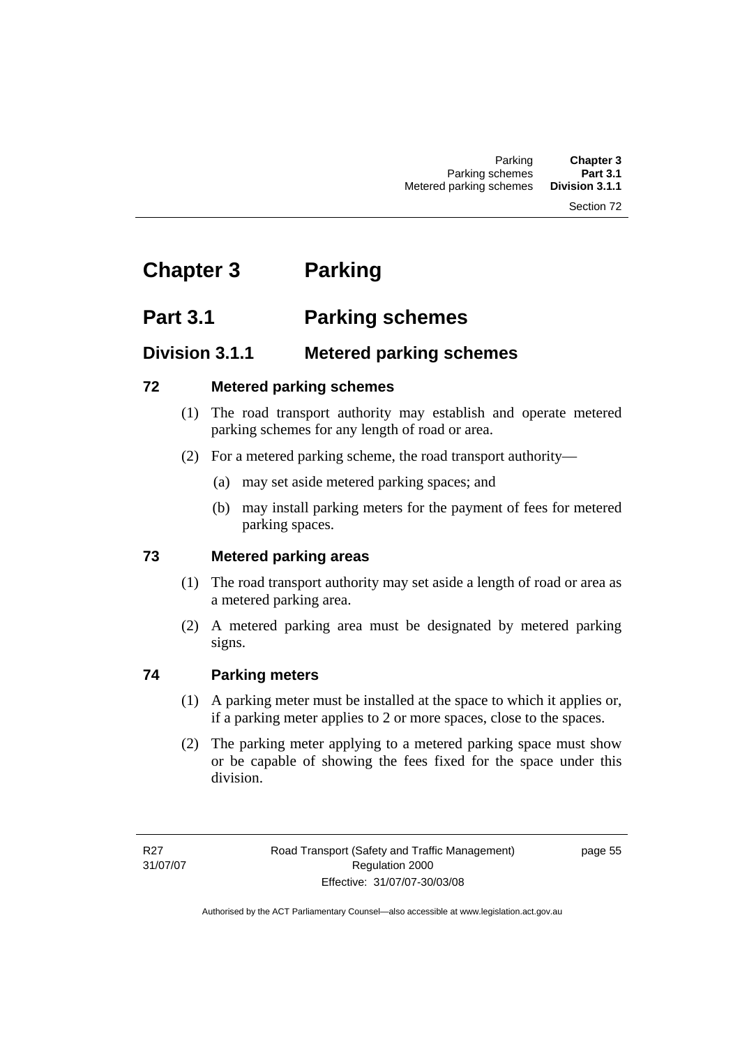# Chapter 3 Parking

## Part 3.1 Parking schemes

### Division 3.1.1 Metered parking schemes

#### 72 Metered parking schemes

(1) The road transport authority may establish and operate metered parking schemes for any length of road or area.

(2) For a metered parking scheme, the road transport authority—

(a) may set aside metered parking spaces; and

(b) may install parking meters for the payment of fees for metered parking spaces.

#### 73 Metered parking areas

(1) The road transport authority may set aside a length of road or area as a metered parking area.

(2) A metered parking area must be designated by metered parking signs.

#### 74 Parking meters

(1) A parking meter must be installed at the space to which it applies or, if a parking meter applies to 2 or more spaces, close to the spaces.

(2) The parking meter applying to a metered parking space must show or be capable of showing the fees fixed for the space under this division.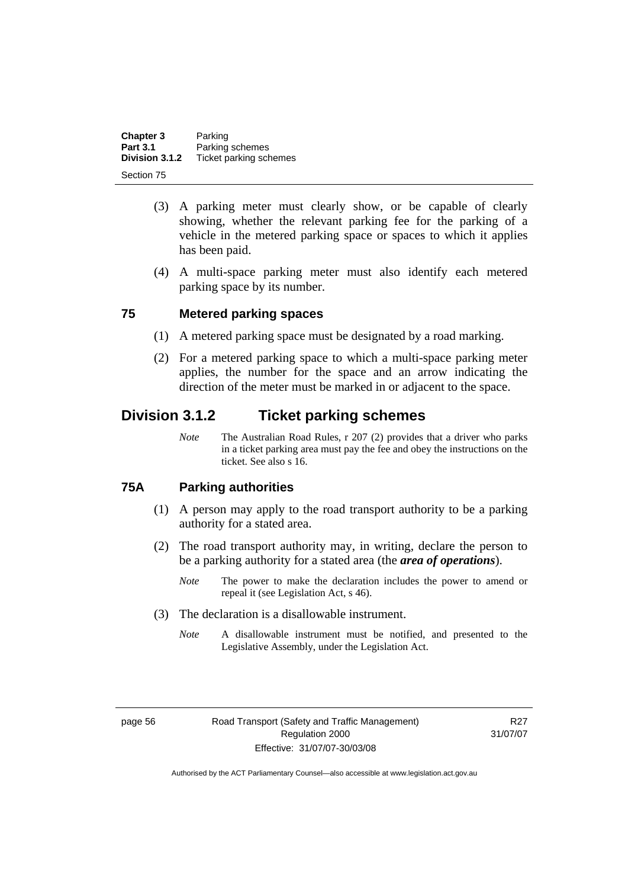(3) A parking meter must clearly show, or be capable of clearly showing, whether the relevant parking fee for the parking of a vehicle in the metered parking space or spaces to which it applies has been paid.

(4) A multi-space parking meter must also identify each metered parking space by its number.

### 75 Metered parking spaces

(1) A metered parking space must be designated by a road marking.

(2) For a metered parking space to which a multi-space parking meter applies, the number for the space and an arrow indicating the direction of the meter must be marked in or adjacent to the space.

## Division 3.1.2 Ticket parking schemes

*Note* The Australian Road Rules, r 207 (2) provides that a driver who parks in a ticket parking area must pay the fee and obey the instructions on the ticket. See also s 16.

### 75A Parking authorities

(1) A person may apply to the road transport authority to be a parking authority for a stated area.

(2) The road transport authority may, in writing, declare the person to be a parking authority for a stated area (the ***area of operations***).

*Note* The power to make the declaration includes the power to amend or repeal it (see Legislation Act, s 46).

(3) The declaration is a disallowable instrument.

*Note* A disallowable instrument must be notified, and presented to the Legislative Assembly, under the Legislation Act.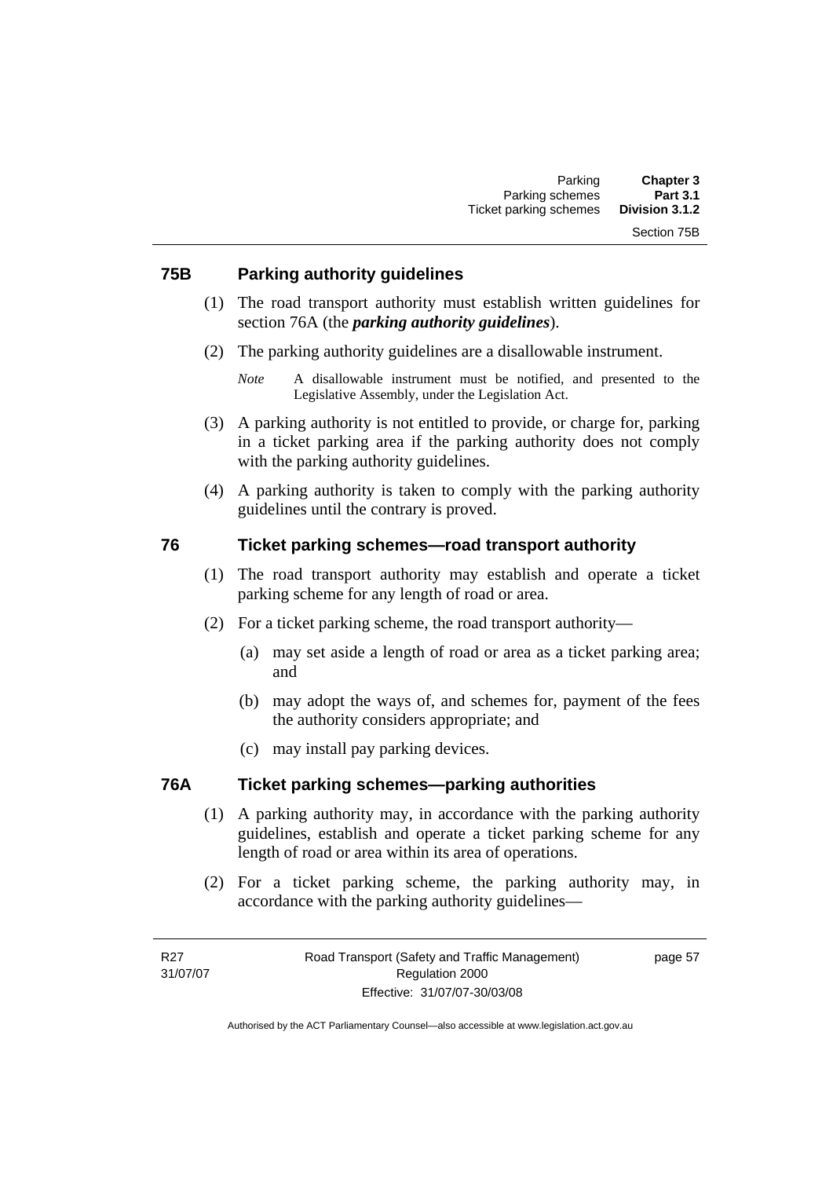### 75B Parking authority guidelines

(1) The road transport authority must establish written guidelines for section 76A (the ***parking authority guidelines***).

(2) The parking authority guidelines are a disallowable instrument.

*Note* A disallowable instrument must be notified, and presented to the Legislative Assembly, under the Legislation Act.

(3) A parking authority is not entitled to provide, or charge for, parking in a ticket parking area if the parking authority does not comply with the parking authority guidelines.

(4) A parking authority is taken to comply with the parking authority guidelines until the contrary is proved.

### 76 Ticket parking schemes—road transport authority

(1) The road transport authority may establish and operate a ticket parking scheme for any length of road or area.

(2) For a ticket parking scheme, the road transport authority—

(a) may set aside a length of road or area as a ticket parking area; and

(b) may adopt the ways of, and schemes for, payment of the fees the authority considers appropriate; and

(c) may install pay parking devices.

### 76A Ticket parking schemes—parking authorities

(1) A parking authority may, in accordance with the parking authority guidelines, establish and operate a ticket parking scheme for any length of road or area within its area of operations.

(2) For a ticket parking scheme, the parking authority may, in accordance with the parking authority guidelines—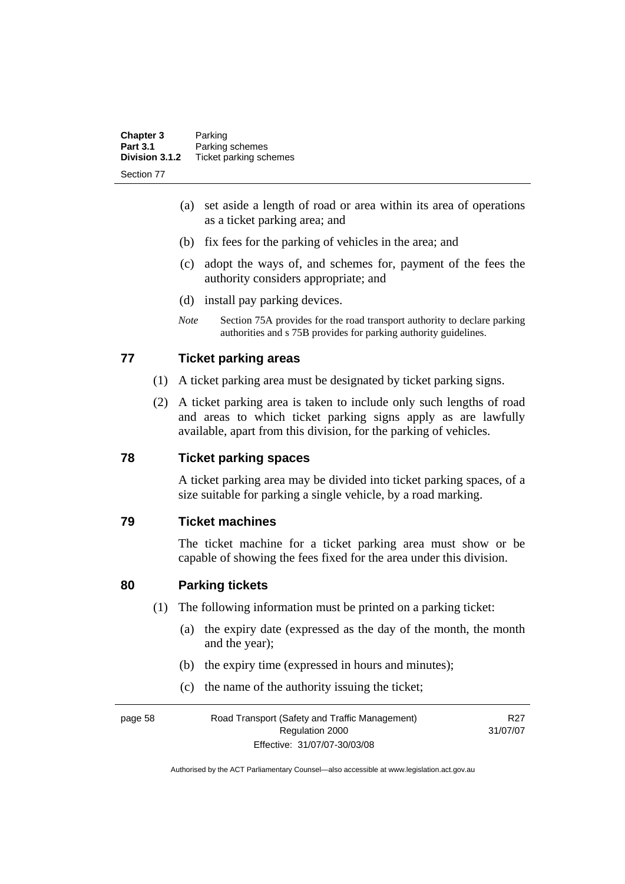(a) set aside a length of road or area within its area of operations as a ticket parking area; and

(b) fix fees for the parking of vehicles in the area; and

(c) adopt the ways of, and schemes for, payment of the fees the authority considers appropriate; and

(d) install pay parking devices.

*Note* Section 75A provides for the road transport authority to declare parking authorities and s 75B provides for parking authority guidelines.

## 77 Ticket parking areas

(1) A ticket parking area must be designated by ticket parking signs.

(2) A ticket parking area is taken to include only such lengths of road and areas to which ticket parking signs apply as are lawfully available, apart from this division, for the parking of vehicles.

## 78 Ticket parking spaces

A ticket parking area may be divided into ticket parking spaces, of a size suitable for parking a single vehicle, by a road marking.

## 79 Ticket machines

The ticket machine for a ticket parking area must show or be capable of showing the fees fixed for the area under this division.

## 80 Parking tickets

(1) The following information must be printed on a parking ticket:

(a) the expiry date (expressed as the day of the month, the month and the year);

(b) the expiry time (expressed in hours and minutes);

(c) the name of the authority issuing the ticket;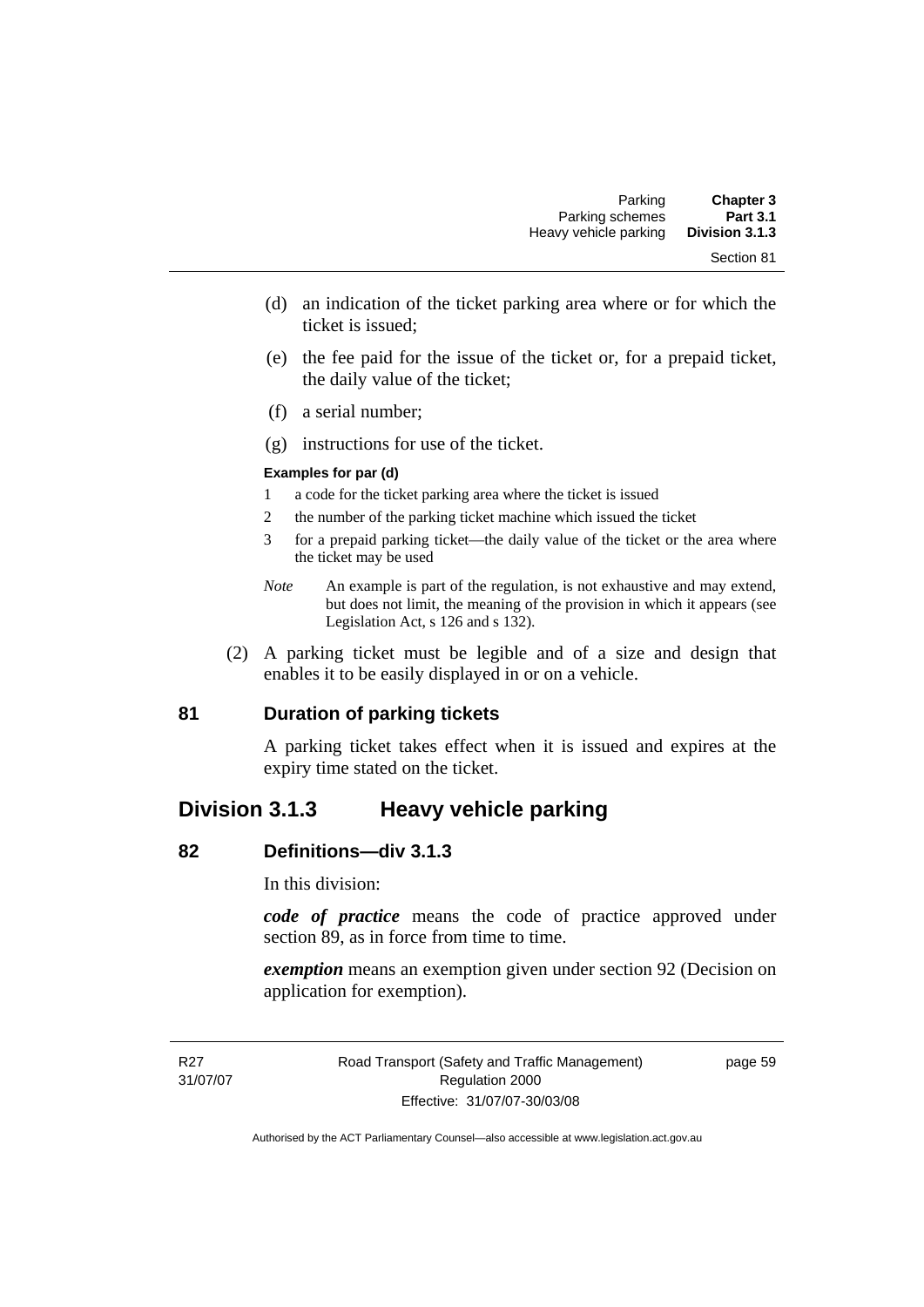(d) an indication of the ticket parking area where or for which the ticket is issued;

(e) the fee paid for the issue of the ticket or, for a prepaid ticket, the daily value of the ticket;

(f) a serial number;

(g) instructions for use of the ticket.

**Examples for par (d)**

1 a code for the ticket parking area where the ticket is issued

2 the number of the parking ticket machine which issued the ticket

3 for a prepaid parking ticket—the daily value of the ticket or the area where the ticket may be used

*Note* An example is part of the regulation, is not exhaustive and may extend, but does not limit, the meaning of the provision in which it appears (see Legislation Act, s 126 and s 132).

(2) A parking ticket must be legible and of a size and design that enables it to be easily displayed in or on a vehicle.

### 81 Duration of parking tickets

A parking ticket takes effect when it is issued and expires at the expiry time stated on the ticket.

## Division 3.1.3 Heavy vehicle parking

### 82 Definitions—div 3.1.3

In this division:

***code of practice*** means the code of practice approved under section 89, as in force from time to time.

***exemption*** means an exemption given under section 92 (Decision on application for exemption).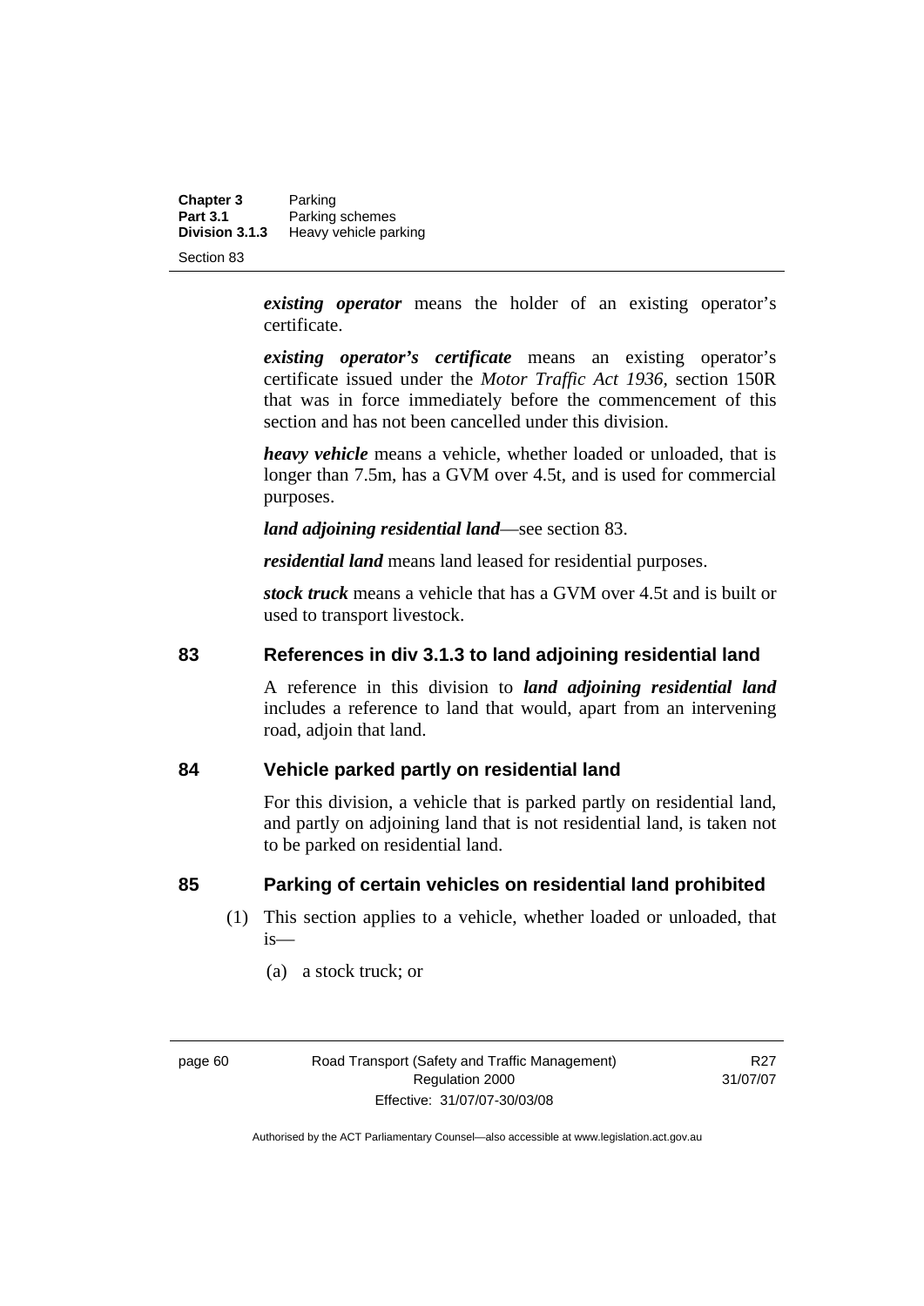***existing operator*** means the holder of an existing operator's certificate.

***existing operator's certificate*** means an existing operator's certificate issued under the *Motor Traffic Act 1936,* section 150R that was in force immediately before the commencement of this section and has not been cancelled under this division.

***heavy vehicle*** means a vehicle, whether loaded or unloaded, that is longer than 7.5m, has a GVM over 4.5t, and is used for commercial purposes.

***land adjoining residential land***—see section 83.

***residential land*** means land leased for residential purposes.

***stock truck*** means a vehicle that has a GVM over 4.5t and is built or used to transport livestock.

## 83 References in div 3.1.3 to land adjoining residential land

A reference in this division to ***land adjoining residential land*** includes a reference to land that would, apart from an intervening road, adjoin that land.

## 84 Vehicle parked partly on residential land

For this division, a vehicle that is parked partly on residential land, and partly on adjoining land that is not residential land, is taken not to be parked on residential land.

## 85 Parking of certain vehicles on residential land prohibited

(1) This section applies to a vehicle, whether loaded or unloaded, that is—

(a) a stock truck; or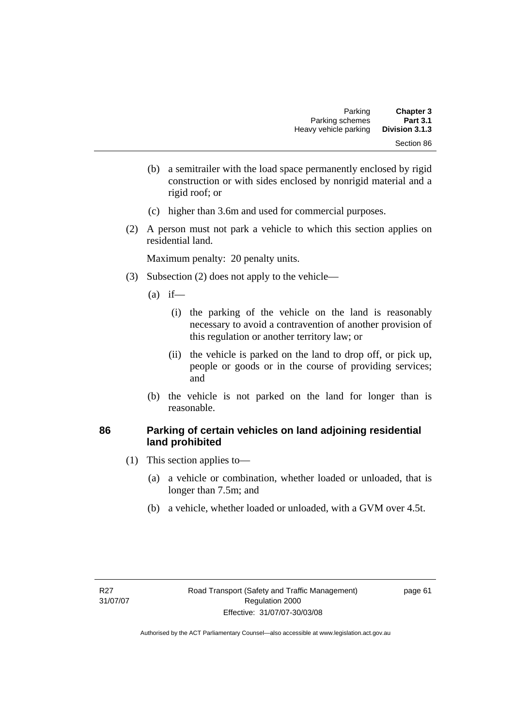(b) a semitrailer with the load space permanently enclosed by rigid construction or with sides enclosed by nonrigid material and a rigid roof; or

(c) higher than 3.6m and used for commercial purposes.

(2) A person must not park a vehicle to which this section applies on residential land.

Maximum penalty: 20 penalty units.

(3) Subsection (2) does not apply to the vehicle—

(a) if—

(i) the parking of the vehicle on the land is reasonably necessary to avoid a contravention of another provision of this regulation or another territory law; or

(ii) the vehicle is parked on the land to drop off, or pick up, people or goods or in the course of providing services; and

(b) the vehicle is not parked on the land for longer than is reasonable.

### 86 Parking of certain vehicles on land adjoining residential land prohibited

(1) This section applies to—

(a) a vehicle or combination, whether loaded or unloaded, that is longer than 7.5m; and

(b) a vehicle, whether loaded or unloaded, with a GVM over 4.5t.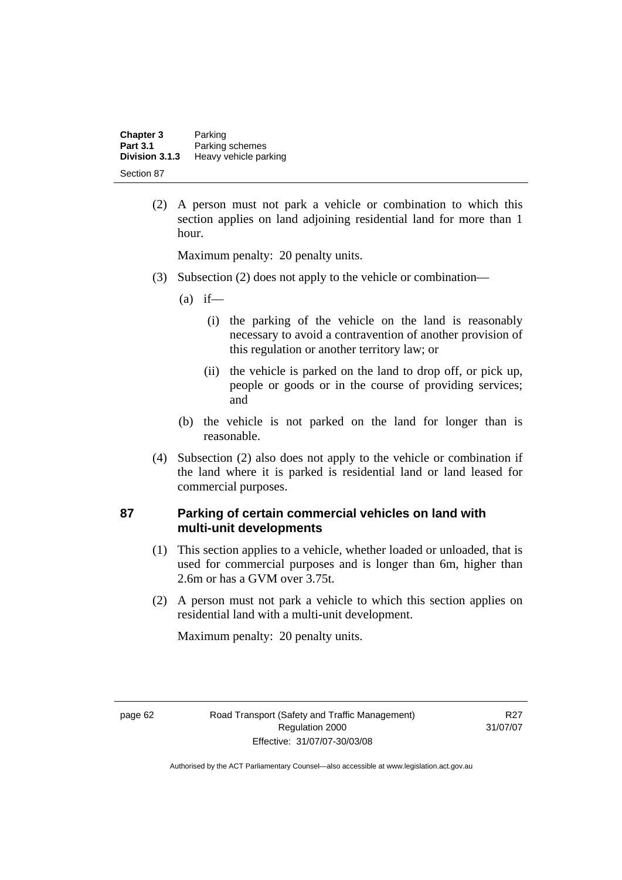(2) A person must not park a vehicle or combination to which this section applies on land adjoining residential land for more than 1 hour.

Maximum penalty: 20 penalty units.

(3) Subsection (2) does not apply to the vehicle or combination—

(a) if—

(i) the parking of the vehicle on the land is reasonably necessary to avoid a contravention of another provision of this regulation or another territory law; or

(ii) the vehicle is parked on the land to drop off, or pick up, people or goods or in the course of providing services; and

(b) the vehicle is not parked on the land for longer than is reasonable.

(4) Subsection (2) also does not apply to the vehicle or combination if the land where it is parked is residential land or land leased for commercial purposes.

## 87 Parking of certain commercial vehicles on land with multi-unit developments

(1) This section applies to a vehicle, whether loaded or unloaded, that is used for commercial purposes and is longer than 6m, higher than 2.6m or has a GVM over 3.75t.

(2) A person must not park a vehicle to which this section applies on residential land with a multi-unit development.

Maximum penalty: 20 penalty units.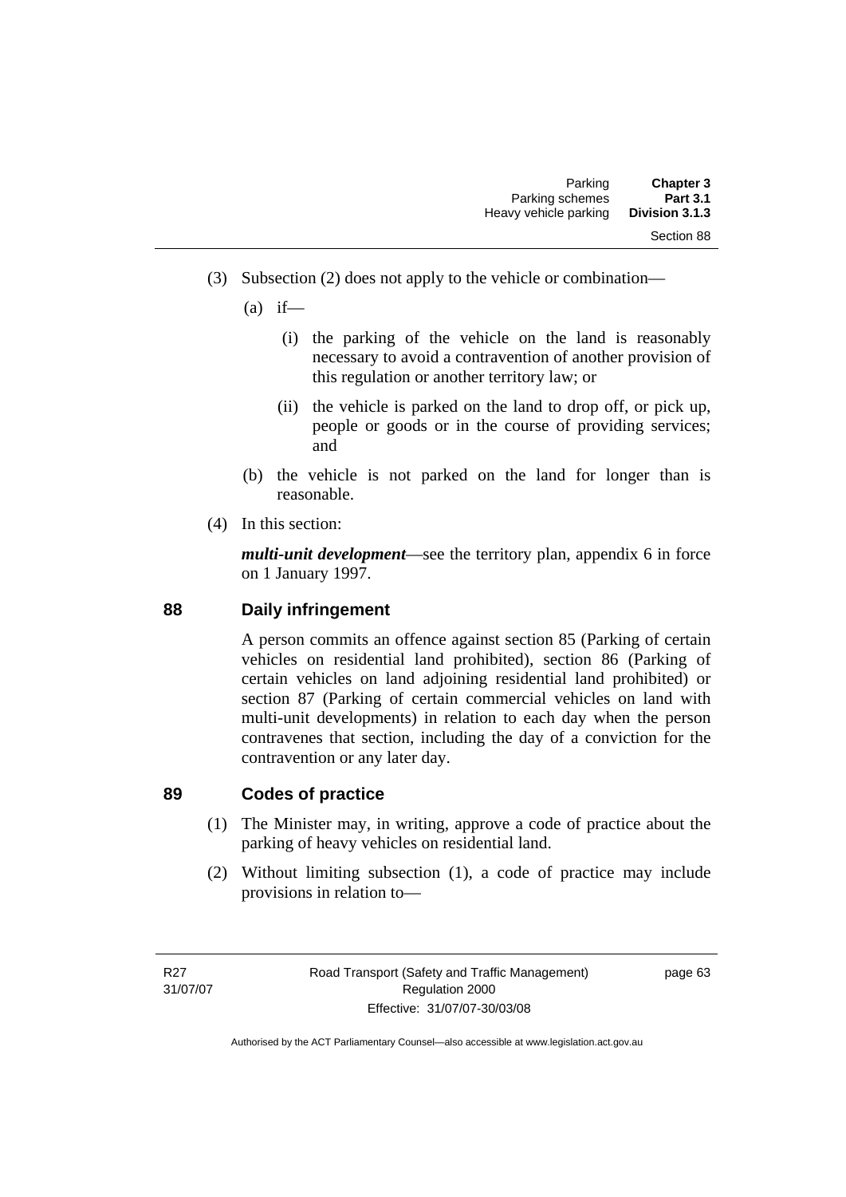(3) Subsection (2) does not apply to the vehicle or combination—

(a) if—

(i) the parking of the vehicle on the land is reasonably necessary to avoid a contravention of another provision of this regulation or another territory law; or

(ii) the vehicle is parked on the land to drop off, or pick up, people or goods or in the course of providing services; and

(b) the vehicle is not parked on the land for longer than is reasonable.

(4) In this section:

***multi-unit development***—see the territory plan, appendix 6 in force on 1 January 1997.

## 88 Daily infringement

A person commits an offence against section 85 (Parking of certain vehicles on residential land prohibited), section 86 (Parking of certain vehicles on land adjoining residential land prohibited) or section 87 (Parking of certain commercial vehicles on land with multi-unit developments) in relation to each day when the person contravenes that section, including the day of a conviction for the contravention or any later day.

## 89 Codes of practice

(1) The Minister may, in writing, approve a code of practice about the parking of heavy vehicles on residential land.

(2) Without limiting subsection (1), a code of practice may include provisions in relation to—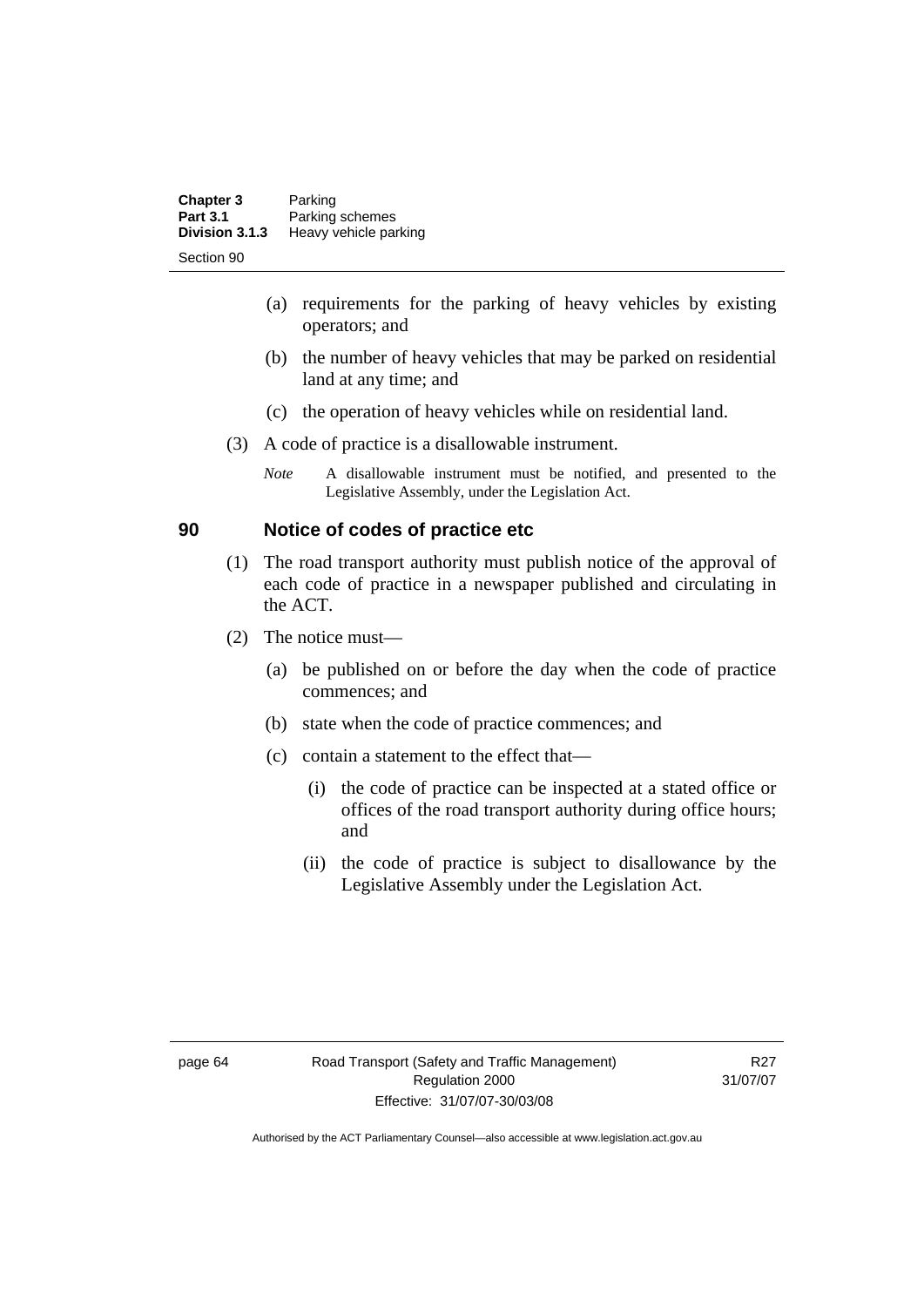(a) requirements for the parking of heavy vehicles by existing operators; and

(b) the number of heavy vehicles that may be parked on residential land at any time; and

(c) the operation of heavy vehicles while on residential land.

(3) A code of practice is a disallowable instrument.

*Note* A disallowable instrument must be notified, and presented to the Legislative Assembly, under the Legislation Act.

## 90 Notice of codes of practice etc

(1) The road transport authority must publish notice of the approval of each code of practice in a newspaper published and circulating in the ACT.

(2) The notice must—

(a) be published on or before the day when the code of practice commences; and

(b) state when the code of practice commences; and

(c) contain a statement to the effect that—

(i) the code of practice can be inspected at a stated office or offices of the road transport authority during office hours; and

(ii) the code of practice is subject to disallowance by the Legislative Assembly under the Legislation Act.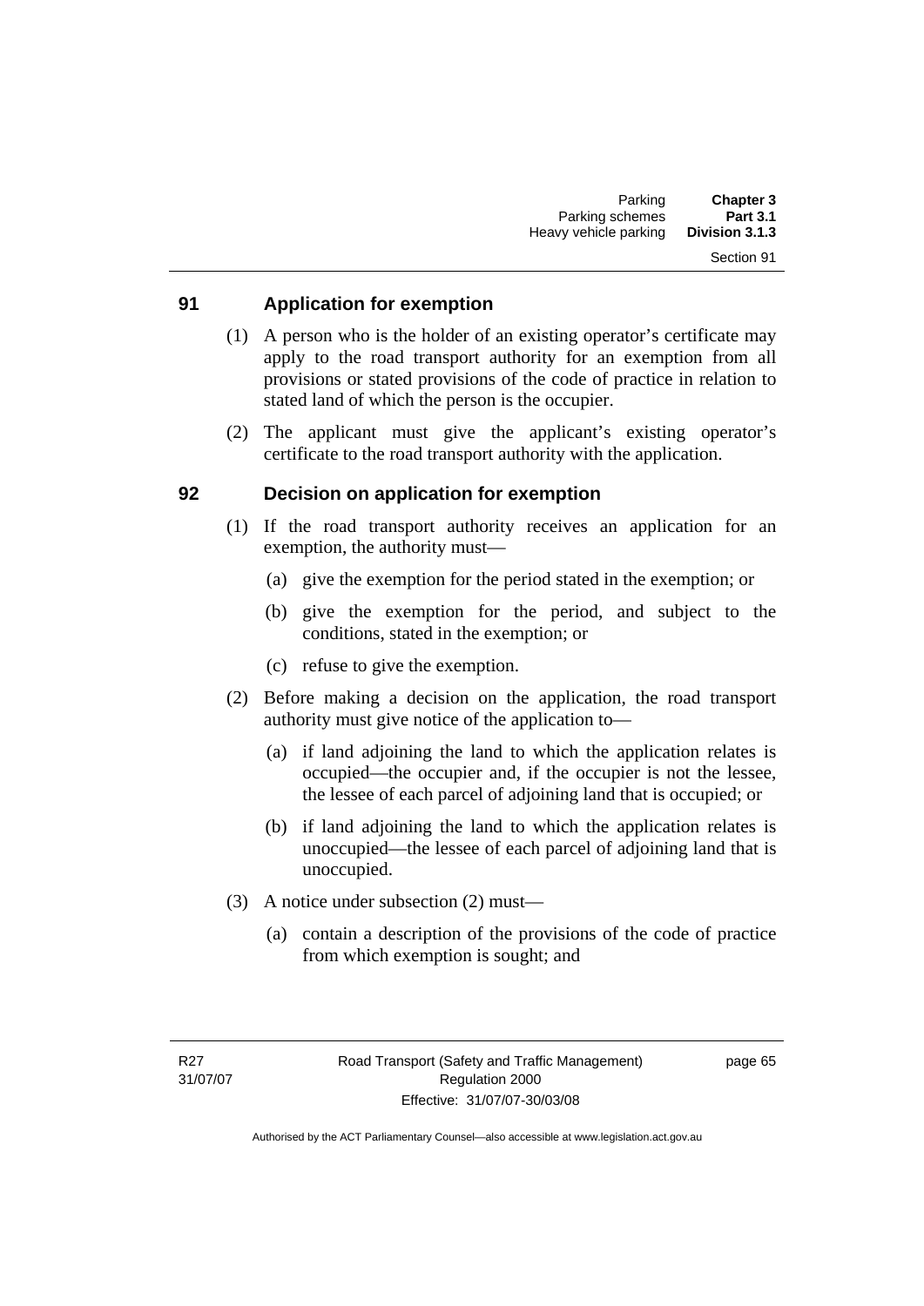## 91 Application for exemption

(1) A person who is the holder of an existing operator's certificate may apply to the road transport authority for an exemption from all provisions or stated provisions of the code of practice in relation to stated land of which the person is the occupier.

(2) The applicant must give the applicant's existing operator's certificate to the road transport authority with the application.

## 92 Decision on application for exemption

(1) If the road transport authority receives an application for an exemption, the authority must—

(a) give the exemption for the period stated in the exemption; or

(b) give the exemption for the period, and subject to the conditions, stated in the exemption; or

(c) refuse to give the exemption.

(2) Before making a decision on the application, the road transport authority must give notice of the application to—

(a) if land adjoining the land to which the application relates is occupied—the occupier and, if the occupier is not the lessee, the lessee of each parcel of adjoining land that is occupied; or

(b) if land adjoining the land to which the application relates is unoccupied—the lessee of each parcel of adjoining land that is unoccupied.

(3) A notice under subsection (2) must—

(a) contain a description of the provisions of the code of practice from which exemption is sought; and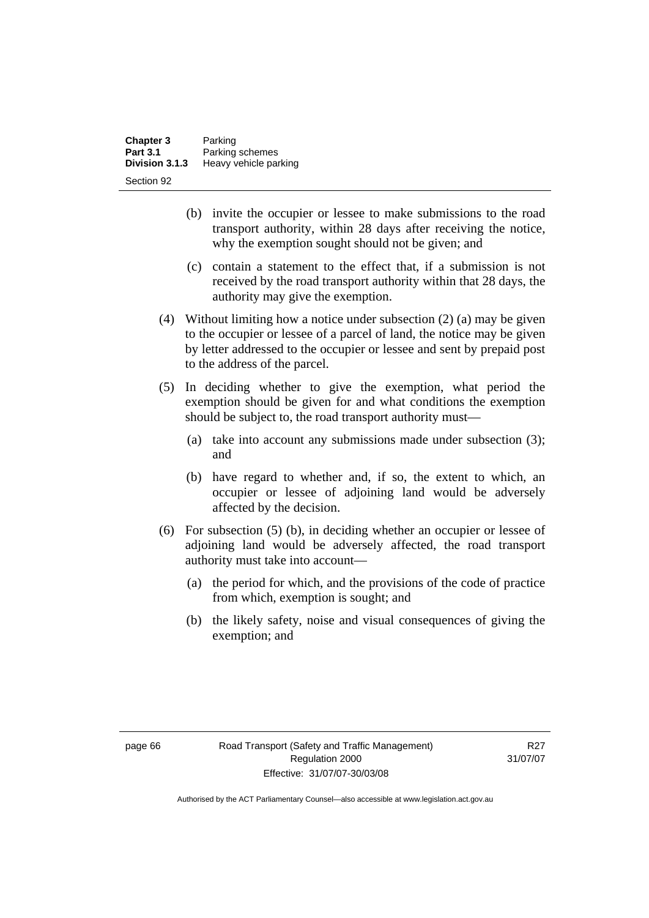(b) invite the occupier or lessee to make submissions to the road transport authority, within 28 days after receiving the notice, why the exemption sought should not be given; and

(c) contain a statement to the effect that, if a submission is not received by the road transport authority within that 28 days, the authority may give the exemption.

(4) Without limiting how a notice under subsection (2) (a) may be given to the occupier or lessee of a parcel of land, the notice may be given by letter addressed to the occupier or lessee and sent by prepaid post to the address of the parcel.

(5) In deciding whether to give the exemption, what period the exemption should be given for and what conditions the exemption should be subject to, the road transport authority must—

(a) take into account any submissions made under subsection (3); and

(b) have regard to whether and, if so, the extent to which, an occupier or lessee of adjoining land would be adversely affected by the decision.

(6) For subsection (5) (b), in deciding whether an occupier or lessee of adjoining land would be adversely affected, the road transport authority must take into account—

(a) the period for which, and the provisions of the code of practice from which, exemption is sought; and

(b) the likely safety, noise and visual consequences of giving the exemption; and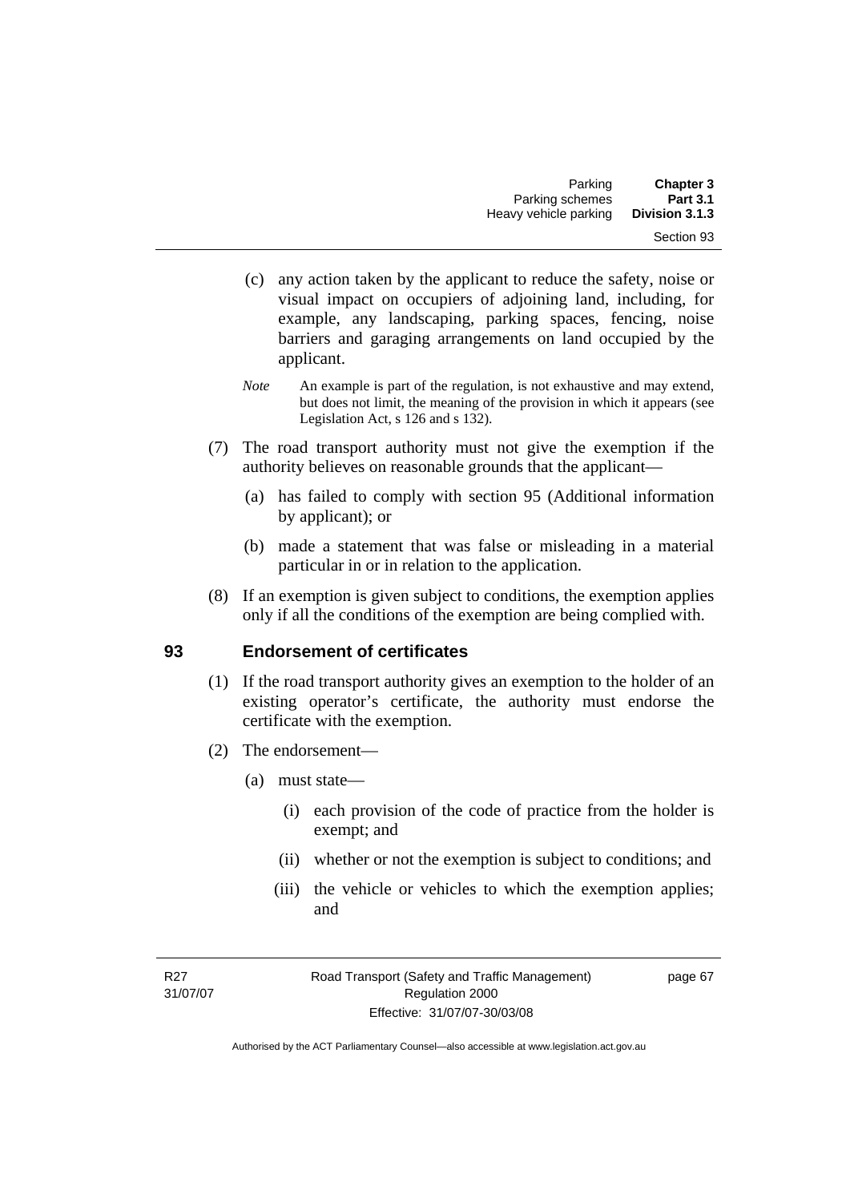(c) any action taken by the applicant to reduce the safety, noise or visual impact on occupiers of adjoining land, including, for example, any landscaping, parking spaces, fencing, noise barriers and garaging arrangements on land occupied by the applicant.

*Note* An example is part of the regulation, is not exhaustive and may extend, but does not limit, the meaning of the provision in which it appears (see Legislation Act, s 126 and s 132).

(7) The road transport authority must not give the exemption if the authority believes on reasonable grounds that the applicant—

(a) has failed to comply with section 95 (Additional information by applicant); or

(b) made a statement that was false or misleading in a material particular in or in relation to the application.

(8) If an exemption is given subject to conditions, the exemption applies only if all the conditions of the exemption are being complied with.

## 93 Endorsement of certificates

(1) If the road transport authority gives an exemption to the holder of an existing operator's certificate, the authority must endorse the certificate with the exemption.

(2) The endorsement—

(a) must state—

(i) each provision of the code of practice from the holder is exempt; and

(ii) whether or not the exemption is subject to conditions; and

(iii) the vehicle or vehicles to which the exemption applies; and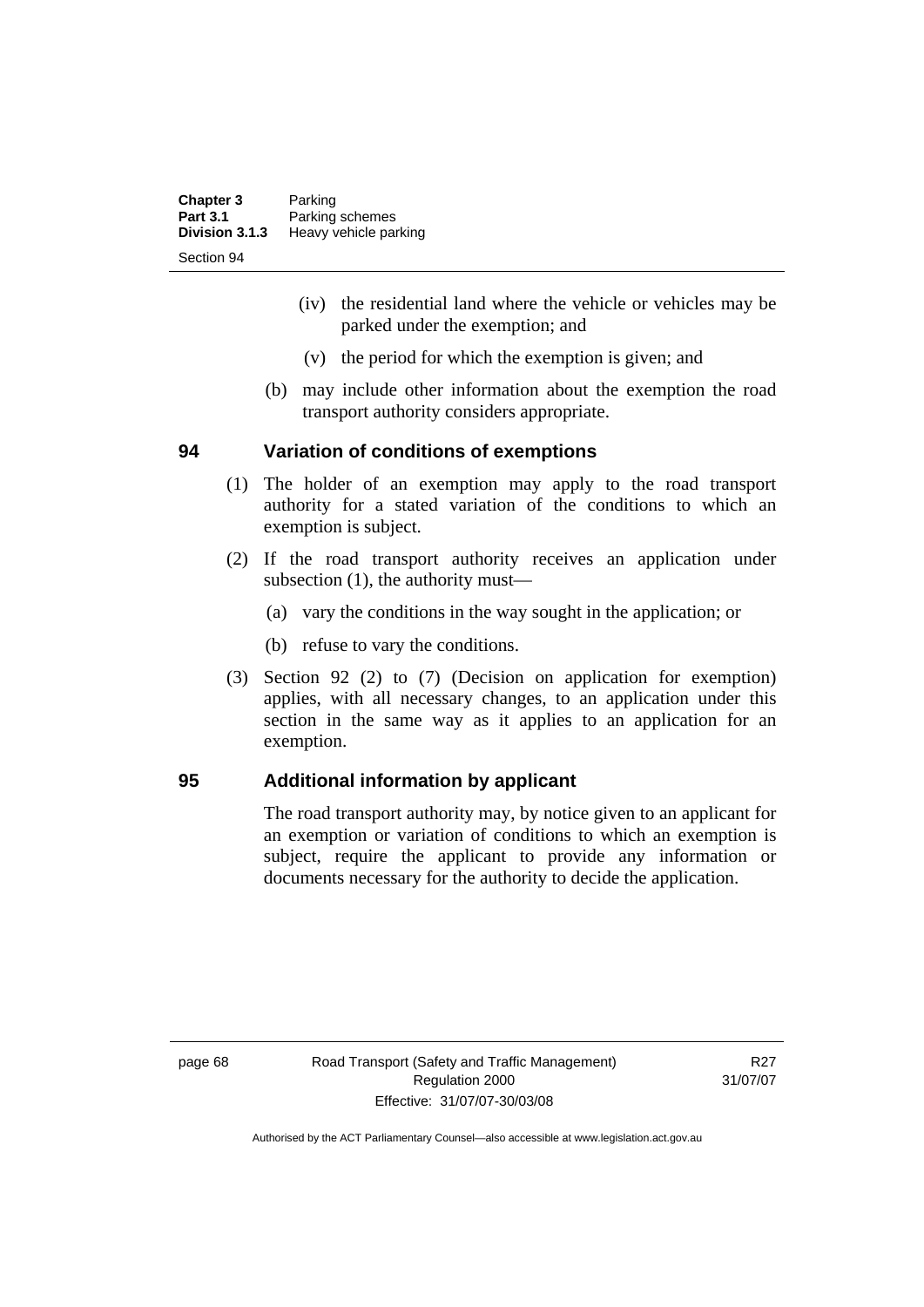(iv) the residential land where the vehicle or vehicles may be parked under the exemption; and

(v) the period for which the exemption is given; and

(b) may include other information about the exemption the road transport authority considers appropriate.

## 94 Variation of conditions of exemptions

(1) The holder of an exemption may apply to the road transport authority for a stated variation of the conditions to which an exemption is subject.

(2) If the road transport authority receives an application under subsection (1), the authority must—

(a) vary the conditions in the way sought in the application; or

(b) refuse to vary the conditions.

(3) Section 92 (2) to (7) (Decision on application for exemption) applies, with all necessary changes, to an application under this section in the same way as it applies to an application for an exemption.

## 95 Additional information by applicant

The road transport authority may, by notice given to an applicant for an exemption or variation of conditions to which an exemption is subject, require the applicant to provide any information or documents necessary for the authority to decide the application.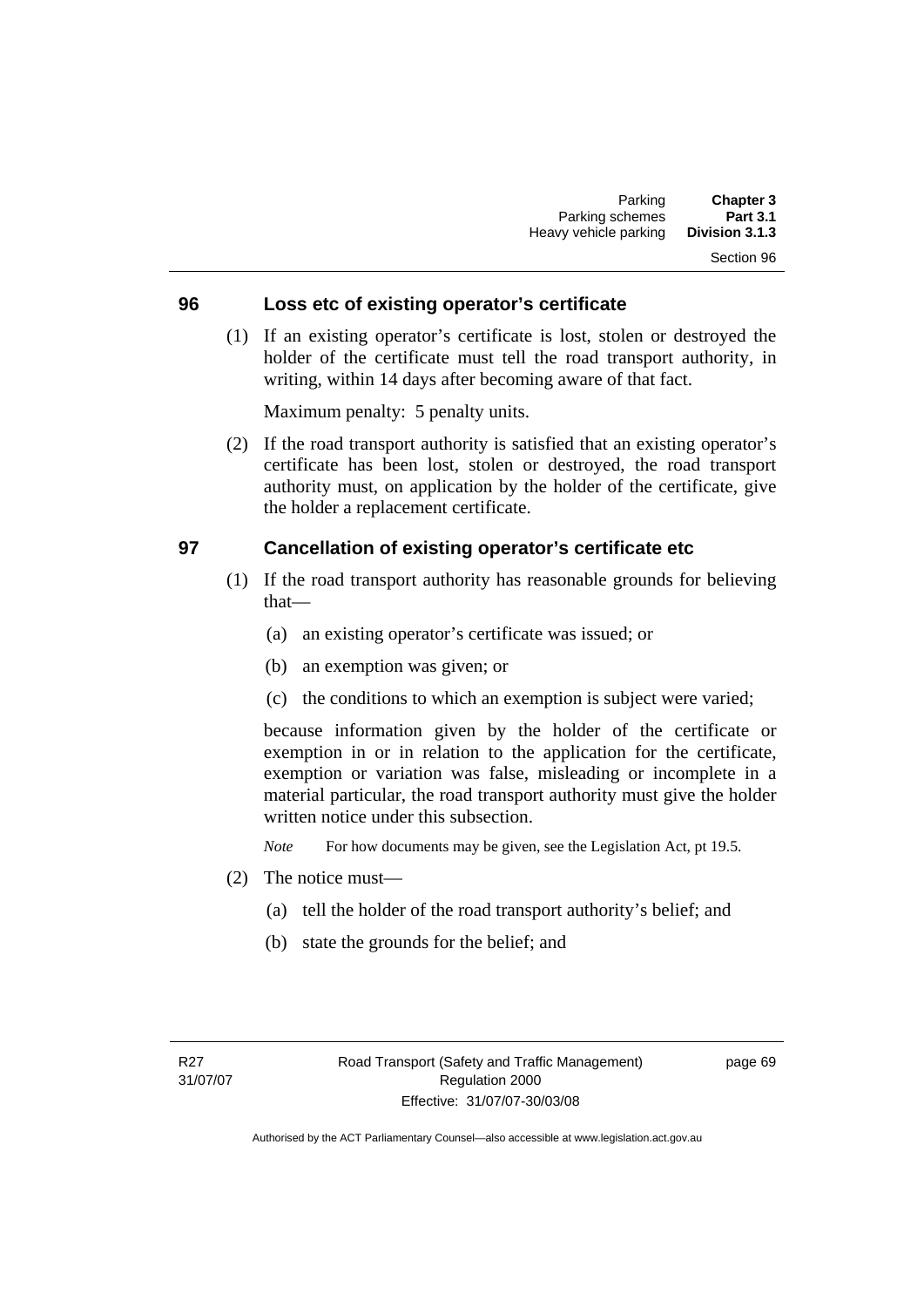## 96 Loss etc of existing operator's certificate

(1) If an existing operator's certificate is lost, stolen or destroyed the holder of the certificate must tell the road transport authority, in writing, within 14 days after becoming aware of that fact.

Maximum penalty: 5 penalty units.

(2) If the road transport authority is satisfied that an existing operator's certificate has been lost, stolen or destroyed, the road transport authority must, on application by the holder of the certificate, give the holder a replacement certificate.

## 97 Cancellation of existing operator's certificate etc

(1) If the road transport authority has reasonable grounds for believing that—

(a) an existing operator's certificate was issued; or

(b) an exemption was given; or

(c) the conditions to which an exemption is subject were varied;

because information given by the holder of the certificate or exemption in or in relation to the application for the certificate, exemption or variation was false, misleading or incomplete in a material particular, the road transport authority must give the holder written notice under this subsection.

*Note* For how documents may be given, see the Legislation Act, pt 19.5.

(2) The notice must—

(a) tell the holder of the road transport authority's belief; and

(b) state the grounds for the belief; and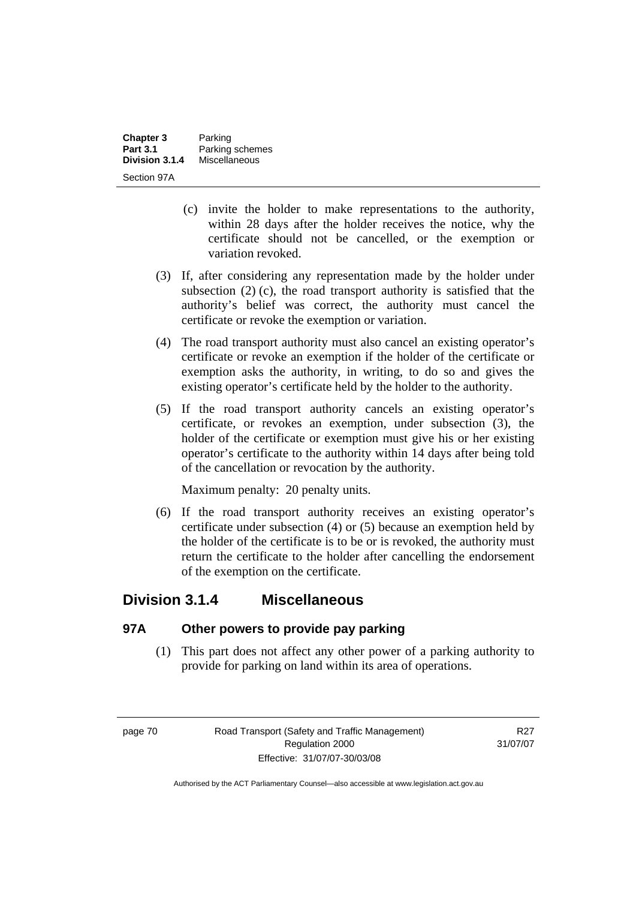(c) invite the holder to make representations to the authority, within 28 days after the holder receives the notice, why the certificate should not be cancelled, or the exemption or variation revoked.

(3) If, after considering any representation made by the holder under subsection (2) (c), the road transport authority is satisfied that the authority's belief was correct, the authority must cancel the certificate or revoke the exemption or variation.

(4) The road transport authority must also cancel an existing operator's certificate or revoke an exemption if the holder of the certificate or exemption asks the authority, in writing, to do so and gives the existing operator's certificate held by the holder to the authority.

(5) If the road transport authority cancels an existing operator's certificate, or revokes an exemption, under subsection (3), the holder of the certificate or exemption must give his or her existing operator's certificate to the authority within 14 days after being told of the cancellation or revocation by the authority.

Maximum penalty: 20 penalty units.

(6) If the road transport authority receives an existing operator's certificate under subsection (4) or (5) because an exemption held by the holder of the certificate is to be or is revoked, the authority must return the certificate to the holder after cancelling the endorsement of the exemption on the certificate.

## Division 3.1.4 Miscellaneous

### 97A Other powers to provide pay parking

(1) This part does not affect any other power of a parking authority to provide for parking on land within its area of operations.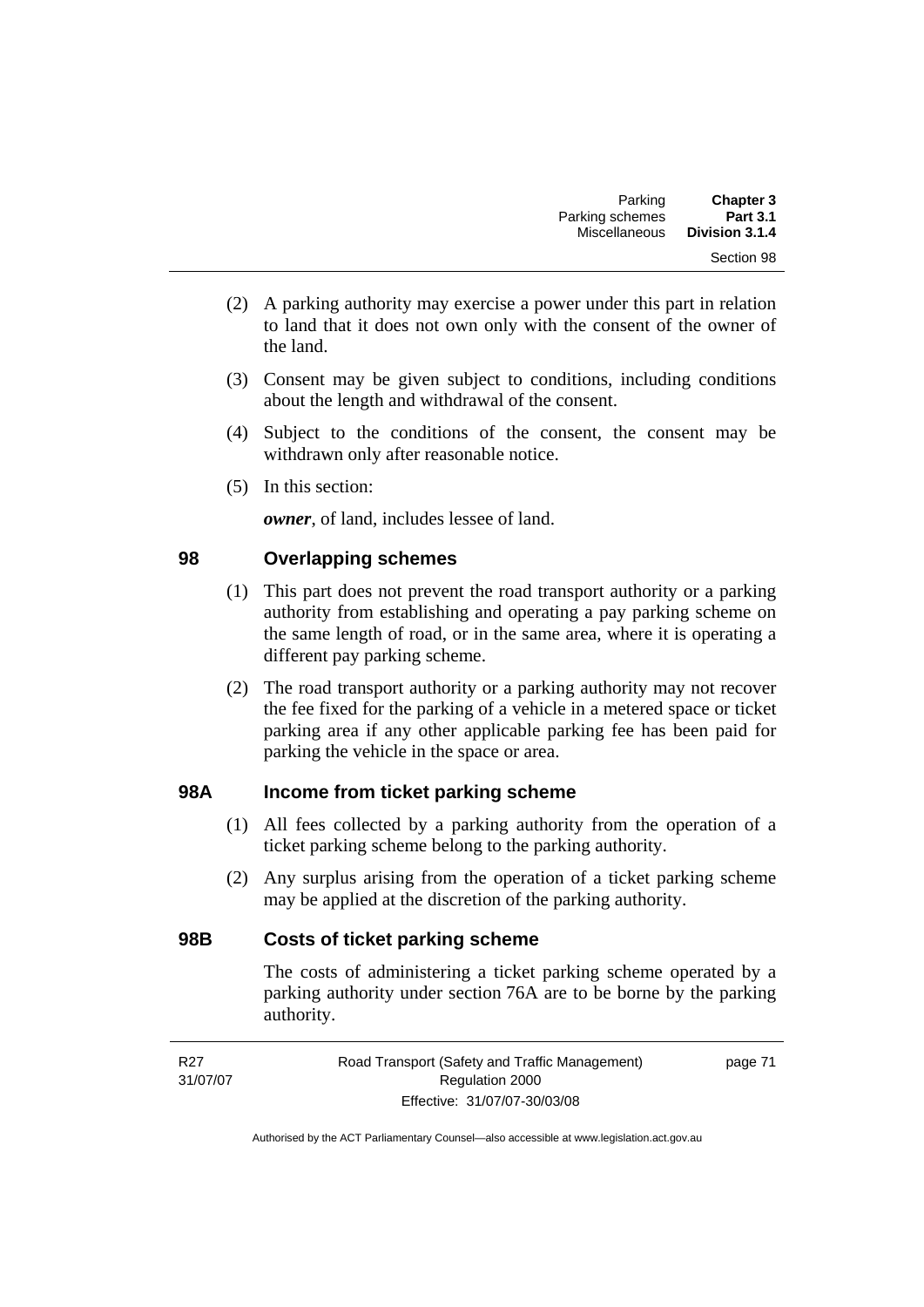(2) A parking authority may exercise a power under this part in relation to land that it does not own only with the consent of the owner of the land.

(3) Consent may be given subject to conditions, including conditions about the length and withdrawal of the consent.

(4) Subject to the conditions of the consent, the consent may be withdrawn only after reasonable notice.

(5) In this section:

***owner***, of land, includes lessee of land.

## 98 Overlapping schemes

(1) This part does not prevent the road transport authority or a parking authority from establishing and operating a pay parking scheme on the same length of road, or in the same area, where it is operating a different pay parking scheme.

(2) The road transport authority or a parking authority may not recover the fee fixed for the parking of a vehicle in a metered space or ticket parking area if any other applicable parking fee has been paid for parking the vehicle in the space or area.

## 98A Income from ticket parking scheme

(1) All fees collected by a parking authority from the operation of a ticket parking scheme belong to the parking authority.

(2) Any surplus arising from the operation of a ticket parking scheme may be applied at the discretion of the parking authority.

## 98B Costs of ticket parking scheme

The costs of administering a ticket parking scheme operated by a parking authority under section 76A are to be borne by the parking authority.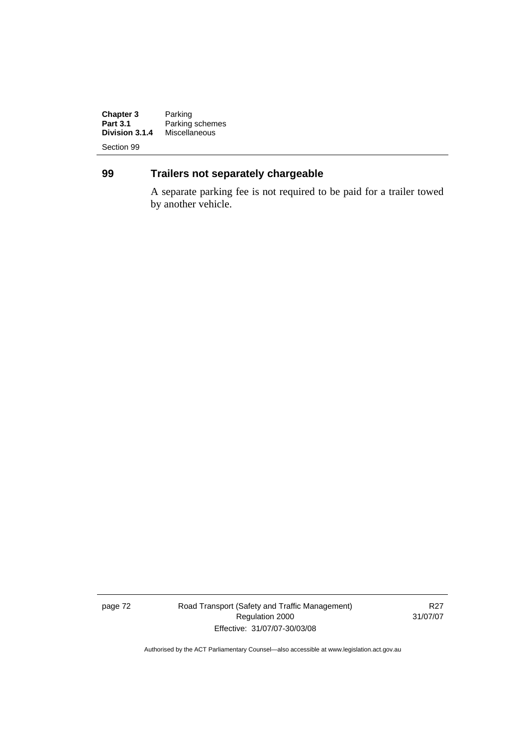## 99 Trailers not separately chargeable

A separate parking fee is not required to be paid for a trailer towed by another vehicle.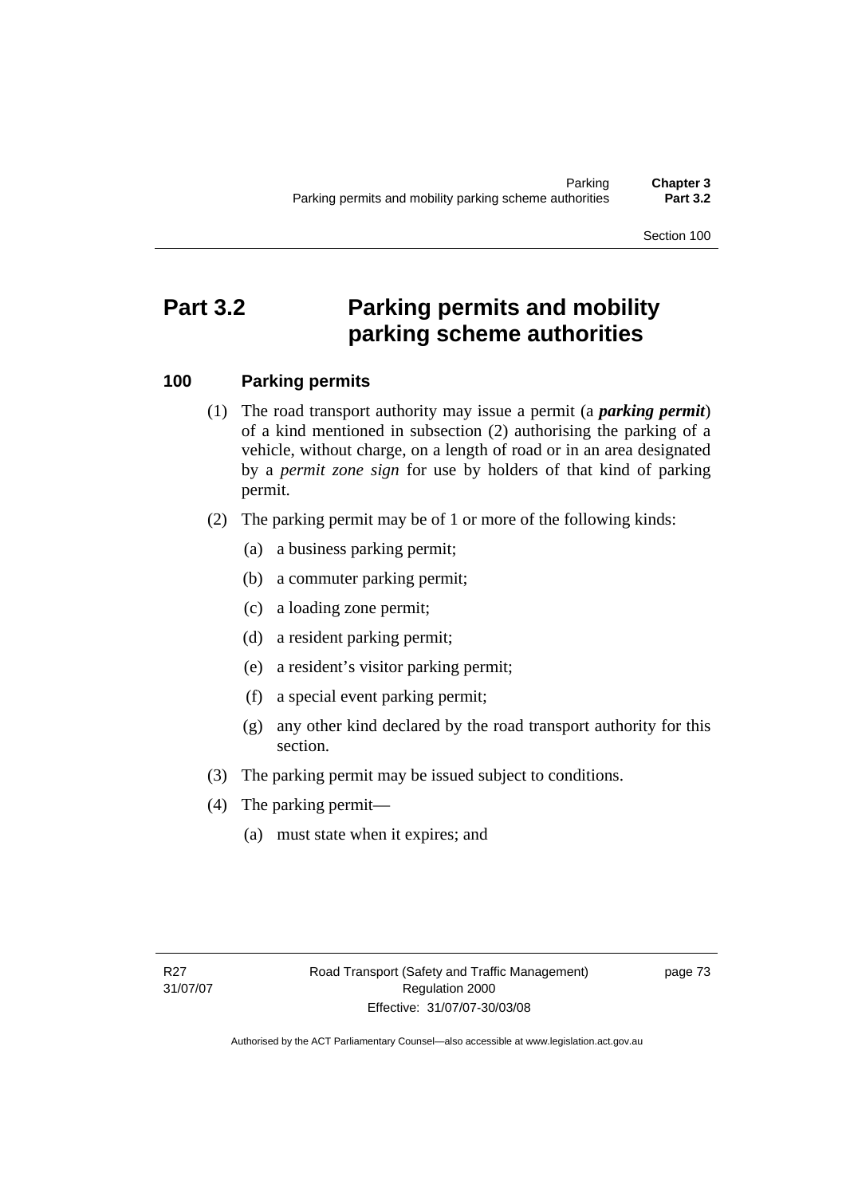# Part 3.2 Parking permits and mobility parking scheme authorities

## 100 Parking permits

(1) The road transport authority may issue a permit (a ***parking permit***) of a kind mentioned in subsection (2) authorising the parking of a vehicle, without charge, on a length of road or in an area designated by a *permit zone sign* for use by holders of that kind of parking permit.

(2) The parking permit may be of 1 or more of the following kinds:

- (a) a business parking permit;
- (b) a commuter parking permit;
- (c) a loading zone permit;
- (d) a resident parking permit;
- (e) a resident's visitor parking permit;
- (f) a special event parking permit;
- (g) any other kind declared by the road transport authority for this section.

(3) The parking permit may be issued subject to conditions.

(4) The parking permit—

- (a) must state when it expires; and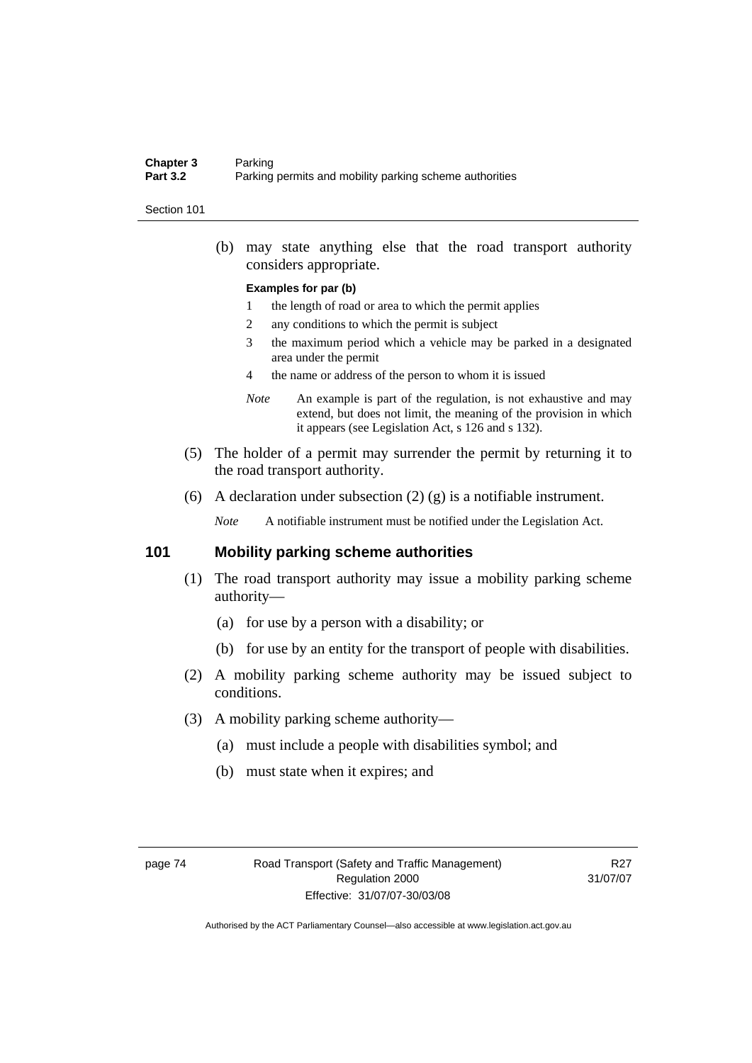(b) may state anything else that the road transport authority considers appropriate.

**Examples for par (b)**

1 the length of road or area to which the permit applies

2 any conditions to which the permit is subject

3 the maximum period which a vehicle may be parked in a designated area under the permit

4 the name or address of the person to whom it is issued

*Note* An example is part of the regulation, is not exhaustive and may extend, but does not limit, the meaning of the provision in which it appears (see Legislation Act, s 126 and s 132).

(5) The holder of a permit may surrender the permit by returning it to the road transport authority.

(6) A declaration under subsection (2) (g) is a notifiable instrument.

*Note* A notifiable instrument must be notified under the Legislation Act.

## 101 Mobility parking scheme authorities

(1) The road transport authority may issue a mobility parking scheme authority—

(a) for use by a person with a disability; or

(b) for use by an entity for the transport of people with disabilities.

(2) A mobility parking scheme authority may be issued subject to conditions.

(3) A mobility parking scheme authority—

(a) must include a people with disabilities symbol; and

(b) must state when it expires; and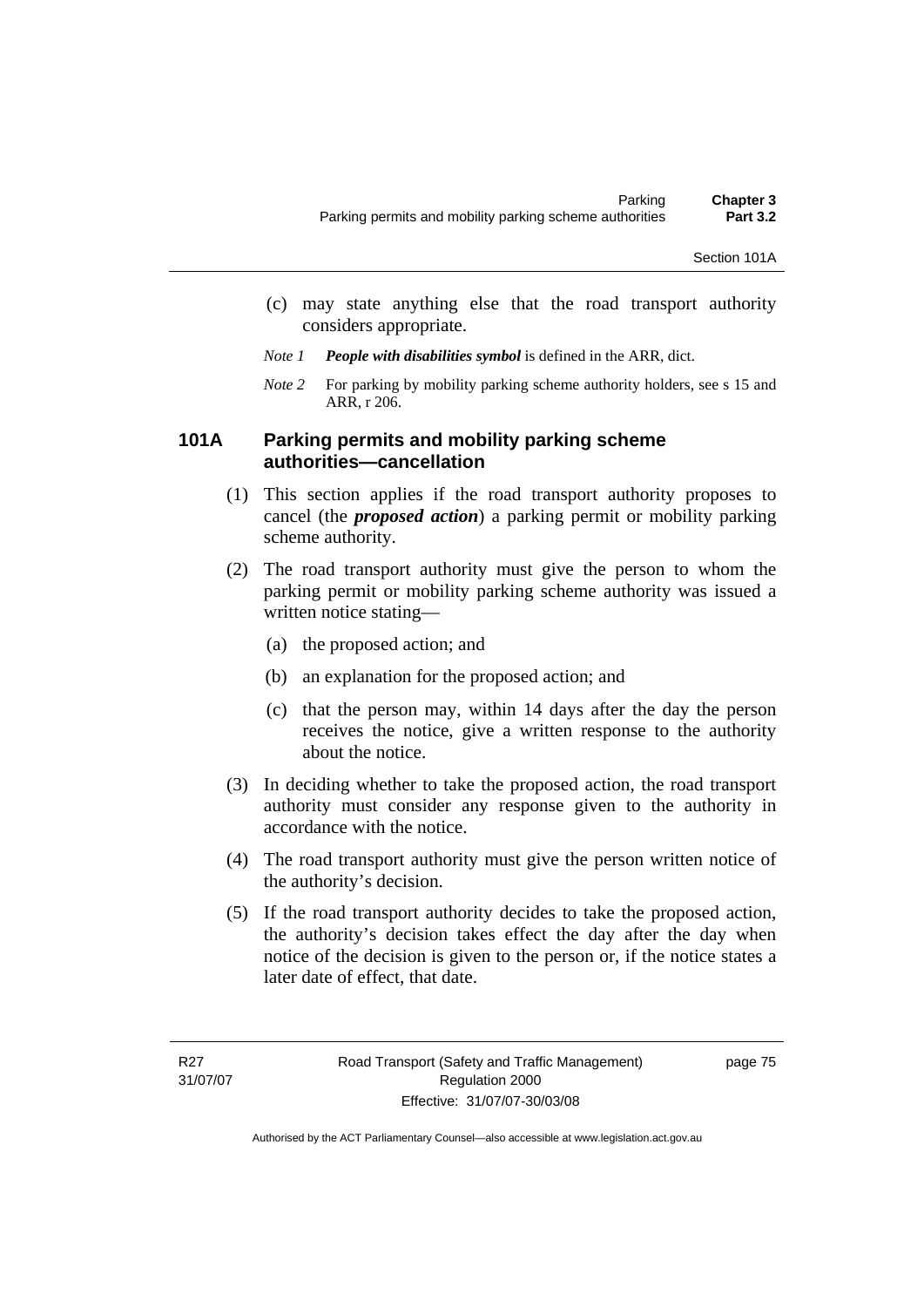(c) may state anything else that the road transport authority considers appropriate.

*Note 1* ***People with disabilities symbol*** is defined in the ARR, dict.

*Note 2* For parking by mobility parking scheme authority holders, see s 15 and ARR, r 206.

### 101A Parking permits and mobility parking scheme authorities—cancellation

(1) This section applies if the road transport authority proposes to cancel (the ***proposed action***) a parking permit or mobility parking scheme authority.

(2) The road transport authority must give the person to whom the parking permit or mobility parking scheme authority was issued a written notice stating—

(a) the proposed action; and

(b) an explanation for the proposed action; and

(c) that the person may, within 14 days after the day the person receives the notice, give a written response to the authority about the notice.

(3) In deciding whether to take the proposed action, the road transport authority must consider any response given to the authority in accordance with the notice.

(4) The road transport authority must give the person written notice of the authority's decision.

(5) If the road transport authority decides to take the proposed action, the authority's decision takes effect the day after the day when notice of the decision is given to the person or, if the notice states a later date of effect, that date.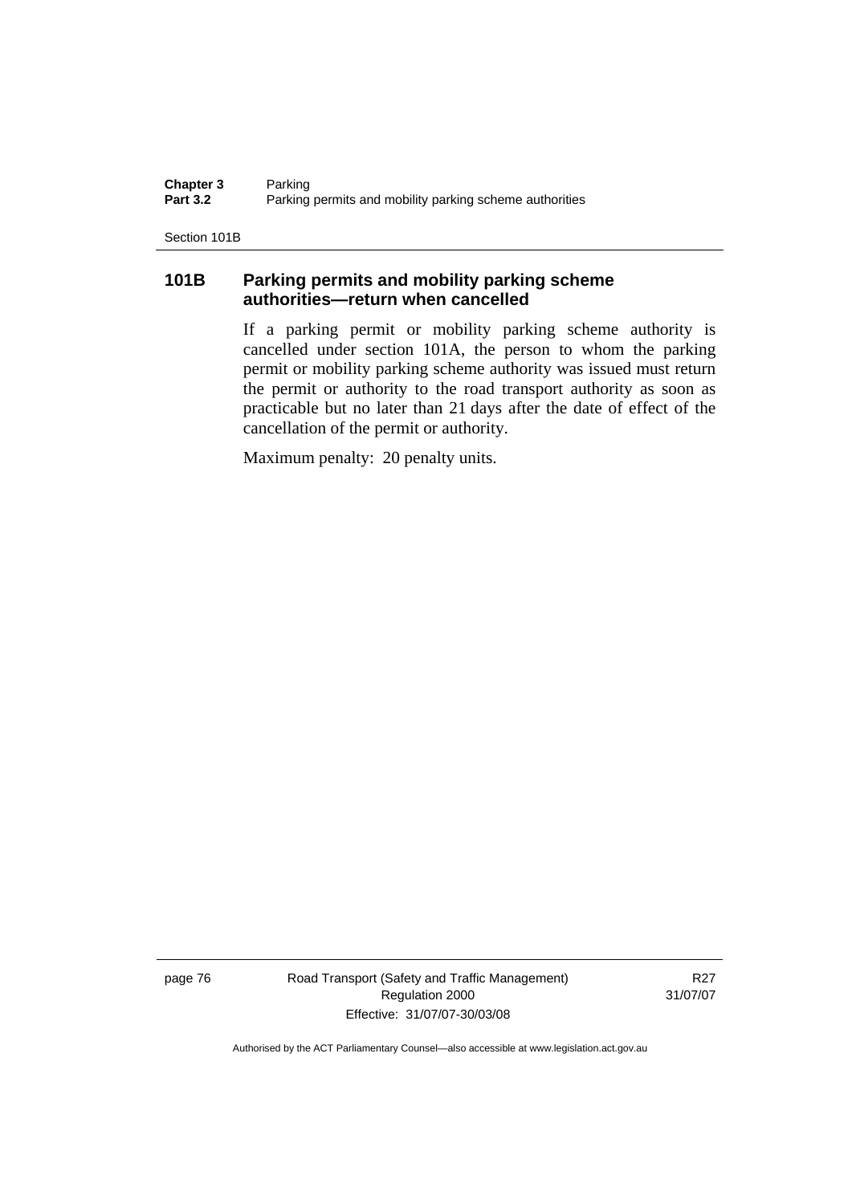## 101B Parking permits and mobility parking scheme authorities—return when cancelled

If a parking permit or mobility parking scheme authority is cancelled under section 101A, the person to whom the parking permit or mobility parking scheme authority was issued must return the permit or authority to the road transport authority as soon as practicable but no later than 21 days after the date of effect of the cancellation of the permit or authority.

Maximum penalty: 20 penalty units.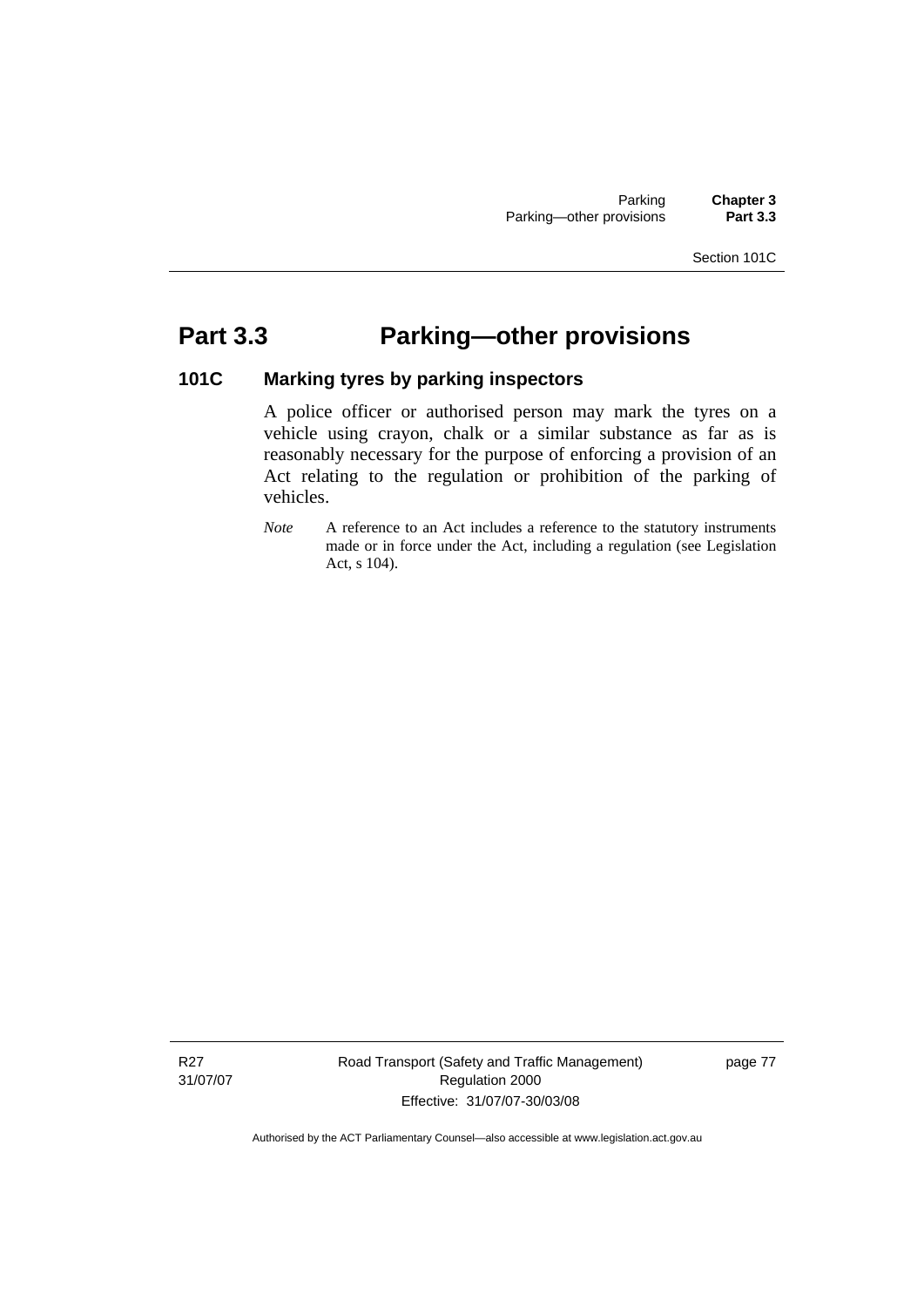# Part 3.3 Parking—other provisions

## 101C Marking tyres by parking inspectors

A police officer or authorised person may mark the tyres on a vehicle using crayon, chalk or a similar substance as far as is reasonably necessary for the purpose of enforcing a provision of an Act relating to the regulation or prohibition of the parking of vehicles.

*Note* A reference to an Act includes a reference to the statutory instruments made or in force under the Act, including a regulation (see Legislation Act, s 104).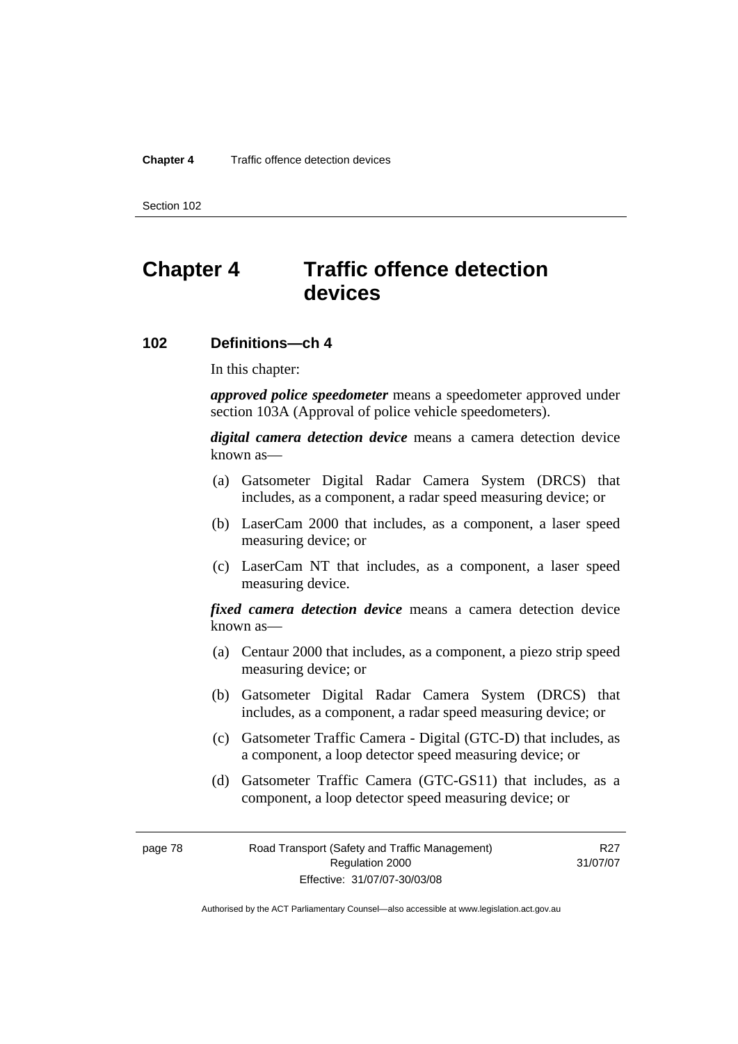# Chapter 4 Traffic offence detection devices

## 102 Definitions—ch 4

In this chapter:

***approved police speedometer*** means a speedometer approved under section 103A (Approval of police vehicle speedometers).

***digital camera detection device*** means a camera detection device known as—

(a) Gatsometer Digital Radar Camera System (DRCS) that includes, as a component, a radar speed measuring device; or

(b) LaserCam 2000 that includes, as a component, a laser speed measuring device; or

(c) LaserCam NT that includes, as a component, a laser speed measuring device.

***fixed camera detection device*** means a camera detection device known as—

(a) Centaur 2000 that includes, as a component, a piezo strip speed measuring device; or

(b) Gatsometer Digital Radar Camera System (DRCS) that includes, as a component, a radar speed measuring device; or

(c) Gatsometer Traffic Camera - Digital (GTC-D) that includes, as a component, a loop detector speed measuring device; or

(d) Gatsometer Traffic Camera (GTC-GS11) that includes, as a component, a loop detector speed measuring device; or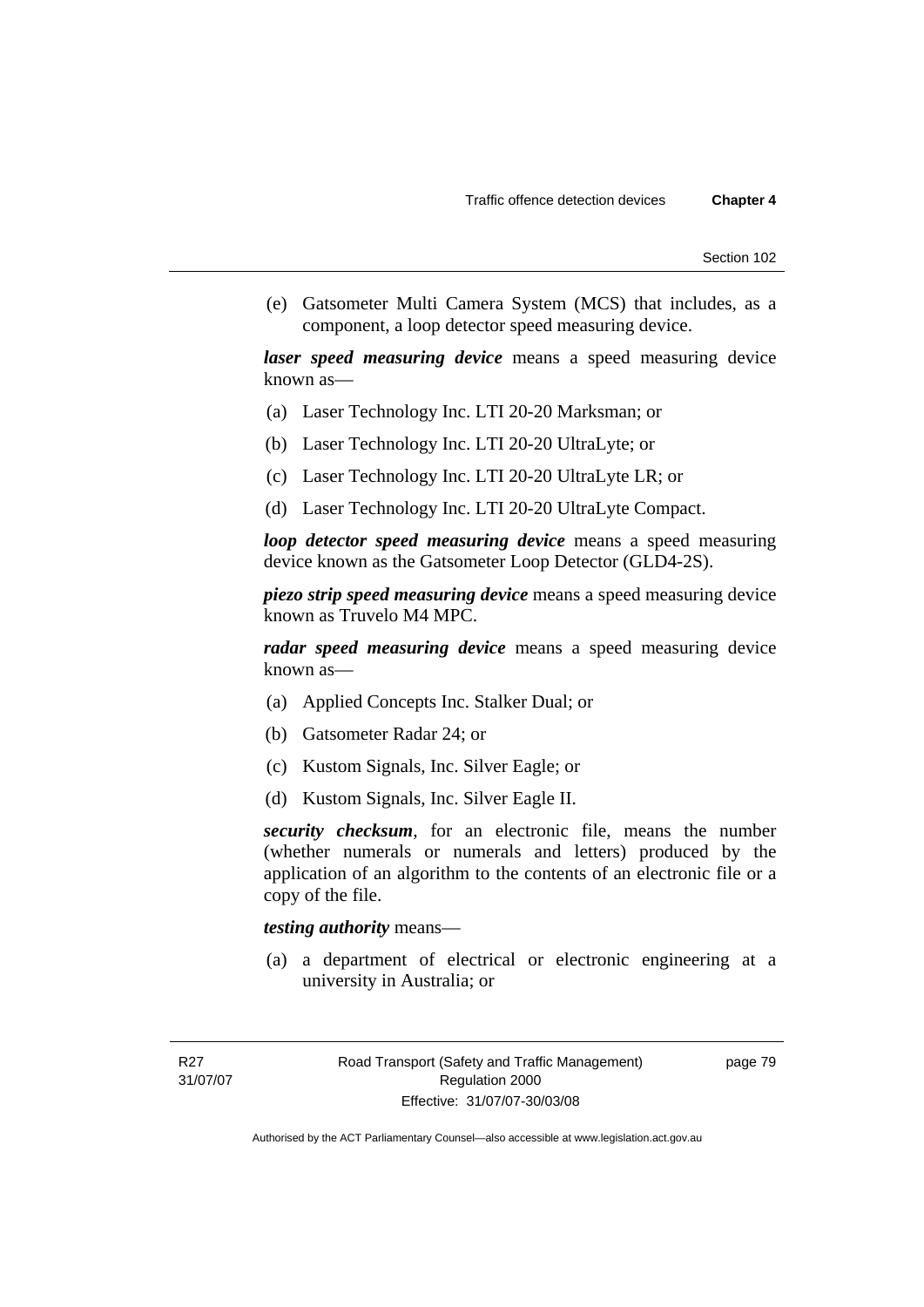(e) Gatsometer Multi Camera System (MCS) that includes, as a component, a loop detector speed measuring device.

***laser speed measuring device*** means a speed measuring device known as—

(a) Laser Technology Inc. LTI 20-20 Marksman; or

(b) Laser Technology Inc. LTI 20-20 UltraLyte; or

(c) Laser Technology Inc. LTI 20-20 UltraLyte LR; or

(d) Laser Technology Inc. LTI 20-20 UltraLyte Compact.

***loop detector speed measuring device*** means a speed measuring device known as the Gatsometer Loop Detector (GLD4-2S).

***piezo strip speed measuring device*** means a speed measuring device known as Truvelo M4 MPC.

***radar speed measuring device*** means a speed measuring device known as—

(a) Applied Concepts Inc. Stalker Dual; or

(b) Gatsometer Radar 24; or

(c) Kustom Signals, Inc. Silver Eagle; or

(d) Kustom Signals, Inc. Silver Eagle II.

***security checksum***, for an electronic file, means the number (whether numerals or numerals and letters) produced by the application of an algorithm to the contents of an electronic file or a copy of the file.

***testing authority*** means—

(a) a department of electrical or electronic engineering at a university in Australia; or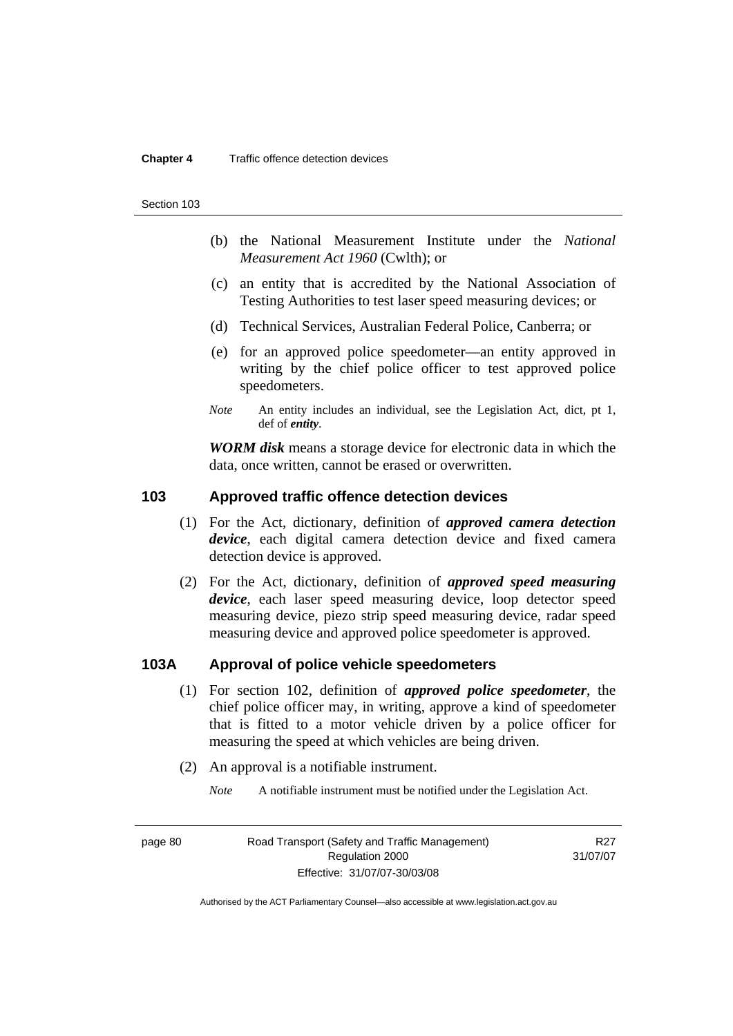(b) the National Measurement Institute under the *National Measurement Act 1960* (Cwlth); or

(c) an entity that is accredited by the National Association of Testing Authorities to test laser speed measuring devices; or

(d) Technical Services, Australian Federal Police, Canberra; or

(e) for an approved police speedometer—an entity approved in writing by the chief police officer to test approved police speedometers.

*Note* An entity includes an individual, see the Legislation Act, dict, pt 1, def of ***entity***.

***WORM disk*** means a storage device for electronic data in which the data, once written, cannot be erased or overwritten.

## 103 Approved traffic offence detection devices

(1) For the Act, dictionary, definition of ***approved camera detection device***, each digital camera detection device and fixed camera detection device is approved.

(2) For the Act, dictionary, definition of ***approved speed measuring device***, each laser speed measuring device, loop detector speed measuring device, piezo strip speed measuring device, radar speed measuring device and approved police speedometer is approved.

## 103A Approval of police vehicle speedometers

(1) For section 102, definition of ***approved police speedometer***, the chief police officer may, in writing, approve a kind of speedometer that is fitted to a motor vehicle driven by a police officer for measuring the speed at which vehicles are being driven.

(2) An approval is a notifiable instrument.

*Note* A notifiable instrument must be notified under the Legislation Act.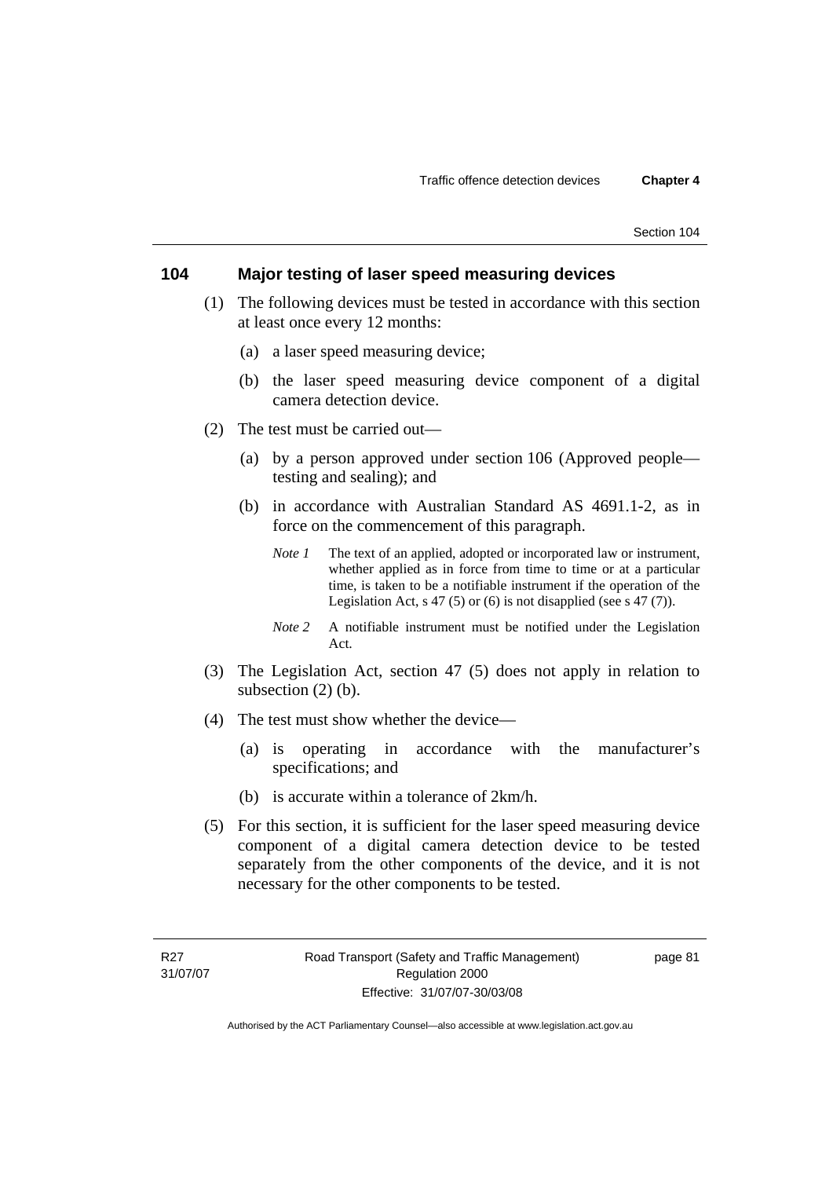## 104 Major testing of laser speed measuring devices

(1) The following devices must be tested in accordance with this section at least once every 12 months:

(a) a laser speed measuring device;

(b) the laser speed measuring device component of a digital camera detection device.

(2) The test must be carried out—

(a) by a person approved under section 106 (Approved people—testing and sealing); and

(b) in accordance with Australian Standard AS 4691.1-2, as in force on the commencement of this paragraph.

*Note 1* The text of an applied, adopted or incorporated law or instrument, whether applied as in force from time to time or at a particular time, is taken to be a notifiable instrument if the operation of the Legislation Act, s 47 (5) or (6) is not disapplied (see s 47 (7)).

*Note 2* A notifiable instrument must be notified under the Legislation Act.

(3) The Legislation Act, section 47 (5) does not apply in relation to subsection (2) (b).

(4) The test must show whether the device—

(a) is operating in accordance with the manufacturer's specifications; and

(b) is accurate within a tolerance of 2km/h.

(5) For this section, it is sufficient for the laser speed measuring device component of a digital camera detection device to be tested separately from the other components of the device, and it is not necessary for the other components to be tested.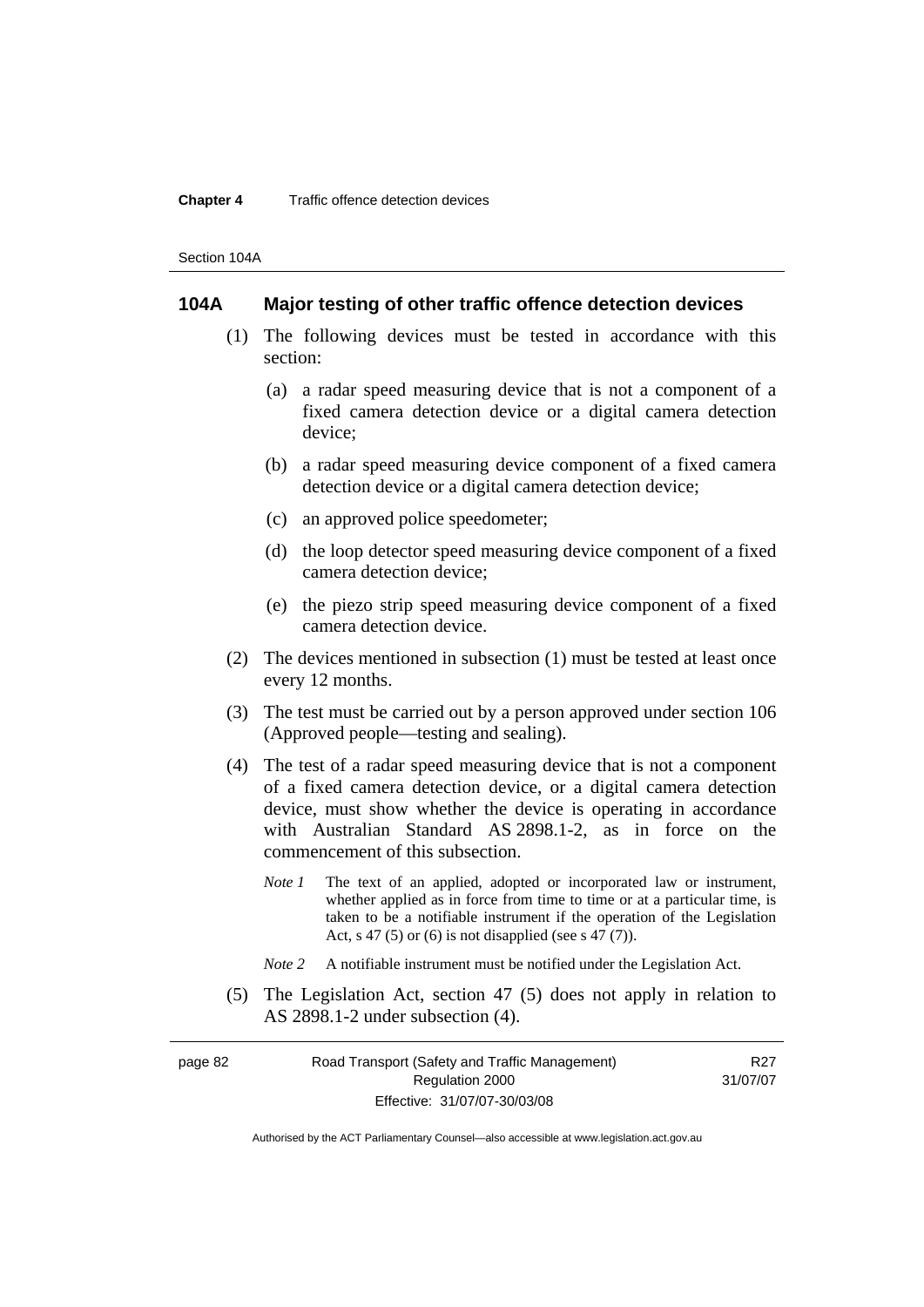## 104A Major testing of other traffic offence detection devices

(1) The following devices must be tested in accordance with this section:

(a) a radar speed measuring device that is not a component of a fixed camera detection device or a digital camera detection device;

(b) a radar speed measuring device component of a fixed camera detection device or a digital camera detection device;

(c) an approved police speedometer;

(d) the loop detector speed measuring device component of a fixed camera detection device;

(e) the piezo strip speed measuring device component of a fixed camera detection device.

(2) The devices mentioned in subsection (1) must be tested at least once every 12 months.

(3) The test must be carried out by a person approved under section 106 (Approved people—testing and sealing).

(4) The test of a radar speed measuring device that is not a component of a fixed camera detection device, or a digital camera detection device, must show whether the device is operating in accordance with Australian Standard AS 2898.1-2, as in force on the commencement of this subsection.

*Note 1* The text of an applied, adopted or incorporated law or instrument, whether applied as in force from time to time or at a particular time, is taken to be a notifiable instrument if the operation of the Legislation Act, s 47 (5) or (6) is not disapplied (see s 47 (7)).

*Note 2* A notifiable instrument must be notified under the Legislation Act.

(5) The Legislation Act, section 47 (5) does not apply in relation to AS 2898.1-2 under subsection (4).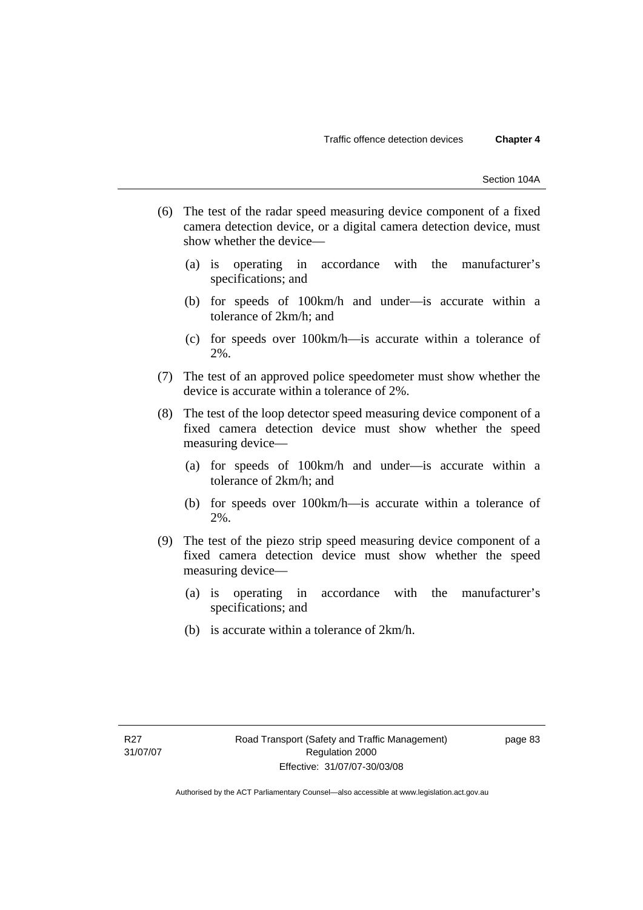(6) The test of the radar speed measuring device component of a fixed camera detection device, or a digital camera detection device, must show whether the device—

(a) is operating in accordance with the manufacturer's specifications; and

(b) for speeds of 100km/h and under—is accurate within a tolerance of 2km/h; and

(c) for speeds over 100km/h—is accurate within a tolerance of 2%.

(7) The test of an approved police speedometer must show whether the device is accurate within a tolerance of 2%.

(8) The test of the loop detector speed measuring device component of a fixed camera detection device must show whether the speed measuring device—

(a) for speeds of 100km/h and under—is accurate within a tolerance of 2km/h; and

(b) for speeds over 100km/h—is accurate within a tolerance of 2%.

(9) The test of the piezo strip speed measuring device component of a fixed camera detection device must show whether the speed measuring device—

(a) is operating in accordance with the manufacturer's specifications; and

(b) is accurate within a tolerance of 2km/h.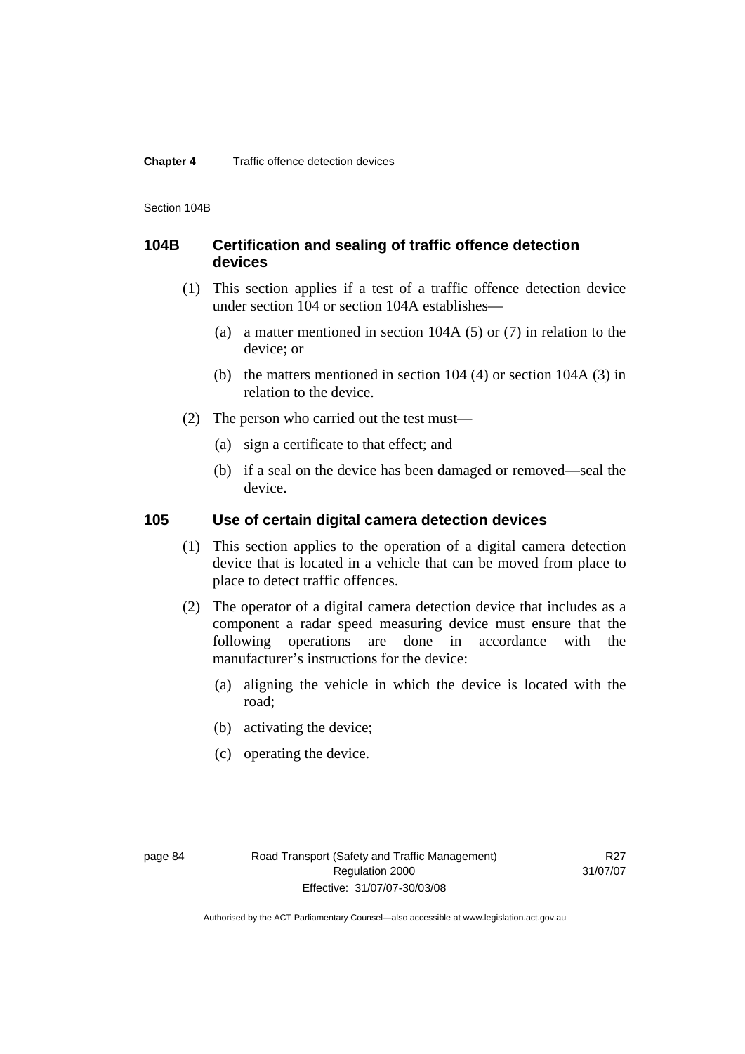## 104B Certification and sealing of traffic offence detection devices

(1) This section applies if a test of a traffic offence detection device under section 104 or section 104A establishes—

(a) a matter mentioned in section 104A (5) or (7) in relation to the device; or

(b) the matters mentioned in section 104 (4) or section 104A (3) in relation to the device.

(2) The person who carried out the test must—

(a) sign a certificate to that effect; and

(b) if a seal on the device has been damaged or removed—seal the device.

## 105 Use of certain digital camera detection devices

(1) This section applies to the operation of a digital camera detection device that is located in a vehicle that can be moved from place to place to detect traffic offences.

(2) The operator of a digital camera detection device that includes as a component a radar speed measuring device must ensure that the following operations are done in accordance with the manufacturer's instructions for the device:

(a) aligning the vehicle in which the device is located with the road;

(b) activating the device;

(c) operating the device.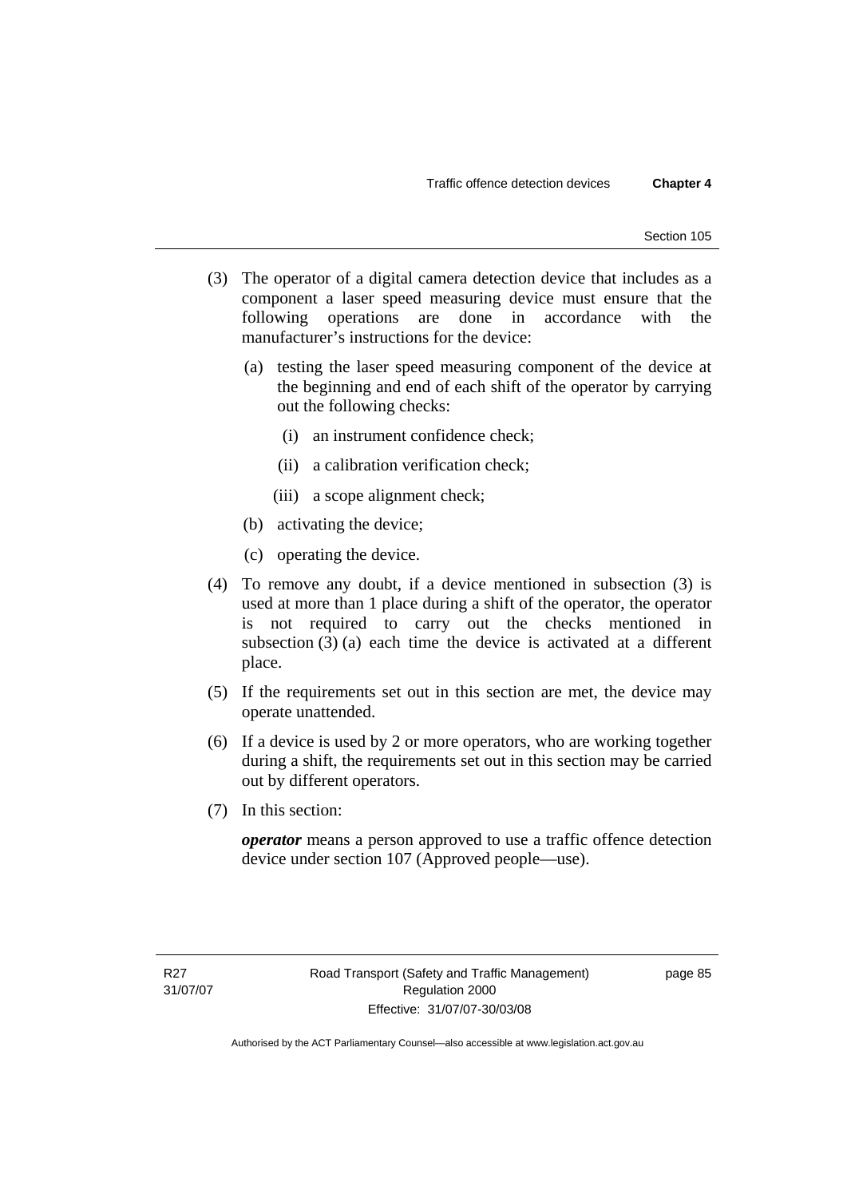(3) The operator of a digital camera detection device that includes as a component a laser speed measuring device must ensure that the following operations are done in accordance with the manufacturer's instructions for the device:

   (a) testing the laser speed measuring component of the device at the beginning and end of each shift of the operator by carrying out the following checks:

      (i) an instrument confidence check;

      (ii) a calibration verification check;

      (iii) a scope alignment check;

   (b) activating the device;

   (c) operating the device.

(4) To remove any doubt, if a device mentioned in subsection (3) is used at more than 1 place during a shift of the operator, the operator is not required to carry out the checks mentioned in subsection (3) (a) each time the device is activated at a different place.

(5) If the requirements set out in this section are met, the device may operate unattended.

(6) If a device is used by 2 or more operators, who are working together during a shift, the requirements set out in this section may be carried out by different operators.

(7) In this section:

***operator*** means a person approved to use a traffic offence detection device under section 107 (Approved people—use).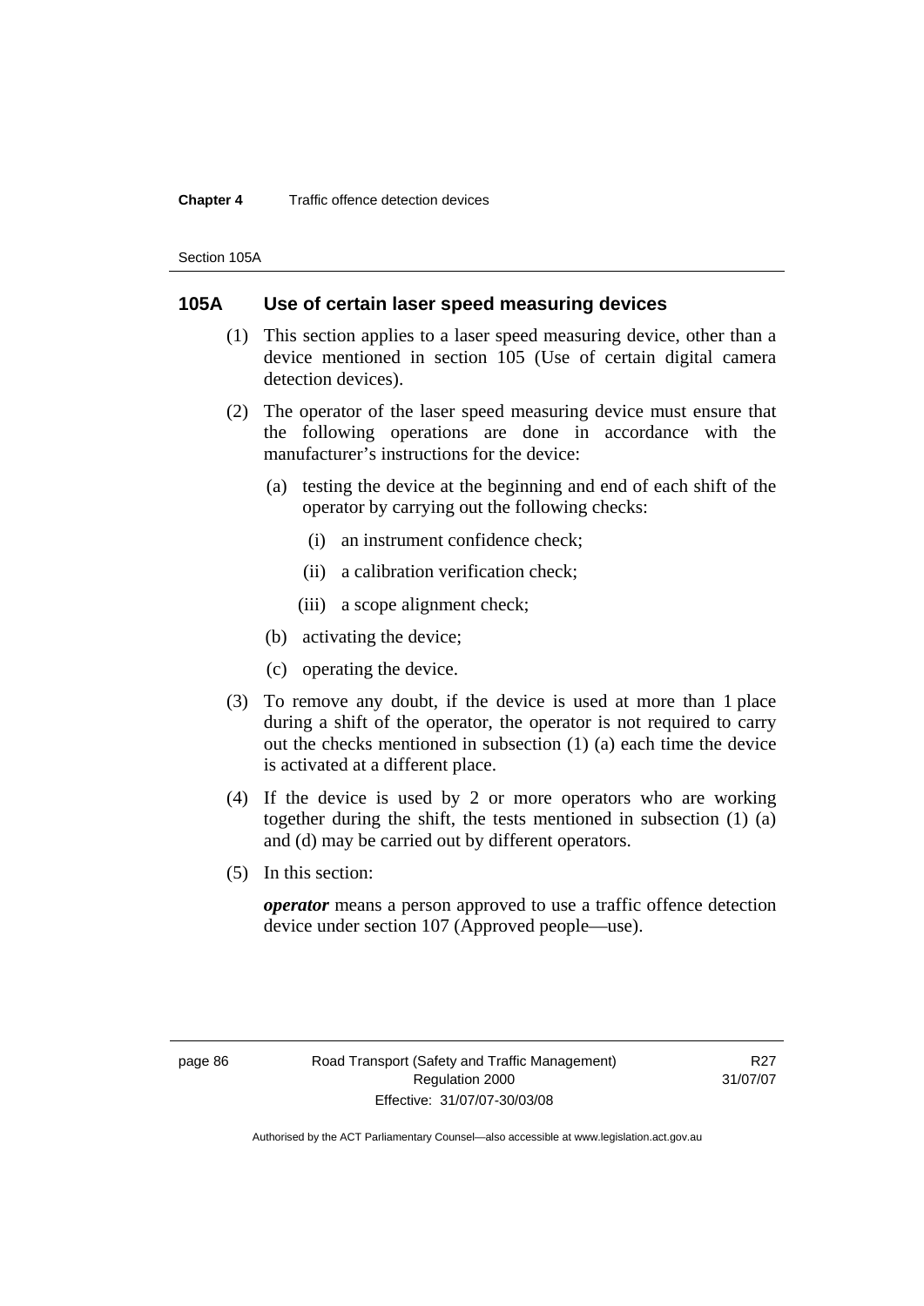## 105A Use of certain laser speed measuring devices

(1) This section applies to a laser speed measuring device, other than a device mentioned in section 105 (Use of certain digital camera detection devices).

(2) The operator of the laser speed measuring device must ensure that the following operations are done in accordance with the manufacturer's instructions for the device:

- (a) testing the device at the beginning and end of each shift of the operator by carrying out the following checks:
  - (i) an instrument confidence check;
  - (ii) a calibration verification check;
  - (iii) a scope alignment check;
- (b) activating the device;
- (c) operating the device.

(3) To remove any doubt, if the device is used at more than 1 place during a shift of the operator, the operator is not required to carry out the checks mentioned in subsection (1) (a) each time the device is activated at a different place.

(4) If the device is used by 2 or more operators who are working together during the shift, the tests mentioned in subsection (1) (a) and (d) may be carried out by different operators.

(5) In this section:

***operator*** means a person approved to use a traffic offence detection device under section 107 (Approved people—use).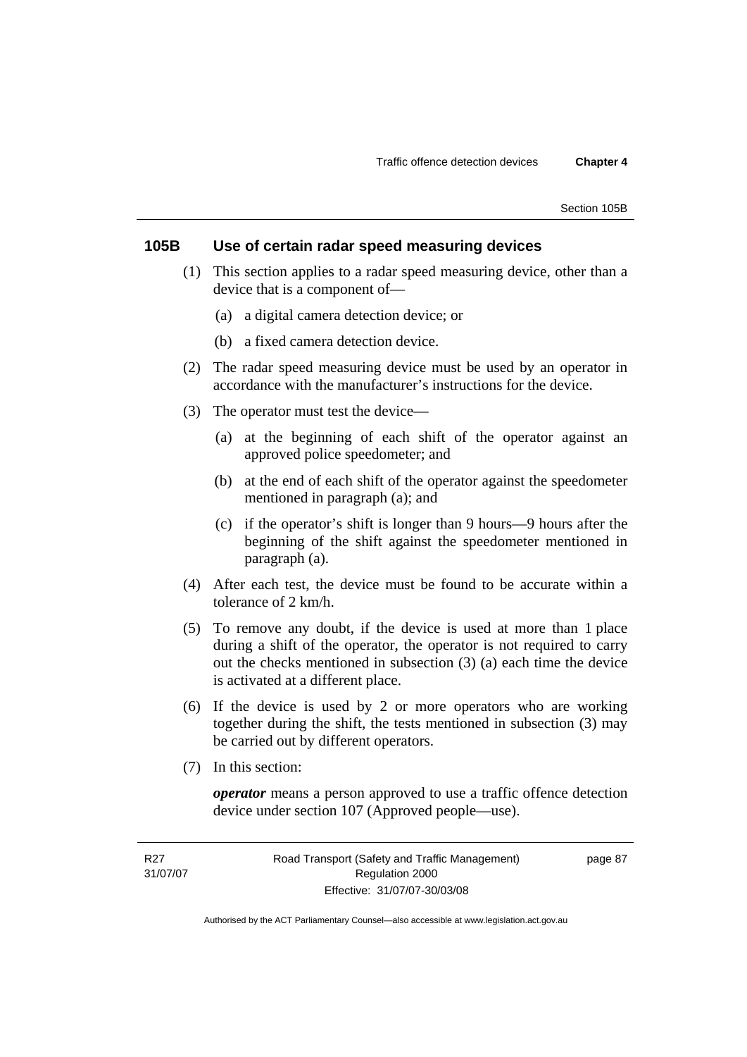## 105B Use of certain radar speed measuring devices

(1) This section applies to a radar speed measuring device, other than a device that is a component of—

(a) a digital camera detection device; or

(b) a fixed camera detection device.

(2) The radar speed measuring device must be used by an operator in accordance with the manufacturer's instructions for the device.

(3) The operator must test the device—

(a) at the beginning of each shift of the operator against an approved police speedometer; and

(b) at the end of each shift of the operator against the speedometer mentioned in paragraph (a); and

(c) if the operator's shift is longer than 9 hours—9 hours after the beginning of the shift against the speedometer mentioned in paragraph (a).

(4) After each test, the device must be found to be accurate within a tolerance of 2 km/h.

(5) To remove any doubt, if the device is used at more than 1 place during a shift of the operator, the operator is not required to carry out the checks mentioned in subsection (3) (a) each time the device is activated at a different place.

(6) If the device is used by 2 or more operators who are working together during the shift, the tests mentioned in subsection (3) may be carried out by different operators.

(7) In this section:

***operator*** means a person approved to use a traffic offence detection device under section 107 (Approved people—use).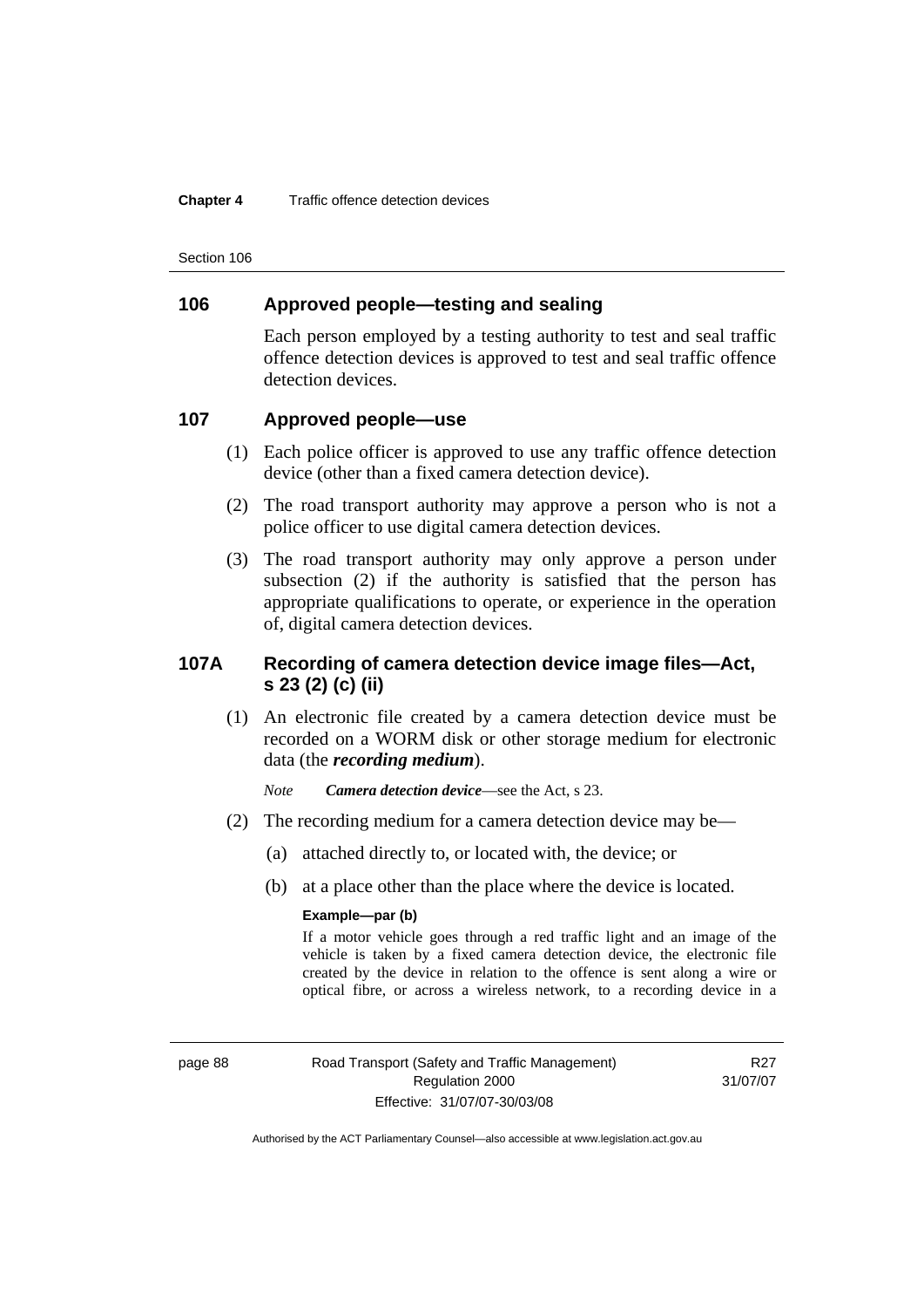## 106 Approved people—testing and sealing

Each person employed by a testing authority to test and seal traffic offence detection devices is approved to test and seal traffic offence detection devices.

## 107 Approved people—use

(1) Each police officer is approved to use any traffic offence detection device (other than a fixed camera detection device).

(2) The road transport authority may approve a person who is not a police officer to use digital camera detection devices.

(3) The road transport authority may only approve a person under subsection (2) if the authority is satisfied that the person has appropriate qualifications to operate, or experience in the operation of, digital camera detection devices.

## 107A Recording of camera detection device image files—Act, s 23 (2) (c) (ii)

(1) An electronic file created by a camera detection device must be recorded on a WORM disk or other storage medium for electronic data (the ***recording medium***).

*Note* ***Camera detection device***—see the Act, s 23.

(2) The recording medium for a camera detection device may be—

(a) attached directly to, or located with, the device; or

(b) at a place other than the place where the device is located.

**Example—par (b)**

If a motor vehicle goes through a red traffic light and an image of the vehicle is taken by a fixed camera detection device, the electronic file created by the device in relation to the offence is sent along a wire or optical fibre, or across a wireless network, to a recording device in a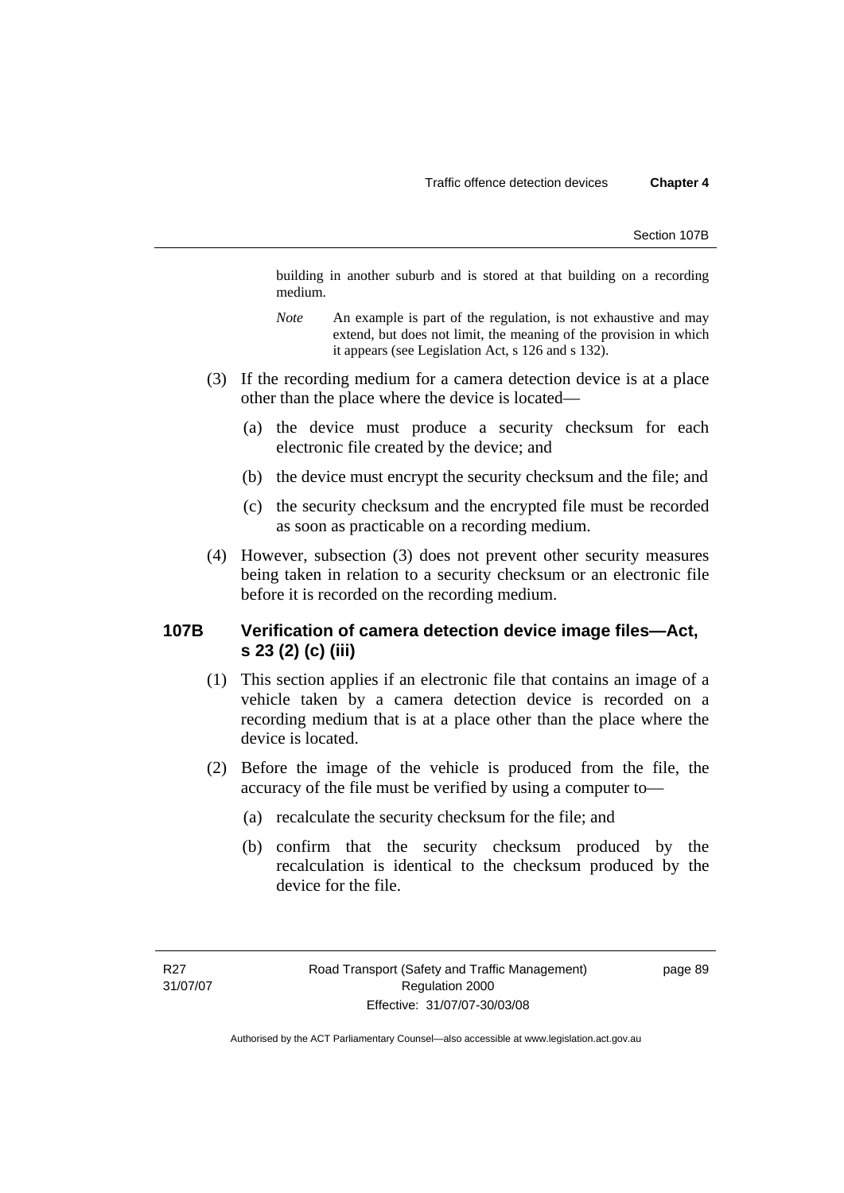building in another suburb and is stored at that building on a recording medium.

*Note* An example is part of the regulation, is not exhaustive and may extend, but does not limit, the meaning of the provision in which it appears (see Legislation Act, s 126 and s 132).

(3) If the recording medium for a camera detection device is at a place other than the place where the device is located—

(a) the device must produce a security checksum for each electronic file created by the device; and

(b) the device must encrypt the security checksum and the file; and

(c) the security checksum and the encrypted file must be recorded as soon as practicable on a recording medium.

(4) However, subsection (3) does not prevent other security measures being taken in relation to a security checksum or an electronic file before it is recorded on the recording medium.

## 107B Verification of camera detection device image files—Act, s 23 (2) (c) (iii)

(1) This section applies if an electronic file that contains an image of a vehicle taken by a camera detection device is recorded on a recording medium that is at a place other than the place where the device is located.

(2) Before the image of the vehicle is produced from the file, the accuracy of the file must be verified by using a computer to—

(a) recalculate the security checksum for the file; and

(b) confirm that the security checksum produced by the recalculation is identical to the checksum produced by the device for the file.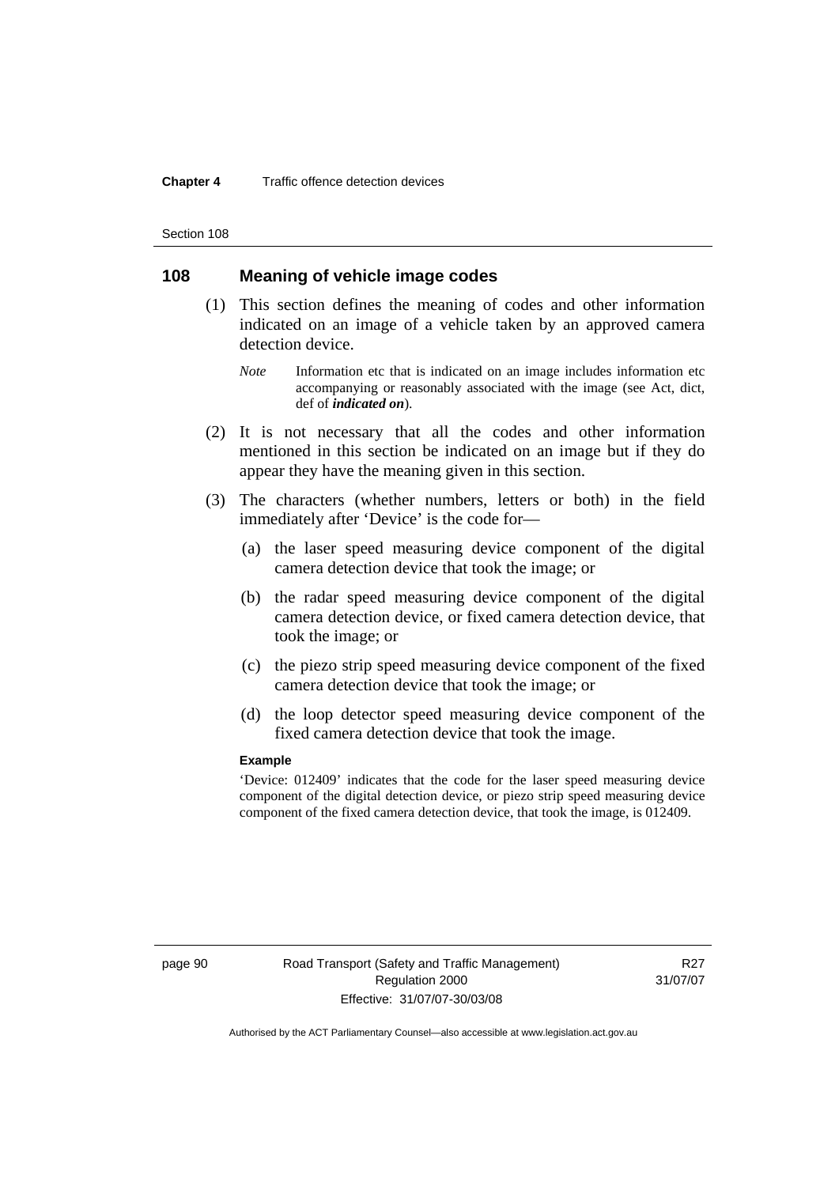## 108 Meaning of vehicle image codes

(1) This section defines the meaning of codes and other information indicated on an image of a vehicle taken by an approved camera detection device.

*Note* Information etc that is indicated on an image includes information etc accompanying or reasonably associated with the image (see Act, dict, def of ***indicated on***).

(2) It is not necessary that all the codes and other information mentioned in this section be indicated on an image but if they do appear they have the meaning given in this section.

(3) The characters (whether numbers, letters or both) in the field immediately after 'Device' is the code for—

(a) the laser speed measuring device component of the digital camera detection device that took the image; or

(b) the radar speed measuring device component of the digital camera detection device, or fixed camera detection device, that took the image; or

(c) the piezo strip speed measuring device component of the fixed camera detection device that took the image; or

(d) the loop detector speed measuring device component of the fixed camera detection device that took the image.

**Example**

'Device: 012409' indicates that the code for the laser speed measuring device component of the digital detection device, or piezo strip speed measuring device component of the fixed camera detection device, that took the image, is 012409.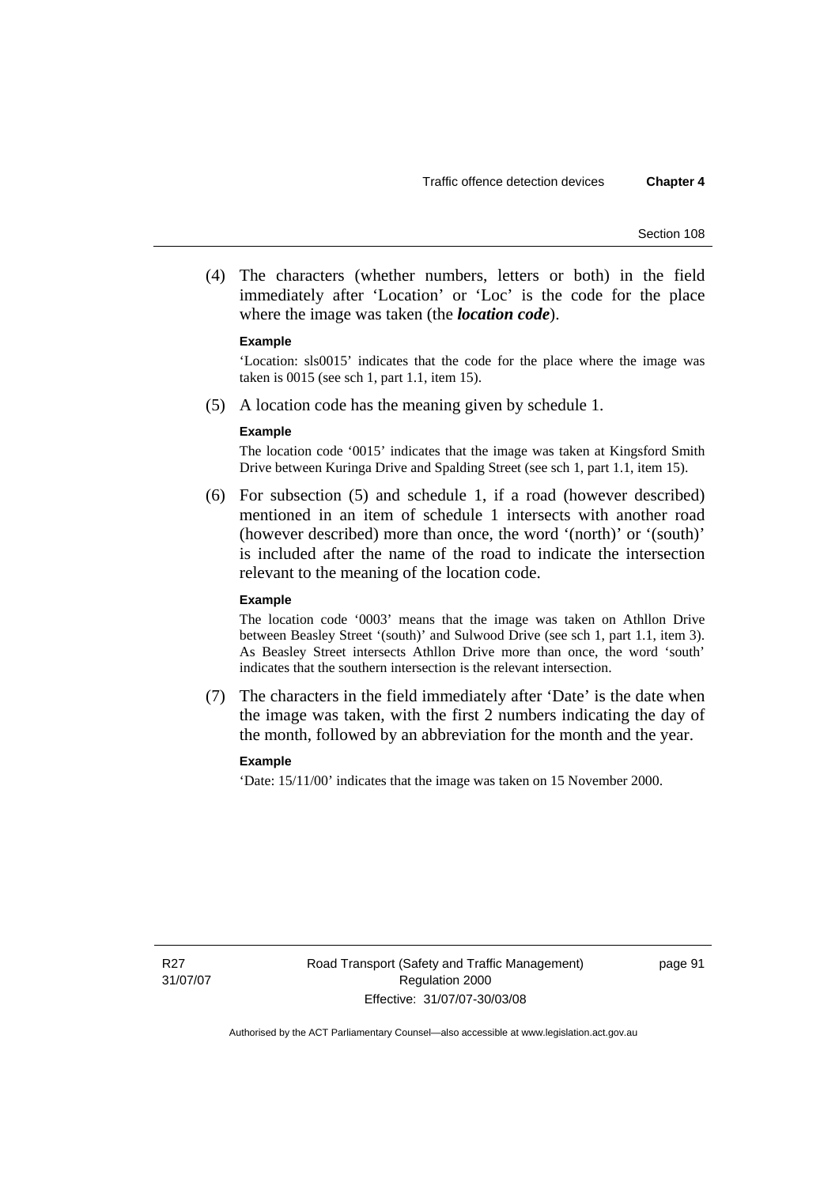(4) The characters (whether numbers, letters or both) in the field immediately after 'Location' or 'Loc' is the code for the place where the image was taken (the ***location code***).

**Example**

'Location: sls0015' indicates that the code for the place where the image was taken is 0015 (see sch 1, part 1.1, item 15).

(5) A location code has the meaning given by schedule 1.

**Example**

The location code '0015' indicates that the image was taken at Kingsford Smith Drive between Kuringa Drive and Spalding Street (see sch 1, part 1.1, item 15).

(6) For subsection (5) and schedule 1, if a road (however described) mentioned in an item of schedule 1 intersects with another road (however described) more than once, the word '(north)' or '(south)' is included after the name of the road to indicate the intersection relevant to the meaning of the location code.

**Example**

The location code '0003' means that the image was taken on Athllon Drive between Beasley Street '(south)' and Sulwood Drive (see sch 1, part 1.1, item 3). As Beasley Street intersects Athllon Drive more than once, the word 'south' indicates that the southern intersection is the relevant intersection.

(7) The characters in the field immediately after 'Date' is the date when the image was taken, with the first 2 numbers indicating the day of the month, followed by an abbreviation for the month and the year.

**Example**

'Date: 15/11/00' indicates that the image was taken on 15 November 2000.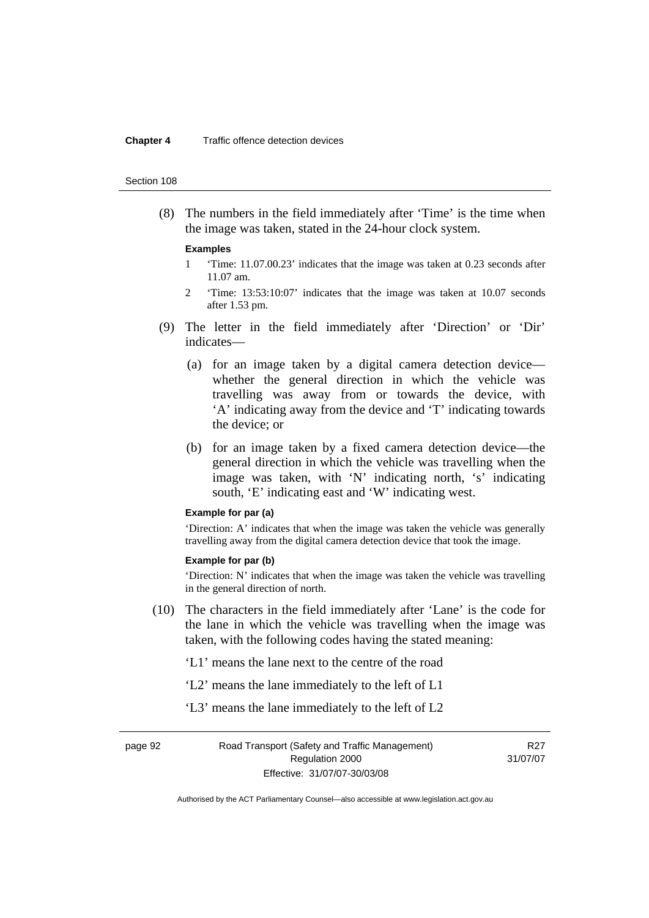(8) The numbers in the field immediately after 'Time' is the time when the image was taken, stated in the 24-hour clock system.

**Examples**

1 'Time: 11.07.00.23' indicates that the image was taken at 0.23 seconds after 11.07 am.

2 'Time: 13:53:10:07' indicates that the image was taken at 10.07 seconds after 1.53 pm.

(9) The letter in the field immediately after 'Direction' or 'Dir' indicates—

(a) for an image taken by a digital camera detection device—whether the general direction in which the vehicle was travelling was away from or towards the device, with 'A' indicating away from the device and 'T' indicating towards the device; or

(b) for an image taken by a fixed camera detection device—the general direction in which the vehicle was travelling when the image was taken, with 'N' indicating north, 's' indicating south, 'E' indicating east and 'W' indicating west.

**Example for par (a)**

'Direction: A' indicates that when the image was taken the vehicle was generally travelling away from the digital camera detection device that took the image.

**Example for par (b)**

'Direction: N' indicates that when the image was taken the vehicle was travelling in the general direction of north.

(10) The characters in the field immediately after 'Lane' is the code for the lane in which the vehicle was travelling when the image was taken, with the following codes having the stated meaning:

'L1' means the lane next to the centre of the road

'L2' means the lane immediately to the left of L1

'L3' means the lane immediately to the left of L2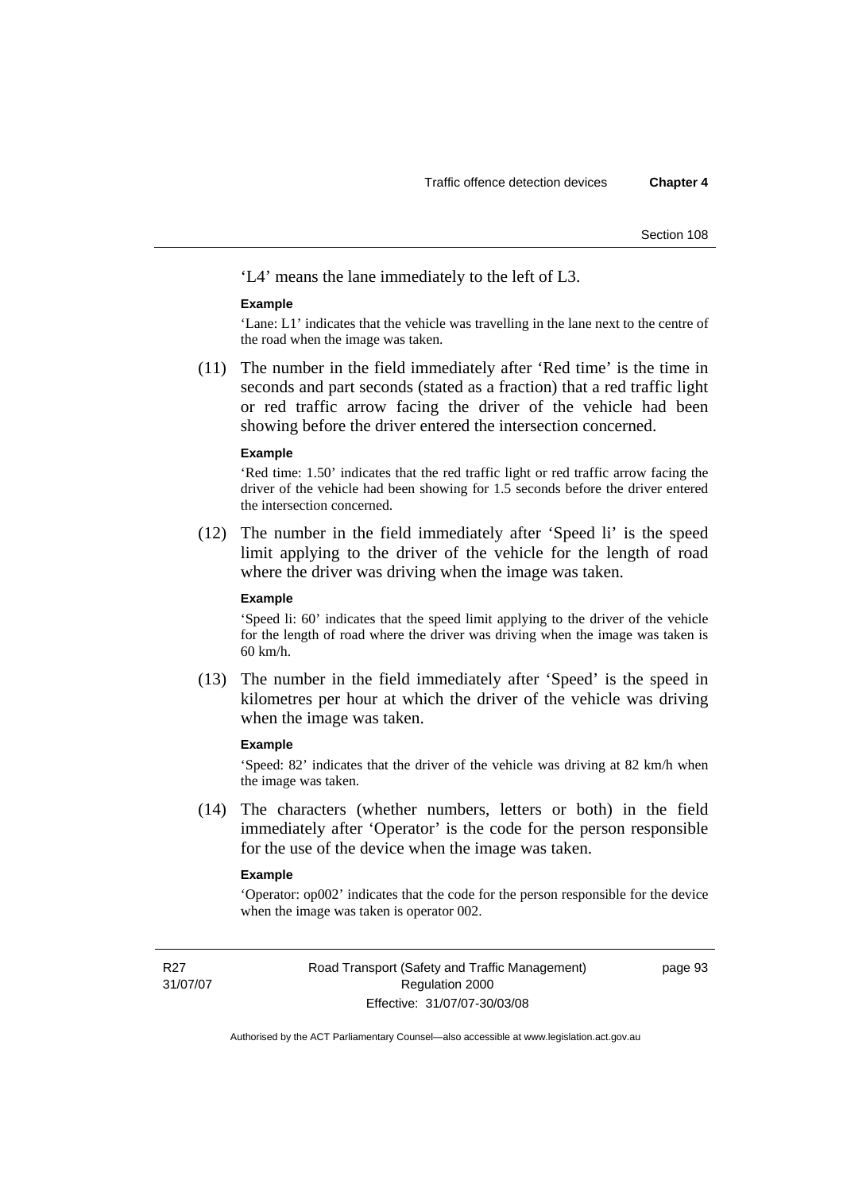'L4' means the lane immediately to the left of L3.

**Example**

'Lane: L1' indicates that the vehicle was travelling in the lane next to the centre of the road when the image was taken.

(11) The number in the field immediately after 'Red time' is the time in seconds and part seconds (stated as a fraction) that a red traffic light or red traffic arrow facing the driver of the vehicle had been showing before the driver entered the intersection concerned.

**Example**

'Red time: 1.50' indicates that the red traffic light or red traffic arrow facing the driver of the vehicle had been showing for 1.5 seconds before the driver entered the intersection concerned.

(12) The number in the field immediately after 'Speed li' is the speed limit applying to the driver of the vehicle for the length of road where the driver was driving when the image was taken.

**Example**

'Speed li: 60' indicates that the speed limit applying to the driver of the vehicle for the length of road where the driver was driving when the image was taken is 60 km/h.

(13) The number in the field immediately after 'Speed' is the speed in kilometres per hour at which the driver of the vehicle was driving when the image was taken.

**Example**

'Speed: 82' indicates that the driver of the vehicle was driving at 82 km/h when the image was taken.

(14) The characters (whether numbers, letters or both) in the field immediately after 'Operator' is the code for the person responsible for the use of the device when the image was taken.

**Example**

'Operator: op002' indicates that the code for the person responsible for the device when the image was taken is operator 002.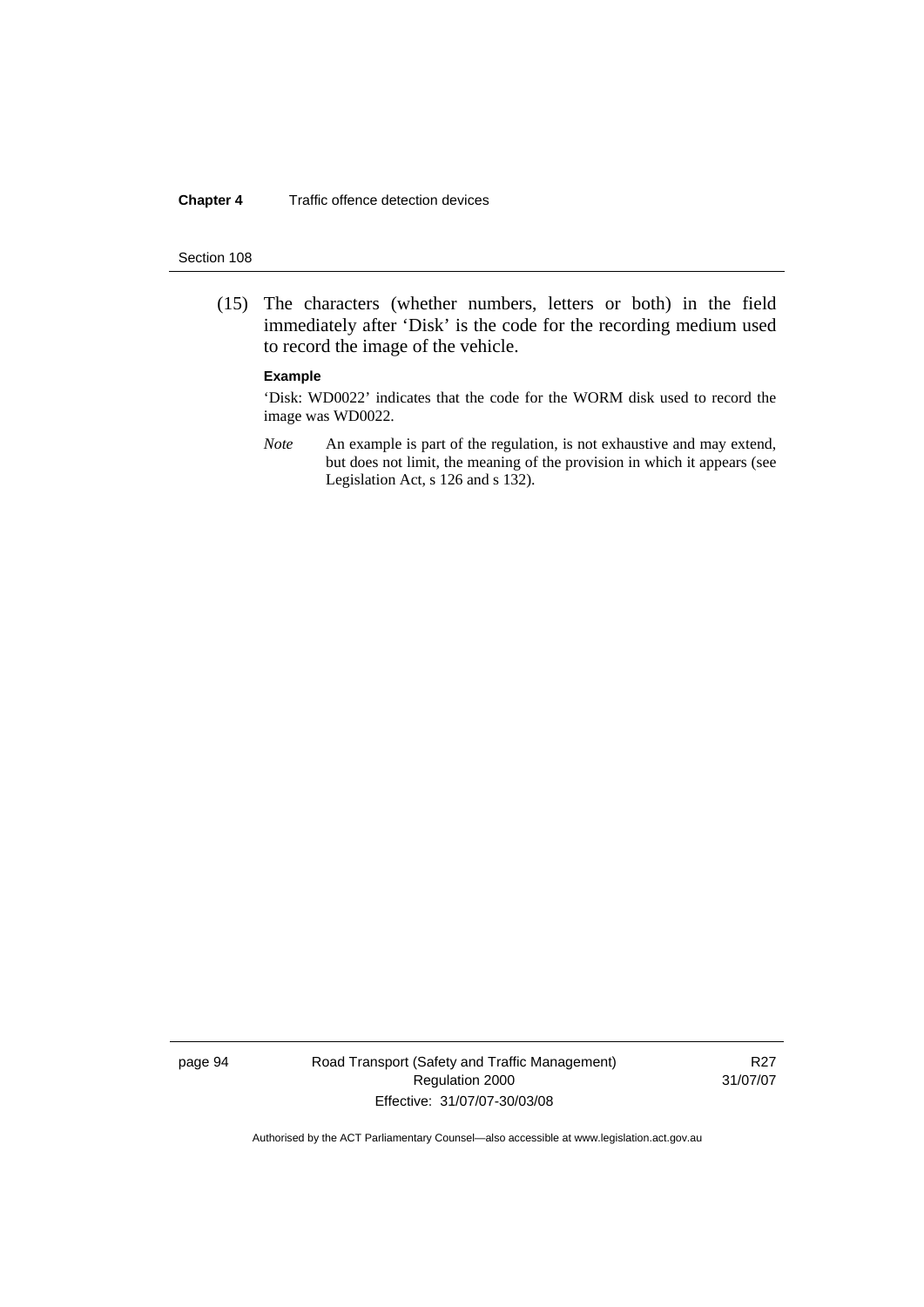(15) The characters (whether numbers, letters or both) in the field immediately after 'Disk' is the code for the recording medium used to record the image of the vehicle.

**Example**

'Disk: WD0022' indicates that the code for the WORM disk used to record the image was WD0022.

*Note* An example is part of the regulation, is not exhaustive and may extend, but does not limit, the meaning of the provision in which it appears (see Legislation Act, s 126 and s 132).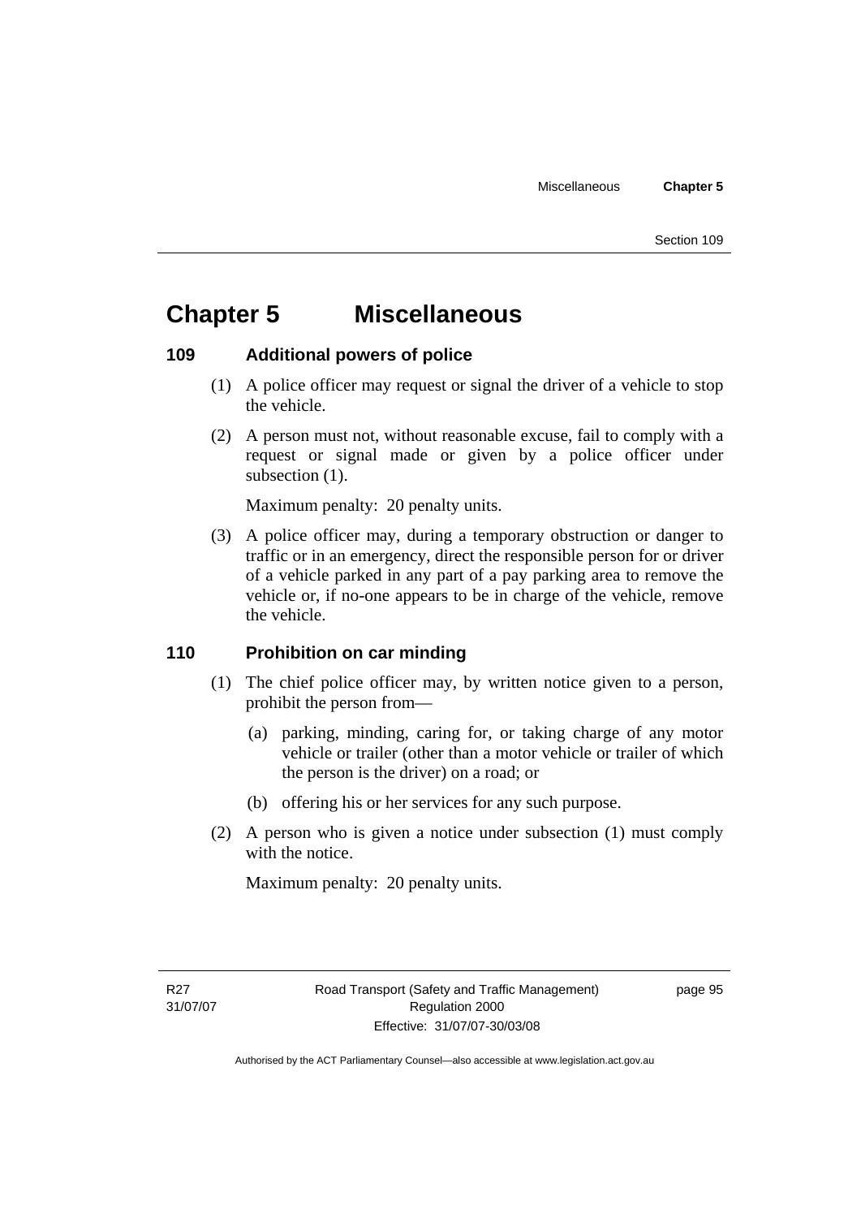# Chapter 5 Miscellaneous

## 109 Additional powers of police

(1) A police officer may request or signal the driver of a vehicle to stop the vehicle.

(2) A person must not, without reasonable excuse, fail to comply with a request or signal made or given by a police officer under subsection (1).

Maximum penalty: 20 penalty units.

(3) A police officer may, during a temporary obstruction or danger to traffic or in an emergency, direct the responsible person for or driver of a vehicle parked in any part of a pay parking area to remove the vehicle or, if no-one appears to be in charge of the vehicle, remove the vehicle.

## 110 Prohibition on car minding

(1) The chief police officer may, by written notice given to a person, prohibit the person from—

(a) parking, minding, caring for, or taking charge of any motor vehicle or trailer (other than a motor vehicle or trailer of which the person is the driver) on a road; or

(b) offering his or her services for any such purpose.

(2) A person who is given a notice under subsection (1) must comply with the notice.

Maximum penalty: 20 penalty units.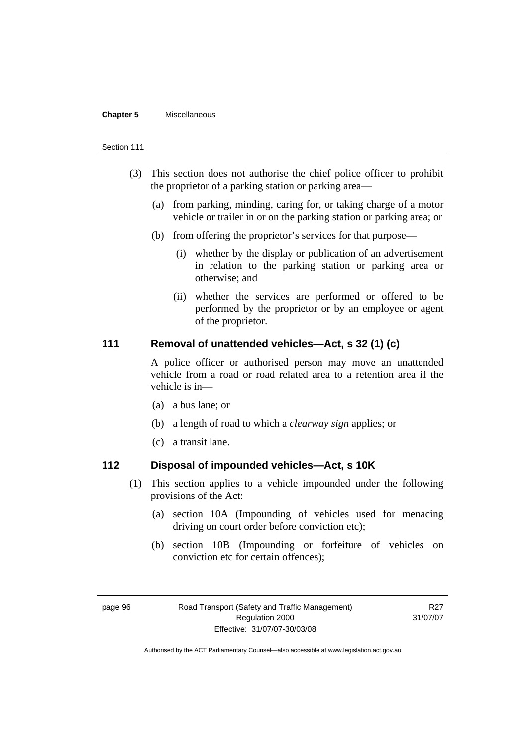(3) This section does not authorise the chief police officer to prohibit the proprietor of a parking station or parking area—

(a) from parking, minding, caring for, or taking charge of a motor vehicle or trailer in or on the parking station or parking area; or

(b) from offering the proprietor's services for that purpose—

(i) whether by the display or publication of an advertisement in relation to the parking station or parking area or otherwise; and

(ii) whether the services are performed or offered to be performed by the proprietor or by an employee or agent of the proprietor.

## 111 Removal of unattended vehicles—Act, s 32 (1) (c)

A police officer or authorised person may move an unattended vehicle from a road or road related area to a retention area if the vehicle is in—

(a) a bus lane; or

(b) a length of road to which a *clearway sign* applies; or

(c) a transit lane.

## 112 Disposal of impounded vehicles—Act, s 10K

(1) This section applies to a vehicle impounded under the following provisions of the Act:

(a) section 10A (Impounding of vehicles used for menacing driving on court order before conviction etc);

(b) section 10B (Impounding or forfeiture of vehicles on conviction etc for certain offences);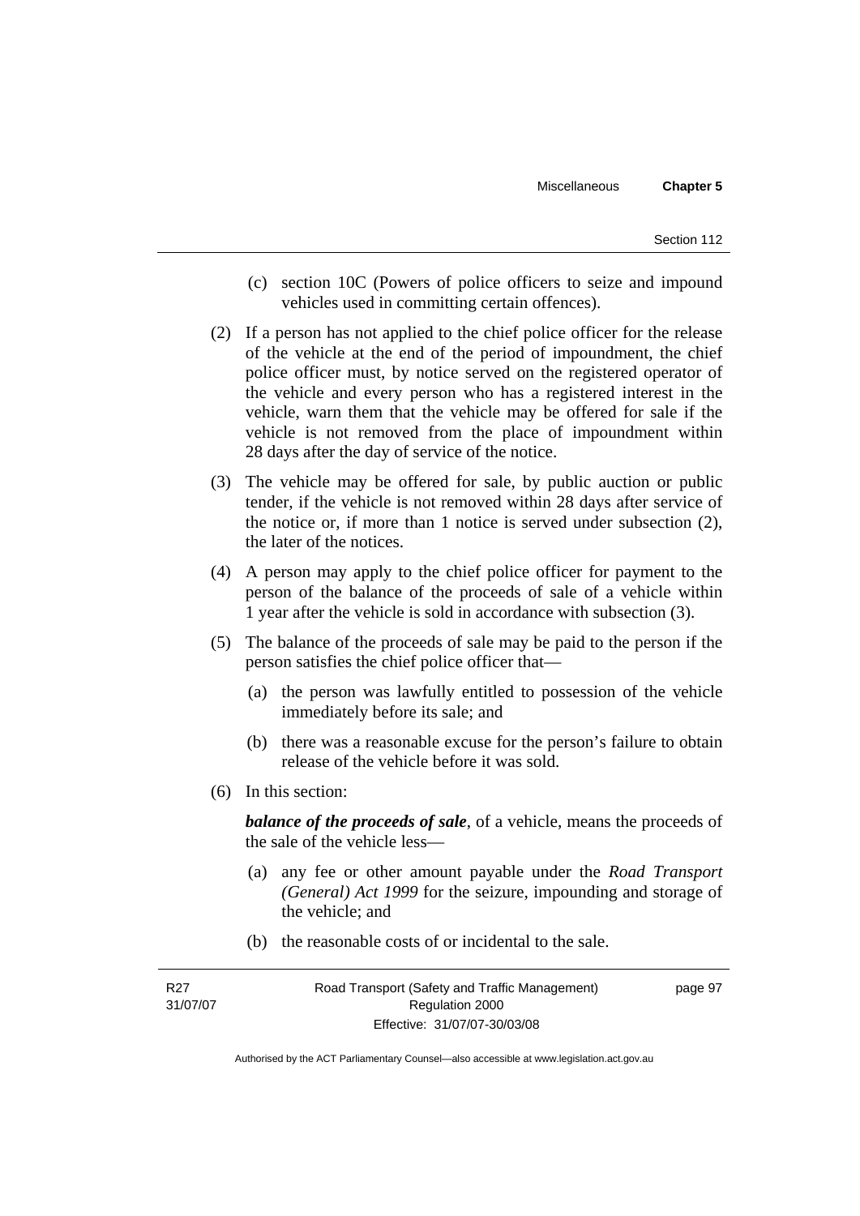(c) section 10C (Powers of police officers to seize and impound vehicles used in committing certain offences).

(2) If a person has not applied to the chief police officer for the release of the vehicle at the end of the period of impoundment, the chief police officer must, by notice served on the registered operator of the vehicle and every person who has a registered interest in the vehicle, warn them that the vehicle may be offered for sale if the vehicle is not removed from the place of impoundment within 28 days after the day of service of the notice.

(3) The vehicle may be offered for sale, by public auction or public tender, if the vehicle is not removed within 28 days after service of the notice or, if more than 1 notice is served under subsection (2), the later of the notices.

(4) A person may apply to the chief police officer for payment to the person of the balance of the proceeds of sale of a vehicle within 1 year after the vehicle is sold in accordance with subsection (3).

(5) The balance of the proceeds of sale may be paid to the person if the person satisfies the chief police officer that—

(a) the person was lawfully entitled to possession of the vehicle immediately before its sale; and

(b) there was a reasonable excuse for the person's failure to obtain release of the vehicle before it was sold.

(6) In this section:

***balance of the proceeds of sale***, of a vehicle, means the proceeds of the sale of the vehicle less—

(a) any fee or other amount payable under the *Road Transport (General) Act 1999* for the seizure, impounding and storage of the vehicle; and

(b) the reasonable costs of or incidental to the sale.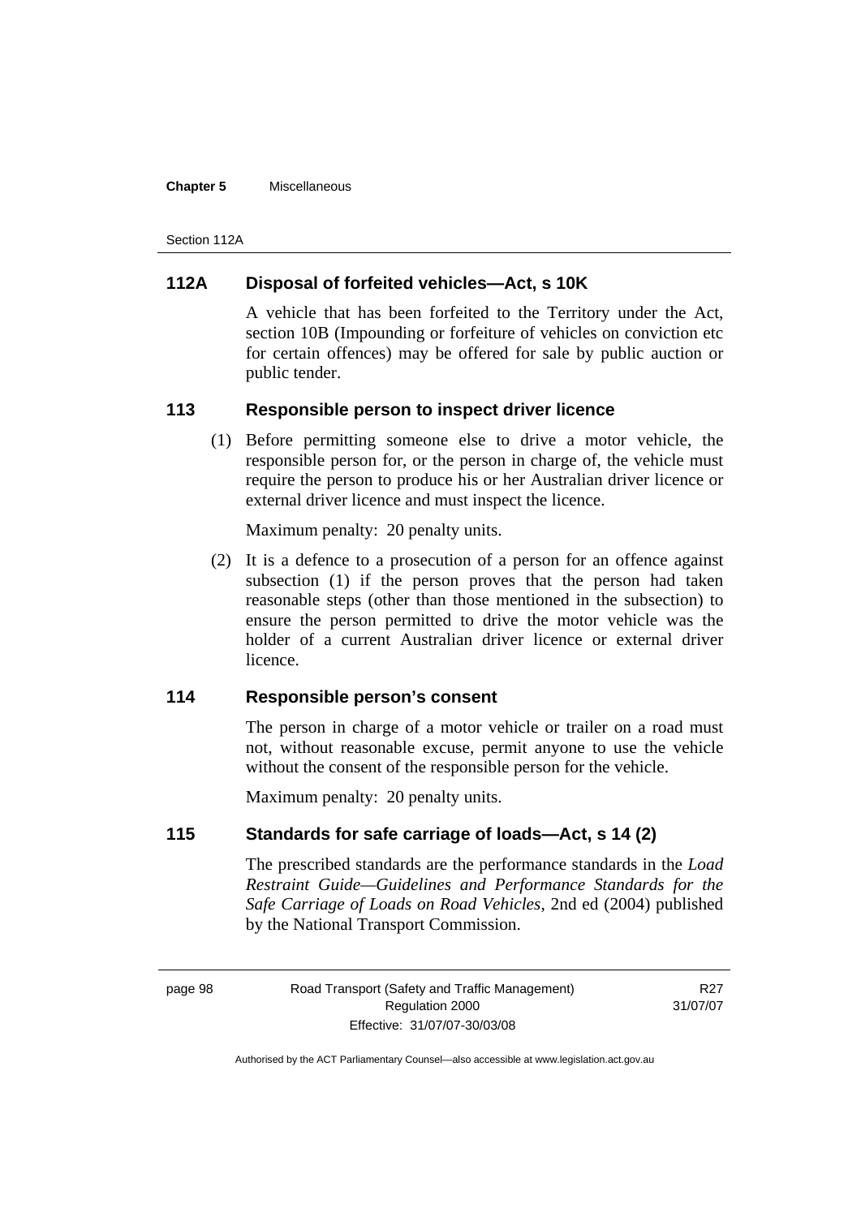## 112A Disposal of forfeited vehicles—Act, s 10K

A vehicle that has been forfeited to the Territory under the Act, section 10B (Impounding or forfeiture of vehicles on conviction etc for certain offences) may be offered for sale by public auction or public tender.

## 113 Responsible person to inspect driver licence

(1) Before permitting someone else to drive a motor vehicle, the responsible person for, or the person in charge of, the vehicle must require the person to produce his or her Australian driver licence or external driver licence and must inspect the licence.

Maximum penalty: 20 penalty units.

(2) It is a defence to a prosecution of a person for an offence against subsection (1) if the person proves that the person had taken reasonable steps (other than those mentioned in the subsection) to ensure the person permitted to drive the motor vehicle was the holder of a current Australian driver licence or external driver licence.

## 114 Responsible person's consent

The person in charge of a motor vehicle or trailer on a road must not, without reasonable excuse, permit anyone to use the vehicle without the consent of the responsible person for the vehicle.

Maximum penalty: 20 penalty units.

## 115 Standards for safe carriage of loads—Act, s 14 (2)

The prescribed standards are the performance standards in the *Load Restraint Guide—Guidelines and Performance Standards for the Safe Carriage of Loads on Road Vehicles*, 2nd ed (2004) published by the National Transport Commission.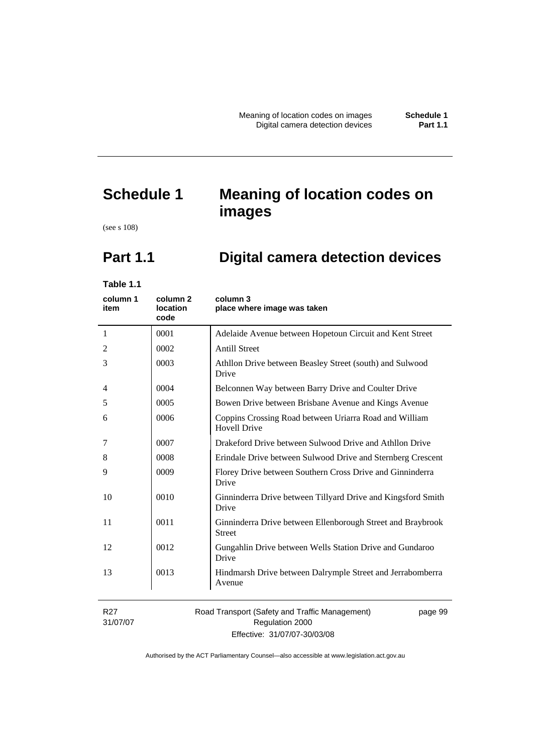# Schedule 1 Meaning of location codes on images

(see s 108)

## Part 1.1 Digital camera detection devices

**Table 1.1**

| column 1 item | column 2 location code | column 3 place where image was taken |
|---|---|---|
| 1 | 0001 | Adelaide Avenue between Hopetoun Circuit and Kent Street |
| 2 | 0002 | Antill Street |
| 3 | 0003 | Athllon Drive between Beasley Street (south) and Sulwood Drive |
| 4 | 0004 | Belconnen Way between Barry Drive and Coulter Drive |
| 5 | 0005 | Bowen Drive between Brisbane Avenue and Kings Avenue |
| 6 | 0006 | Coppins Crossing Road between Uriarra Road and William Hovell Drive |
| 7 | 0007 | Drakeford Drive between Sulwood Drive and Athllon Drive |
| 8 | 0008 | Erindale Drive between Sulwood Drive and Sternberg Crescent |
| 9 | 0009 | Florey Drive between Southern Cross Drive and Ginninderra Drive |
| 10 | 0010 | Ginninderra Drive between Tillyard Drive and Kingsford Smith Drive |
| 11 | 0011 | Ginninderra Drive between Ellenborough Street and Braybrook Street |
| 12 | 0012 | Gungahlin Drive between Wells Station Drive and Gundaroo Drive |
| 13 | 0013 | Hindmarsh Drive between Dalrymple Street and Jerrabomberra Avenue |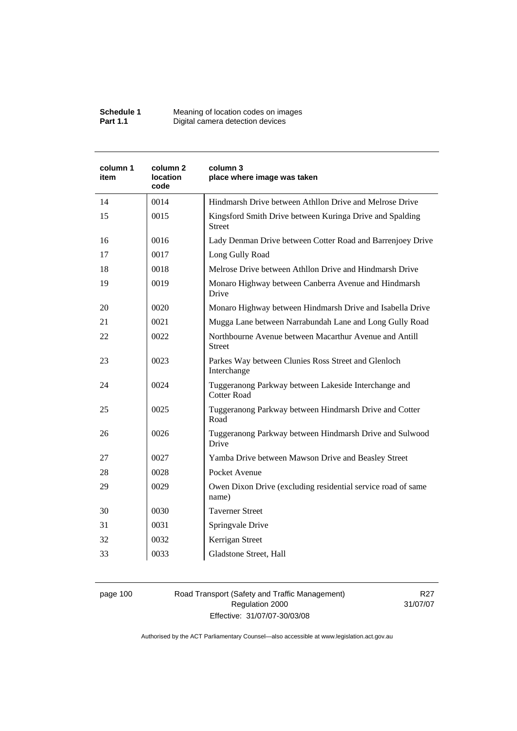| column 1 item | column 2 location code | column 3 place where image was taken |
|---|---|---|
| 14 | 0014 | Hindmarsh Drive between Athllon Drive and Melrose Drive |
| 15 | 0015 | Kingsford Smith Drive between Kuringa Drive and Spalding Street |
| 16 | 0016 | Lady Denman Drive between Cotter Road and Barrenjoey Drive |
| 17 | 0017 | Long Gully Road |
| 18 | 0018 | Melrose Drive between Athllon Drive and Hindmarsh Drive |
| 19 | 0019 | Monaro Highway between Canberra Avenue and Hindmarsh Drive |
| 20 | 0020 | Monaro Highway between Hindmarsh Drive and Isabella Drive |
| 21 | 0021 | Mugga Lane between Narrabundah Lane and Long Gully Road |
| 22 | 0022 | Northbourne Avenue between Macarthur Avenue and Antill Street |
| 23 | 0023 | Parkes Way between Clunies Ross Street and Glenloch Interchange |
| 24 | 0024 | Tuggeranong Parkway between Lakeside Interchange and Cotter Road |
| 25 | 0025 | Tuggeranong Parkway between Hindmarsh Drive and Cotter Road |
| 26 | 0026 | Tuggeranong Parkway between Hindmarsh Drive and Sulwood Drive |
| 27 | 0027 | Yamba Drive between Mawson Drive and Beasley Street |
| 28 | 0028 | Pocket Avenue |
| 29 | 0029 | Owen Dixon Drive (excluding residential service road of same name) |
| 30 | 0030 | Taverner Street |
| 31 | 0031 | Springvale Drive |
| 32 | 0032 | Kerrigan Street |
| 33 | 0033 | Gladstone Street, Hall |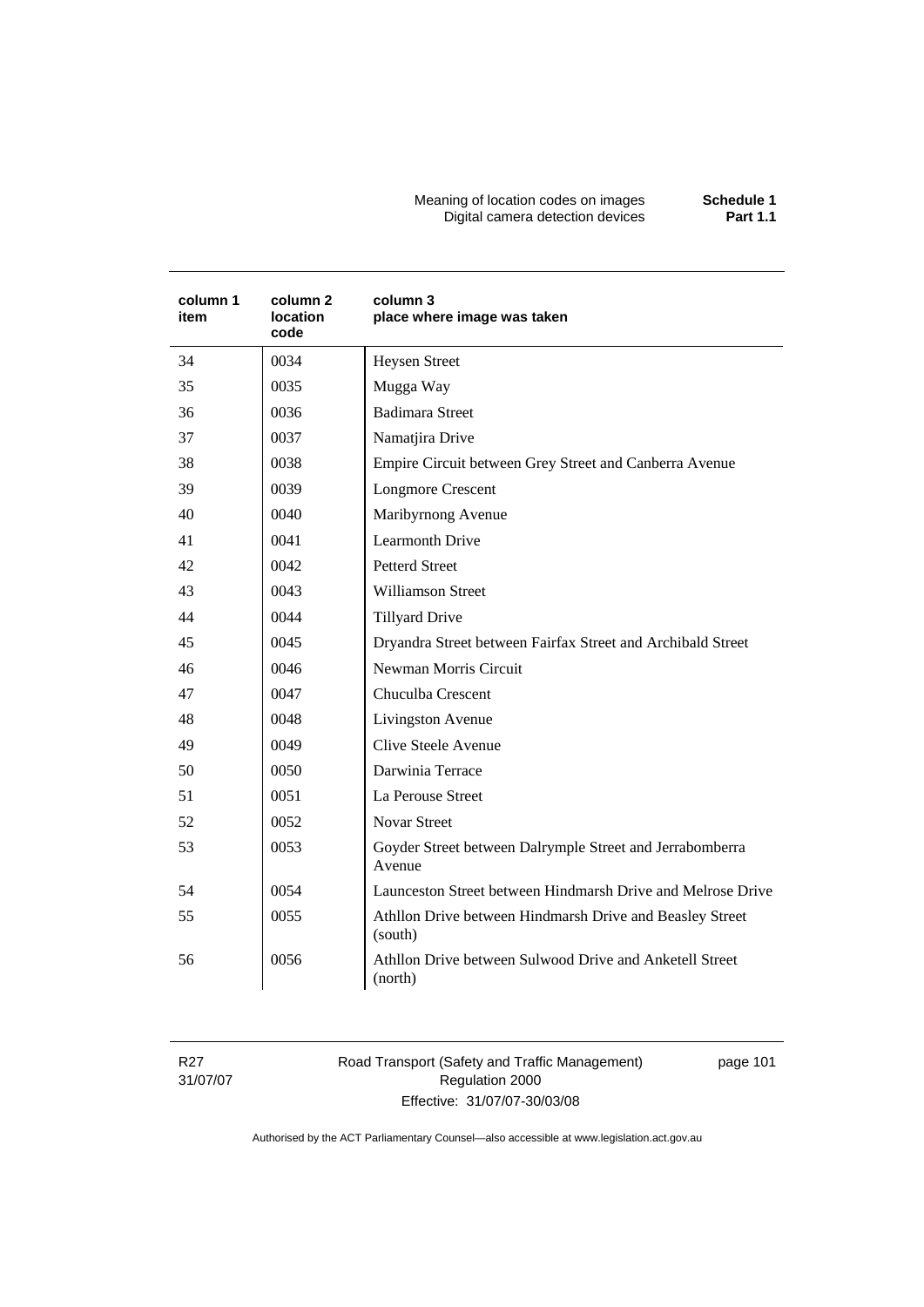| column 1 item | column 2 location code | column 3 place where image was taken |
|---|---|---|
| 34 | 0034 | Heysen Street |
| 35 | 0035 | Mugga Way |
| 36 | 0036 | Badimara Street |
| 37 | 0037 | Namatjira Drive |
| 38 | 0038 | Empire Circuit between Grey Street and Canberra Avenue |
| 39 | 0039 | Longmore Crescent |
| 40 | 0040 | Maribyrnong Avenue |
| 41 | 0041 | Learmonth Drive |
| 42 | 0042 | Petterd Street |
| 43 | 0043 | Williamson Street |
| 44 | 0044 | Tillyard Drive |
| 45 | 0045 | Dryandra Street between Fairfax Street and Archibald Street |
| 46 | 0046 | Newman Morris Circuit |
| 47 | 0047 | Chuculba Crescent |
| 48 | 0048 | Livingston Avenue |
| 49 | 0049 | Clive Steele Avenue |
| 50 | 0050 | Darwinia Terrace |
| 51 | 0051 | La Perouse Street |
| 52 | 0052 | Novar Street |
| 53 | 0053 | Goyder Street between Dalrymple Street and Jerrabomberra Avenue |
| 54 | 0054 | Launceston Street between Hindmarsh Drive and Melrose Drive |
| 55 | 0055 | Athllon Drive between Hindmarsh Drive and Beasley Street (south) |
| 56 | 0056 | Athllon Drive between Sulwood Drive and Anketell Street (north) |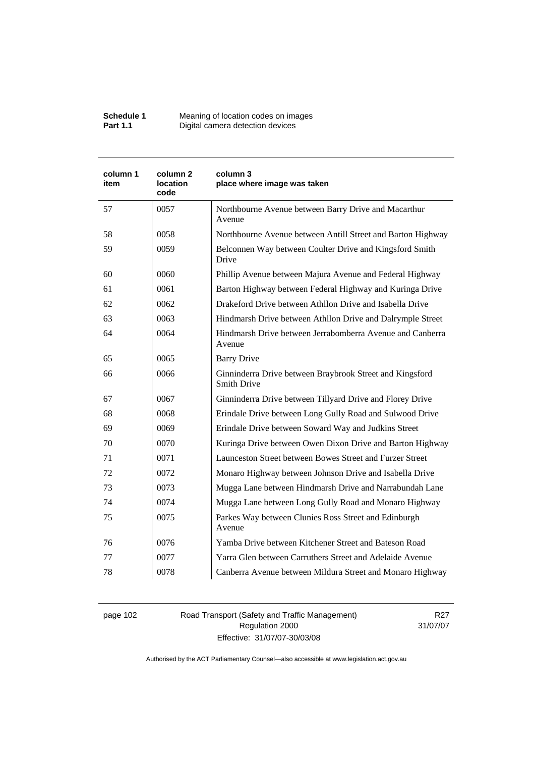| column 1 item | column 2 location code | column 3 place where image was taken |
|---|---|---|
| 57 | 0057 | Northbourne Avenue between Barry Drive and Macarthur Avenue |
| 58 | 0058 | Northbourne Avenue between Antill Street and Barton Highway |
| 59 | 0059 | Belconnen Way between Coulter Drive and Kingsford Smith Drive |
| 60 | 0060 | Phillip Avenue between Majura Avenue and Federal Highway |
| 61 | 0061 | Barton Highway between Federal Highway and Kuringa Drive |
| 62 | 0062 | Drakeford Drive between Athllon Drive and Isabella Drive |
| 63 | 0063 | Hindmarsh Drive between Athllon Drive and Dalrymple Street |
| 64 | 0064 | Hindmarsh Drive between Jerrabomberra Avenue and Canberra Avenue |
| 65 | 0065 | Barry Drive |
| 66 | 0066 | Ginninderra Drive between Braybrook Street and Kingsford Smith Drive |
| 67 | 0067 | Ginninderra Drive between Tillyard Drive and Florey Drive |
| 68 | 0068 | Erindale Drive between Long Gully Road and Sulwood Drive |
| 69 | 0069 | Erindale Drive between Soward Way and Judkins Street |
| 70 | 0070 | Kuringa Drive between Owen Dixon Drive and Barton Highway |
| 71 | 0071 | Launceston Street between Bowes Street and Furzer Street |
| 72 | 0072 | Monaro Highway between Johnson Drive and Isabella Drive |
| 73 | 0073 | Mugga Lane between Hindmarsh Drive and Narrabundah Lane |
| 74 | 0074 | Mugga Lane between Long Gully Road and Monaro Highway |
| 75 | 0075 | Parkes Way between Clunies Ross Street and Edinburgh Avenue |
| 76 | 0076 | Yamba Drive between Kitchener Street and Bateson Road |
| 77 | 0077 | Yarra Glen between Carruthers Street and Adelaide Avenue |
| 78 | 0078 | Canberra Avenue between Mildura Street and Monaro Highway |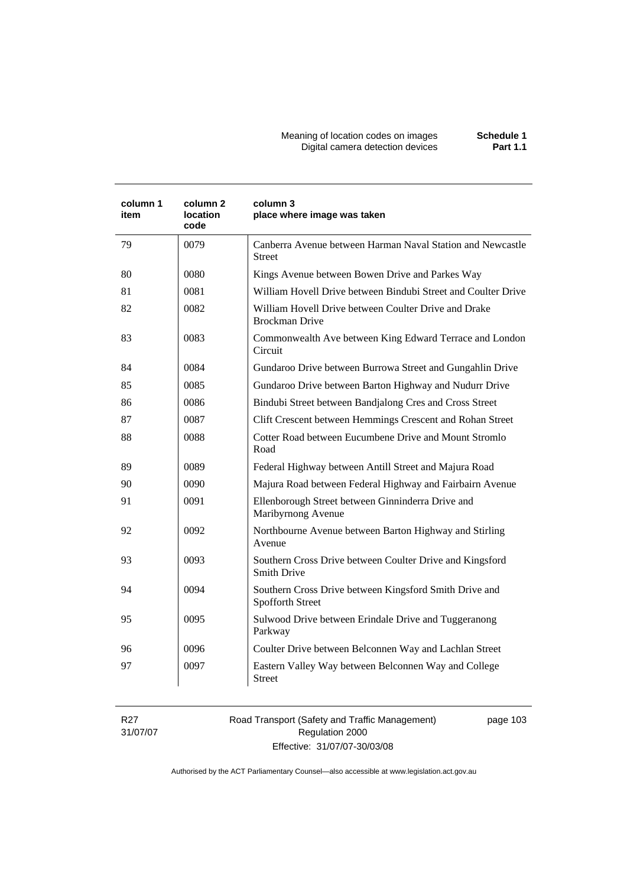| column 1 item | column 2 location code | column 3 place where image was taken |
|---|---|---|
| 79 | 0079 | Canberra Avenue between Harman Naval Station and Newcastle Street |
| 80 | 0080 | Kings Avenue between Bowen Drive and Parkes Way |
| 81 | 0081 | William Hovell Drive between Bindubi Street and Coulter Drive |
| 82 | 0082 | William Hovell Drive between Coulter Drive and Drake Brockman Drive |
| 83 | 0083 | Commonwealth Ave between King Edward Terrace and London Circuit |
| 84 | 0084 | Gundaroo Drive between Burrowa Street and Gungahlin Drive |
| 85 | 0085 | Gundaroo Drive between Barton Highway and Nudurr Drive |
| 86 | 0086 | Bindubi Street between Bandjalong Cres and Cross Street |
| 87 | 0087 | Clift Crescent between Hemmings Crescent and Rohan Street |
| 88 | 0088 | Cotter Road between Eucumbene Drive and Mount Stromlo Road |
| 89 | 0089 | Federal Highway between Antill Street and Majura Road |
| 90 | 0090 | Majura Road between Federal Highway and Fairbairn Avenue |
| 91 | 0091 | Ellenborough Street between Ginninderra Drive and Maribyrnong Avenue |
| 92 | 0092 | Northbourne Avenue between Barton Highway and Stirling Avenue |
| 93 | 0093 | Southern Cross Drive between Coulter Drive and Kingsford Smith Drive |
| 94 | 0094 | Southern Cross Drive between Kingsford Smith Drive and Spofforth Street |
| 95 | 0095 | Sulwood Drive between Erindale Drive and Tuggeranong Parkway |
| 96 | 0096 | Coulter Drive between Belconnen Way and Lachlan Street |
| 97 | 0097 | Eastern Valley Way between Belconnen Way and College Street |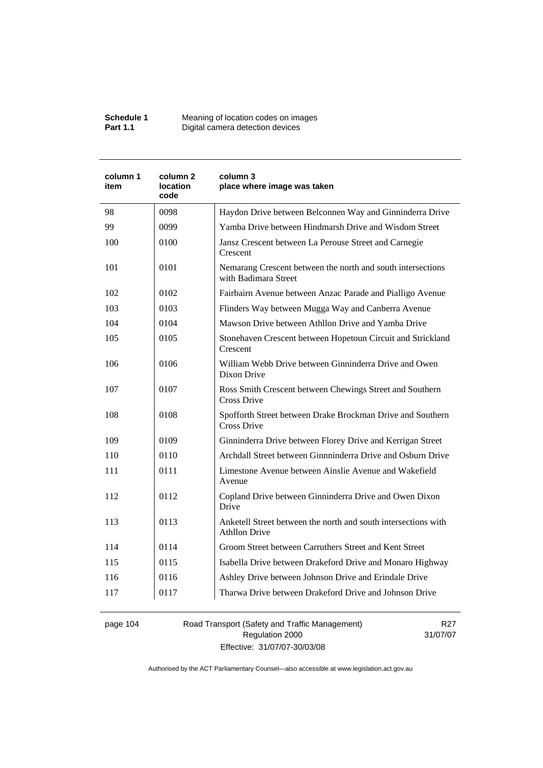| column 1 item | column 2 location code | column 3 place where image was taken |
|---|---|---|
| 98 | 0098 | Haydon Drive between Belconnen Way and Ginninderra Drive |
| 99 | 0099 | Yamba Drive between Hindmarsh Drive and Wisdom Street |
| 100 | 0100 | Jansz Crescent between La Perouse Street and Carnegie Crescent |
| 101 | 0101 | Nemarang Crescent between the north and south intersections with Badimara Street |
| 102 | 0102 | Fairbairn Avenue between Anzac Parade and Pialligo Avenue |
| 103 | 0103 | Flinders Way between Mugga Way and Canberra Avenue |
| 104 | 0104 | Mawson Drive between Athllon Drive and Yamba Drive |
| 105 | 0105 | Stonehaven Crescent between Hopetoun Circuit and Strickland Crescent |
| 106 | 0106 | William Webb Drive between Ginninderra Drive and Owen Dixon Drive |
| 107 | 0107 | Ross Smith Crescent between Chewings Street and Southern Cross Drive |
| 108 | 0108 | Spofforth Street between Drake Brockman Drive and Southern Cross Drive |
| 109 | 0109 | Ginninderra Drive between Florey Drive and Kerrigan Street |
| 110 | 0110 | Archdall Street between Ginnninderra Drive and Osburn Drive |
| 111 | 0111 | Limestone Avenue between Ainslie Avenue and Wakefield Avenue |
| 112 | 0112 | Copland Drive between Ginninderra Drive and Owen Dixon Drive |
| 113 | 0113 | Anketell Street between the north and south intersections with Athllon Drive |
| 114 | 0114 | Groom Street between Carruthers Street and Kent Street |
| 115 | 0115 | Isabella Drive between Drakeford Drive and Monaro Highway |
| 116 | 0116 | Ashley Drive between Johnson Drive and Erindale Drive |
| 117 | 0117 | Tharwa Drive between Drakeford Drive and Johnson Drive |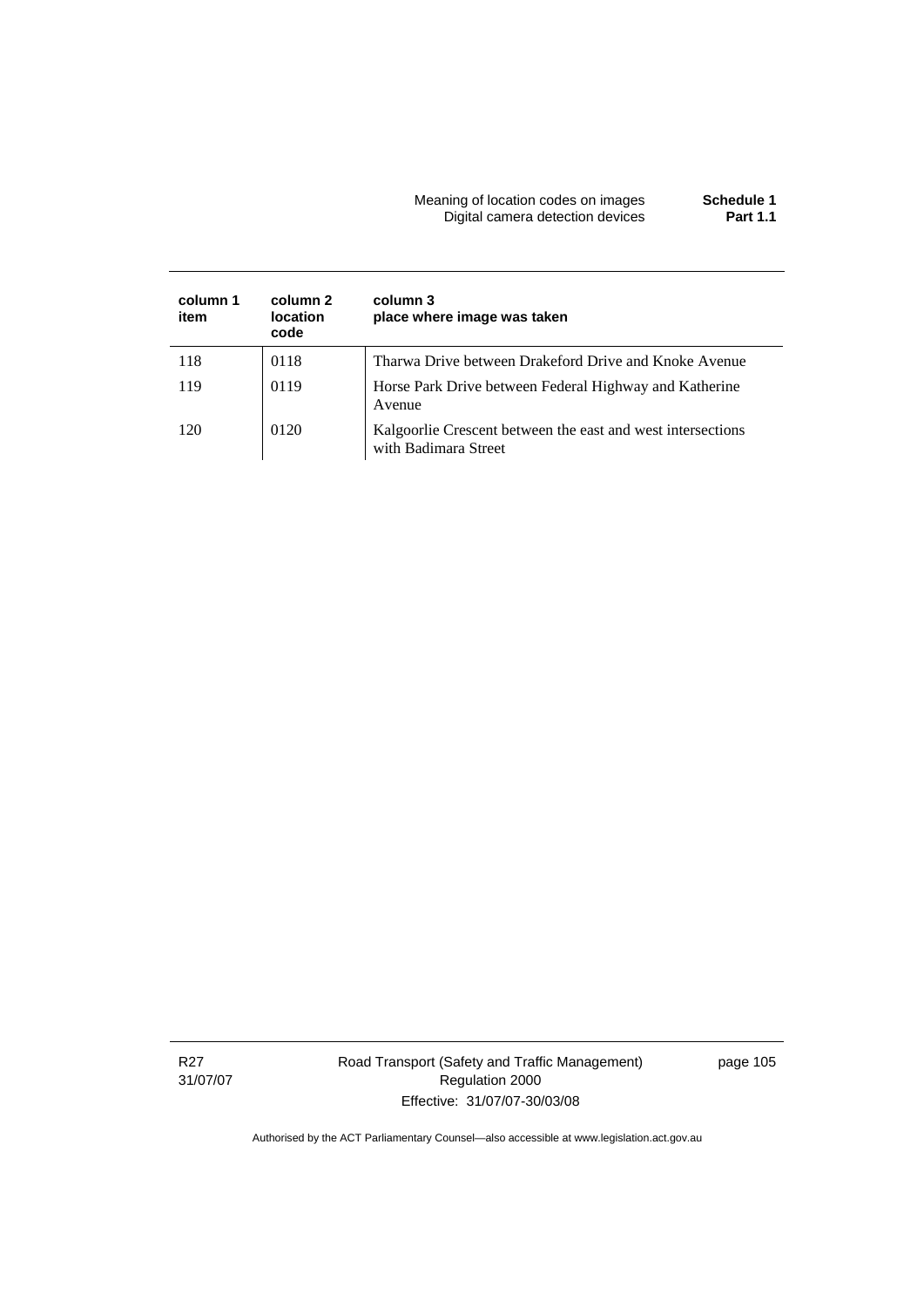| column 1 item | column 2 location code | column 3 place where image was taken |
|---|---|---|
| 118 | 0118 | Tharwa Drive between Drakeford Drive and Knoke Avenue |
| 119 | 0119 | Horse Park Drive between Federal Highway and Katherine Avenue |
| 120 | 0120 | Kalgoorlie Crescent between the east and west intersections with Badimara Street |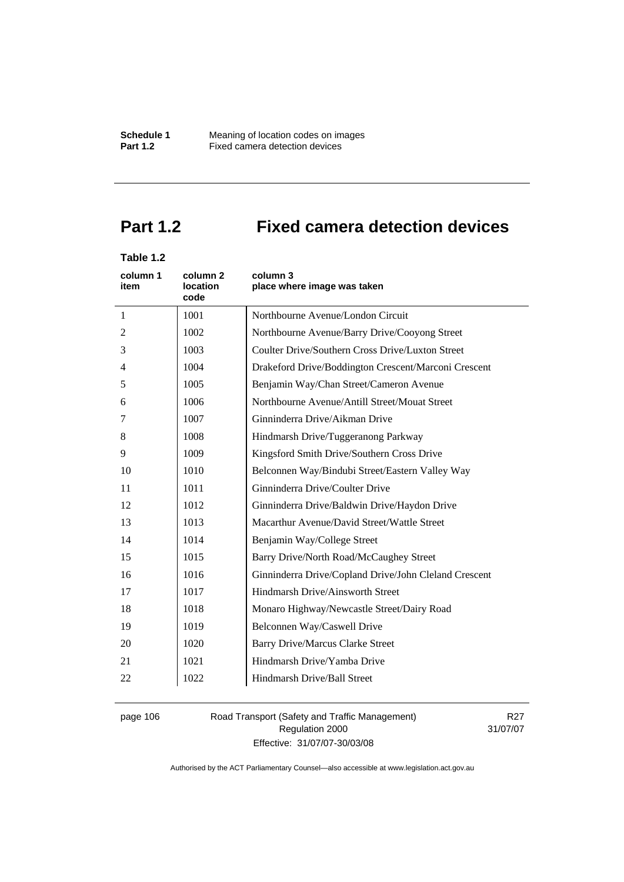# Part 1.2 Fixed camera detection devices

**Table 1.2**

| column 1 item | column 2 location code | column 3 place where image was taken |
|---|---|---|
| 1 | 1001 | Northbourne Avenue/London Circuit |
| 2 | 1002 | Northbourne Avenue/Barry Drive/Cooyong Street |
| 3 | 1003 | Coulter Drive/Southern Cross Drive/Luxton Street |
| 4 | 1004 | Drakeford Drive/Boddington Crescent/Marconi Crescent |
| 5 | 1005 | Benjamin Way/Chan Street/Cameron Avenue |
| 6 | 1006 | Northbourne Avenue/Antill Street/Mouat Street |
| 7 | 1007 | Ginninderra Drive/Aikman Drive |
| 8 | 1008 | Hindmarsh Drive/Tuggeranong Parkway |
| 9 | 1009 | Kingsford Smith Drive/Southern Cross Drive |
| 10 | 1010 | Belconnen Way/Bindubi Street/Eastern Valley Way |
| 11 | 1011 | Ginninderra Drive/Coulter Drive |
| 12 | 1012 | Ginninderra Drive/Baldwin Drive/Haydon Drive |
| 13 | 1013 | Macarthur Avenue/David Street/Wattle Street |
| 14 | 1014 | Benjamin Way/College Street |
| 15 | 1015 | Barry Drive/North Road/McCaughey Street |
| 16 | 1016 | Ginninderra Drive/Copland Drive/John Cleland Crescent |
| 17 | 1017 | Hindmarsh Drive/Ainsworth Street |
| 18 | 1018 | Monaro Highway/Newcastle Street/Dairy Road |
| 19 | 1019 | Belconnen Way/Caswell Drive |
| 20 | 1020 | Barry Drive/Marcus Clarke Street |
| 21 | 1021 | Hindmarsh Drive/Yamba Drive |
| 22 | 1022 | Hindmarsh Drive/Ball Street |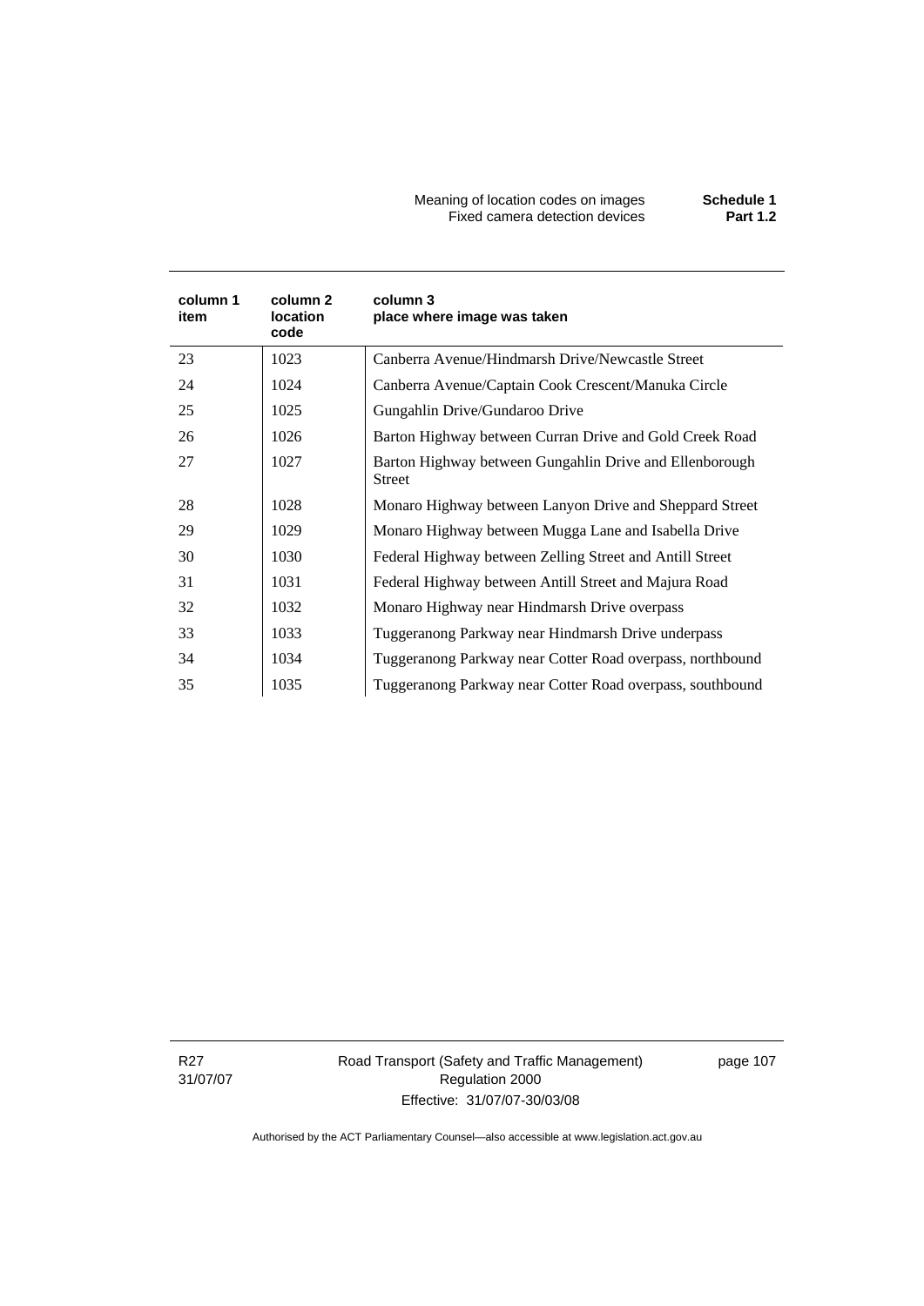| column 1 item | column 2 location code | column 3 place where image was taken |
|---|---|---|
| 23 | 1023 | Canberra Avenue/Hindmarsh Drive/Newcastle Street |
| 24 | 1024 | Canberra Avenue/Captain Cook Crescent/Manuka Circle |
| 25 | 1025 | Gungahlin Drive/Gundaroo Drive |
| 26 | 1026 | Barton Highway between Curran Drive and Gold Creek Road |
| 27 | 1027 | Barton Highway between Gungahlin Drive and Ellenborough Street |
| 28 | 1028 | Monaro Highway between Lanyon Drive and Sheppard Street |
| 29 | 1029 | Monaro Highway between Mugga Lane and Isabella Drive |
| 30 | 1030 | Federal Highway between Zelling Street and Antill Street |
| 31 | 1031 | Federal Highway between Antill Street and Majura Road |
| 32 | 1032 | Monaro Highway near Hindmarsh Drive overpass |
| 33 | 1033 | Tuggeranong Parkway near Hindmarsh Drive underpass |
| 34 | 1034 | Tuggeranong Parkway near Cotter Road overpass, northbound |
| 35 | 1035 | Tuggeranong Parkway near Cotter Road overpass, southbound |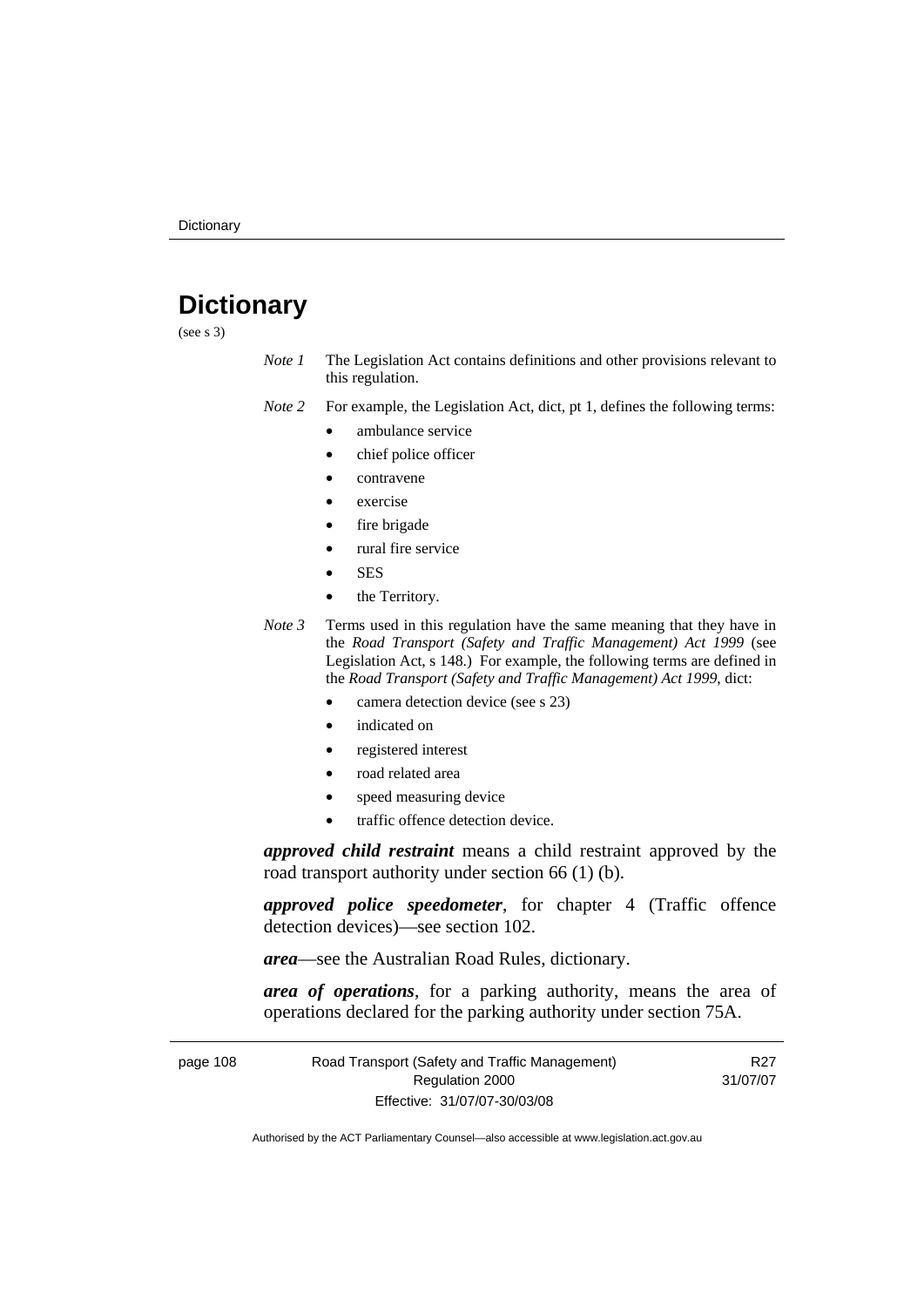# Dictionary

(see s 3)

*Note 1* The Legislation Act contains definitions and other provisions relevant to this regulation.

*Note 2* For example, the Legislation Act, dict, pt 1, defines the following terms:

- ambulance service
- chief police officer
- contravene
- exercise
- fire brigade
- rural fire service
- SES
- the Territory.

*Note 3* Terms used in this regulation have the same meaning that they have in the *Road Transport (Safety and Traffic Management) Act 1999* (see Legislation Act, s 148.) For example, the following terms are defined in the *Road Transport (Safety and Traffic Management) Act 1999*, dict:

- camera detection device (see s 23)
- indicated on
- registered interest
- road related area
- speed measuring device
- traffic offence detection device.

***approved child restraint*** means a child restraint approved by the road transport authority under section 66 (1) (b).

***approved police speedometer***, for chapter 4 (Traffic offence detection devices)—see section 102.

***area***—see the Australian Road Rules, dictionary.

***area of operations***, for a parking authority, means the area of operations declared for the parking authority under section 75A.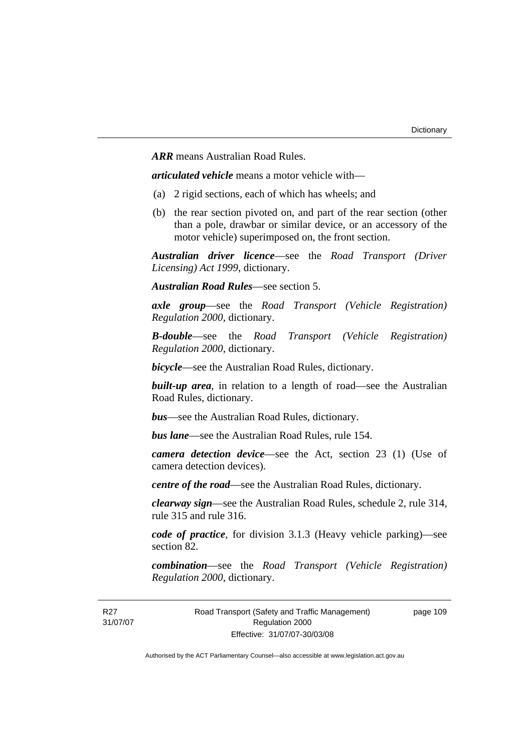***ARR*** means Australian Road Rules.

***articulated vehicle*** means a motor vehicle with—

(a) 2 rigid sections, each of which has wheels; and

(b) the rear section pivoted on, and part of the rear section (other than a pole, drawbar or similar device, or an accessory of the motor vehicle) superimposed on, the front section.

***Australian driver licence***—see the *Road Transport (Driver Licensing) Act 1999*, dictionary.

***Australian Road Rules***—see section 5.

***axle group***—see the *Road Transport (Vehicle Registration) Regulation 2000*, dictionary.

***B-double***—see the *Road Transport (Vehicle Registration) Regulation 2000*, dictionary.

***bicycle***—see the Australian Road Rules, dictionary.

***built-up area***, in relation to a length of road—see the Australian Road Rules, dictionary.

***bus***—see the Australian Road Rules, dictionary.

***bus lane***—see the Australian Road Rules, rule 154.

***camera detection device***—see the Act, section 23 (1) (Use of camera detection devices).

***centre of the road***—see the Australian Road Rules, dictionary.

***clearway sign***—see the Australian Road Rules, schedule 2, rule 314, rule 315 and rule 316.

***code of practice***, for division 3.1.3 (Heavy vehicle parking)—see section 82.

***combination***—see the *Road Transport (Vehicle Registration) Regulation 2000*, dictionary.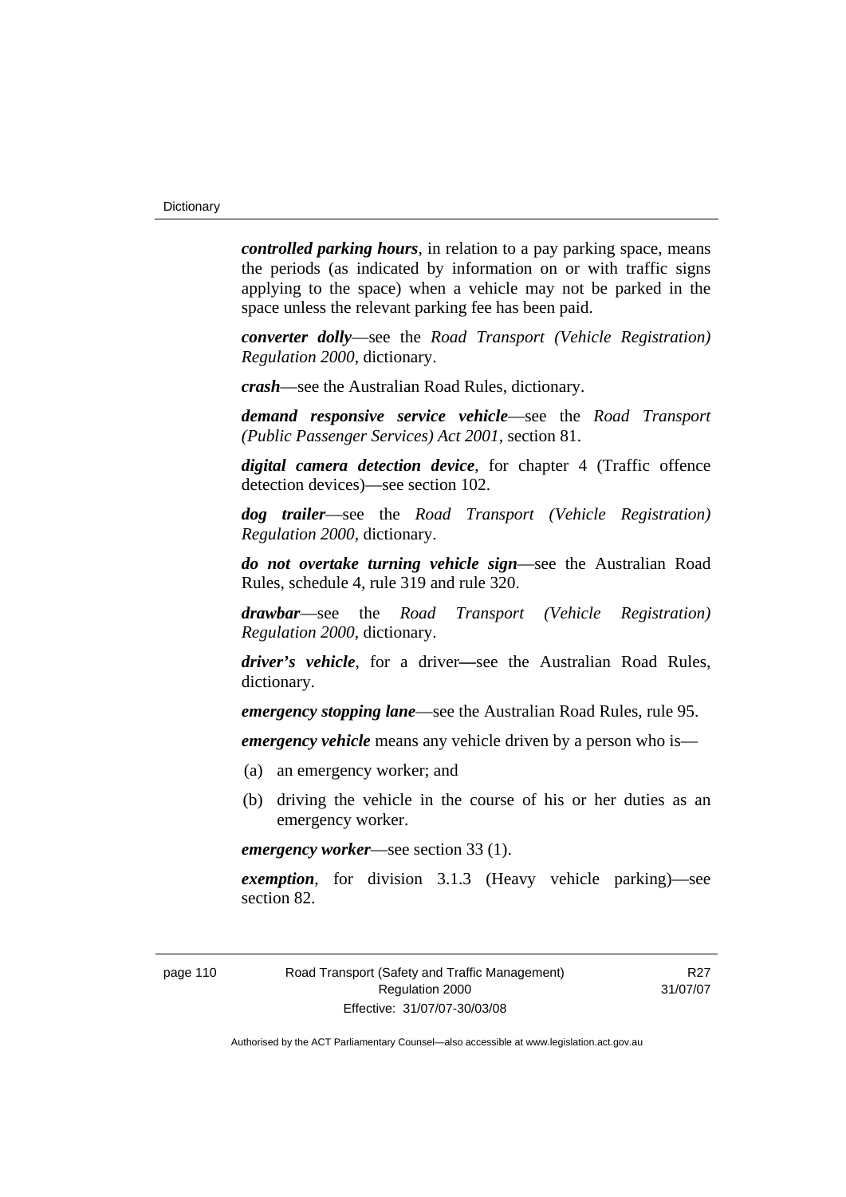***controlled parking hours***, in relation to a pay parking space, means the periods (as indicated by information on or with traffic signs applying to the space) when a vehicle may not be parked in the space unless the relevant parking fee has been paid.

***converter dolly***—see the *Road Transport (Vehicle Registration) Regulation 2000*, dictionary.

***crash***—see the Australian Road Rules, dictionary.

***demand responsive service vehicle***—see the *Road Transport (Public Passenger Services) Act 2001*, section 81.

***digital camera detection device***, for chapter 4 (Traffic offence detection devices)—see section 102.

***dog trailer***—see the *Road Transport (Vehicle Registration) Regulation 2000*, dictionary.

***do not overtake turning vehicle sign***—see the Australian Road Rules, schedule 4, rule 319 and rule 320.

***drawbar***—see the *Road Transport (Vehicle Registration) Regulation 2000*, dictionary.

***driver's vehicle***, for a driver—see the Australian Road Rules, dictionary.

***emergency stopping lane***—see the Australian Road Rules, rule 95.

***emergency vehicle*** means any vehicle driven by a person who is—

(a) an emergency worker; and

(b) driving the vehicle in the course of his or her duties as an emergency worker.

***emergency worker***—see section 33 (1).

***exemption***, for division 3.1.3 (Heavy vehicle parking)—see section 82.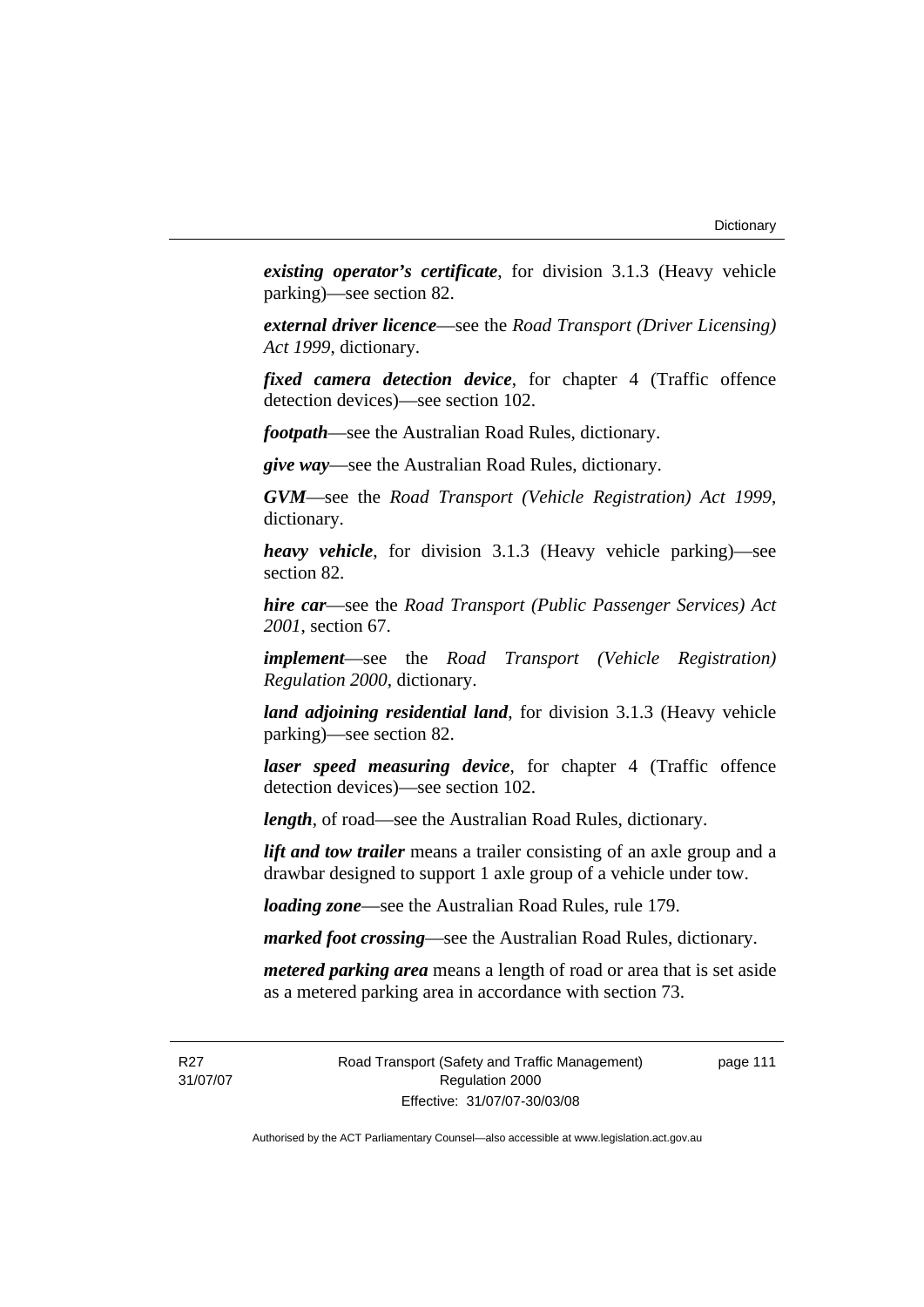***existing operator's certificate***, for division 3.1.3 (Heavy vehicle parking)—see section 82.

***external driver licence***—see the *Road Transport (Driver Licensing) Act 1999*, dictionary.

***fixed camera detection device***, for chapter 4 (Traffic offence detection devices)—see section 102.

***footpath***—see the Australian Road Rules, dictionary.

***give way***—see the Australian Road Rules, dictionary.

***GVM***—see the *Road Transport (Vehicle Registration) Act 1999*, dictionary.

***heavy vehicle***, for division 3.1.3 (Heavy vehicle parking)—see section 82.

***hire car***—see the *Road Transport (Public Passenger Services) Act 2001*, section 67.

***implement***—see the *Road Transport (Vehicle Registration) Regulation 2000*, dictionary.

***land adjoining residential land***, for division 3.1.3 (Heavy vehicle parking)—see section 82.

***laser speed measuring device***, for chapter 4 (Traffic offence detection devices)—see section 102.

***length***, of road—see the Australian Road Rules, dictionary.

***lift and tow trailer*** means a trailer consisting of an axle group and a drawbar designed to support 1 axle group of a vehicle under tow.

***loading zone***—see the Australian Road Rules, rule 179.

***marked foot crossing***—see the Australian Road Rules, dictionary.

***metered parking area*** means a length of road or area that is set aside as a metered parking area in accordance with section 73.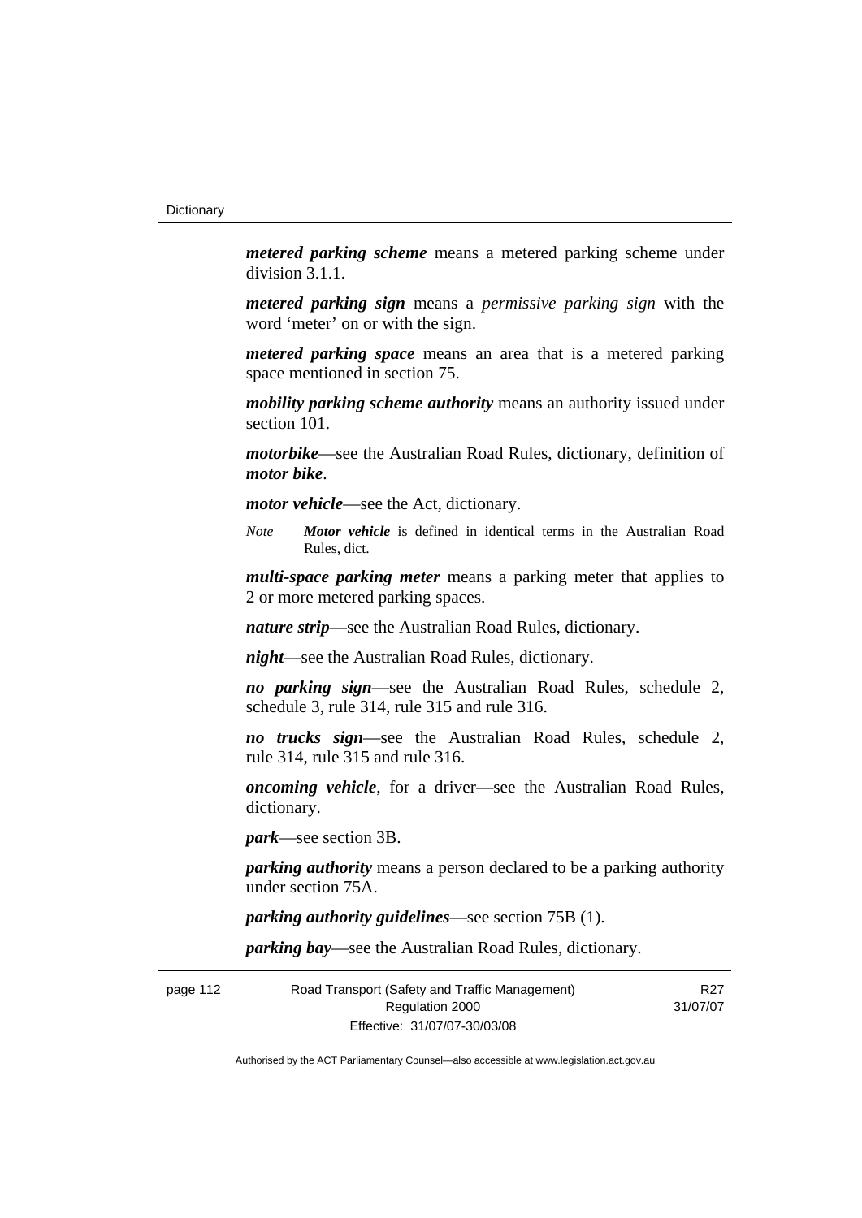***metered parking scheme*** means a metered parking scheme under division 3.1.1.

***metered parking sign*** means a *permissive parking sign* with the word 'meter' on or with the sign.

***metered parking space*** means an area that is a metered parking space mentioned in section 75.

***mobility parking scheme authority*** means an authority issued under section 101.

***motorbike***—see the Australian Road Rules, dictionary, definition of ***motor bike***.

***motor vehicle***—see the Act, dictionary.

*Note* ***Motor vehicle*** is defined in identical terms in the Australian Road Rules, dict.

***multi-space parking meter*** means a parking meter that applies to 2 or more metered parking spaces.

***nature strip***—see the Australian Road Rules, dictionary.

***night***—see the Australian Road Rules, dictionary.

***no parking sign***—see the Australian Road Rules, schedule 2, schedule 3, rule 314, rule 315 and rule 316.

***no trucks sign***—see the Australian Road Rules, schedule 2, rule 314, rule 315 and rule 316.

***oncoming vehicle***, for a driver—see the Australian Road Rules, dictionary.

***park***—see section 3B.

***parking authority*** means a person declared to be a parking authority under section 75A.

***parking authority guidelines***—see section 75B (1).

***parking bay***—see the Australian Road Rules, dictionary.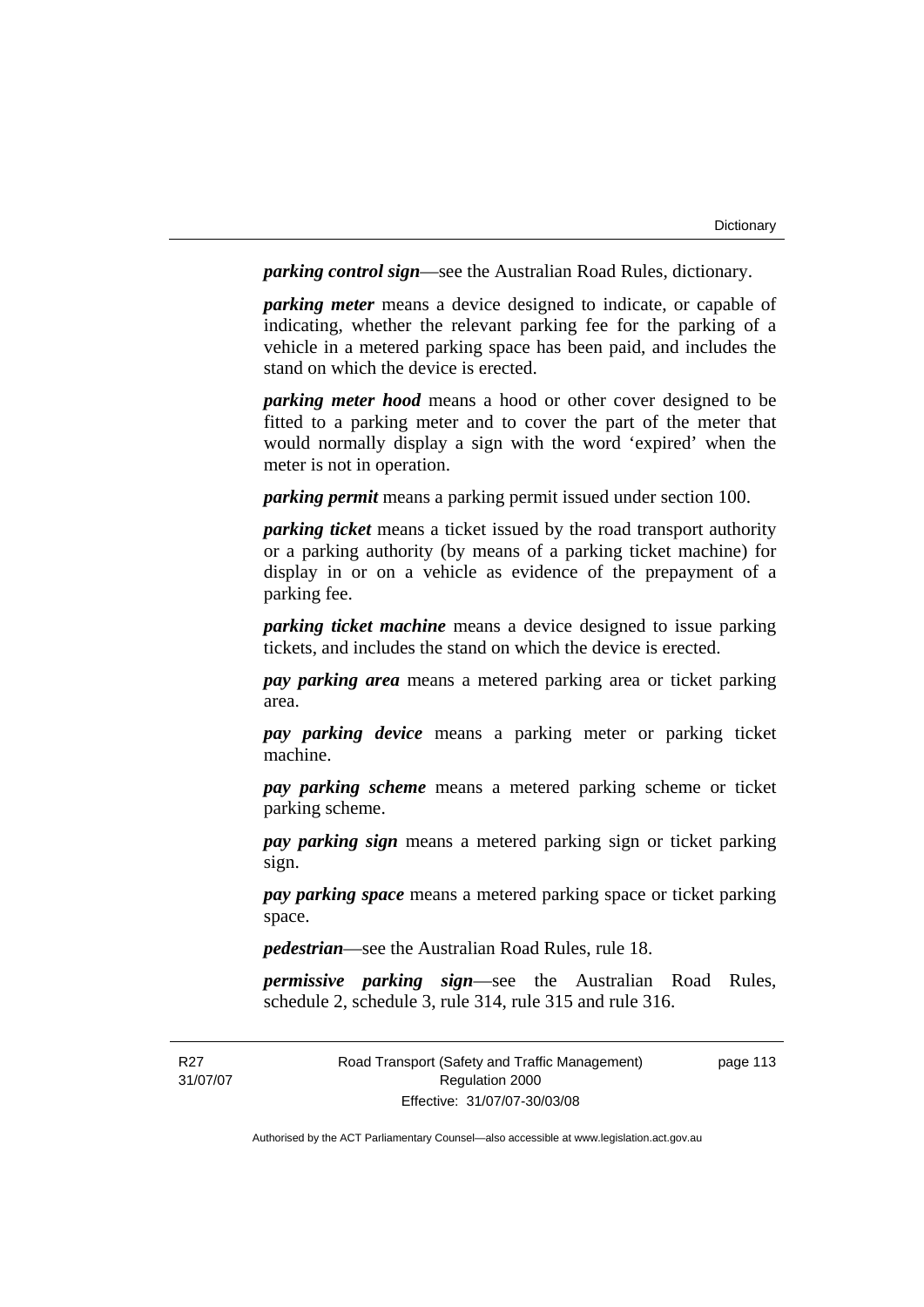***parking control sign***—see the Australian Road Rules, dictionary.

***parking meter*** means a device designed to indicate, or capable of indicating, whether the relevant parking fee for the parking of a vehicle in a metered parking space has been paid, and includes the stand on which the device is erected.

***parking meter hood*** means a hood or other cover designed to be fitted to a parking meter and to cover the part of the meter that would normally display a sign with the word 'expired' when the meter is not in operation.

***parking permit*** means a parking permit issued under section 100.

***parking ticket*** means a ticket issued by the road transport authority or a parking authority (by means of a parking ticket machine) for display in or on a vehicle as evidence of the prepayment of a parking fee.

***parking ticket machine*** means a device designed to issue parking tickets, and includes the stand on which the device is erected.

***pay parking area*** means a metered parking area or ticket parking area.

***pay parking device*** means a parking meter or parking ticket machine.

***pay parking scheme*** means a metered parking scheme or ticket parking scheme.

***pay parking sign*** means a metered parking sign or ticket parking sign.

***pay parking space*** means a metered parking space or ticket parking space.

***pedestrian***—see the Australian Road Rules, rule 18.

***permissive parking sign***—see the Australian Road Rules, schedule 2, schedule 3, rule 314, rule 315 and rule 316.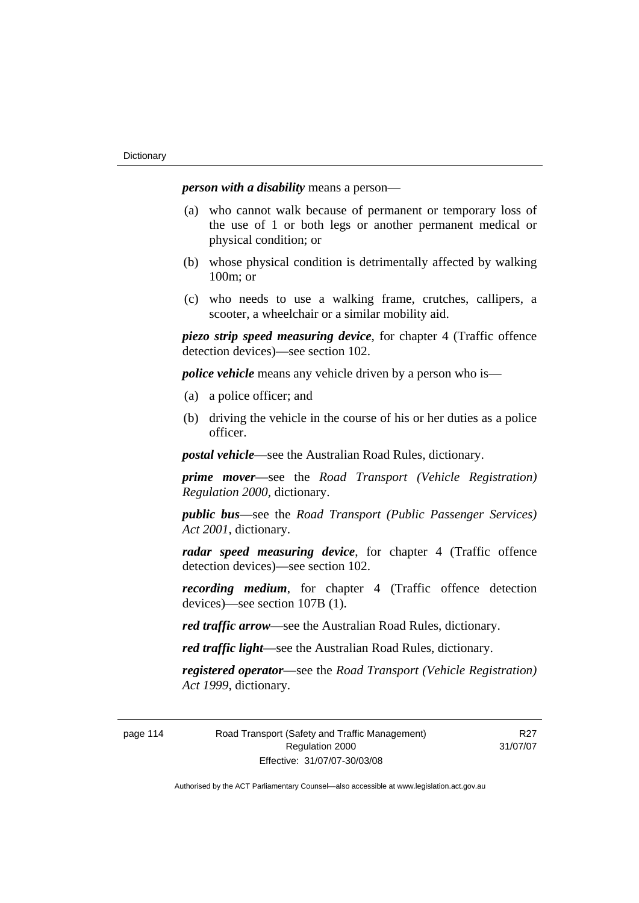***person with a disability*** means a person—

- (a) who cannot walk because of permanent or temporary loss of the use of 1 or both legs or another permanent medical or physical condition; or
- (b) whose physical condition is detrimentally affected by walking 100m; or
- (c) who needs to use a walking frame, crutches, callipers, a scooter, a wheelchair or a similar mobility aid.

***piezo strip speed measuring device***, for chapter 4 (Traffic offence detection devices)—see section 102.

***police vehicle*** means any vehicle driven by a person who is—

- (a) a police officer; and
- (b) driving the vehicle in the course of his or her duties as a police officer.

***postal vehicle***—see the Australian Road Rules, dictionary.

***prime mover***—see the *Road Transport (Vehicle Registration) Regulation 2000*, dictionary.

***public bus***—see the *Road Transport (Public Passenger Services) Act 2001*, dictionary.

***radar speed measuring device***, for chapter 4 (Traffic offence detection devices)—see section 102.

***recording medium***, for chapter 4 (Traffic offence detection devices)—see section 107B (1).

***red traffic arrow***—see the Australian Road Rules, dictionary.

***red traffic light***—see the Australian Road Rules, dictionary.

***registered operator***—see the *Road Transport (Vehicle Registration) Act 1999*, dictionary.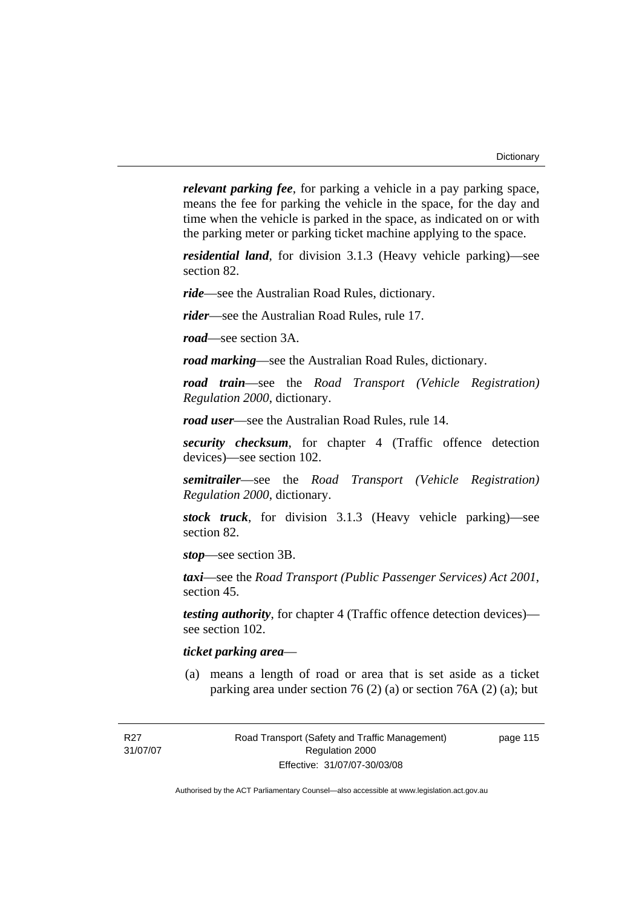***relevant parking fee***, for parking a vehicle in a pay parking space, means the fee for parking the vehicle in the space, for the day and time when the vehicle is parked in the space, as indicated on or with the parking meter or parking ticket machine applying to the space.

***residential land***, for division 3.1.3 (Heavy vehicle parking)—see section 82.

***ride***—see the Australian Road Rules, dictionary.

***rider***—see the Australian Road Rules, rule 17.

***road***—see section 3A.

***road marking***—see the Australian Road Rules, dictionary.

***road train***—see the *Road Transport (Vehicle Registration) Regulation 2000*, dictionary.

***road user***—see the Australian Road Rules, rule 14.

***security checksum***, for chapter 4 (Traffic offence detection devices)—see section 102.

***semitrailer***—see the *Road Transport (Vehicle Registration) Regulation 2000*, dictionary.

***stock truck***, for division 3.1.3 (Heavy vehicle parking)—see section 82.

***stop***—see section 3B.

***taxi***—see the *Road Transport (Public Passenger Services) Act 2001*, section 45.

***testing authority***, for chapter 4 (Traffic offence detection devices)—see section 102.

***ticket parking area***—

(a) means a length of road or area that is set aside as a ticket parking area under section 76 (2) (a) or section 76A (2) (a); but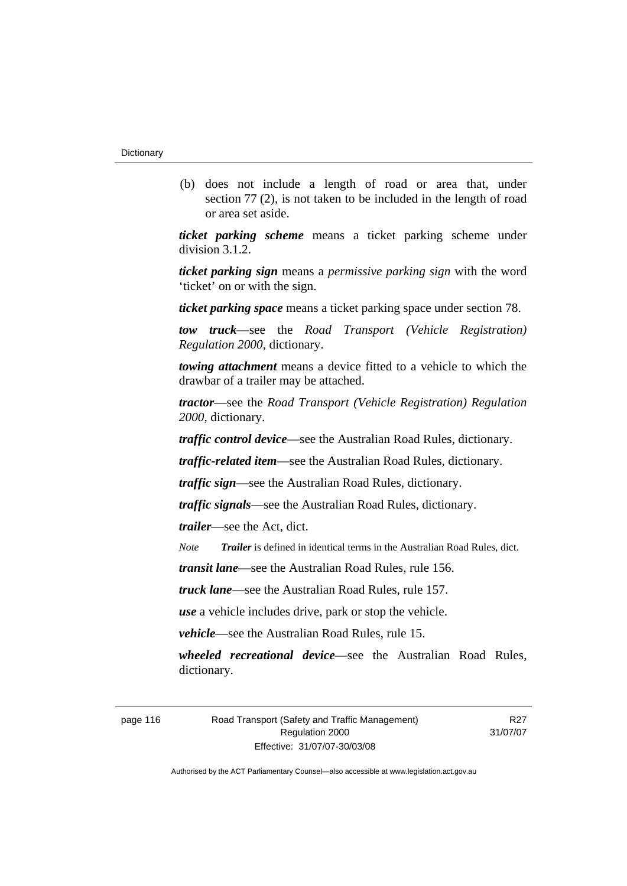(b) does not include a length of road or area that, under section 77 (2), is not taken to be included in the length of road or area set aside.

***ticket parking scheme*** means a ticket parking scheme under division 3.1.2.

***ticket parking sign*** means a *permissive parking sign* with the word 'ticket' on or with the sign.

***ticket parking space*** means a ticket parking space under section 78.

***tow truck***—see the *Road Transport (Vehicle Registration) Regulation 2000*, dictionary.

***towing attachment*** means a device fitted to a vehicle to which the drawbar of a trailer may be attached.

***tractor***—see the *Road Transport (Vehicle Registration) Regulation 2000*, dictionary.

***traffic control device***—see the Australian Road Rules, dictionary.

***traffic-related item***—see the Australian Road Rules, dictionary.

***traffic sign***—see the Australian Road Rules, dictionary.

***traffic signals***—see the Australian Road Rules, dictionary.

***trailer***—see the Act, dict.

*Note* ***Trailer*** is defined in identical terms in the Australian Road Rules, dict.

***transit lane***—see the Australian Road Rules, rule 156.

***truck lane***—see the Australian Road Rules, rule 157.

***use*** a vehicle includes drive, park or stop the vehicle.

***vehicle***—see the Australian Road Rules, rule 15.

***wheeled recreational device***—see the Australian Road Rules, dictionary.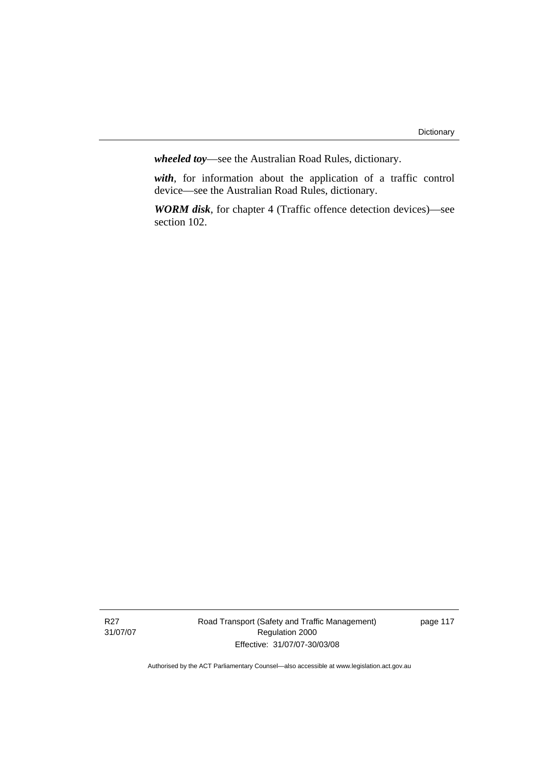***wheeled toy***—see the Australian Road Rules, dictionary.

***with***, for information about the application of a traffic control device—see the Australian Road Rules, dictionary.

***WORM disk***, for chapter 4 (Traffic offence detection devices)—see section 102.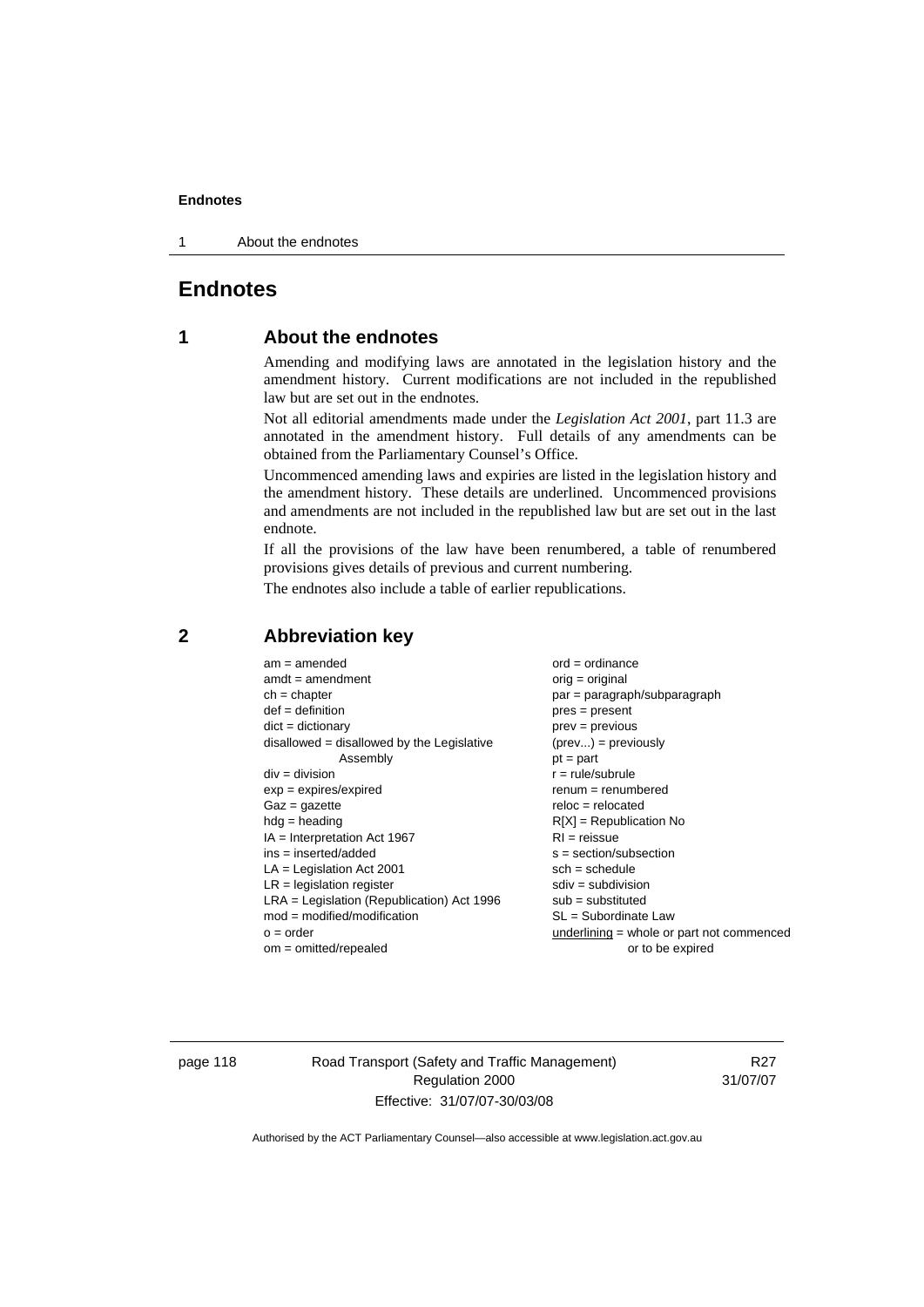# Endnotes

## 1 About the endnotes

Amending and modifying laws are annotated in the legislation history and the amendment history. Current modifications are not included in the republished law but are set out in the endnotes.

Not all editorial amendments made under the *Legislation Act 2001*, part 11.3 are annotated in the amendment history. Full details of any amendments can be obtained from the Parliamentary Counsel's Office.

Uncommenced amending laws and expiries are listed in the legislation history and the amendment history. These details are underlined. Uncommenced provisions and amendments are not included in the republished law but are set out in the last endnote.

If all the provisions of the law have been renumbered, a table of renumbered provisions gives details of previous and current numbering.

The endnotes also include a table of earlier republications.

## 2 Abbreviation key

am = amended
amdt = amendment
ch = chapter
def = definition
dict = dictionary
disallowed = disallowed by the Legislative Assembly
div = division
exp = expires/expired
Gaz = gazette
hdg = heading
IA = Interpretation Act 1967
ins = inserted/added
LA = Legislation Act 2001
LR = legislation register
LRA = Legislation (Republication) Act 1996
mod = modified/modification
o = order
om = omitted/repealed
ord = ordinance
orig = original
par = paragraph/subparagraph
pres = present
prev = previous
(prev...) = previously
pt = part
r = rule/subrule
renum = renumbered
reloc = relocated
R[X] = Republication No
RI = reissue
s = section/subsection
sch = schedule
sdiv = subdivision
sub = substituted
SL = Subordinate Law
<u>underlining</u> = whole or part not commenced or to be expired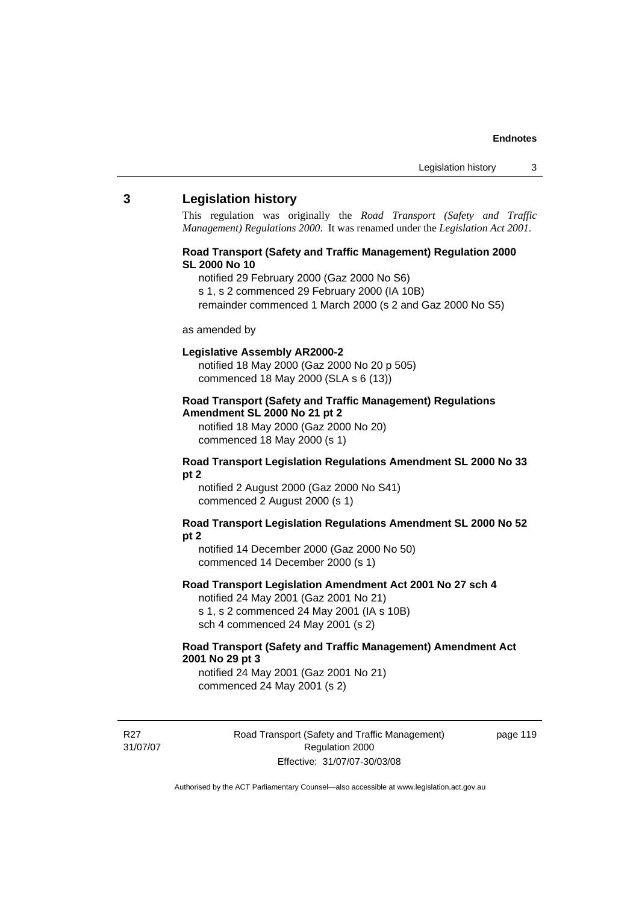## 3 Legislation history

This regulation was originally the *Road Transport (Safety and Traffic Management) Regulations 2000*. It was renamed under the *Legislation Act 2001*.

**Road Transport (Safety and Traffic Management) Regulation 2000 SL 2000 No 10**

notified 29 February 2000 (Gaz 2000 No S6)
s 1, s 2 commenced 29 February 2000 (IA 10B)
remainder commenced 1 March 2000 (s 2 and Gaz 2000 No S5)

as amended by

**Legislative Assembly AR2000-2**

notified 18 May 2000 (Gaz 2000 No 20 p 505)
commenced 18 May 2000 (SLA s 6 (13))

**Road Transport (Safety and Traffic Management) Regulations Amendment SL 2000 No 21 pt 2**

notified 18 May 2000 (Gaz 2000 No 20)
commenced 18 May 2000 (s 1)

**Road Transport Legislation Regulations Amendment SL 2000 No 33 pt 2**

notified 2 August 2000 (Gaz 2000 No S41)
commenced 2 August 2000 (s 1)

**Road Transport Legislation Regulations Amendment SL 2000 No 52 pt 2**

notified 14 December 2000 (Gaz 2000 No 50)
commenced 14 December 2000 (s 1)

**Road Transport Legislation Amendment Act 2001 No 27 sch 4**

notified 24 May 2001 (Gaz 2001 No 21)
s 1, s 2 commenced 24 May 2001 (IA s 10B)
sch 4 commenced 24 May 2001 (s 2)

**Road Transport (Safety and Traffic Management) Amendment Act 2001 No 29 pt 3**

notified 24 May 2001 (Gaz 2001 No 21)
commenced 24 May 2001 (s 2)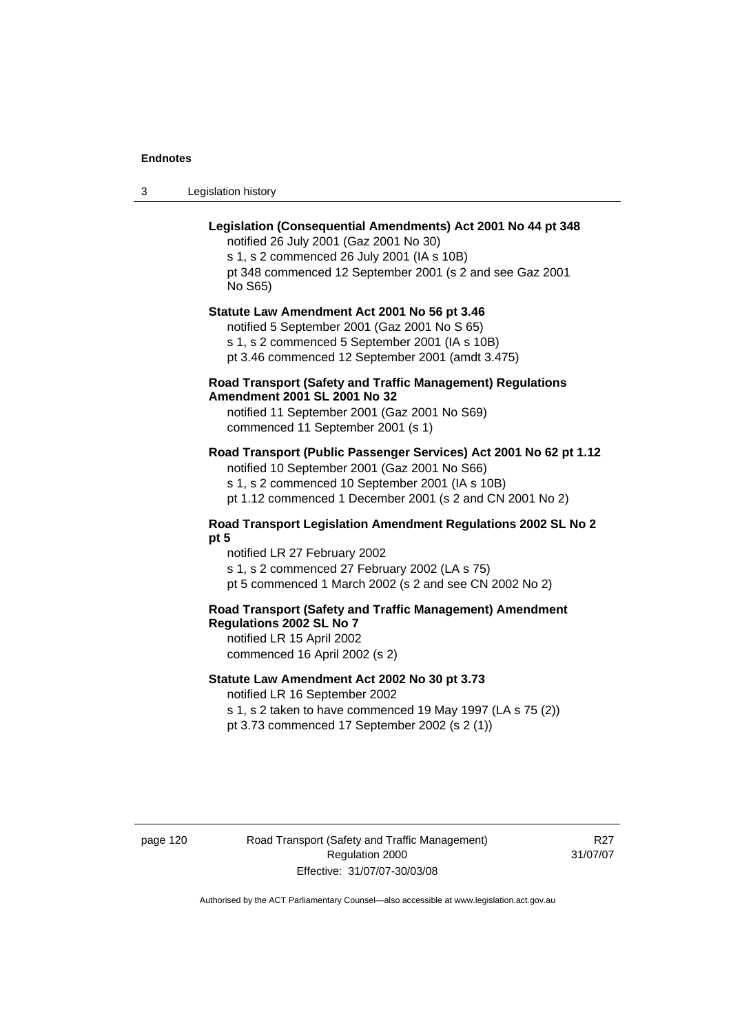**Legislation (Consequential Amendments) Act 2001 No 44 pt 348**

notified 26 July 2001 (Gaz 2001 No 30)
s 1, s 2 commenced 26 July 2001 (IA s 10B)
pt 348 commenced 12 September 2001 (s 2 and see Gaz 2001 No S65)

**Statute Law Amendment Act 2001 No 56 pt 3.46**

notified 5 September 2001 (Gaz 2001 No S 65)
s 1, s 2 commenced 5 September 2001 (IA s 10B)
pt 3.46 commenced 12 September 2001 (amdt 3.475)

**Road Transport (Safety and Traffic Management) Regulations Amendment 2001 SL 2001 No 32**

notified 11 September 2001 (Gaz 2001 No S69)
commenced 11 September 2001 (s 1)

**Road Transport (Public Passenger Services) Act 2001 No 62 pt 1.12**

notified 10 September 2001 (Gaz 2001 No S66)
s 1, s 2 commenced 10 September 2001 (IA s 10B)
pt 1.12 commenced 1 December 2001 (s 2 and CN 2001 No 2)

**Road Transport Legislation Amendment Regulations 2002 SL No 2 pt 5**

notified LR 27 February 2002
s 1, s 2 commenced 27 February 2002 (LA s 75)
pt 5 commenced 1 March 2002 (s 2 and see CN 2002 No 2)

**Road Transport (Safety and Traffic Management) Amendment Regulations 2002 SL No 7**

notified LR 15 April 2002
commenced 16 April 2002 (s 2)

**Statute Law Amendment Act 2002 No 30 pt 3.73**

notified LR 16 September 2002
s 1, s 2 taken to have commenced 19 May 1997 (LA s 75 (2))
pt 3.73 commenced 17 September 2002 (s 2 (1))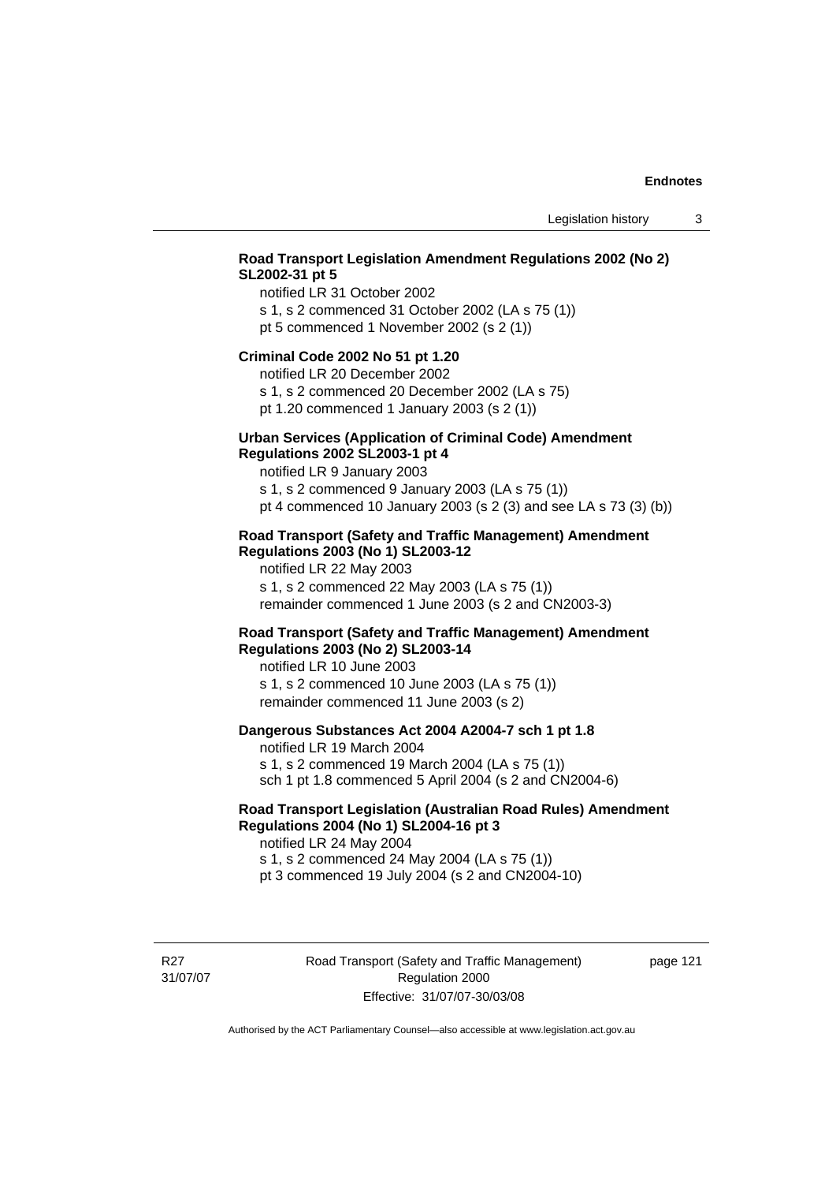**Road Transport Legislation Amendment Regulations 2002 (No 2) SL2002-31 pt 5**

notified LR 31 October 2002

s 1, s 2 commenced 31 October 2002 (LA s 75 (1))

pt 5 commenced 1 November 2002 (s 2 (1))

**Criminal Code 2002 No 51 pt 1.20**

notified LR 20 December 2002

s 1, s 2 commenced 20 December 2002 (LA s 75)

pt 1.20 commenced 1 January 2003 (s 2 (1))

**Urban Services (Application of Criminal Code) Amendment Regulations 2002 SL2003-1 pt 4**

notified LR 9 January 2003

s 1, s 2 commenced 9 January 2003 (LA s 75 (1))

pt 4 commenced 10 January 2003 (s 2 (3) and see LA s 73 (3) (b))

**Road Transport (Safety and Traffic Management) Amendment Regulations 2003 (No 1) SL2003-12**

notified LR 22 May 2003

s 1, s 2 commenced 22 May 2003 (LA s 75 (1))

remainder commenced 1 June 2003 (s 2 and CN2003-3)

**Road Transport (Safety and Traffic Management) Amendment Regulations 2003 (No 2) SL2003-14**

notified LR 10 June 2003

s 1, s 2 commenced 10 June 2003 (LA s 75 (1))

remainder commenced 11 June 2003 (s 2)

**Dangerous Substances Act 2004 A2004-7 sch 1 pt 1.8**

notified LR 19 March 2004

s 1, s 2 commenced 19 March 2004 (LA s 75 (1))

sch 1 pt 1.8 commenced 5 April 2004 (s 2 and CN2004-6)

**Road Transport Legislation (Australian Road Rules) Amendment Regulations 2004 (No 1) SL2004-16 pt 3**

notified LR 24 May 2004

s 1, s 2 commenced 24 May 2004 (LA s 75 (1))

pt 3 commenced 19 July 2004 (s 2 and CN2004-10)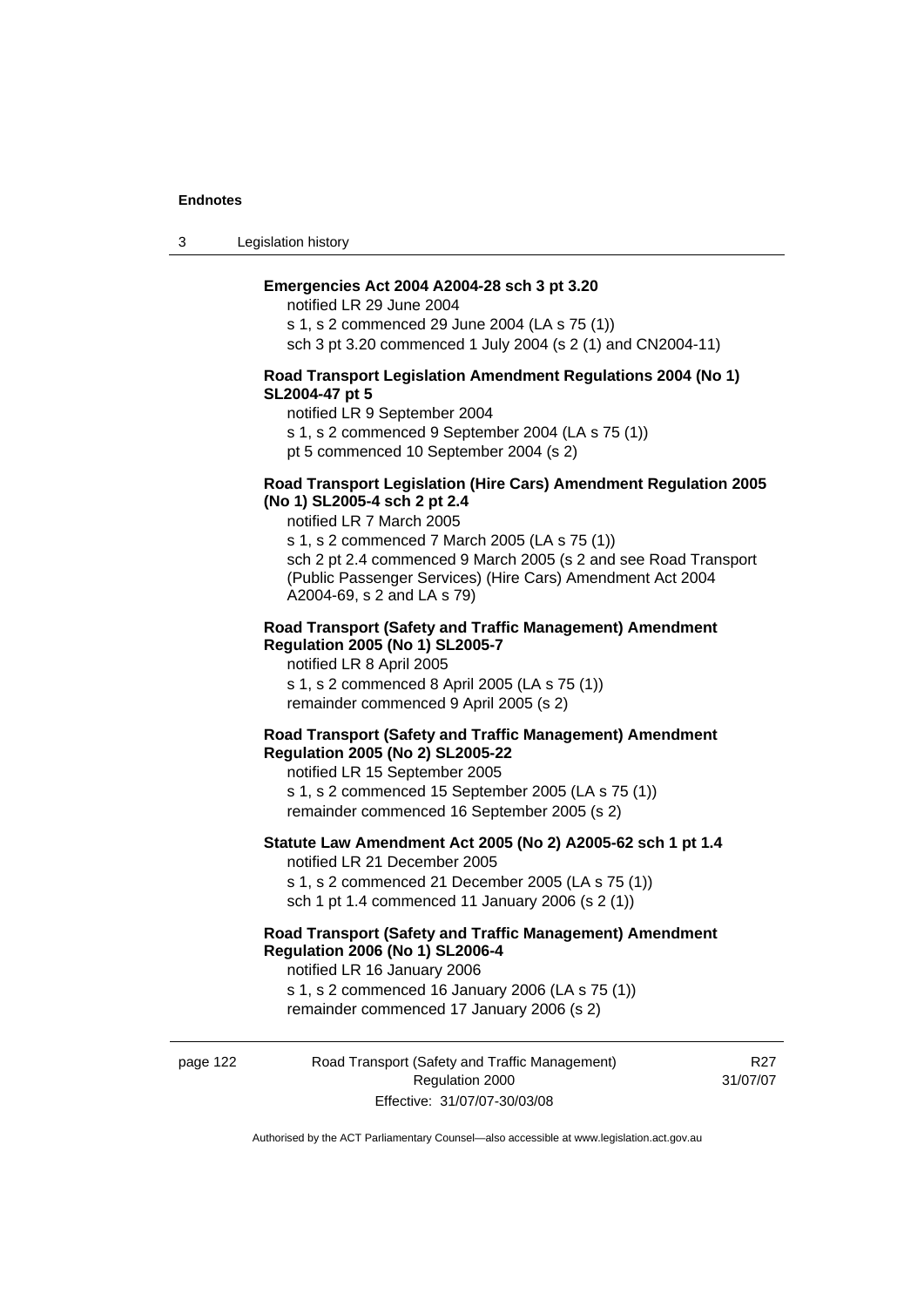**Emergencies Act 2004 A2004-28 sch 3 pt 3.20**

notified LR 29 June 2004

s 1, s 2 commenced 29 June 2004 (LA s 75 (1))

sch 3 pt 3.20 commenced 1 July 2004 (s 2 (1) and CN2004-11)

**Road Transport Legislation Amendment Regulations 2004 (No 1) SL2004-47 pt 5**

notified LR 9 September 2004

s 1, s 2 commenced 9 September 2004 (LA s 75 (1))

pt 5 commenced 10 September 2004 (s 2)

**Road Transport Legislation (Hire Cars) Amendment Regulation 2005 (No 1) SL2005-4 sch 2 pt 2.4**

notified LR 7 March 2005

s 1, s 2 commenced 7 March 2005 (LA s 75 (1))

sch 2 pt 2.4 commenced 9 March 2005 (s 2 and see Road Transport (Public Passenger Services) (Hire Cars) Amendment Act 2004 A2004-69, s 2 and LA s 79)

**Road Transport (Safety and Traffic Management) Amendment Regulation 2005 (No 1) SL2005-7**

notified LR 8 April 2005

s 1, s 2 commenced 8 April 2005 (LA s 75 (1))

remainder commenced 9 April 2005 (s 2)

**Road Transport (Safety and Traffic Management) Amendment Regulation 2005 (No 2) SL2005-22**

notified LR 15 September 2005

s 1, s 2 commenced 15 September 2005 (LA s 75 (1))

remainder commenced 16 September 2005 (s 2)

**Statute Law Amendment Act 2005 (No 2) A2005-62 sch 1 pt 1.4**

notified LR 21 December 2005

s 1, s 2 commenced 21 December 2005 (LA s 75 (1))

sch 1 pt 1.4 commenced 11 January 2006 (s 2 (1))

**Road Transport (Safety and Traffic Management) Amendment Regulation 2006 (No 1) SL2006-4**

notified LR 16 January 2006

s 1, s 2 commenced 16 January 2006 (LA s 75 (1))

remainder commenced 17 January 2006 (s 2)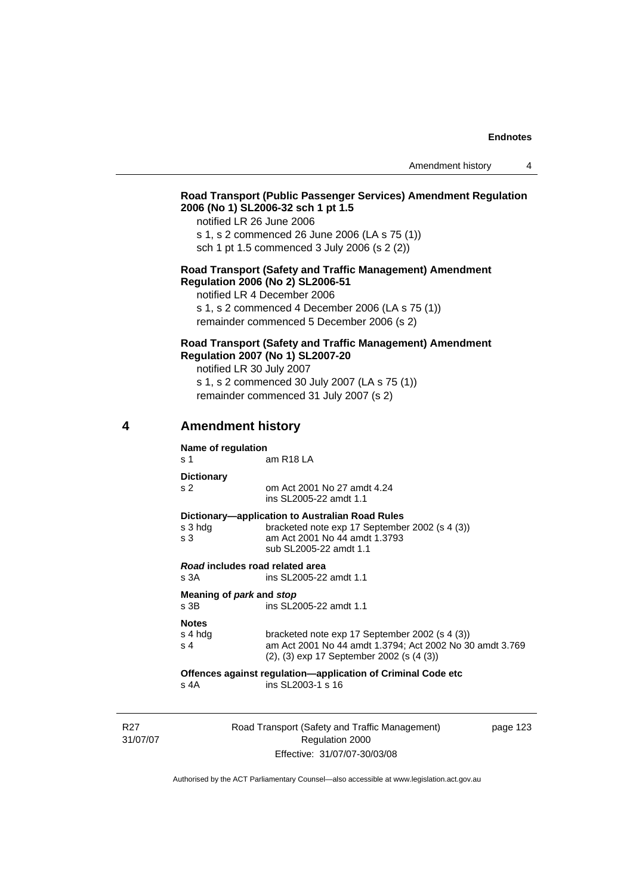**Road Transport (Public Passenger Services) Amendment Regulation 2006 (No 1) SL2006-32 sch 1 pt 1.5**

notified LR 26 June 2006
s 1, s 2 commenced 26 June 2006 (LA s 75 (1))
sch 1 pt 1.5 commenced 3 July 2006 (s 2 (2))

**Road Transport (Safety and Traffic Management) Amendment Regulation 2006 (No 2) SL2006-51**

notified LR 4 December 2006
s 1, s 2 commenced 4 December 2006 (LA s 75 (1))
remainder commenced 5 December 2006 (s 2)

**Road Transport (Safety and Traffic Management) Amendment Regulation 2007 (No 1) SL2007-20**

notified LR 30 July 2007
s 1, s 2 commenced 30 July 2007 (LA s 75 (1))
remainder commenced 31 July 2007 (s 2)

## 4 Amendment history

**Name of regulation**

| | |
|---|---|
| s 1 | am R18 LA |

**Dictionary**

| | |
|---|---|
| s 2 | om Act 2001 No 27 amdt 4.24<br>ins SL2005-22 amdt 1.1 |

**Dictionary—application to Australian Road Rules**

| | |
|---|---|
| s 3 hdg | bracketed note exp 17 September 2002 (s 4 (3)) |
| s 3 | am Act 2001 No 44 amdt 1.3793<br>sub SL2005-22 amdt 1.1 |

***Road* includes road related area**

| | |
|---|---|
| s 3A | ins SL2005-22 amdt 1.1 |

**Meaning of *park* and *stop***

| | |
|---|---|
| s 3B | ins SL2005-22 amdt 1.1 |

**Notes**

| | |
|---|---|
| s 4 hdg | bracketed note exp 17 September 2002 (s 4 (3)) |
| s 4 | am Act 2001 No 44 amdt 1.3794; Act 2002 No 30 amdt 3.769<br>(2), (3) exp 17 September 2002 (s (4 (3)) |

**Offences against regulation—application of Criminal Code etc**

| | |
|---|---|
| s 4A | ins SL2003-1 s 16 |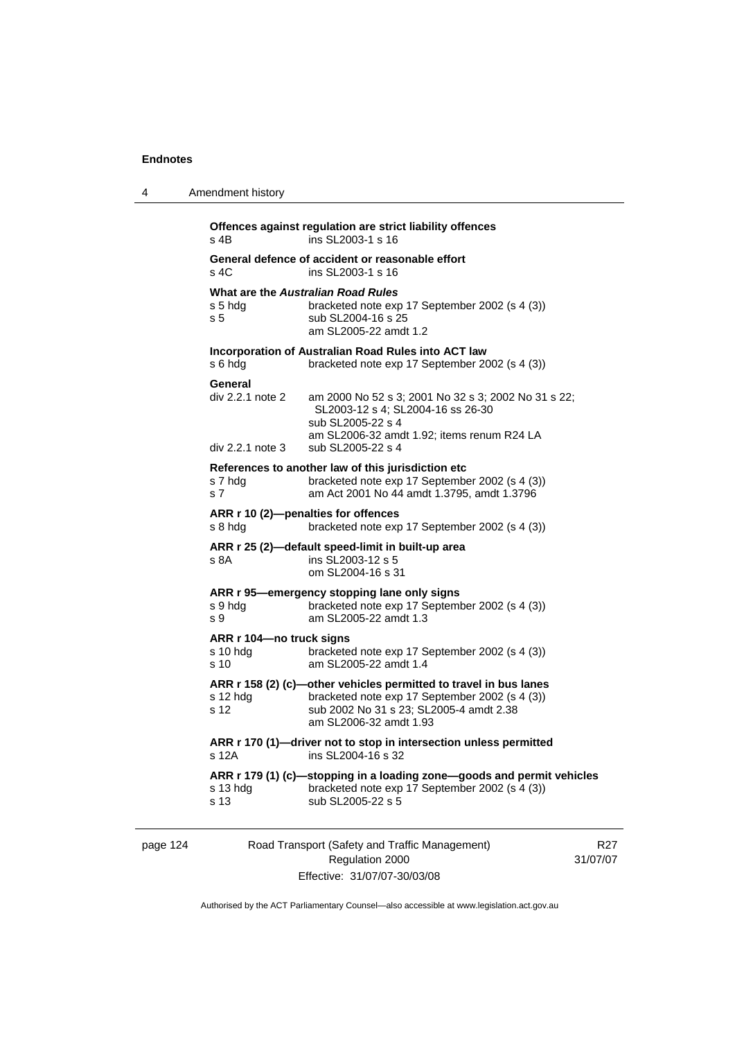**Offences against regulation are strict liability offences**

s 4B ins SL2003-1 s 16

**General defence of accident or reasonable effort**

s 4C ins SL2003-1 s 16

**What are the *Australian Road Rules***

s 5 hdg bracketed note exp 17 September 2002 (s 4 (3))
s 5 sub SL2004-16 s 25
am SL2005-22 amdt 1.2

**Incorporation of Australian Road Rules into ACT law**

s 6 hdg bracketed note exp 17 September 2002 (s 4 (3))

**General**

div 2.2.1 note 2 am 2000 No 52 s 3; 2001 No 32 s 3; 2002 No 31 s 22; SL2003-12 s 4; SL2004-16 ss 26-30
sub SL2005-22 s 4
am SL2006-32 amdt 1.92; items renum R24 LA
div 2.2.1 note 3 sub SL2005-22 s 4

**References to another law of this jurisdiction etc**

s 7 hdg bracketed note exp 17 September 2002 (s 4 (3))
s 7 am Act 2001 No 44 amdt 1.3795, amdt 1.3796

**ARR r 10 (2)—penalties for offences**

s 8 hdg bracketed note exp 17 September 2002 (s 4 (3))

**ARR r 25 (2)—default speed-limit in built-up area**

s 8A ins SL2003-12 s 5
om SL2004-16 s 31

**ARR r 95—emergency stopping lane only signs**

s 9 hdg bracketed note exp 17 September 2002 (s 4 (3))
s 9 am SL2005-22 amdt 1.3

**ARR r 104—no truck signs**

s 10 hdg bracketed note exp 17 September 2002 (s 4 (3))
s 10 am SL2005-22 amdt 1.4

**ARR r 158 (2) (c)—other vehicles permitted to travel in bus lanes**

s 12 hdg bracketed note exp 17 September 2002 (s 4 (3))
s 12 sub 2002 No 31 s 23; SL2005-4 amdt 2.38
am SL2006-32 amdt 1.93

**ARR r 170 (1)—driver not to stop in intersection unless permitted**

s 12A ins SL2004-16 s 32

**ARR r 179 (1) (c)—stopping in a loading zone—goods and permit vehicles**

s 13 hdg bracketed note exp 17 September 2002 (s 4 (3))
s 13 sub SL2005-22 s 5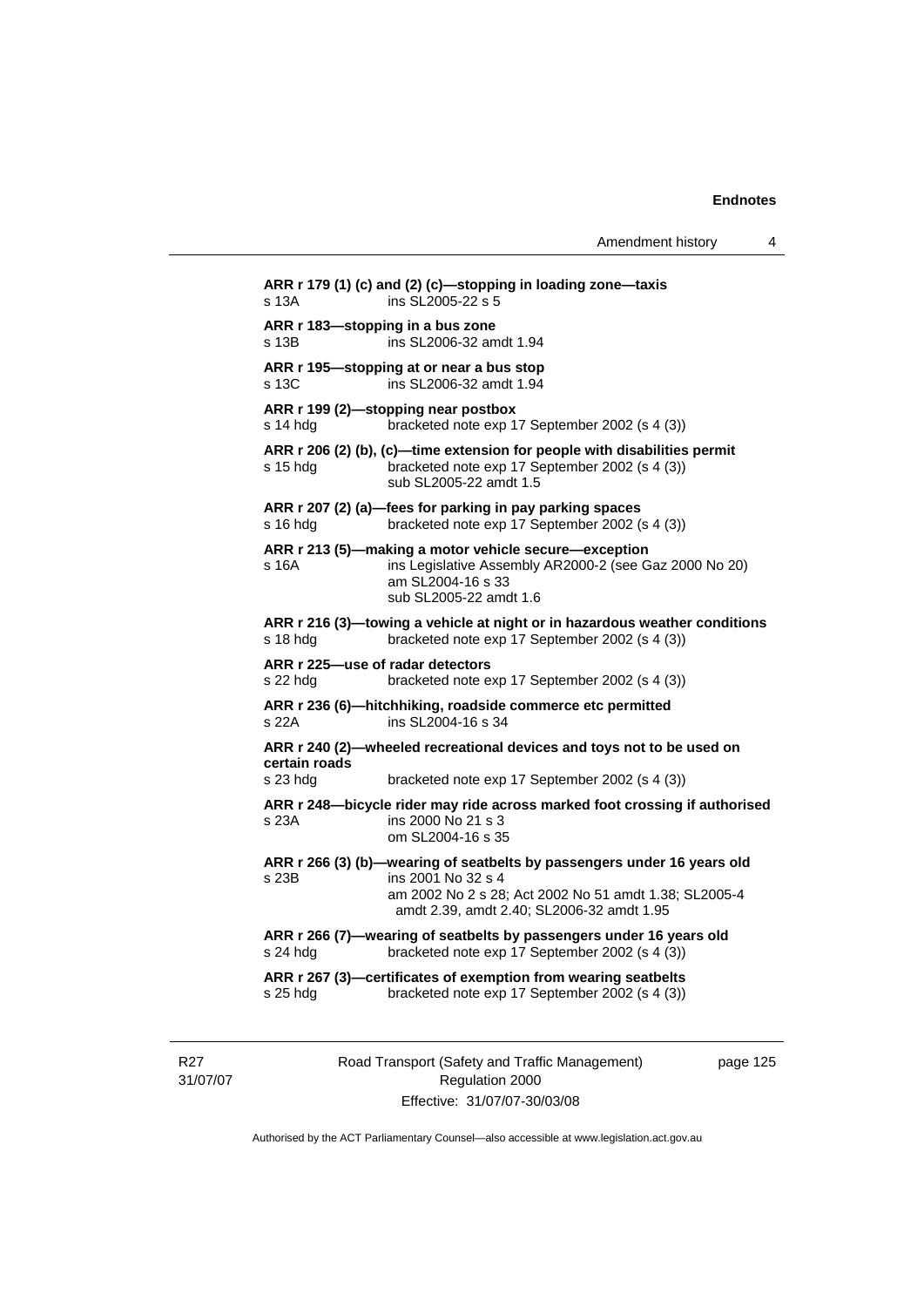**ARR r 179 (1) (c) and (2) (c)—stopping in loading zone—taxis**
s 13A ins SL2005-22 s 5

**ARR r 183—stopping in a bus zone**
s 13B ins SL2006-32 amdt 1.94

**ARR r 195—stopping at or near a bus stop**
s 13C ins SL2006-32 amdt 1.94

**ARR r 199 (2)—stopping near postbox**
s 14 hdg bracketed note exp 17 September 2002 (s 4 (3))

**ARR r 206 (2) (b), (c)—time extension for people with disabilities permit**
s 15 hdg bracketed note exp 17 September 2002 (s 4 (3))
sub SL2005-22 amdt 1.5

**ARR r 207 (2) (a)—fees for parking in pay parking spaces**
s 16 hdg bracketed note exp 17 September 2002 (s 4 (3))

**ARR r 213 (5)—making a motor vehicle secure—exception**
s 16A ins Legislative Assembly AR2000-2 (see Gaz 2000 No 20)
am SL2004-16 s 33
sub SL2005-22 amdt 1.6

**ARR r 216 (3)—towing a vehicle at night or in hazardous weather conditions**
s 18 hdg bracketed note exp 17 September 2002 (s 4 (3))

**ARR r 225—use of radar detectors**
s 22 hdg bracketed note exp 17 September 2002 (s 4 (3))

**ARR r 236 (6)—hitchhiking, roadside commerce etc permitted**
s 22A ins SL2004-16 s 34

**ARR r 240 (2)—wheeled recreational devices and toys not to be used on certain roads**
s 23 hdg bracketed note exp 17 September 2002 (s 4 (3))

**ARR r 248—bicycle rider may ride across marked foot crossing if authorised**
s 23A ins 2000 No 21 s 3
om SL2004-16 s 35

**ARR r 266 (3) (b)—wearing of seatbelts by passengers under 16 years old**
s 23B ins 2001 No 32 s 4
am 2002 No 2 s 28; Act 2002 No 51 amdt 1.38; SL2005-4 amdt 2.39, amdt 2.40; SL2006-32 amdt 1.95

**ARR r 266 (7)—wearing of seatbelts by passengers under 16 years old**
s 24 hdg bracketed note exp 17 September 2002 (s 4 (3))

**ARR r 267 (3)—certificates of exemption from wearing seatbelts**
s 25 hdg bracketed note exp 17 September 2002 (s 4 (3))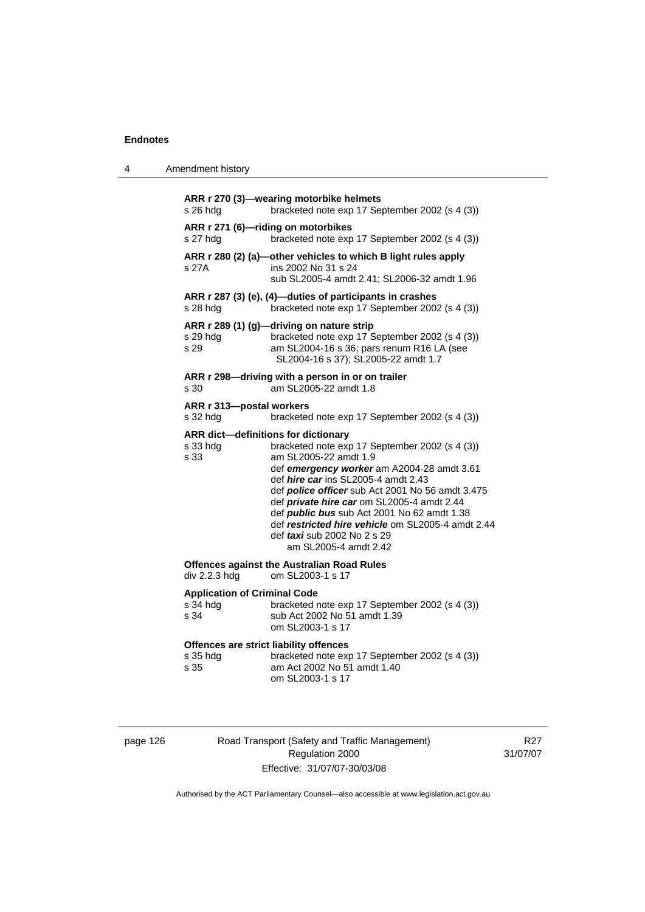**ARR r 270 (3)—wearing motorbike helmets**
s 26 hdg bracketed note exp 17 September 2002 (s 4 (3))

**ARR r 271 (6)—riding on motorbikes**
s 27 hdg bracketed note exp 17 September 2002 (s 4 (3))

**ARR r 280 (2) (a)—other vehicles to which B light rules apply**
s 27A ins 2002 No 31 s 24
sub SL2005-4 amdt 2.41; SL2006-32 amdt 1.96

**ARR r 287 (3) (e), (4)—duties of participants in crashes**
s 28 hdg bracketed note exp 17 September 2002 (s 4 (3))

**ARR r 289 (1) (g)—driving on nature strip**
s 29 hdg bracketed note exp 17 September 2002 (s 4 (3))
s 29 am SL2004-16 s 36; pars renum R16 LA (see SL2004-16 s 37); SL2005-22 amdt 1.7

**ARR r 298—driving with a person in or on trailer**
s 30 am SL2005-22 amdt 1.8

**ARR r 313—postal workers**
s 32 hdg bracketed note exp 17 September 2002 (s 4 (3))

**ARR dict—definitions for dictionary**
s 33 hdg bracketed note exp 17 September 2002 (s 4 (3))
s 33 am SL2005-22 amdt 1.9
def ***emergency worker*** am A2004-28 amdt 3.61
def ***hire car*** ins SL2005-4 amdt 2.43
def ***police officer*** sub Act 2001 No 56 amdt 3.475
def ***private hire car*** om SL2005-4 amdt 2.44
def ***public bus*** sub Act 2001 No 62 amdt 1.38
def ***restricted hire vehicle*** om SL2005-4 amdt 2.44
def ***taxi*** sub 2002 No 2 s 29
am SL2005-4 amdt 2.42

**Offences against the Australian Road Rules**
div 2.2.3 hdg om SL2003-1 s 17

**Application of Criminal Code**
s 34 hdg bracketed note exp 17 September 2002 (s 4 (3))
s 34 sub Act 2002 No 51 amdt 1.39
om SL2003-1 s 17

**Offences are strict liability offences**
s 35 hdg bracketed note exp 17 September 2002 (s 4 (3))
s 35 am Act 2002 No 51 amdt 1.40
om SL2003-1 s 17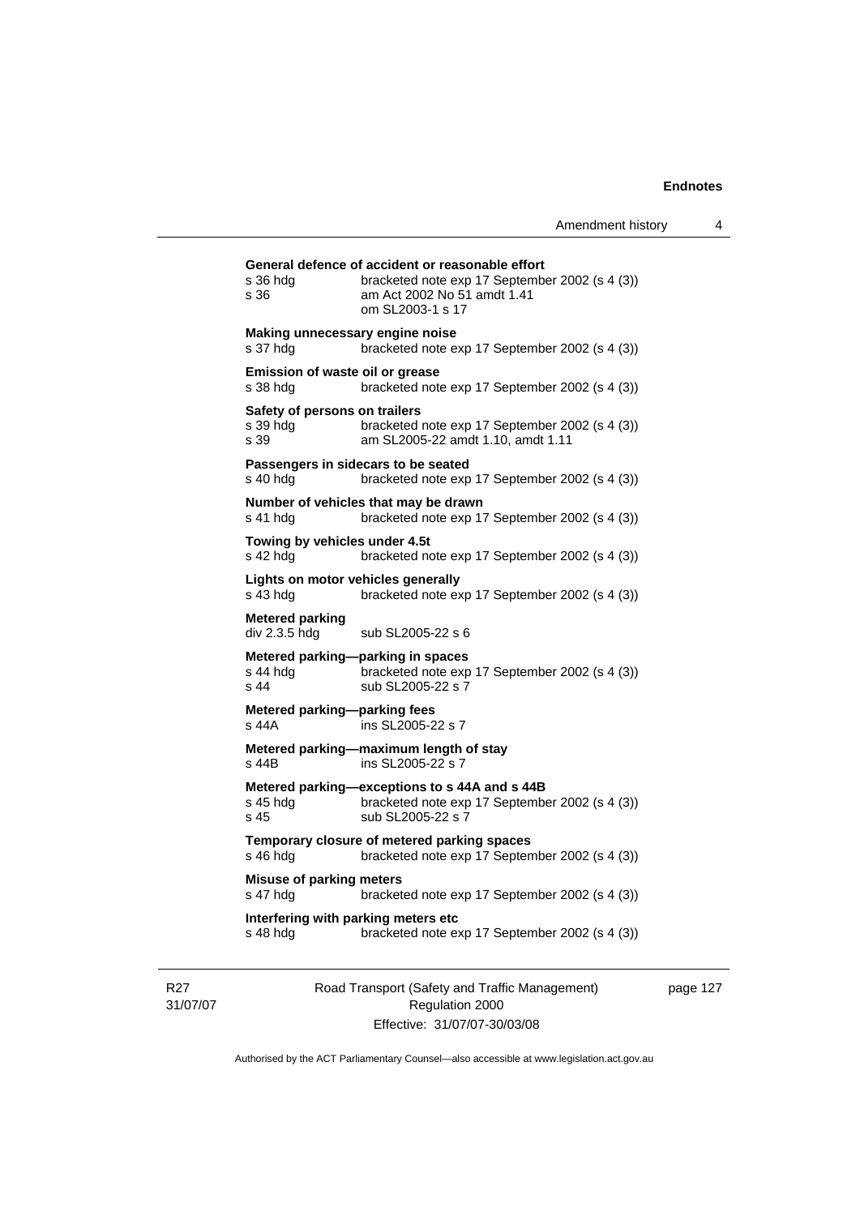**General defence of accident or reasonable effort**

s 36 hdg bracketed note exp 17 September 2002 (s 4 (3))
s 36 am Act 2002 No 51 amdt 1.41
om SL2003-1 s 17

**Making unnecessary engine noise**

s 37 hdg bracketed note exp 17 September 2002 (s 4 (3))

**Emission of waste oil or grease**

s 38 hdg bracketed note exp 17 September 2002 (s 4 (3))

**Safety of persons on trailers**

s 39 hdg bracketed note exp 17 September 2002 (s 4 (3))
s 39 am SL2005-22 amdt 1.10, amdt 1.11

**Passengers in sidecars to be seated**

s 40 hdg bracketed note exp 17 September 2002 (s 4 (3))

**Number of vehicles that may be drawn**

s 41 hdg bracketed note exp 17 September 2002 (s 4 (3))

**Towing by vehicles under 4.5t**

s 42 hdg bracketed note exp 17 September 2002 (s 4 (3))

**Lights on motor vehicles generally**

s 43 hdg bracketed note exp 17 September 2002 (s 4 (3))

**Metered parking**

div 2.3.5 hdg sub SL2005-22 s 6

**Metered parking—parking in spaces**

s 44 hdg bracketed note exp 17 September 2002 (s 4 (3))
s 44 sub SL2005-22 s 7

**Metered parking—parking fees**

s 44A ins SL2005-22 s 7

**Metered parking—maximum length of stay**

s 44B ins SL2005-22 s 7

**Metered parking—exceptions to s 44A and s 44B**

s 45 hdg bracketed note exp 17 September 2002 (s 4 (3))
s 45 sub SL2005-22 s 7

**Temporary closure of metered parking spaces**

s 46 hdg bracketed note exp 17 September 2002 (s 4 (3))

**Misuse of parking meters**

s 47 hdg bracketed note exp 17 September 2002 (s 4 (3))

**Interfering with parking meters etc**

s 48 hdg bracketed note exp 17 September 2002 (s 4 (3))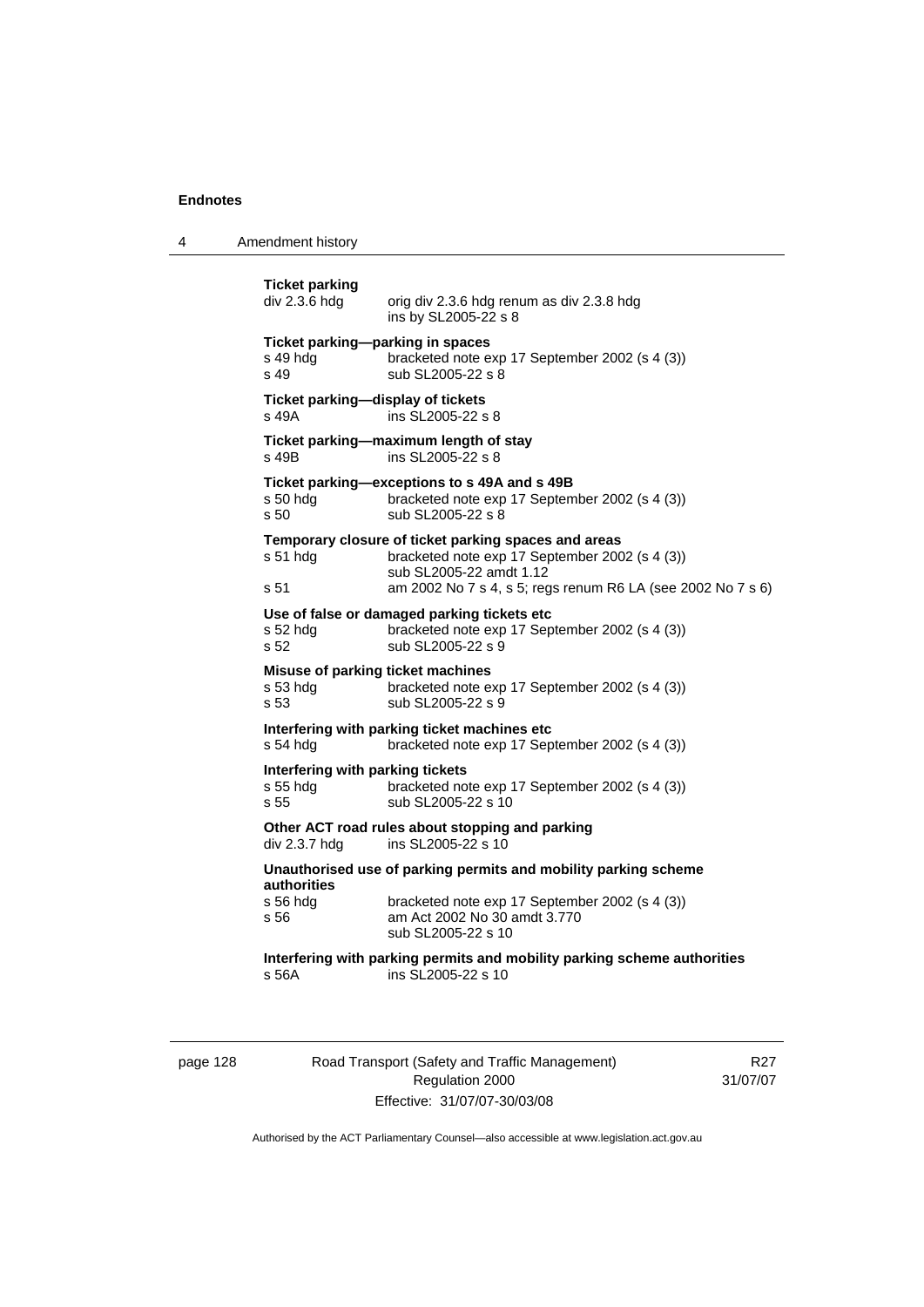**Ticket parking**

div 2.3.6 hdg — orig div 2.3.6 hdg renum as div 2.3.8 hdg
ins by SL2005-22 s 8

**Ticket parking—parking in spaces**

s 49 hdg — bracketed note exp 17 September 2002 (s 4 (3))
s 49 — sub SL2005-22 s 8

**Ticket parking—display of tickets**

s 49A — ins SL2005-22 s 8

**Ticket parking—maximum length of stay**

s 49B — ins SL2005-22 s 8

**Ticket parking—exceptions to s 49A and s 49B**

s 50 hdg — bracketed note exp 17 September 2002 (s 4 (3))
s 50 — sub SL2005-22 s 8

**Temporary closure of ticket parking spaces and areas**

s 51 hdg — bracketed note exp 17 September 2002 (s 4 (3))
sub SL2005-22 amdt 1.12
s 51 — am 2002 No 7 s 4, s 5; regs renum R6 LA (see 2002 No 7 s 6)

**Use of false or damaged parking tickets etc**

s 52 hdg — bracketed note exp 17 September 2002 (s 4 (3))
s 52 — sub SL2005-22 s 9

**Misuse of parking ticket machines**

s 53 hdg — bracketed note exp 17 September 2002 (s 4 (3))
s 53 — sub SL2005-22 s 9

**Interfering with parking ticket machines etc**

s 54 hdg — bracketed note exp 17 September 2002 (s 4 (3))

**Interfering with parking tickets**

s 55 hdg — bracketed note exp 17 September 2002 (s 4 (3))
s 55 — sub SL2005-22 s 10

**Other ACT road rules about stopping and parking**

div 2.3.7 hdg — ins SL2005-22 s 10

**Unauthorised use of parking permits and mobility parking scheme authorities**

s 56 hdg — bracketed note exp 17 September 2002 (s 4 (3))
s 56 — am Act 2002 No 30 amdt 3.770
sub SL2005-22 s 10

**Interfering with parking permits and mobility parking scheme authorities**

s 56A — ins SL2005-22 s 10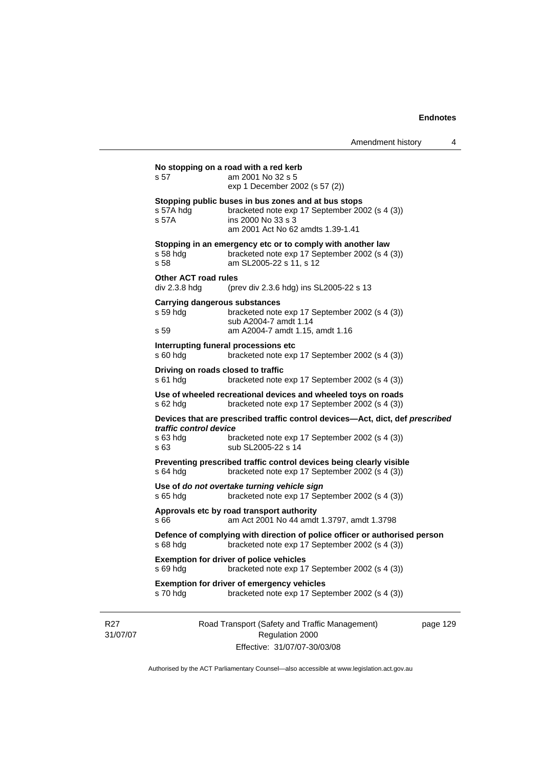**No stopping on a road with a red kerb**
s 57 am 2001 No 32 s 5
exp 1 December 2002 (s 57 (2))

**Stopping public buses in bus zones and at bus stops**
s 57A hdg bracketed note exp 17 September 2002 (s 4 (3))
s 57A ins 2000 No 33 s 3
am 2001 Act No 62 amdts 1.39-1.41

**Stopping in an emergency etc or to comply with another law**
s 58 hdg bracketed note exp 17 September 2002 (s 4 (3))
s 58 am SL2005-22 s 11, s 12

**Other ACT road rules**
div 2.3.8 hdg (prev div 2.3.6 hdg) ins SL2005-22 s 13

**Carrying dangerous substances**
s 59 hdg bracketed note exp 17 September 2002 (s 4 (3))
sub A2004-7 amdt 1.14
s 59 am A2004-7 amdt 1.15, amdt 1.16

**Interrupting funeral processions etc**
s 60 hdg bracketed note exp 17 September 2002 (s 4 (3))

**Driving on roads closed to traffic**
s 61 hdg bracketed note exp 17 September 2002 (s 4 (3))

**Use of wheeled recreational devices and wheeled toys on roads**
s 62 hdg bracketed note exp 17 September 2002 (s 4 (3))

**Devices that are prescribed traffic control devices—Act, dict, def *prescribed traffic control device***
s 63 hdg bracketed note exp 17 September 2002 (s 4 (3))
s 63 sub SL2005-22 s 14

**Preventing prescribed traffic control devices being clearly visible**
s 64 hdg bracketed note exp 17 September 2002 (s 4 (3))

**Use of *do not overtake turning vehicle sign***
s 65 hdg bracketed note exp 17 September 2002 (s 4 (3))

**Approvals etc by road transport authority**
s 66 am Act 2001 No 44 amdt 1.3797, amdt 1.3798

**Defence of complying with direction of police officer or authorised person**
s 68 hdg bracketed note exp 17 September 2002 (s 4 (3))

**Exemption for driver of police vehicles**
s 69 hdg bracketed note exp 17 September 2002 (s 4 (3))

**Exemption for driver of emergency vehicles**
s 70 hdg bracketed note exp 17 September 2002 (s 4 (3))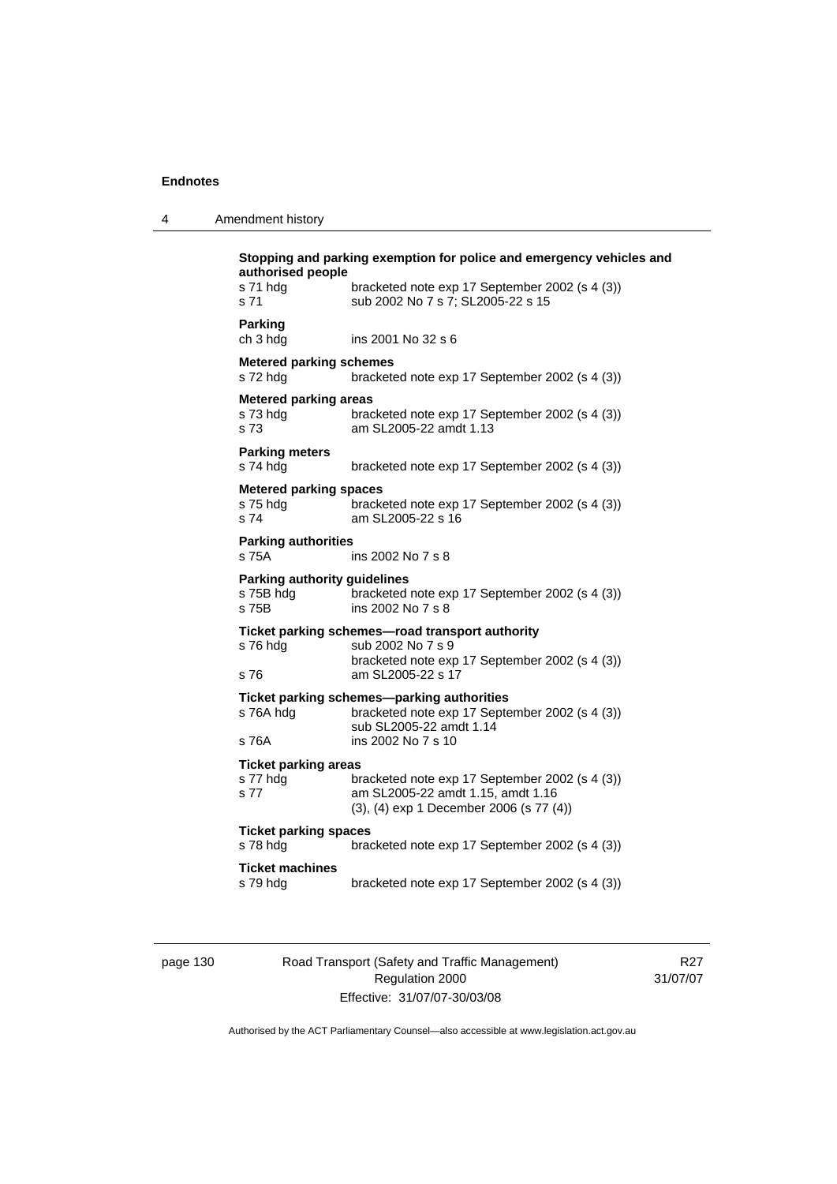**Stopping and parking exemption for police and emergency vehicles and authorised people**

s 71 hdg bracketed note exp 17 September 2002 (s 4 (3))
s 71 sub 2002 No 7 s 7; SL2005-22 s 15

**Parking**

ch 3 hdg ins 2001 No 32 s 6

**Metered parking schemes**

s 72 hdg bracketed note exp 17 September 2002 (s 4 (3))

**Metered parking areas**

s 73 hdg bracketed note exp 17 September 2002 (s 4 (3))
s 73 am SL2005-22 amdt 1.13

**Parking meters**

s 74 hdg bracketed note exp 17 September 2002 (s 4 (3))

**Metered parking spaces**

s 75 hdg bracketed note exp 17 September 2002 (s 4 (3))
s 74 am SL2005-22 s 16

**Parking authorities**

s 75A ins 2002 No 7 s 8

**Parking authority guidelines**

s 75B hdg bracketed note exp 17 September 2002 (s 4 (3))
s 75B ins 2002 No 7 s 8

**Ticket parking schemes—road transport authority**

s 76 hdg sub 2002 No 7 s 9
bracketed note exp 17 September 2002 (s 4 (3))
s 76 am SL2005-22 s 17

**Ticket parking schemes—parking authorities**

s 76A hdg bracketed note exp 17 September 2002 (s 4 (3))
sub SL2005-22 amdt 1.14
s 76A ins 2002 No 7 s 10

**Ticket parking areas**

s 77 hdg bracketed note exp 17 September 2002 (s 4 (3))
s 77 am SL2005-22 amdt 1.15, amdt 1.16
(3), (4) exp 1 December 2006 (s 77 (4))

**Ticket parking spaces**

s 78 hdg bracketed note exp 17 September 2002 (s 4 (3))

**Ticket machines**

s 79 hdg bracketed note exp 17 September 2002 (s 4 (3))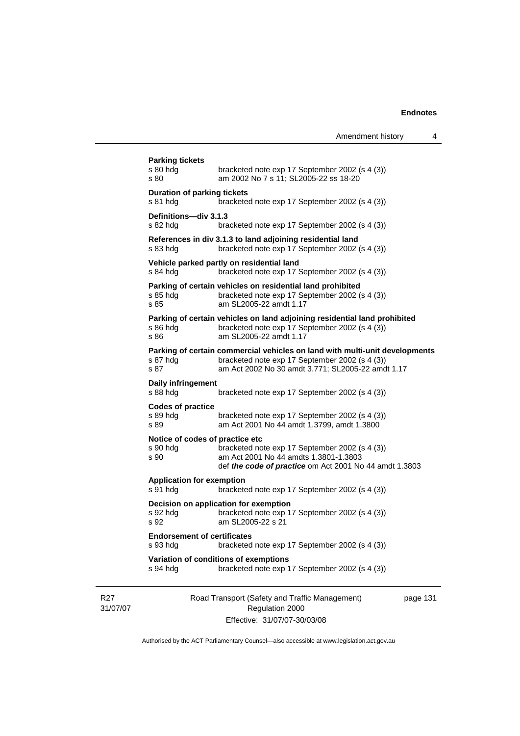**Parking tickets**

s 80 hdg bracketed note exp 17 September 2002 (s 4 (3))
s 80 am 2002 No 7 s 11; SL2005-22 ss 18-20

**Duration of parking tickets**

s 81 hdg bracketed note exp 17 September 2002 (s 4 (3))

**Definitions—div 3.1.3**

s 82 hdg bracketed note exp 17 September 2002 (s 4 (3))

**References in div 3.1.3 to land adjoining residential land**

s 83 hdg bracketed note exp 17 September 2002 (s 4 (3))

**Vehicle parked partly on residential land**

s 84 hdg bracketed note exp 17 September 2002 (s 4 (3))

**Parking of certain vehicles on residential land prohibited**

s 85 hdg bracketed note exp 17 September 2002 (s 4 (3))
s 85 am SL2005-22 amdt 1.17

**Parking of certain vehicles on land adjoining residential land prohibited**

s 86 hdg bracketed note exp 17 September 2002 (s 4 (3))
s 86 am SL2005-22 amdt 1.17

**Parking of certain commercial vehicles on land with multi-unit developments**

s 87 hdg bracketed note exp 17 September 2002 (s 4 (3))
s 87 am Act 2002 No 30 amdt 3.771; SL2005-22 amdt 1.17

**Daily infringement**

s 88 hdg bracketed note exp 17 September 2002 (s 4 (3))

**Codes of practice**

s 89 hdg bracketed note exp 17 September 2002 (s 4 (3))
s 89 am Act 2001 No 44 amdt 1.3799, amdt 1.3800

**Notice of codes of practice etc**

s 90 hdg bracketed note exp 17 September 2002 (s 4 (3))
s 90 am Act 2001 No 44 amdts 1.3801-1.3803
def ***the code of practice*** om Act 2001 No 44 amdt 1.3803

**Application for exemption**

s 91 hdg bracketed note exp 17 September 2002 (s 4 (3))

**Decision on application for exemption**

s 92 hdg bracketed note exp 17 September 2002 (s 4 (3))
s 92 am SL2005-22 s 21

**Endorsement of certificates**

s 93 hdg bracketed note exp 17 September 2002 (s 4 (3))

**Variation of conditions of exemptions**

s 94 hdg bracketed note exp 17 September 2002 (s 4 (3))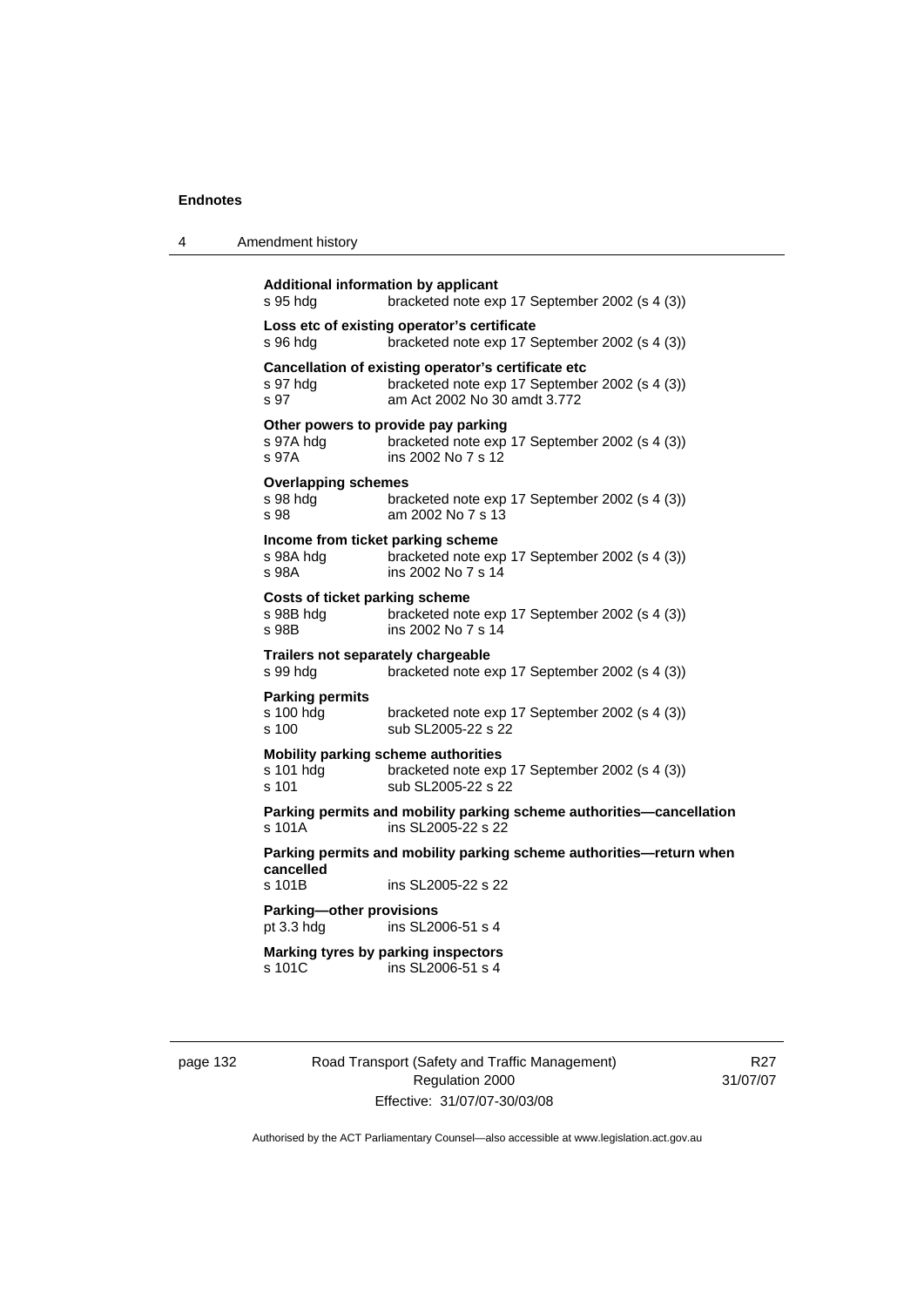**Additional information by applicant**
s 95 hdg bracketed note exp 17 September 2002 (s 4 (3))

**Loss etc of existing operator's certificate**
s 96 hdg bracketed note exp 17 September 2002 (s 4 (3))

**Cancellation of existing operator's certificate etc**
s 97 hdg bracketed note exp 17 September 2002 (s 4 (3))
s 97 am Act 2002 No 30 amdt 3.772

**Other powers to provide pay parking**
s 97A hdg bracketed note exp 17 September 2002 (s 4 (3))
s 97A ins 2002 No 7 s 12

**Overlapping schemes**
s 98 hdg bracketed note exp 17 September 2002 (s 4 (3))
s 98 am 2002 No 7 s 13

**Income from ticket parking scheme**
s 98A hdg bracketed note exp 17 September 2002 (s 4 (3))
s 98A ins 2002 No 7 s 14

**Costs of ticket parking scheme**
s 98B hdg bracketed note exp 17 September 2002 (s 4 (3))
s 98B ins 2002 No 7 s 14

**Trailers not separately chargeable**
s 99 hdg bracketed note exp 17 September 2002 (s 4 (3))

**Parking permits**
s 100 hdg bracketed note exp 17 September 2002 (s 4 (3))
s 100 sub SL2005-22 s 22

**Mobility parking scheme authorities**
s 101 hdg bracketed note exp 17 September 2002 (s 4 (3))
s 101 sub SL2005-22 s 22

**Parking permits and mobility parking scheme authorities—cancellation**
s 101A ins SL2005-22 s 22

**Parking permits and mobility parking scheme authorities—return when cancelled**
s 101B ins SL2005-22 s 22

**Parking—other provisions**
pt 3.3 hdg ins SL2006-51 s 4

**Marking tyres by parking inspectors**
s 101C ins SL2006-51 s 4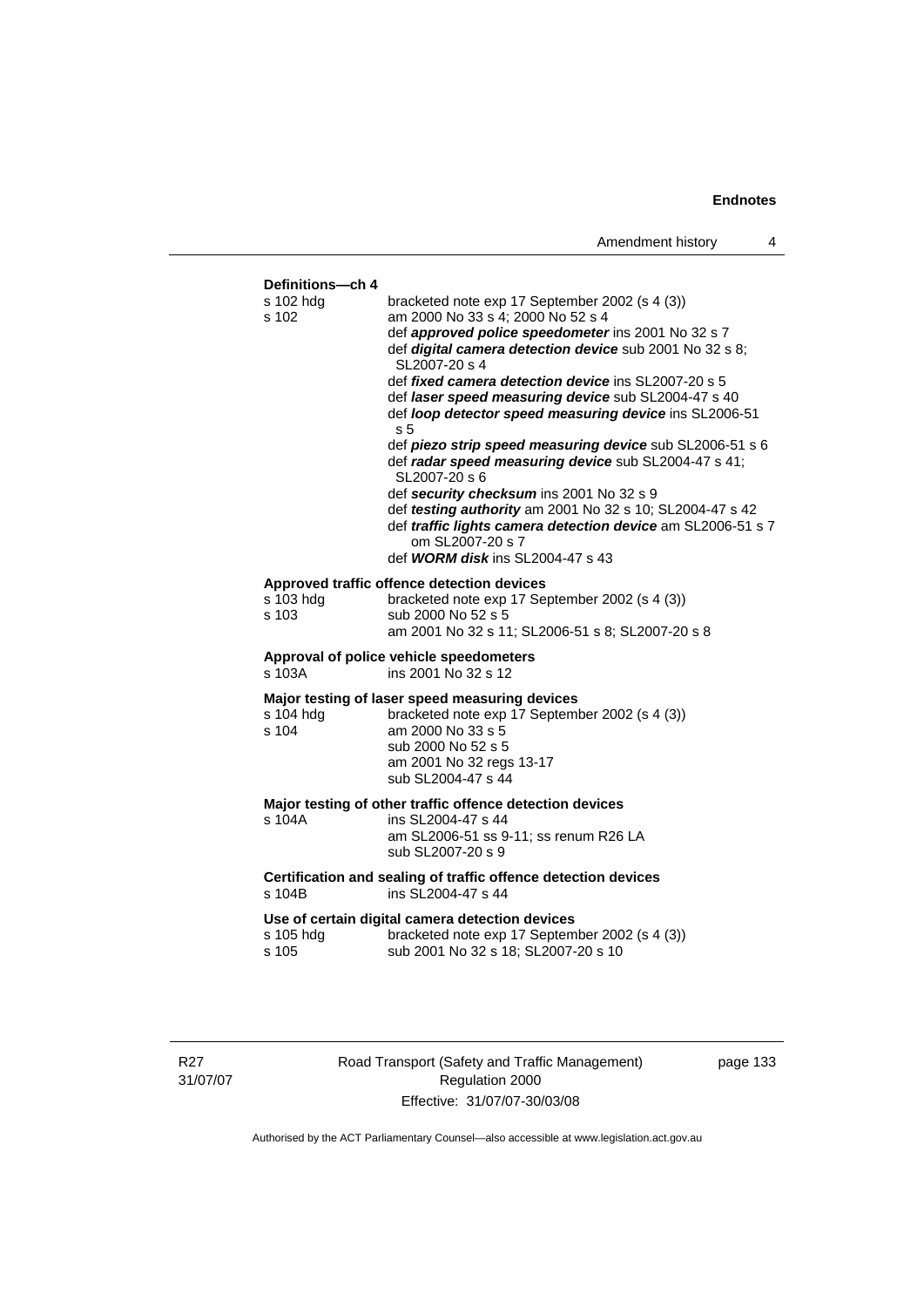**Definitions—ch 4**

s 102 hdg bracketed note exp 17 September 2002 (s 4 (3))

s 102 am 2000 No 33 s 4; 2000 No 52 s 4

def ***approved police speedometer*** ins 2001 No 32 s 7

def ***digital camera detection device*** sub 2001 No 32 s 8; SL2007-20 s 4

def ***fixed camera detection device*** ins SL2007-20 s 5

def ***laser speed measuring device*** sub SL2004-47 s 40

def ***loop detector speed measuring device*** ins SL2006-51 s 5

def ***piezo strip speed measuring device*** sub SL2006-51 s 6

def ***radar speed measuring device*** sub SL2004-47 s 41; SL2007-20 s 6

def ***security checksum*** ins 2001 No 32 s 9

def ***testing authority*** am 2001 No 32 s 10; SL2004-47 s 42

def ***traffic lights camera detection device*** am SL2006-51 s 7 om SL2007-20 s 7

def ***WORM disk*** ins SL2004-47 s 43

**Approved traffic offence detection devices**

s 103 hdg bracketed note exp 17 September 2002 (s 4 (3))

s 103 sub 2000 No 52 s 5
am 2001 No 32 s 11; SL2006-51 s 8; SL2007-20 s 8

**Approval of police vehicle speedometers**

s 103A ins 2001 No 32 s 12

**Major testing of laser speed measuring devices**

s 104 hdg bracketed note exp 17 September 2002 (s 4 (3))

s 104 am 2000 No 33 s 5
sub 2000 No 52 s 5
am 2001 No 32 regs 13-17
sub SL2004-47 s 44

**Major testing of other traffic offence detection devices**

s 104A ins SL2004-47 s 44
am SL2006-51 ss 9-11; ss renum R26 LA
sub SL2007-20 s 9

**Certification and sealing of traffic offence detection devices**

s 104B ins SL2004-47 s 44

**Use of certain digital camera detection devices**

s 105 hdg bracketed note exp 17 September 2002 (s 4 (3))

s 105 sub 2001 No 32 s 18; SL2007-20 s 10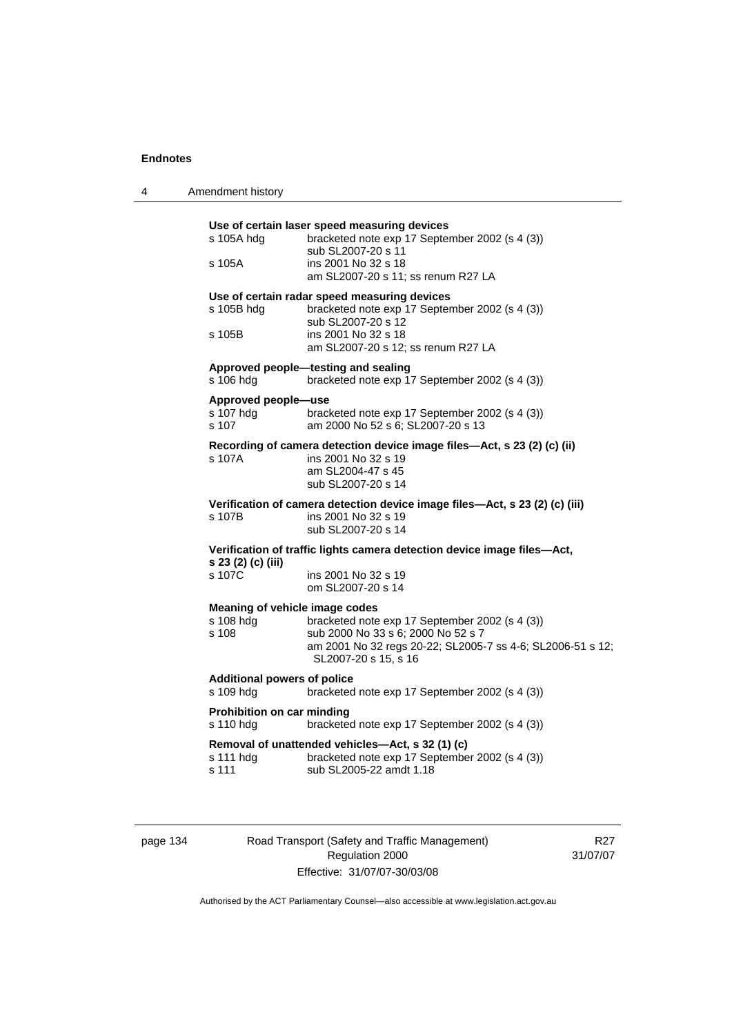**Use of certain laser speed measuring devices**

| | |
|---|---|
| s 105A hdg | bracketed note exp 17 September 2002 (s 4 (3)) |
| | sub SL2007-20 s 11 |
| s 105A | ins 2001 No 32 s 18 |
| | am SL2007-20 s 11; ss renum R27 LA |

**Use of certain radar speed measuring devices**

| | |
|---|---|
| s 105B hdg | bracketed note exp 17 September 2002 (s 4 (3)) |
| | sub SL2007-20 s 12 |
| s 105B | ins 2001 No 32 s 18 |
| | am SL2007-20 s 12; ss renum R27 LA |

**Approved people—testing and sealing**

| | |
|---|---|
| s 106 hdg | bracketed note exp 17 September 2002 (s 4 (3)) |

**Approved people—use**

| | |
|---|---|
| s 107 hdg | bracketed note exp 17 September 2002 (s 4 (3)) |
| s 107 | am 2000 No 52 s 6; SL2007-20 s 13 |

**Recording of camera detection device image files—Act, s 23 (2) (c) (ii)**

| | |
|---|---|
| s 107A | ins 2001 No 32 s 19 |
| | am SL2004-47 s 45 |
| | sub SL2007-20 s 14 |

**Verification of camera detection device image files—Act, s 23 (2) (c) (iii)**

| | |
|---|---|
| s 107B | ins 2001 No 32 s 19 |
| | sub SL2007-20 s 14 |

**Verification of traffic lights camera detection device image files—Act, s 23 (2) (c) (iii)**

| | |
|---|---|
| s 107C | ins 2001 No 32 s 19 |
| | om SL2007-20 s 14 |

**Meaning of vehicle image codes**

| | |
|---|---|
| s 108 hdg | bracketed note exp 17 September 2002 (s 4 (3)) |
| s 108 | sub 2000 No 33 s 6; 2000 No 52 s 7 |
| | am 2001 No 32 regs 20-22; SL2005-7 ss 4-6; SL2006-51 s 12; SL2007-20 s 15, s 16 |

**Additional powers of police**

| | |
|---|---|
| s 109 hdg | bracketed note exp 17 September 2002 (s 4 (3)) |

**Prohibition on car minding**

| | |
|---|---|
| s 110 hdg | bracketed note exp 17 September 2002 (s 4 (3)) |

**Removal of unattended vehicles—Act, s 32 (1) (c)**

| | |
|---|---|
| s 111 hdg | bracketed note exp 17 September 2002 (s 4 (3)) |
| s 111 | sub SL2005-22 amdt 1.18 |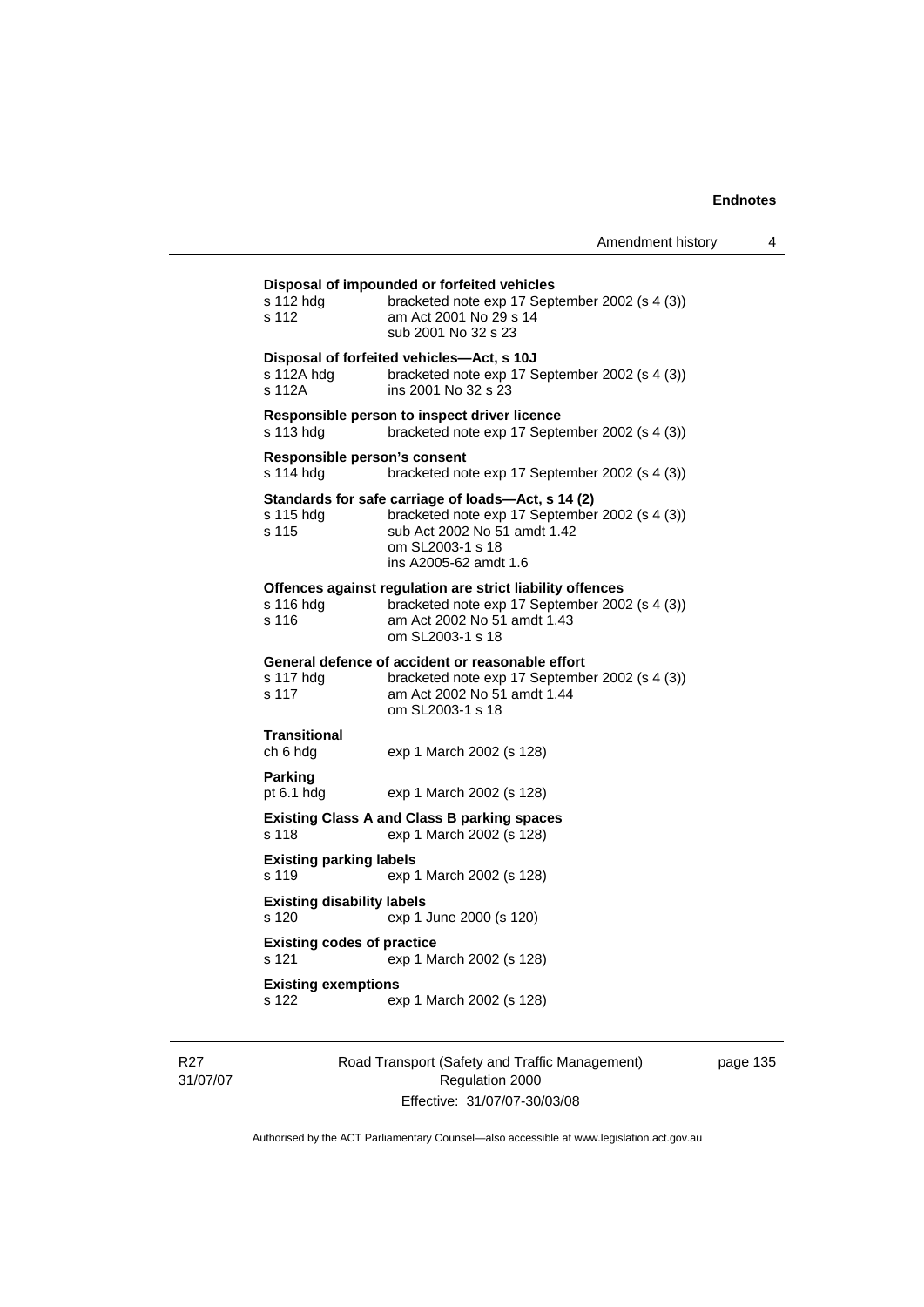**Disposal of impounded or forfeited vehicles**

| | |
|---|---|
| s 112 hdg | bracketed note exp 17 September 2002 (s 4 (3)) |
| s 112 | am Act 2001 No 29 s 14<br>sub 2001 No 32 s 23 |

**Disposal of forfeited vehicles—Act, s 10J**

| | |
|---|---|
| s 112A hdg | bracketed note exp 17 September 2002 (s 4 (3)) |
| s 112A | ins 2001 No 32 s 23 |

**Responsible person to inspect driver licence**

| | |
|---|---|
| s 113 hdg | bracketed note exp 17 September 2002 (s 4 (3)) |

**Responsible person's consent**

| | |
|---|---|
| s 114 hdg | bracketed note exp 17 September 2002 (s 4 (3)) |

**Standards for safe carriage of loads—Act, s 14 (2)**

| | |
|---|---|
| s 115 hdg | bracketed note exp 17 September 2002 (s 4 (3)) |
| s 115 | sub Act 2002 No 51 amdt 1.42<br>om SL2003-1 s 18<br>ins A2005-62 amdt 1.6 |

**Offences against regulation are strict liability offences**

| | |
|---|---|
| s 116 hdg | bracketed note exp 17 September 2002 (s 4 (3)) |
| s 116 | am Act 2002 No 51 amdt 1.43<br>om SL2003-1 s 18 |

**General defence of accident or reasonable effort**

| | |
|---|---|
| s 117 hdg | bracketed note exp 17 September 2002 (s 4 (3)) |
| s 117 | am Act 2002 No 51 amdt 1.44<br>om SL2003-1 s 18 |

**Transitional**

| | |
|---|---|
| ch 6 hdg | exp 1 March 2002 (s 128) |

**Parking**

| | |
|---|---|
| pt 6.1 hdg | exp 1 March 2002 (s 128) |

**Existing Class A and Class B parking spaces**

| | |
|---|---|
| s 118 | exp 1 March 2002 (s 128) |

**Existing parking labels**

| | |
|---|---|
| s 119 | exp 1 March 2002 (s 128) |

**Existing disability labels**

| | |
|---|---|
| s 120 | exp 1 June 2000 (s 120) |

**Existing codes of practice**

| | |
|---|---|
| s 121 | exp 1 March 2002 (s 128) |

**Existing exemptions**

| | |
|---|---|
| s 122 | exp 1 March 2002 (s 128) |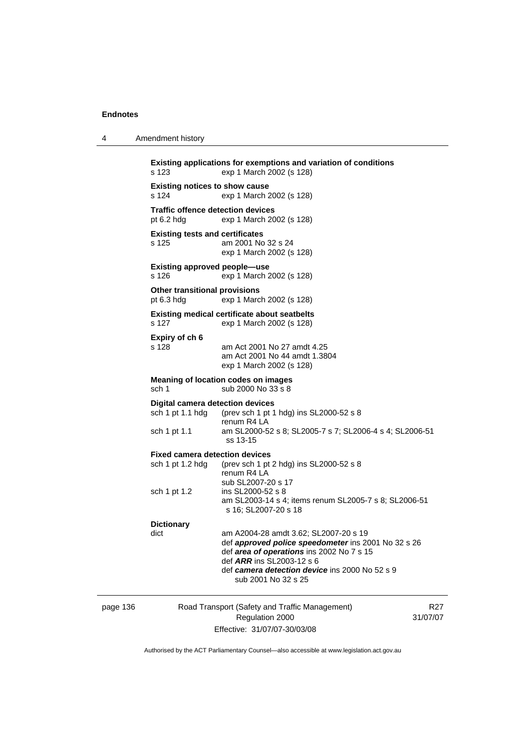**Existing applications for exemptions and variation of conditions**
s 123 exp 1 March 2002 (s 128)

**Existing notices to show cause**
s 124 exp 1 March 2002 (s 128)

**Traffic offence detection devices**
pt 6.2 hdg exp 1 March 2002 (s 128)

**Existing tests and certificates**
s 125 am 2001 No 32 s 24
exp 1 March 2002 (s 128)

**Existing approved people—use**
s 126 exp 1 March 2002 (s 128)

**Other transitional provisions**
pt 6.3 hdg exp 1 March 2002 (s 128)

**Existing medical certificate about seatbelts**
s 127 exp 1 March 2002 (s 128)

**Expiry of ch 6**
s 128 am Act 2001 No 27 amdt 4.25
am Act 2001 No 44 amdt 1.3804
exp 1 March 2002 (s 128)

**Meaning of location codes on images**
sch 1 sub 2000 No 33 s 8

**Digital camera detection devices**
sch 1 pt 1.1 hdg (prev sch 1 pt 1 hdg) ins SL2000-52 s 8
renum R4 LA
sch 1 pt 1.1 am SL2000-52 s 8; SL2005-7 s 7; SL2006-4 s 4; SL2006-51 ss 13-15

**Fixed camera detection devices**
sch 1 pt 1.2 hdg (prev sch 1 pt 2 hdg) ins SL2000-52 s 8
renum R4 LA
sub SL2007-20 s 17
sch 1 pt 1.2 ins SL2000-52 s 8
am SL2003-14 s 4; items renum SL2005-7 s 8; SL2006-51 s 16; SL2007-20 s 18

**Dictionary**
dict am A2004-28 amdt 3.62; SL2007-20 s 19
def ***approved police speedometer*** ins 2001 No 32 s 26
def ***area of operations*** ins 2002 No 7 s 15
def ***ARR*** ins SL2003-12 s 6
def ***camera detection device*** ins 2000 No 52 s 9
sub 2001 No 32 s 25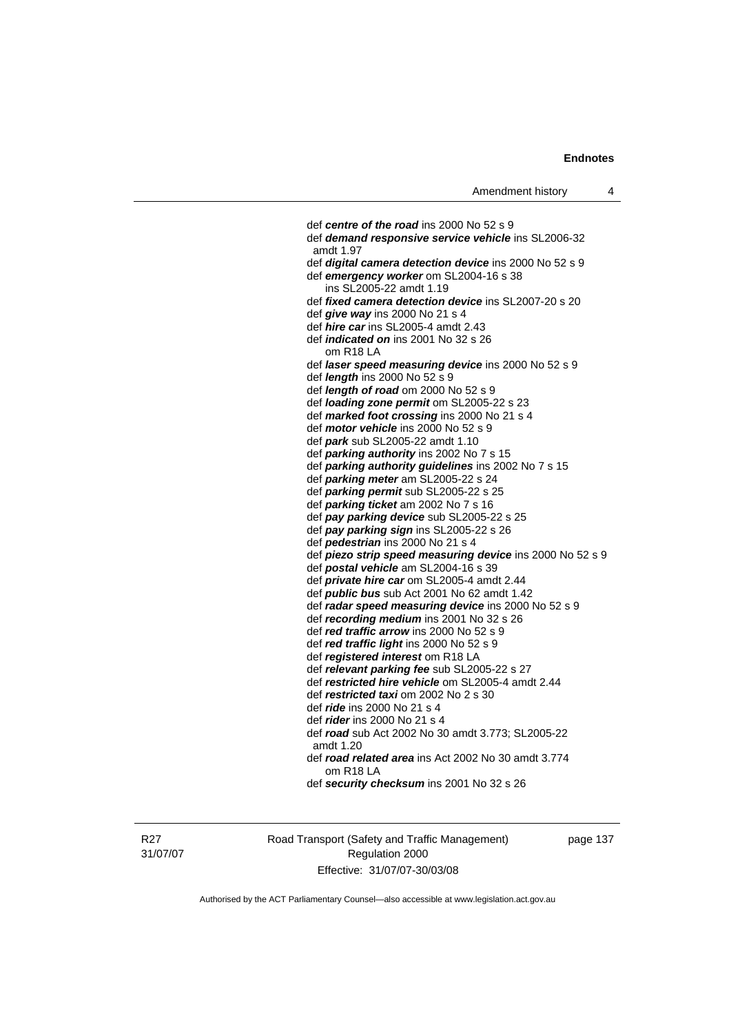def ***centre of the road*** ins 2000 No 52 s 9
def ***demand responsive service vehicle*** ins SL2006-32 amdt 1.97
def ***digital camera detection device*** ins 2000 No 52 s 9
def ***emergency worker*** om SL2004-16 s 38
    ins SL2005-22 amdt 1.19
def ***fixed camera detection device*** ins SL2007-20 s 20
def ***give way*** ins 2000 No 21 s 4
def ***hire car*** ins SL2005-4 amdt 2.43
def ***indicated on*** ins 2001 No 32 s 26
    om R18 LA
def ***laser speed measuring device*** ins 2000 No 52 s 9
def ***length*** ins 2000 No 52 s 9
def ***length of road*** om 2000 No 52 s 9
def ***loading zone permit*** om SL2005-22 s 23
def ***marked foot crossing*** ins 2000 No 21 s 4
def ***motor vehicle*** ins 2000 No 52 s 9
def ***park*** sub SL2005-22 amdt 1.10
def ***parking authority*** ins 2002 No 7 s 15
def ***parking authority guidelines*** ins 2002 No 7 s 15
def ***parking meter*** am SL2005-22 s 24
def ***parking permit*** sub SL2005-22 s 25
def ***parking ticket*** am 2002 No 7 s 16
def ***pay parking device*** sub SL2005-22 s 25
def ***pay parking sign*** ins SL2005-22 s 26
def ***pedestrian*** ins 2000 No 21 s 4
def ***piezo strip speed measuring device*** ins 2000 No 52 s 9
def ***postal vehicle*** am SL2004-16 s 39
def ***private hire car*** om SL2005-4 amdt 2.44
def ***public bus*** sub Act 2001 No 62 amdt 1.42
def ***radar speed measuring device*** ins 2000 No 52 s 9
def ***recording medium*** ins 2001 No 32 s 26
def ***red traffic arrow*** ins 2000 No 52 s 9
def ***red traffic light*** ins 2000 No 52 s 9
def ***registered interest*** om R18 LA
def ***relevant parking fee*** sub SL2005-22 s 27
def ***restricted hire vehicle*** om SL2005-4 amdt 2.44
def ***restricted taxi*** om 2002 No 2 s 30
def ***ride*** ins 2000 No 21 s 4
def ***rider*** ins 2000 No 21 s 4
def ***road*** sub Act 2002 No 30 amdt 3.773; SL2005-22 amdt 1.20
def ***road related area*** ins Act 2002 No 30 amdt 3.774
    om R18 LA
def ***security checksum*** ins 2001 No 32 s 26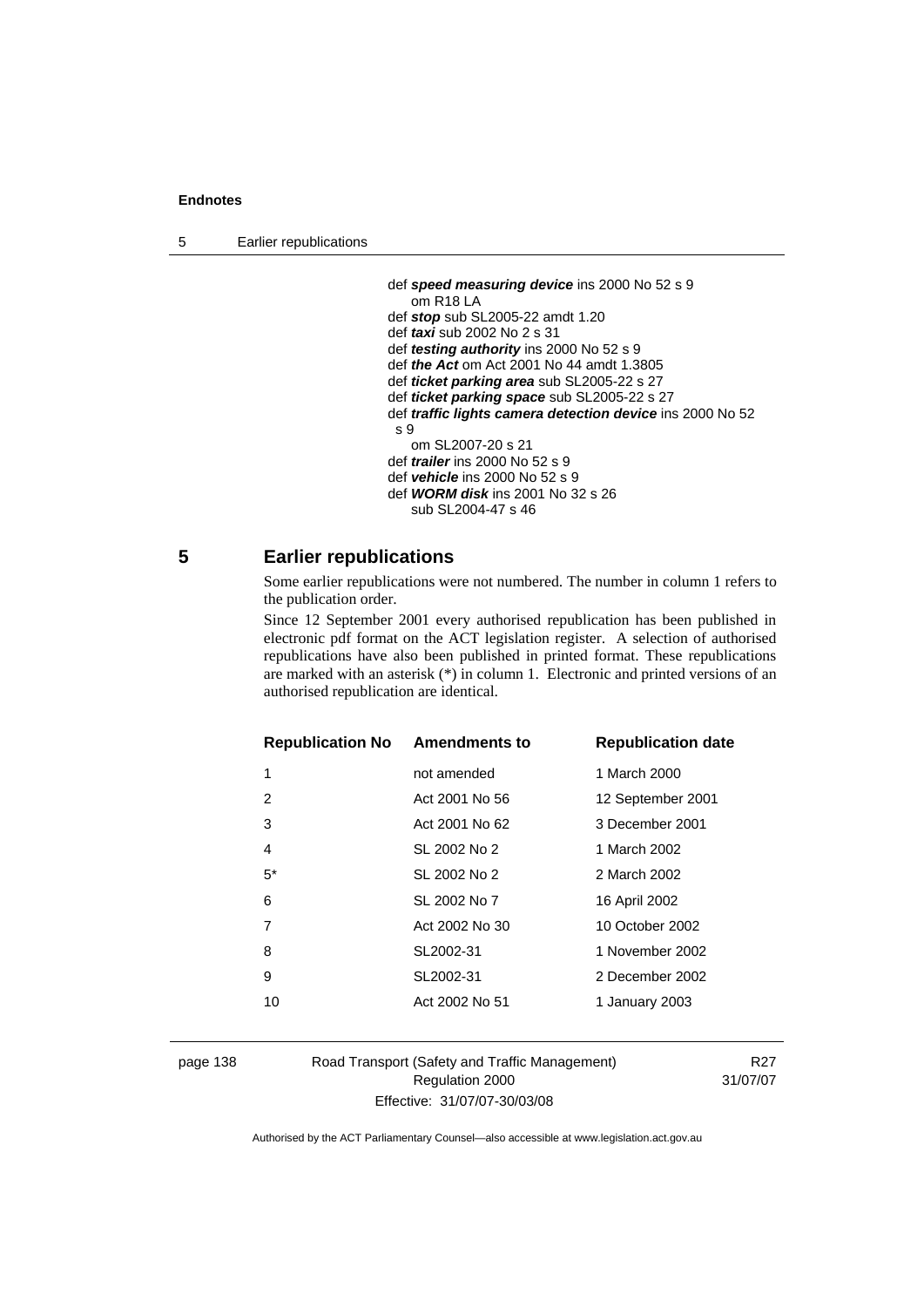def ***speed measuring device*** ins 2000 No 52 s 9
  om R18 LA
def ***stop*** sub SL2005-22 amdt 1.20
def ***taxi*** sub 2002 No 2 s 31
def ***testing authority*** ins 2000 No 52 s 9
def ***the Act*** om Act 2001 No 44 amdt 1.3805
def ***ticket parking area*** sub SL2005-22 s 27
def ***ticket parking space*** sub SL2005-22 s 27
def ***traffic lights camera detection device*** ins 2000 No 52 s 9
  om SL2007-20 s 21
def ***trailer*** ins 2000 No 52 s 9
def ***vehicle*** ins 2000 No 52 s 9
def ***WORM disk*** ins 2001 No 32 s 26
  sub SL2004-47 s 46

## 5 Earlier republications

Some earlier republications were not numbered. The number in column 1 refers to the publication order.

Since 12 September 2001 every authorised republication has been published in electronic pdf format on the ACT legislation register. A selection of authorised republications have also been published in printed format. These republications are marked with an asterisk (*) in column 1. Electronic and printed versions of an authorised republication are identical.

| Republication No | Amendments to | Republication date |
|---|---|---|
| 1 | not amended | 1 March 2000 |
| 2 | Act 2001 No 56 | 12 September 2001 |
| 3 | Act 2001 No 62 | 3 December 2001 |
| 4 | SL 2002 No 2 | 1 March 2002 |
| 5* | SL 2002 No 2 | 2 March 2002 |
| 6 | SL 2002 No 7 | 16 April 2002 |
| 7 | Act 2002 No 30 | 10 October 2002 |
| 8 | SL2002-31 | 1 November 2002 |
| 9 | SL2002-31 | 2 December 2002 |
| 10 | Act 2002 No 51 | 1 January 2003 |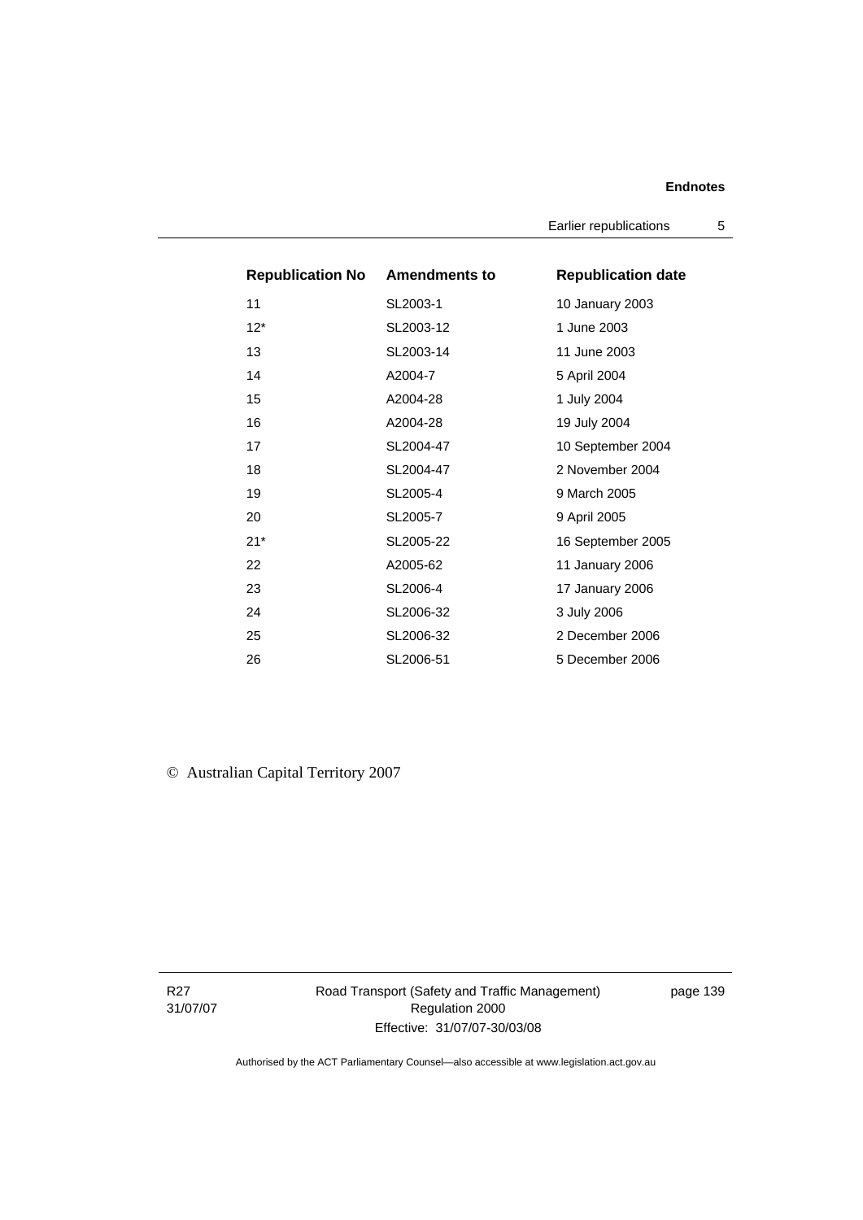| Republication No | Amendments to | Republication date |
|---|---|---|
| 11 | SL2003-1 | 10 January 2003 |
| 12* | SL2003-12 | 1 June 2003 |
| 13 | SL2003-14 | 11 June 2003 |
| 14 | A2004-7 | 5 April 2004 |
| 15 | A2004-28 | 1 July 2004 |
| 16 | A2004-28 | 19 July 2004 |
| 17 | SL2004-47 | 10 September 2004 |
| 18 | SL2004-47 | 2 November 2004 |
| 19 | SL2005-4 | 9 March 2005 |
| 20 | SL2005-7 | 9 April 2005 |
| 21* | SL2005-22 | 16 September 2005 |
| 22 | A2005-62 | 11 January 2006 |
| 23 | SL2006-4 | 17 January 2006 |
| 24 | SL2006-32 | 3 July 2006 |
| 25 | SL2006-32 | 2 December 2006 |
| 26 | SL2006-51 | 5 December 2006 |

© Australian Capital Territory 2007